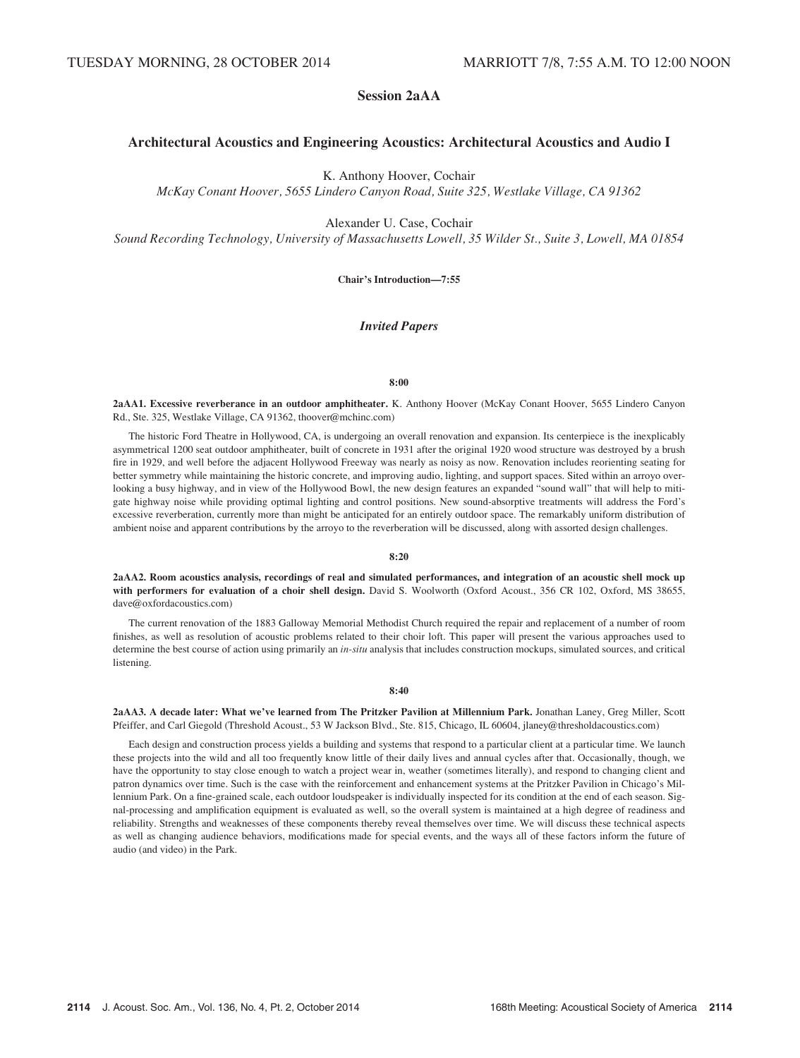TUESDAY MORNING, 28 OCTOBER 2014 MARRIOTT 7/8, 7:55 A.M. TO 12:00 NOON

# Session 2aAA

## Architectural Acoustics and Engineering Acoustics: Architectural Acoustics and Audio I

K. Anthony Hoover, Cochair

*McKay Conant Hoover, 5655 Lindero Canyon Road, Suite 325, Westlake Village, CA 91362*

Alexander U. Case, Cochair

*Sound Recording Technology, University of Massachusetts Lowell, 35 Wilder St., Suite 3, Lowell, MA 01854*

**Chair's Introduction—7:55**

### *Invited Papers*

**8:00**

**2aAA1. Excessive reverberance in an outdoor amphitheater.** K. Anthony Hoover (McKay Conant Hoover, 5655 Lindero Canyon Rd., Ste. 325, Westlake Village, CA 91362, thoover@mchinc.com)

The historic Ford Theatre in Hollywood, CA, is undergoing an overall renovation and expansion. Its centerpiece is the inexplicably asymmetrical 1200 seat outdoor amphitheater, built of concrete in 1931 after the original 1920 wood structure was destroyed by a brush fire in 1929, and well before the adjacent Hollywood Freeway was nearly as noisy as now. Renovation includes reorienting seating for better symmetry while maintaining the historic concrete, and improving audio, lighting, and support spaces. Sited within an arroyo overlooking a busy highway, and in view of the Hollywood Bowl, the new design features an expanded "sound wall" that will help to mitigate highway noise while providing optimal lighting and control positions. New sound-absorptive treatments will address the Ford's excessive reverberation, currently more than might be anticipated for an entirely outdoor space. The remarkably uniform distribution of ambient noise and apparent contributions by the arroyo to the reverberation will be discussed, along with assorted design challenges.

**8:20**

**2aAA2. Room acoustics analysis, recordings of real and simulated performances, and integration of an acoustic shell mock up with performers for evaluation of a choir shell design.** David S. Woolworth (Oxford Acoust., 356 CR 102, Oxford, MS 38655, dave@oxfordacoustics.com)

The current renovation of the 1883 Galloway Memorial Methodist Church required the repair and replacement of a number of room finishes, as well as resolution of acoustic problems related to their choir loft. This paper will present the various approaches used to determine the best course of action using primarily an *in-situ* analysis that includes construction mockups, simulated sources, and critical listening.

**8:40**

**2aAA3. A decade later: What we've learned from The Pritzker Pavilion at Millennium Park.** Jonathan Laney, Greg Miller, Scott Pfeiffer, and Carl Giegold (Threshold Acoust., 53 W Jackson Blvd., Ste. 815, Chicago, IL 60604, jlaney@thresholdacoustics.com)

Each design and construction process yields a building and systems that respond to a particular client at a particular time. We launch these projects into the wild and all too frequently know little of their daily lives and annual cycles after that. Occasionally, though, we have the opportunity to stay close enough to watch a project wear in, weather (sometimes literally), and respond to changing client and patron dynamics over time. Such is the case with the reinforcement and enhancement systems at the Pritzker Pavilion in Chicago's Millennium Park. On a fine-grained scale, each outdoor loudspeaker is individually inspected for its condition at the end of each season. Signal-processing and amplification equipment is evaluated as well, so the overall system is maintained at a high degree of readiness and reliability. Strengths and weaknesses of these components thereby reveal themselves over time. We will discuss these technical aspects as well as changing audience behaviors, modifications made for special events, and the ways all of these factors inform the future of audio (and video) in the Park.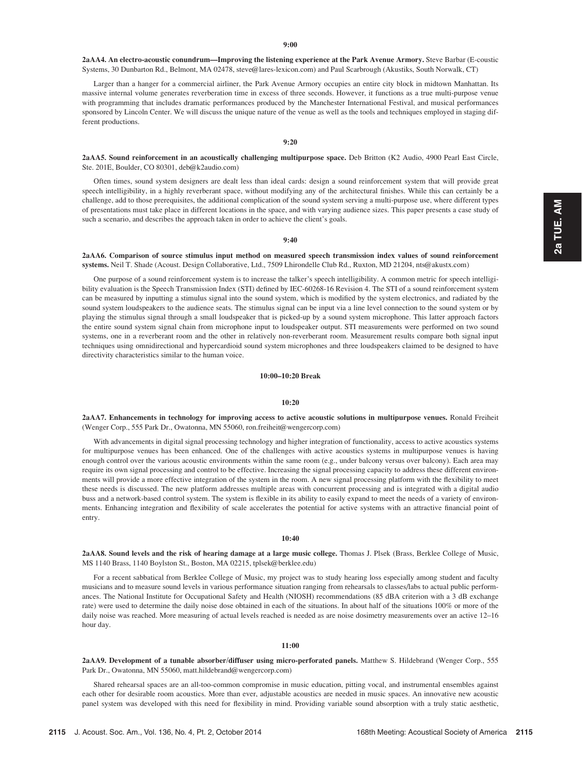**9:00**

**2aAA4. An electro-acoustic conundrum—Improving the listening experience at the Park Avenue Armory.** Steve Barbar (E-coustic Systems, 30 Dunbarton Rd., Belmont, MA 02478, steve@lares-lexicon.com) and Paul Scarbrough (Akustiks, South Norwalk, CT)

Larger than a hanger for a commercial airliner, the Park Avenue Armory occupies an entire city block in midtown Manhattan. Its massive internal volume generates reverberation time in excess of three seconds. However, it functions as a true multi-purpose venue with programming that includes dramatic performances produced by the Manchester International Festival, and musical performances sponsored by Lincoln Center. We will discuss the unique nature of the venue as well as the tools and techniques employed in staging different productions.

**9:20**

**2aAA5. Sound reinforcement in an acoustically challenging multipurpose space.** Deb Britton (K2 Audio, 4900 Pearl East Circle, Ste. 201E, Boulder, CO 80301, deb@k2audio.com)

Often times, sound system designers are dealt less than ideal cards: design a sound reinforcement system that will provide great speech intelligibility, in a highly reverberant space, without modifying any of the architectural finishes. While this can certainly be a challenge, add to those prerequisites, the additional complication of the sound system serving a multi-purpose use, where different types of presentations must take place in different locations in the space, and with varying audience sizes. This paper presents a case study of such a scenario, and describes the approach taken in order to achieve the client's goals.

**9:40**

**2aAA6. Comparison of source stimulus input method on measured speech transmission index values of sound reinforcement systems.** Neil T. Shade (Acoust. Design Collaborative, Ltd., 7509 Lhirondelle Club Rd., Ruxton, MD 21204, nts@akustx.com)

One purpose of a sound reinforcement system is to increase the talker's speech intelligibility. A common metric for speech intelligibility evaluation is the Speech Transmission Index (STI) defined by IEC-60268-16 Revision 4. The STI of a sound reinforcement system can be measured by inputting a stimulus signal into the sound system, which is modified by the system electronics, and radiated by the sound system loudspeakers to the audience seats. The stimulus signal can be input via a line level connection to the sound system or by playing the stimulus signal through a small loudspeaker that is picked-up by a sound system microphone. This latter approach factors the entire sound system signal chain from microphone input to loudspeaker output. STI measurements were performed on two sound systems, one in a reverberant room and the other in relatively non-reverberant room. Measurement results compare both signal input techniques using omnidirectional and hypercardioid sound system microphones and three loudspeakers claimed to be designed to have directivity characteristics similar to the human voice.

**10:00–10:20 Break**

**10:20**

**2aAA7. Enhancements in technology for improving access to active acoustic solutions in multipurpose venues.** Ronald Freiheit (Wenger Corp., 555 Park Dr., Owatonna, MN 55060, ron.freiheit@wengercorp.com)

With advancements in digital signal processing technology and higher integration of functionality, access to active acoustics systems for multipurpose venues has been enhanced. One of the challenges with active acoustics systems in multipurpose venues is having enough control over the various acoustic environments within the same room (e.g., under balcony versus over balcony). Each area may require its own signal processing and control to be effective. Increasing the signal processing capacity to address these different environments will provide a more effective integration of the system in the room. A new signal processing platform with the flexibility to meet these needs is discussed. The new platform addresses multiple areas with concurrent processing and is integrated with a digital audio buss and a network-based control system. The system is flexible in its ability to easily expand to meet the needs of a variety of environments. Enhancing integration and flexibility of scale accelerates the potential for active systems with an attractive financial point of entry.

**10:40**

**2aAA8. Sound levels and the risk of hearing damage at a large music college.** Thomas J. Plsek (Brass, Berklee College of Music, MS 1140 Brass, 1140 Boylston St., Boston, MA 02215, tplsek@berklee.edu)

For a recent sabbatical from Berklee College of Music, my project was to study hearing loss especially among student and faculty musicians and to measure sound levels in various performance situation ranging from rehearsals to classes/labs to actual public performances. The National Institute for Occupational Safety and Health (NIOSH) recommendations (85 dBA criterion with a 3 dB exchange rate) were used to determine the daily noise dose obtained in each of the situations. In about half of the situations 100% or more of the daily noise was reached. More measuring of actual levels reached is needed as are noise dosimetry measurements over an active 12–16 hour day.

**11:00**

**2aAA9. Development of a tunable absorber/diffuser using micro-perforated panels.** Matthew S. Hildebrand (Wenger Corp., 555 Park Dr., Owatonna, MN 55060, matt.hildebrand@wengercorp.com)

Shared rehearsal spaces are an all-too-common compromise in music education, pitting vocal, and instrumental ensembles against each other for desirable room acoustics. More than ever, adjustable acoustics are needed in music spaces. An innovative new acoustic panel system was developed with this need for flexibility in mind. Providing variable sound absorption with a truly static aesthetic,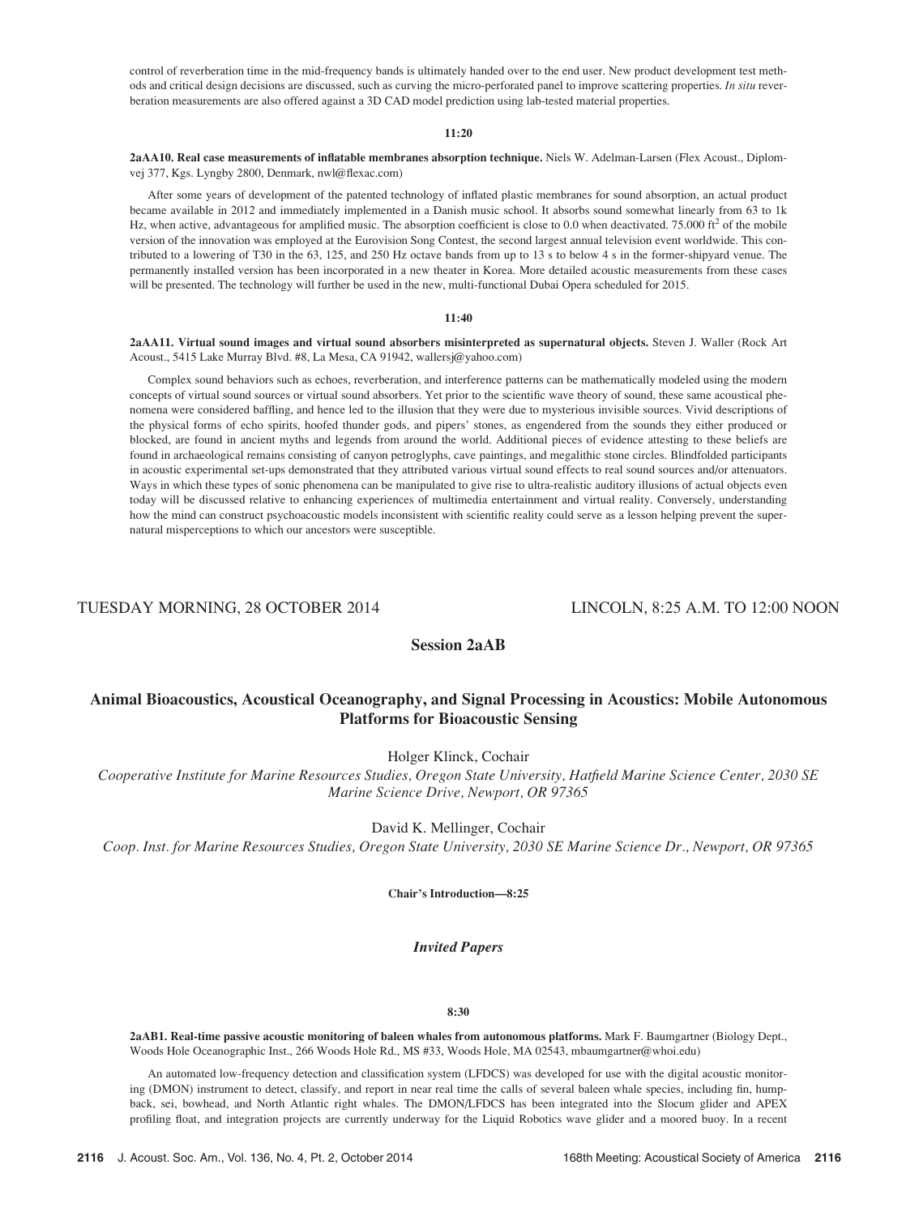control of reverberation time in the mid-frequency bands is ultimately handed over to the end user. New product development test methods and critical design decisions are discussed, such as curving the micro-perforated panel to improve scattering properties. *In situ* reverberation measurements are also offered against a 3D CAD model prediction using lab-tested material properties.

**11:20**

**2aAA10. Real case measurements of inflatable membranes absorption technique.** Niels W. Adelman-Larsen (Flex Acoust., Diplomvej 377, Kgs. Lyngby 2800, Denmark, nwl@flexac.com)

After some years of development of the patented technology of inflated plastic membranes for sound absorption, an actual product became available in 2012 and immediately implemented in a Danish music school. It absorbs sound somewhat linearly from 63 to 1k Hz, when active, advantageous for amplified music. The absorption coefficient is close to 0.0 when deactivated. 75.000 $ft^2$ of the mobile version of the innovation was employed at the Eurovision Song Contest, the second largest annual television event worldwide. This contributed to a lowering of T30 in the 63, 125, and 250 Hz octave bands from up to 13 s to below 4 s in the former-shipyard venue. The permanently installed version has been incorporated in a new theater in Korea. More detailed acoustic measurements from these cases will be presented. The technology will further be used in the new, multi-functional Dubai Opera scheduled for 2015.

**11:40**

**2aAA11. Virtual sound images and virtual sound absorbers misinterpreted as supernatural objects.** Steven J. Waller (Rock Art Acoust., 5415 Lake Murray Blvd. #8, La Mesa, CA 91942, wallersj@yahoo.com)

Complex sound behaviors such as echoes, reverberation, and interference patterns can be mathematically modeled using the modern concepts of virtual sound sources or virtual sound absorbers. Yet prior to the scientific wave theory of sound, these same acoustical phenomena were considered baffling, and hence led to the illusion that they were due to mysterious invisible sources. Vivid descriptions of the physical forms of echo spirits, hoofed thunder gods, and pipers' stones, as engendered from the sounds they either produced or blocked, are found in ancient myths and legends from around the world. Additional pieces of evidence attesting to these beliefs are found in archaeological remains consisting of canyon petroglyphs, cave paintings, and megalithic stone circles. Blindfolded participants in acoustic experimental set-ups demonstrated that they attributed various virtual sound effects to real sound sources and/or attenuators. Ways in which these types of sonic phenomena can be manipulated to give rise to ultra-realistic auditory illusions of actual objects even today will be discussed relative to enhancing experiences of multimedia entertainment and virtual reality. Conversely, understanding how the mind can construct psychoacoustic models inconsistent with scientific reality could serve as a lesson helping prevent the supernatural misperceptions to which our ancestors were susceptible.

TUESDAY MORNING, 28 OCTOBER 2014 — LINCOLN, 8:25 A.M. TO 12:00 NOON

## Session 2aAB

## Animal Bioacoustics, Acoustical Oceanography, and Signal Processing in Acoustics: Mobile Autonomous Platforms for Bioacoustic Sensing

Holger Klinck, Cochair
*Cooperative Institute for Marine Resources Studies, Oregon State University, Hatfield Marine Science Center, 2030 SE Marine Science Drive, Newport, OR 97365*

David K. Mellinger, Cochair
*Coop. Inst. for Marine Resources Studies, Oregon State University, 2030 SE Marine Science Dr., Newport, OR 97365*

**Chair's Introduction—8:25**

### *Invited Papers*

**8:30**

**2aAB1. Real-time passive acoustic monitoring of baleen whales from autonomous platforms.** Mark F. Baumgartner (Biology Dept., Woods Hole Oceanographic Inst., 266 Woods Hole Rd., MS #33, Woods Hole, MA 02543, mbaumgartner@whoi.edu)

An automated low-frequency detection and classification system (LFDCS) was developed for use with the digital acoustic monitoring (DMON) instrument to detect, classify, and report in near real time the calls of several baleen whale species, including fin, humpback, sei, bowhead, and North Atlantic right whales. The DMON/LFDCS has been integrated into the Slocum glider and APEX profiling float, and integration projects are currently underway for the Liquid Robotics wave glider and a moored buoy. In a recent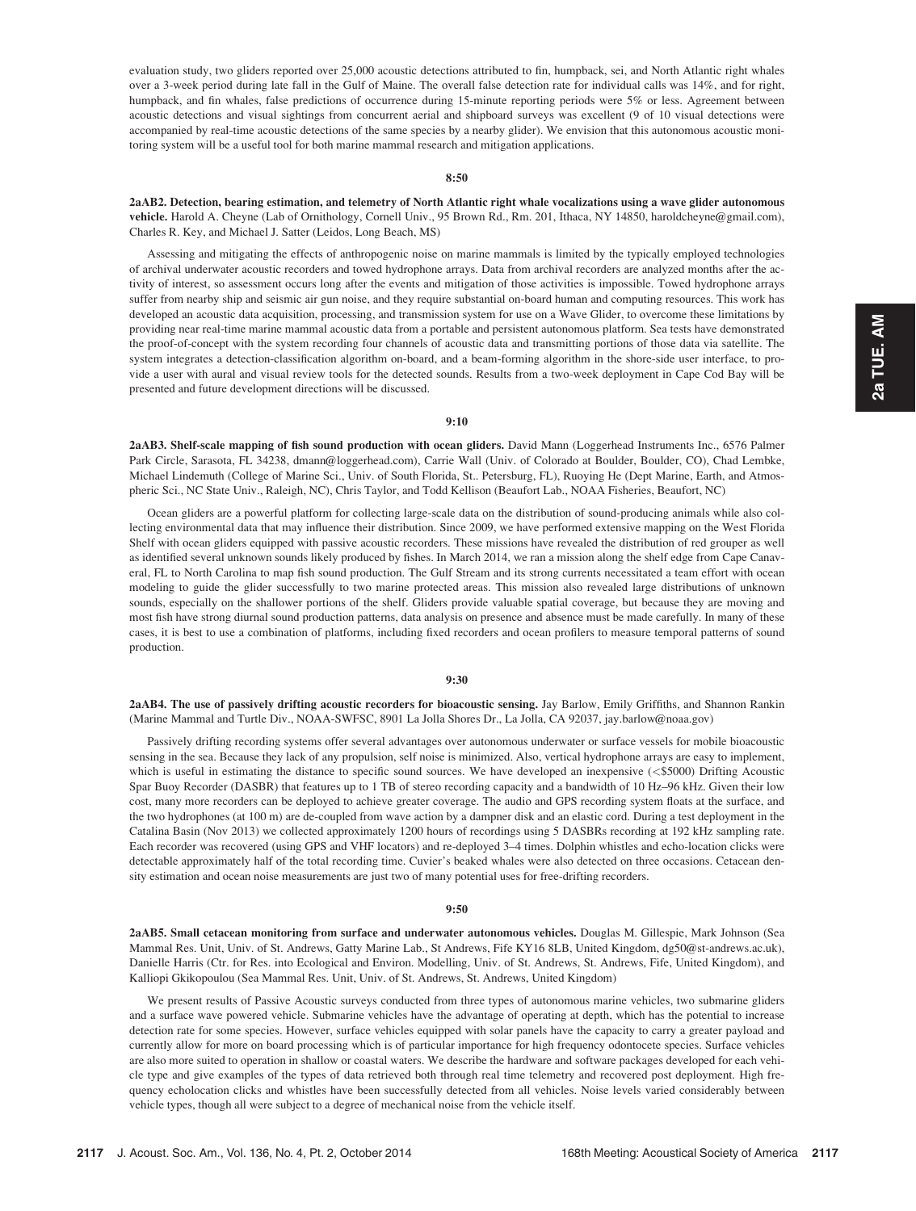evaluation study, two gliders reported over 25,000 acoustic detections attributed to fin, humpback, sei, and North Atlantic right whales over a 3-week period during late fall in the Gulf of Maine. The overall false detection rate for individual calls was 14%, and for right, humpback, and fin whales, false predictions of occurrence during 15-minute reporting periods were 5% or less. Agreement between acoustic detections and visual sightings from concurrent aerial and shipboard surveys was excellent (9 of 10 visual detections were accompanied by real-time acoustic detections of the same species by a nearby glider). We envision that this autonomous acoustic monitoring system will be a useful tool for both marine mammal research and mitigation applications.

**8:50**

**2aAB2. Detection, bearing estimation, and telemetry of North Atlantic right whale vocalizations using a wave glider autonomous vehicle.** Harold A. Cheyne (Lab of Ornithology, Cornell Univ., 95 Brown Rd., Rm. 201, Ithaca, NY 14850, haroldcheyne@gmail.com), Charles R. Key, and Michael J. Satter (Leidos, Long Beach, MS)

Assessing and mitigating the effects of anthropogenic noise on marine mammals is limited by the typically employed technologies of archival underwater acoustic recorders and towed hydrophone arrays. Data from archival recorders are analyzed months after the activity of interest, so assessment occurs long after the events and mitigation of those activities is impossible. Towed hydrophone arrays suffer from nearby ship and seismic air gun noise, and they require substantial on-board human and computing resources. This work has developed an acoustic data acquisition, processing, and transmission system for use on a Wave Glider, to overcome these limitations by providing near real-time marine mammal acoustic data from a portable and persistent autonomous platform. Sea tests have demonstrated the proof-of-concept with the system recording four channels of acoustic data and transmitting portions of those data via satellite. The system integrates a detection-classification algorithm on-board, and a beam-forming algorithm in the shore-side user interface, to provide a user with aural and visual review tools for the detected sounds. Results from a two-week deployment in Cape Cod Bay will be presented and future development directions will be discussed.

**9:10**

**2aAB3. Shelf-scale mapping of fish sound production with ocean gliders.** David Mann (Loggerhead Instruments Inc., 6576 Palmer Park Circle, Sarasota, FL 34238, dmann@loggerhead.com), Carrie Wall (Univ. of Colorado at Boulder, Boulder, CO), Chad Lembke, Michael Lindemuth (College of Marine Sci., Univ. of South Florida, St.. Petersburg, FL), Ruoying He (Dept Marine, Earth, and Atmospheric Sci., NC State Univ., Raleigh, NC), Chris Taylor, and Todd Kellison (Beaufort Lab., NOAA Fisheries, Beaufort, NC)

Ocean gliders are a powerful platform for collecting large-scale data on the distribution of sound-producing animals while also collecting environmental data that may influence their distribution. Since 2009, we have performed extensive mapping on the West Florida Shelf with ocean gliders equipped with passive acoustic recorders. These missions have revealed the distribution of red grouper as well as identified several unknown sounds likely produced by fishes. In March 2014, we ran a mission along the shelf edge from Cape Canaveral, FL to North Carolina to map fish sound production. The Gulf Stream and its strong currents necessitated a team effort with ocean modeling to guide the glider successfully to two marine protected areas. This mission also revealed large distributions of unknown sounds, especially on the shallower portions of the shelf. Gliders provide valuable spatial coverage, but because they are moving and most fish have strong diurnal sound production patterns, data analysis on presence and absence must be made carefully. In many of these cases, it is best to use a combination of platforms, including fixed recorders and ocean profilers to measure temporal patterns of sound production.

**9:30**

**2aAB4. The use of passively drifting acoustic recorders for bioacoustic sensing.** Jay Barlow, Emily Griffiths, and Shannon Rankin (Marine Mammal and Turtle Div., NOAA-SWFSC, 8901 La Jolla Shores Dr., La Jolla, CA 92037, jay.barlow@noaa.gov)

Passively drifting recording systems offer several advantages over autonomous underwater or surface vessels for mobile bioacoustic sensing in the sea. Because they lack of any propulsion, self noise is minimized. Also, vertical hydrophone arrays are easy to implement, which is useful in estimating the distance to specific sound sources. We have developed an inexpensive (<$5000) Drifting Acoustic Spar Buoy Recorder (DASBR) that features up to 1 TB of stereo recording capacity and a bandwidth of 10 Hz–96 kHz. Given their low cost, many more recorders can be deployed to achieve greater coverage. The audio and GPS recording system floats at the surface, and the two hydrophones (at 100 m) are de-coupled from wave action by a dampner disk and an elastic cord. During a test deployment in the Catalina Basin (Nov 2013) we collected approximately 1200 hours of recordings using 5 DASBRs recording at 192 kHz sampling rate. Each recorder was recovered (using GPS and VHF locators) and re-deployed 3–4 times. Dolphin whistles and echo-location clicks were detectable approximately half of the total recording time. Cuvier's beaked whales were also detected on three occasions. Cetacean density estimation and ocean noise measurements are just two of many potential uses for free-drifting recorders.

**9:50**

**2aAB5. Small cetacean monitoring from surface and underwater autonomous vehicles.** Douglas M. Gillespie, Mark Johnson (Sea Mammal Res. Unit, Univ. of St. Andrews, Gatty Marine Lab., St Andrews, Fife KY16 8LB, United Kingdom, dg50@st-andrews.ac.uk), Danielle Harris (Ctr. for Res. into Ecological and Environ. Modelling, Univ. of St. Andrews, St. Andrews, Fife, United Kingdom), and Kalliopi Gkikopoulou (Sea Mammal Res. Unit, Univ. of St. Andrews, St. Andrews, United Kingdom)

We present results of Passive Acoustic surveys conducted from three types of autonomous marine vehicles, two submarine gliders and a surface wave powered vehicle. Submarine vehicles have the advantage of operating at depth, which has the potential to increase detection rate for some species. However, surface vehicles equipped with solar panels have the capacity to carry a greater payload and currently allow for more on board processing which is of particular importance for high frequency odontocete species. Surface vehicles are also more suited to operation in shallow or coastal waters. We describe the hardware and software packages developed for each vehicle type and give examples of the types of data retrieved both through real time telemetry and recovered post deployment. High frequency echolocation clicks and whistles have been successfully detected from all vehicles. Noise levels varied considerably between vehicle types, though all were subject to a degree of mechanical noise from the vehicle itself.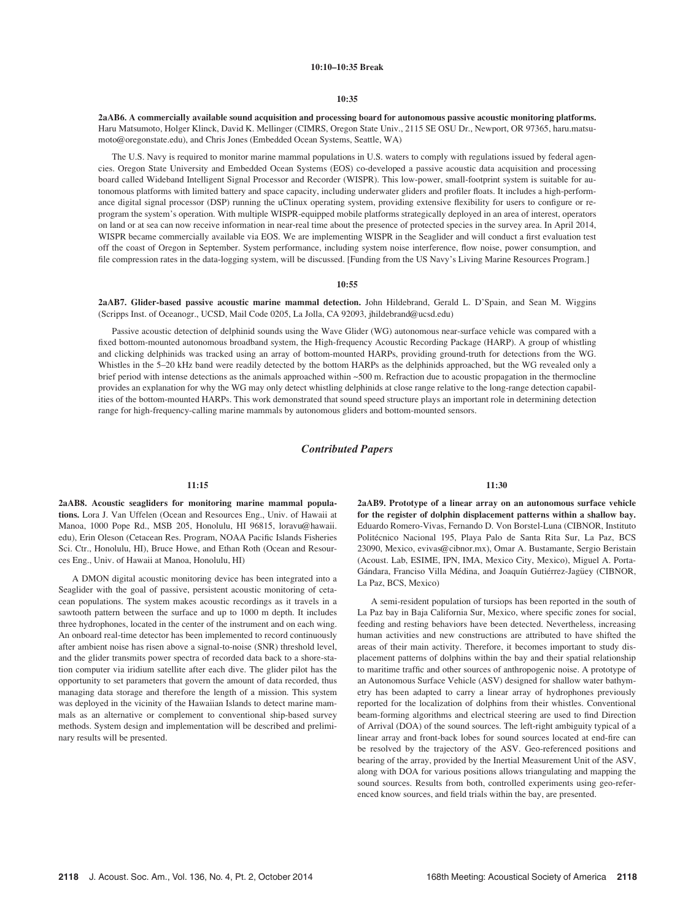**10:10–10:35 Break**

**10:35**

**2aAB6. A commercially available sound acquisition and processing board for autonomous passive acoustic monitoring platforms.** Haru Matsumoto, Holger Klinck, David K. Mellinger (CIMRS, Oregon State Univ., 2115 SE OSU Dr., Newport, OR 97365, haru.matsumoto@oregonstate.edu), and Chris Jones (Embedded Ocean Systems, Seattle, WA)

The U.S. Navy is required to monitor marine mammal populations in U.S. waters to comply with regulations issued by federal agencies. Oregon State University and Embedded Ocean Systems (EOS) co-developed a passive acoustic data acquisition and processing board called Wideband Intelligent Signal Processor and Recorder (WISPR). This low-power, small-footprint system is suitable for autonomous platforms with limited battery and space capacity, including underwater gliders and profiler floats. It includes a high-performance digital signal processor (DSP) running the uClinux operating system, providing extensive flexibility for users to configure or reprogram the system's operation. With multiple WISPR-equipped mobile platforms strategically deployed in an area of interest, operators on land or at sea can now receive information in near-real time about the presence of protected species in the survey area. In April 2014, WISPR became commercially available via EOS. We are implementing WISPR in the Seaglider and will conduct a first evaluation test off the coast of Oregon in September. System performance, including system noise interference, flow noise, power consumption, and file compression rates in the data-logging system, will be discussed. [Funding from the US Navy's Living Marine Resources Program.]

**10:55**

**2aAB7. Glider-based passive acoustic marine mammal detection.** John Hildebrand, Gerald L. D'Spain, and Sean M. Wiggins (Scripps Inst. of Oceanogr., UCSD, Mail Code 0205, La Jolla, CA 92093, jhildebrand@ucsd.edu)

Passive acoustic detection of delphinid sounds using the Wave Glider (WG) autonomous near-surface vehicle was compared with a fixed bottom-mounted autonomous broadband system, the High-frequency Acoustic Recording Package (HARP). A group of whistling and clicking delphinids was tracked using an array of bottom-mounted HARPs, providing ground-truth for detections from the WG. Whistles in the 5–20 kHz band were readily detected by the bottom HARPs as the delphinids approached, but the WG revealed only a brief period with intense detections as the animals approached within ~500 m. Refraction due to acoustic propagation in the thermocline provides an explanation for why the WG may only detect whistling delphinids at close range relative to the long-range detection capabilities of the bottom-mounted HARPs. This work demonstrated that sound speed structure plays an important role in determining detection range for high-frequency-calling marine mammals by autonomous gliders and bottom-mounted sensors.

## *Contributed Papers*

**11:15**

**2aAB8. Acoustic seagliders for monitoring marine mammal populations.** Lora J. Van Uffelen (Ocean and Resources Eng., Univ. of Hawaii at Manoa, 1000 Pope Rd., MSB 205, Honolulu, HI 96815, loravu@hawaii.edu), Erin Oleson (Cetacean Res. Program, NOAA Pacific Islands Fisheries Sci. Ctr., Honolulu, HI), Bruce Howe, and Ethan Roth (Ocean and Resources Eng., Univ. of Hawaii at Manoa, Honolulu, HI)

A DMON digital acoustic monitoring device has been integrated into a Seaglider with the goal of passive, persistent acoustic monitoring of cetacean populations. The system makes acoustic recordings as it travels in a sawtooth pattern between the surface and up to 1000 m depth. It includes three hydrophones, located in the center of the instrument and on each wing. An onboard real-time detector has been implemented to record continuously after ambient noise has risen above a signal-to-noise (SNR) threshold level, and the glider transmits power spectra of recorded data back to a shore-station computer via iridium satellite after each dive. The glider pilot has the opportunity to set parameters that govern the amount of data recorded, thus managing data storage and therefore the length of a mission. This system was deployed in the vicinity of the Hawaiian Islands to detect marine mammals as an alternative or complement to conventional ship-based survey methods. System design and implementation will be described and preliminary results will be presented.

**11:30**

**2aAB9. Prototype of a linear array on an autonomous surface vehicle for the register of dolphin displacement patterns within a shallow bay.** Eduardo Romero-Vivas, Fernando D. Von Borstel-Luna (CIBNOR, Instituto Politécnico Nacional 195, Playa Palo de Santa Rita Sur, La Paz, BCS 23090, Mexico, evivas@cibnor.mx), Omar A. Bustamante, Sergio Beristain (Acoust. Lab, ESIME, IPN, IMA, Mexico City, Mexico), Miguel A. Porta-Gándara, Franciso Villa Médina, and Joaquín Gutiérrez-Jagüey (CIBNOR, La Paz, BCS, Mexico)

A semi-resident population of tursiops has been reported in the south of La Paz bay in Baja California Sur, Mexico, where specific zones for social, feeding and resting behaviors have been detected. Nevertheless, increasing human activities and new constructions are attributed to have shifted the areas of their main activity. Therefore, it becomes important to study displacement patterns of dolphins within the bay and their spatial relationship to maritime traffic and other sources of anthropogenic noise. A prototype of an Autonomous Surface Vehicle (ASV) designed for shallow water bathymetry has been adapted to carry a linear array of hydrophones previously reported for the localization of dolphins from their whistles. Conventional beam-forming algorithms and electrical steering are used to find Direction of Arrival (DOA) of the sound sources. The left-right ambiguity typical of a linear array and front-back lobes for sound sources located at end-fire can be resolved by the trajectory of the ASV. Geo-referenced positions and bearing of the array, provided by the Inertial Measurement Unit of the ASV, along with DOA for various positions allows triangulating and mapping the sound sources. Results from both, controlled experiments using geo-referenced know sources, and field trials within the bay, are presented.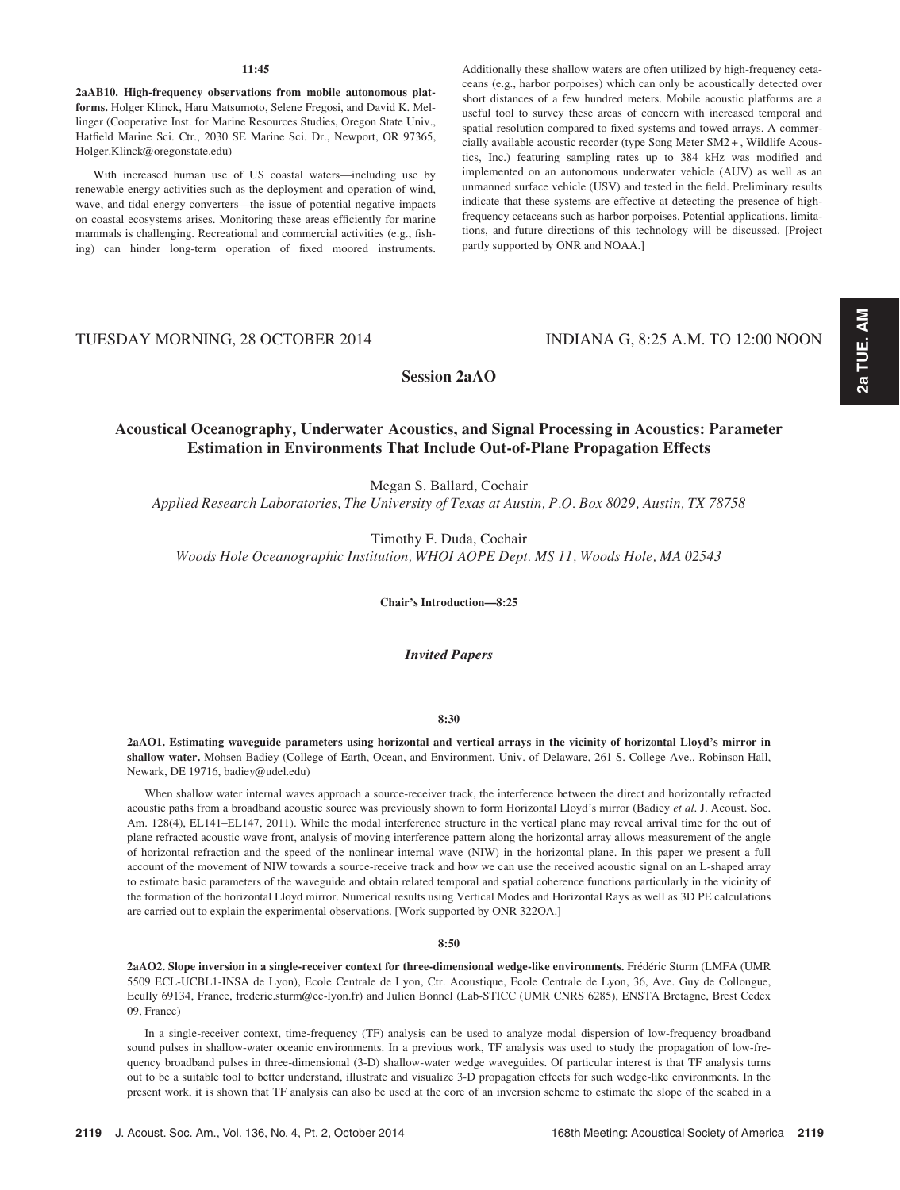**11:45**

**2aAB10. High-frequency observations from mobile autonomous platforms.** Holger Klinck, Haru Matsumoto, Selene Fregosi, and David K. Mellinger (Cooperative Inst. for Marine Resources Studies, Oregon State Univ., Hatfield Marine Sci. Ctr., 2030 SE Marine Sci. Dr., Newport, OR 97365, Holger.Klinck@oregonstate.edu)

With increased human use of US coastal waters—including use by renewable energy activities such as the deployment and operation of wind, wave, and tidal energy converters—the issue of potential negative impacts on coastal ecosystems arises. Monitoring these areas efficiently for marine mammals is challenging. Recreational and commercial activities (e.g., fishing) can hinder long-term operation of fixed moored instruments. Additionally these shallow waters are often utilized by high-frequency cetaceans (e.g., harbor porpoises) which can only be acoustically detected over short distances of a few hundred meters. Mobile acoustic platforms are a useful tool to survey these areas of concern with increased temporal and spatial resolution compared to fixed systems and towed arrays. A commercially available acoustic recorder (type Song Meter SM2+, Wildlife Acoustics, Inc.) featuring sampling rates up to 384 kHz was modified and implemented on an autonomous underwater vehicle (AUV) as well as an unmanned surface vehicle (USV) and tested in the field. Preliminary results indicate that these systems are effective at detecting the presence of high-frequency cetaceans such as harbor porpoises. Potential applications, limitations, and future directions of this technology will be discussed. [Project partly supported by ONR and NOAA.]

TUESDAY MORNING, 28 OCTOBER 2014 — INDIANA G, 8:25 A.M. TO 12:00 NOON

## Session 2aAO

## Acoustical Oceanography, Underwater Acoustics, and Signal Processing in Acoustics: Parameter Estimation in Environments That Include Out-of-Plane Propagation Effects

Megan S. Ballard, Cochair
*Applied Research Laboratories, The University of Texas at Austin, P.O. Box 8029, Austin, TX 78758*

Timothy F. Duda, Cochair
*Woods Hole Oceanographic Institution, WHOI AOPE Dept. MS 11, Woods Hole, MA 02543*

**Chair's Introduction—8:25**

### *Invited Papers*

**8:30**

**2aAO1. Estimating waveguide parameters using horizontal and vertical arrays in the vicinity of horizontal Lloyd's mirror in shallow water.** Mohsen Badiey (College of Earth, Ocean, and Environment, Univ. of Delaware, 261 S. College Ave., Robinson Hall, Newark, DE 19716, badiey@udel.edu)

When shallow water internal waves approach a source-receiver track, the interference between the direct and horizontally refracted acoustic paths from a broadband acoustic source was previously shown to form Horizontal Lloyd's mirror (Badiey *et al*. J. Acoust. Soc. Am. 128(4), EL141–EL147, 2011). While the modal interference structure in the vertical plane may reveal arrival time for the out of plane refracted acoustic wave front, analysis of moving interference pattern along the horizontal array allows measurement of the angle of horizontal refraction and the speed of the nonlinear internal wave (NIW) in the horizontal plane. In this paper we present a full account of the movement of NIW towards a source-receive track and how we can use the received acoustic signal on an L-shaped array to estimate basic parameters of the waveguide and obtain related temporal and spatial coherence functions particularly in the vicinity of the formation of the horizontal Lloyd mirror. Numerical results using Vertical Modes and Horizontal Rays as well as 3D PE calculations are carried out to explain the experimental observations. [Work supported by ONR 322OA.]

**8:50**

**2aAO2. Slope inversion in a single-receiver context for three-dimensional wedge-like environments.** Frédéric Sturm (LMFA (UMR 5509 ECL-UCBL1-INSA de Lyon), Ecole Centrale de Lyon, Ctr. Acoustique, Ecole Centrale de Lyon, 36, Ave. Guy de Collongue, Ecully 69134, France, frederic.sturm@ec-lyon.fr) and Julien Bonnel (Lab-STICC (UMR CNRS 6285), ENSTA Bretagne, Brest Cedex 09, France)

In a single-receiver context, time-frequency (TF) analysis can be used to analyze modal dispersion of low-frequency broadband sound pulses in shallow-water oceanic environments. In a previous work, TF analysis was used to study the propagation of low-frequency broadband pulses in three-dimensional (3-D) shallow-water wedge waveguides. Of particular interest is that TF analysis turns out to be a suitable tool to better understand, illustrate and visualize 3-D propagation effects for such wedge-like environments. In the present work, it is shown that TF analysis can also be used at the core of an inversion scheme to estimate the slope of the seabed in a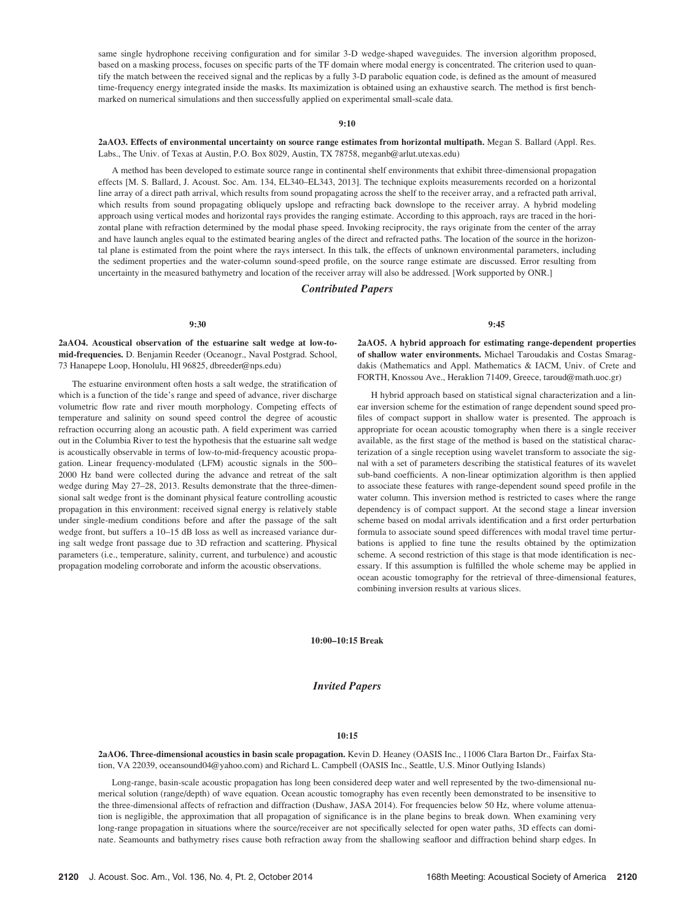same single hydrophone receiving configuration and for similar 3-D wedge-shaped waveguides. The inversion algorithm proposed, based on a masking process, focuses on specific parts of the TF domain where modal energy is concentrated. The criterion used to quantify the match between the received signal and the replicas by a fully 3-D parabolic equation code, is defined as the amount of measured time-frequency energy integrated inside the masks. Its maximization is obtained using an exhaustive search. The method is first benchmarked on numerical simulations and then successfully applied on experimental small-scale data.

**9:10**

**2aAO3. Effects of environmental uncertainty on source range estimates from horizontal multipath.** Megan S. Ballard (Appl. Res. Labs., The Univ. of Texas at Austin, P.O. Box 8029, Austin, TX 78758, meganb@arlut.utexas.edu)

A method has been developed to estimate source range in continental shelf environments that exhibit three-dimensional propagation effects [M. S. Ballard, J. Acoust. Soc. Am. 134, EL340–EL343, 2013]. The technique exploits measurements recorded on a horizontal line array of a direct path arrival, which results from sound propagating across the shelf to the receiver array, and a refracted path arrival, which results from sound propagating obliquely upslope and refracting back downslope to the receiver array. A hybrid modeling approach using vertical modes and horizontal rays provides the ranging estimate. According to this approach, rays are traced in the horizontal plane with refraction determined by the modal phase speed. Invoking reciprocity, the rays originate from the center of the array and have launch angles equal to the estimated bearing angles of the direct and refracted paths. The location of the source in the horizontal plane is estimated from the point where the rays intersect. In this talk, the effects of unknown environmental parameters, including the sediment properties and the water-column sound-speed profile, on the source range estimate are discussed. Error resulting from uncertainty in the measured bathymetry and location of the receiver array will also be addressed. [Work supported by ONR.]

## *Contributed Papers*

**9:30**

**2aAO4. Acoustical observation of the estuarine salt wedge at low-to-mid-frequencies.** D. Benjamin Reeder (Oceanogr., Naval Postgrad. School, 73 Hanapepe Loop, Honolulu, HI 96825, dbreeder@nps.edu)

The estuarine environment often hosts a salt wedge, the stratification of which is a function of the tide's range and speed of advance, river discharge volumetric flow rate and river mouth morphology. Competing effects of temperature and salinity on sound speed control the degree of acoustic refraction occurring along an acoustic path. A field experiment was carried out in the Columbia River to test the hypothesis that the estuarine salt wedge is acoustically observable in terms of low-to-mid-frequency acoustic propagation. Linear frequency-modulated (LFM) acoustic signals in the 500–2000 Hz band were collected during the advance and retreat of the salt wedge during May 27–28, 2013. Results demonstrate that the three-dimensional salt wedge front is the dominant physical feature controlling acoustic propagation in this environment: received signal energy is relatively stable under single-medium conditions before and after the passage of the salt wedge front, but suffers a 10–15 dB loss as well as increased variance during salt wedge front passage due to 3D refraction and scattering. Physical parameters (i.e., temperature, salinity, current, and turbulence) and acoustic propagation modeling corroborate and inform the acoustic observations.

**9:45**

**2aAO5. A hybrid approach for estimating range-dependent properties of shallow water environments.** Michael Taroudakis and Costas Smaragdakis (Mathematics and Appl. Mathematics & IACM, Univ. of Crete and FORTH, Knossou Ave., Heraklion 71409, Greece, taroud@math.uoc.gr)

H hybrid approach based on statistical signal characterization and a linear inversion scheme for the estimation of range dependent sound speed profiles of compact support in shallow water is presented. The approach is appropriate for ocean acoustic tomography when there is a single receiver available, as the first stage of the method is based on the statistical characterization of a single reception using wavelet transform to associate the signal with a set of parameters describing the statistical features of its wavelet sub-band coefficients. A non-linear optimization algorithm is then applied to associate these features with range-dependent sound speed profile in the water column. This inversion method is restricted to cases where the range dependency is of compact support. At the second stage a linear inversion scheme based on modal arrivals identification and a first order perturbation formula to associate sound speed differences with modal travel time perturbations is applied to fine tune the results obtained by the optimization scheme. A second restriction of this stage is that mode identification is necessary. If this assumption is fulfilled the whole scheme may be applied in ocean acoustic tomography for the retrieval of three-dimensional features, combining inversion results at various slices.

**10:00–10:15 Break**

## *Invited Papers*

**10:15**

**2aAO6. Three-dimensional acoustics in basin scale propagation.** Kevin D. Heaney (OASIS Inc., 11006 Clara Barton Dr., Fairfax Station, VA 22039, oceansound04@yahoo.com) and Richard L. Campbell (OASIS Inc., Seattle, U.S. Minor Outlying Islands)

Long-range, basin-scale acoustic propagation has long been considered deep water and well represented by the two-dimensional numerical solution (range/depth) of wave equation. Ocean acoustic tomography has even recently been demonstrated to be insensitive to the three-dimensional affects of refraction and diffraction (Dushaw, JASA 2014). For frequencies below 50 Hz, where volume attenuation is negligible, the approximation that all propagation of significance is in the plane begins to break down. When examining very long-range propagation in situations where the source/receiver are not specifically selected for open water paths, 3D effects can dominate. Seamounts and bathymetry rises cause both refraction away from the shallowing seafloor and diffraction behind sharp edges. In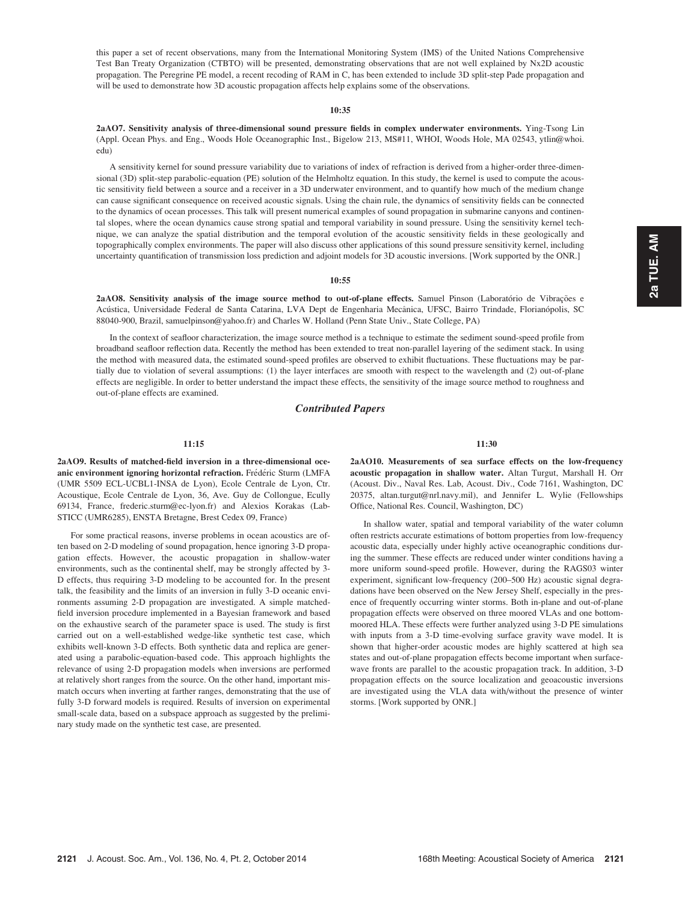this paper a set of recent observations, many from the International Monitoring System (IMS) of the United Nations Comprehensive Test Ban Treaty Organization (CTBTO) will be presented, demonstrating observations that are not well explained by Nx2D acoustic propagation. The Peregrine PE model, a recent recoding of RAM in C, has been extended to include 3D split-step Pade propagation and will be used to demonstrate how 3D acoustic propagation affects help explains some of the observations.

### 10:35

**2aAO7. Sensitivity analysis of three-dimensional sound pressure fields in complex underwater environments.** Ying-Tsong Lin (Appl. Ocean Phys. and Eng., Woods Hole Oceanographic Inst., Bigelow 213, MS#11, WHOI, Woods Hole, MA 02543, ytlin@whoi.edu)

A sensitivity kernel for sound pressure variability due to variations of index of refraction is derived from a higher-order three-dimensional (3D) split-step parabolic-equation (PE) solution of the Helmholtz equation. In this study, the kernel is used to compute the acoustic sensitivity field between a source and a receiver in a 3D underwater environment, and to quantify how much of the medium change can cause significant consequence on received acoustic signals. Using the chain rule, the dynamics of sensitivity fields can be connected to the dynamics of ocean processes. This talk will present numerical examples of sound propagation in submarine canyons and continental slopes, where the ocean dynamics cause strong spatial and temporal variability in sound pressure. Using the sensitivity kernel technique, we can analyze the spatial distribution and the temporal evolution of the acoustic sensitivity fields in these geologically and topographically complex environments. The paper will also discuss other applications of this sound pressure sensitivity kernel, including uncertainty quantification of transmission loss prediction and adjoint models for 3D acoustic inversions. [Work supported by the ONR.]

### 10:55

**2aAO8. Sensitivity analysis of the image source method to out-of-plane effects.** Samuel Pinson (Laboratório de Vibrações e Acústica, Universidade Federal de Santa Catarina, LVA Dept de Engenharia Mecânica, UFSC, Bairro Trindade, Florianópolis, SC 88040-900, Brazil, samuelpinson@yahoo.fr) and Charles W. Holland (Penn State Univ., State College, PA)

In the context of seafloor characterization, the image source method is a technique to estimate the sediment sound-speed profile from broadband seafloor reflection data. Recently the method has been extended to treat non-parallel layering of the sediment stack. In using the method with measured data, the estimated sound-speed profiles are observed to exhibit fluctuations. These fluctuations may be partially due to violation of several assumptions: (1) the layer interfaces are smooth with respect to the wavelength and (2) out-of-plane effects are negligible. In order to better understand the impact these effects, the sensitivity of the image source method to roughness and out-of-plane effects are examined.

## *Contributed Papers*

### 11:15

**2aAO9. Results of matched-field inversion in a three-dimensional oceanic environment ignoring horizontal refraction.** Frédéric Sturm (LMFA (UMR 5509 ECL-UCBL1-INSA de Lyon), Ecole Centrale de Lyon, Ctr. Acoustique, Ecole Centrale de Lyon, 36, Ave. Guy de Collongue, Ecully 69134, France, frederic.sturm@ec-lyon.fr) and Alexios Korakas (Lab-STICC (UMR6285), ENSTA Bretagne, Brest Cedex 09, France)

For some practical reasons, inverse problems in ocean acoustics are often based on 2-D modeling of sound propagation, hence ignoring 3-D propagation effects. However, the acoustic propagation in shallow-water environments, such as the continental shelf, may be strongly affected by 3-D effects, thus requiring 3-D modeling to be accounted for. In the present talk, the feasibility and the limits of an inversion in fully 3-D oceanic environments assuming 2-D propagation are investigated. A simple matched-field inversion procedure implemented in a Bayesian framework and based on the exhaustive search of the parameter space is used. The study is first carried out on a well-established wedge-like synthetic test case, which exhibits well-known 3-D effects. Both synthetic data and replica are generated using a parabolic-equation-based code. This approach highlights the relevance of using 2-D propagation models when inversions are performed at relatively short ranges from the source. On the other hand, important mismatch occurs when inverting at farther ranges, demonstrating that the use of fully 3-D forward models is required. Results of inversion on experimental small-scale data, based on a subspace approach as suggested by the preliminary study made on the synthetic test case, are presented.

### 11:30

**2aAO10. Measurements of sea surface effects on the low-frequency acoustic propagation in shallow water.** Altan Turgut, Marshall H. Orr (Acoust. Div., Naval Res. Lab, Acoust. Div., Code 7161, Washington, DC 20375, altan.turgut@nrl.navy.mil), and Jennifer L. Wylie (Fellowships Office, National Res. Council, Washington, DC)

In shallow water, spatial and temporal variability of the water column often restricts accurate estimations of bottom properties from low-frequency acoustic data, especially under highly active oceanographic conditions during the summer. These effects are reduced under winter conditions having a more uniform sound-speed profile. However, during the RAGS03 winter experiment, significant low-frequency (200–500 Hz) acoustic signal degradations have been observed on the New Jersey Shelf, especially in the presence of frequently occurring winter storms. Both in-plane and out-of-plane propagation effects were observed on three moored VLAs and one bottom-moored HLA. These effects were further analyzed using 3-D PE simulations with inputs from a 3-D time-evolving surface gravity wave model. It is shown that higher-order acoustic modes are highly scattered at high sea states and out-of-plane propagation effects become important when surface-wave fronts are parallel to the acoustic propagation track. In addition, 3-D propagation effects on the source localization and geoacoustic inversions are investigated using the VLA data with/without the presence of winter storms. [Work supported by ONR.]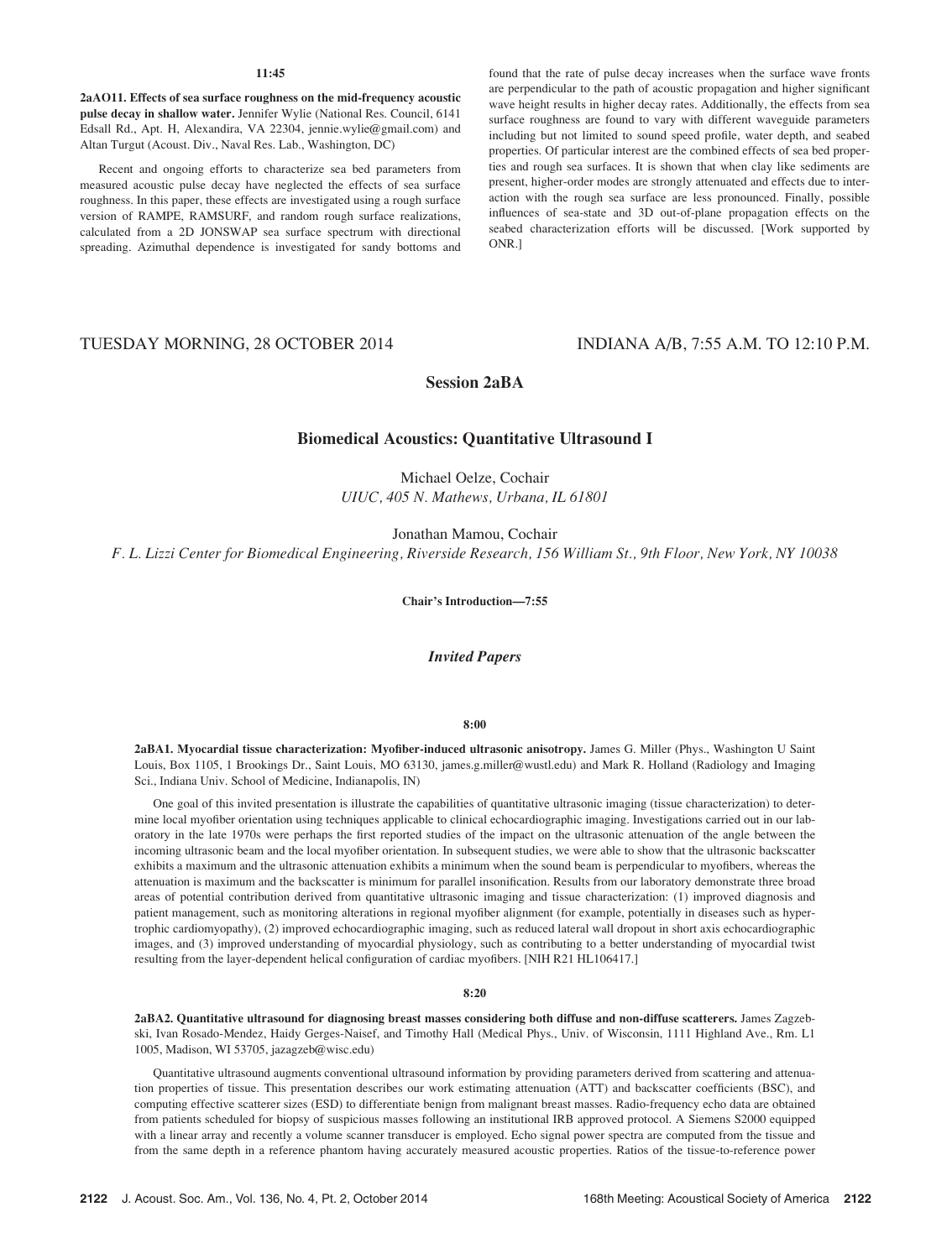**11:45**

**2aAO11. Effects of sea surface roughness on the mid-frequency acoustic pulse decay in shallow water.** Jennifer Wylie (National Res. Council, 6141 Edsall Rd., Apt. H, Alexandira, VA 22304, jennie.wylie@gmail.com) and Altan Turgut (Acoust. Div., Naval Res. Lab., Washington, DC)

Recent and ongoing efforts to characterize sea bed parameters from measured acoustic pulse decay have neglected the effects of sea surface roughness. In this paper, these effects are investigated using a rough surface version of RAMPE, RAMSURF, and random rough surface realizations, calculated from a 2D JONSWAP sea surface spectrum with directional spreading. Azimuthal dependence is investigated for sandy bottoms and found that the rate of pulse decay increases when the surface wave fronts are perpendicular to the path of acoustic propagation and higher significant wave height results in higher decay rates. Additionally, the effects from sea surface roughness are found to vary with different waveguide parameters including but not limited to sound speed profile, water depth, and seabed properties. Of particular interest are the combined effects of sea bed properties and rough sea surfaces. It is shown that when clay like sediments are present, higher-order modes are strongly attenuated and effects due to interaction with the rough sea surface are less pronounced. Finally, possible influences of sea-state and 3D out-of-plane propagation effects on the seabed characterization efforts will be discussed. [Work supported by ONR.]

TUESDAY MORNING, 28 OCTOBER 2014 — INDIANA A/B, 7:55 A.M. TO 12:10 P.M.

# Session 2aBA

## Biomedical Acoustics: Quantitative Ultrasound I

Michael Oelze, Cochair
*UIUC, 405 N. Mathews, Urbana, IL 61801*

Jonathan Mamou, Cochair
*F. L. Lizzi Center for Biomedical Engineering, Riverside Research, 156 William St., 9th Floor, New York, NY 10038*

**Chair's Introduction—7:55**

### *Invited Papers*

**8:00**

**2aBA1. Myocardial tissue characterization: Myofiber-induced ultrasonic anisotropy.** James G. Miller (Phys., Washington U Saint Louis, Box 1105, 1 Brookings Dr., Saint Louis, MO 63130, james.g.miller@wustl.edu) and Mark R. Holland (Radiology and Imaging Sci., Indiana Univ. School of Medicine, Indianapolis, IN)

One goal of this invited presentation is illustrate the capabilities of quantitative ultrasonic imaging (tissue characterization) to determine local myofiber orientation using techniques applicable to clinical echocardiographic imaging. Investigations carried out in our laboratory in the late 1970s were perhaps the first reported studies of the impact on the ultrasonic attenuation of the angle between the incoming ultrasonic beam and the local myofiber orientation. In subsequent studies, we were able to show that the ultrasonic backscatter exhibits a maximum and the ultrasonic attenuation exhibits a minimum when the sound beam is perpendicular to myofibers, whereas the attenuation is maximum and the backscatter is minimum for parallel insonification. Results from our laboratory demonstrate three broad areas of potential contribution derived from quantitative ultrasonic imaging and tissue characterization: (1) improved diagnosis and patient management, such as monitoring alterations in regional myofiber alignment (for example, potentially in diseases such as hypertrophic cardiomyopathy), (2) improved echocardiographic imaging, such as reduced lateral wall dropout in short axis echocardiographic images, and (3) improved understanding of myocardial physiology, such as contributing to a better understanding of myocardial twist resulting from the layer-dependent helical configuration of cardiac myofibers. [NIH R21 HL106417.]

**8:20**

**2aBA2. Quantitative ultrasound for diagnosing breast masses considering both diffuse and non-diffuse scatterers.** James Zagzebski, Ivan Rosado-Mendez, Haidy Gerges-Naisef, and Timothy Hall (Medical Phys., Univ. of Wisconsin, 1111 Highland Ave., Rm. L1 1005, Madison, WI 53705, jazagzeb@wisc.edu)

Quantitative ultrasound augments conventional ultrasound information by providing parameters derived from scattering and attenuation properties of tissue. This presentation describes our work estimating attenuation (ATT) and backscatter coefficients (BSC), and computing effective scatterer sizes (ESD) to differentiate benign from malignant breast masses. Radio-frequency echo data are obtained from patients scheduled for biopsy of suspicious masses following an institutional IRB approved protocol. A Siemens S2000 equipped with a linear array and recently a volume scanner transducer is employed. Echo signal power spectra are computed from the tissue and from the same depth in a reference phantom having accurately measured acoustic properties. Ratios of the tissue-to-reference power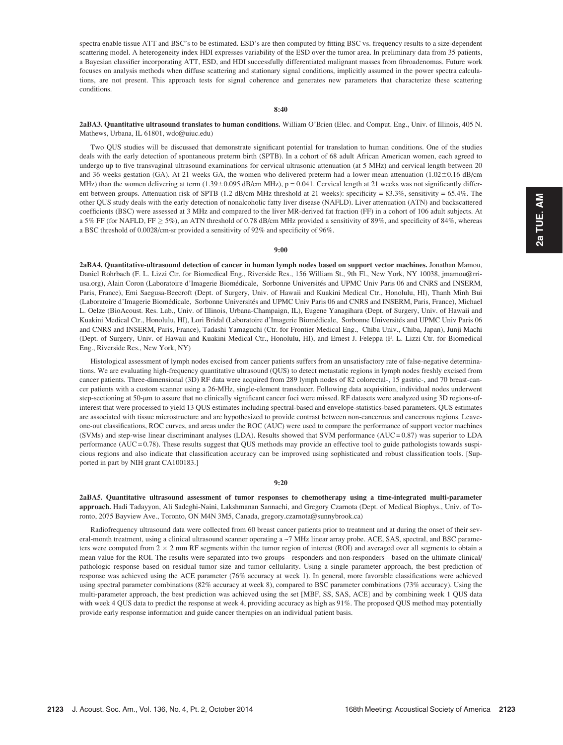spectra enable tissue ATT and BSC's to be estimated. ESD's are then computed by fitting BSC vs. frequency results to a size-dependent scattering model. A heterogeneity index HDI expresses variability of the ESD over the tumor area. In preliminary data from 35 patients, a Bayesian classifier incorporating ATT, ESD, and HDI successfully differentiated malignant masses from fibroadenomas. Future work focuses on analysis methods when diffuse scattering and stationary signal conditions, implicitly assumed in the power spectra calculations, are not present. This approach tests for signal coherence and generates new parameters that characterize these scattering conditions.

**8:40**

**2aBA3. Quantitative ultrasound translates to human conditions.** William O'Brien (Elec. and Comput. Eng., Univ. of Illinois, 405 N. Mathews, Urbana, IL 61801, wdo@uiuc.edu)

Two QUS studies will be discussed that demonstrate significant potential for translation to human conditions. One of the studies deals with the early detection of spontaneous preterm birth (SPTB). In a cohort of 68 adult African American women, each agreed to undergo up to five transvaginal ultrasound examinations for cervical ultrasonic attenuation (at 5 MHz) and cervical length between 20 and 36 weeks gestation (GA). At 21 weeks GA, the women who delivered preterm had a lower mean attenuation ($1.02 \pm 0.16$ dB/cm MHz) than the women delivering at term ($1.39 \pm 0.095$ dB/cm MHz), $p = 0.041$. Cervical length at 21 weeks was not significantly different between groups. Attenuation risk of SPTB (1.2 dB/cm MHz threshold at 21 weeks): specificity = 83.3%, sensitivity = 65.4%. The other QUS study deals with the early detection of nonalcoholic fatty liver disease (NAFLD). Liver attenuation (ATN) and backscattered coefficients (BSC) were assessed at 3 MHz and compared to the liver MR-derived fat fraction (FF) in a cohort of 106 adult subjects. At a 5% FF (for NAFLD, FF $\geq$ 5%), an ATN threshold of 0.78 dB/cm MHz provided a sensitivity of 89%, and specificity of 84%, whereas a BSC threshold of 0.0028/cm-sr provided a sensitivity of 92% and specificity of 96%.

**9:00**

**2aBA4. Quantitative-ultrasound detection of cancer in human lymph nodes based on support vector machines.** Jonathan Mamou, Daniel Rohrbach (F. L. Lizzi Ctr. for Biomedical Eng., Riverside Res., 156 William St., 9th Fl., New York, NY 10038, jmamou@rri-usa.org), Alain Coron (Laboratoire d'Imagerie Biomédicale, Sorbonne Universités and UPMC Univ Paris 06 and CNRS and INSERM, Paris, France), Emi Saegusa-Beecroft (Dept. of Surgery, Univ. of Hawaii and Kuakini Medical Ctr., Honolulu, HI), Thanh Minh Bui (Laboratoire d'Imagerie Biomédicale, Sorbonne Universités and UPMC Univ Paris 06 and CNRS and INSERM, Paris, France), Michael L. Oelze (BioAcoust. Res. Lab., Univ. of Illinois, Urbana-Champaign, IL), Eugene Yanagihara (Dept. of Surgery, Univ. of Hawaii and Kuakini Medical Ctr., Honolulu, HI), Lori Bridal (Laboratoire d'Imagerie Biomédicale, Sorbonne Universités and UPMC Univ Paris 06 and CNRS and INSERM, Paris, France), Tadashi Yamaguchi (Ctr. for Frontier Medical Eng., Chiba Univ., Chiba, Japan), Junji Machi (Dept. of Surgery, Univ. of Hawaii and Kuakini Medical Ctr., Honolulu, HI), and Ernest J. Feleppa (F. L. Lizzi Ctr. for Biomedical Eng., Riverside Res., New York, NY)

Histological assessment of lymph nodes excised from cancer patients suffers from an unsatisfactory rate of false-negative determinations. We are evaluating high-frequency quantitative ultrasound (QUS) to detect metastatic regions in lymph nodes freshly excised from cancer patients. Three-dimensional (3D) RF data were acquired from 289 lymph nodes of 82 colorectal-, 15 gastric-, and 70 breast-cancer patients with a custom scanner using a 26-MHz, single-element transducer. Following data acquisition, individual nodes underwent step-sectioning at 50-μm to assure that no clinically significant cancer foci were missed. RF datasets were analyzed using 3D regions-of-interest that were processed to yield 13 QUS estimates including spectral-based and envelope-statistics-based parameters. QUS estimates are associated with tissue microstructure and are hypothesized to provide contrast between non-cancerous and cancerous regions. Leave-one-out classifications, ROC curves, and areas under the ROC (AUC) were used to compare the performance of support vector machines (SVMs) and step-wise linear discriminant analyses (LDA). Results showed that SVM performance (AUC = 0.87) was superior to LDA performance (AUC = 0.78). These results suggest that QUS methods may provide an effective tool to guide pathologists towards suspicious regions and also indicate that classification accuracy can be improved using sophisticated and robust classification tools. [Supported in part by NIH grant CA100183.]

**9:20**

**2aBA5. Quantitative ultrasound assessment of tumor responses to chemotherapy using a time-integrated multi-parameter approach.** Hadi Tadayyon, Ali Sadeghi-Naini, Lakshmanan Sannachi, and Gregory Czarnota (Dept. of Medical Biophys., Univ. of Toronto, 2075 Bayview Ave., Toronto, ON M4N 3M5, Canada, gregory.czarnota@sunnybrook.ca)

Radiofrequency ultrasound data were collected from 60 breast cancer patients prior to treatment and at during the onset of their several-month treatment, using a clinical ultrasound scanner operating a ~7 MHz linear array probe. ACE, SAS, spectral, and BSC parameters were computed from 2 × 2 mm RF segments within the tumor region of interest (ROI) and averaged over all segments to obtain a mean value for the ROI. The results were separated into two groups—responders and non-responders—based on the ultimate clinical/pathologic response based on residual tumor size and tumor cellularity. Using a single parameter approach, the best prediction of response was achieved using the ACE parameter (76% accuracy at week 1). In general, more favorable classifications were achieved using spectral parameter combinations (82% accuracy at week 8), compared to BSC parameter combinations (73% accuracy). Using the multi-parameter approach, the best prediction was achieved using the set [MBF, SS, SAS, ACE] and by combining week 1 QUS data with week 4 QUS data to predict the response at week 4, providing accuracy as high as 91%. The proposed QUS method may potentially provide early response information and guide cancer therapies on an individual patient basis.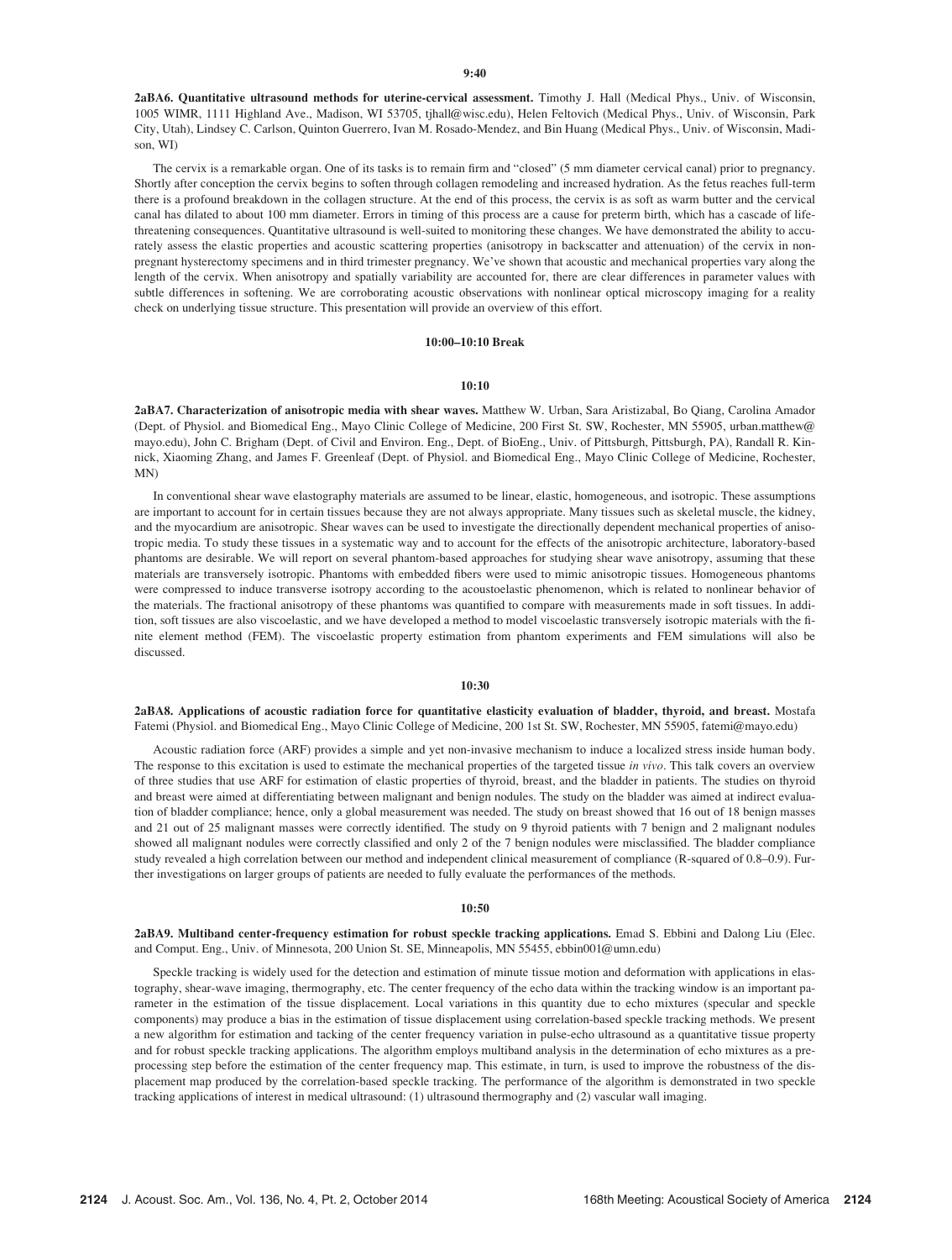**9:40**

**2aBA6. Quantitative ultrasound methods for uterine-cervical assessment.** Timothy J. Hall (Medical Phys., Univ. of Wisconsin, 1005 WIMR, 1111 Highland Ave., Madison, WI 53705, tjhall@wisc.edu), Helen Feltovich (Medical Phys., Univ. of Wisconsin, Park City, Utah), Lindsey C. Carlson, Quinton Guerrero, Ivan M. Rosado-Mendez, and Bin Huang (Medical Phys., Univ. of Wisconsin, Madison, WI)

The cervix is a remarkable organ. One of its tasks is to remain firm and "closed" (5 mm diameter cervical canal) prior to pregnancy. Shortly after conception the cervix begins to soften through collagen remodeling and increased hydration. As the fetus reaches full-term there is a profound breakdown in the collagen structure. At the end of this process, the cervix is as soft as warm butter and the cervical canal has dilated to about 100 mm diameter. Errors in timing of this process are a cause for preterm birth, which has a cascade of life-threatening consequences. Quantitative ultrasound is well-suited to monitoring these changes. We have demonstrated the ability to accurately assess the elastic properties and acoustic scattering properties (anisotropy in backscatter and attenuation) of the cervix in non-pregnant hysterectomy specimens and in third trimester pregnancy. We've shown that acoustic and mechanical properties vary along the length of the cervix. When anisotropy and spatially variability are accounted for, there are clear differences in parameter values with subtle differences in softening. We are corroborating acoustic observations with nonlinear optical microscopy imaging for a reality check on underlying tissue structure. This presentation will provide an overview of this effort.

**10:00–10:10 Break**

**10:10**

**2aBA7. Characterization of anisotropic media with shear waves.** Matthew W. Urban, Sara Aristizabal, Bo Qiang, Carolina Amador (Dept. of Physiol. and Biomedical Eng., Mayo Clinic College of Medicine, 200 First St. SW, Rochester, MN 55905, urban.matthew@mayo.edu), John C. Brigham (Dept. of Civil and Environ. Eng., Dept. of BioEng., Univ. of Pittsburgh, Pittsburgh, PA), Randall R. Kinnick, Xiaoming Zhang, and James F. Greenleaf (Dept. of Physiol. and Biomedical Eng., Mayo Clinic College of Medicine, Rochester, MN)

In conventional shear wave elastography materials are assumed to be linear, elastic, homogeneous, and isotropic. These assumptions are important to account for in certain tissues because they are not always appropriate. Many tissues such as skeletal muscle, the kidney, and the myocardium are anisotropic. Shear waves can be used to investigate the directionally dependent mechanical properties of anisotropic media. To study these tissues in a systematic way and to account for the effects of the anisotropic architecture, laboratory-based phantoms are desirable. We will report on several phantom-based approaches for studying shear wave anisotropy, assuming that these materials are transversely isotropic. Phantoms with embedded fibers were used to mimic anisotropic tissues. Homogeneous phantoms were compressed to induce transverse isotropy according to the acoustoelastic phenomenon, which is related to nonlinear behavior of the materials. The fractional anisotropy of these phantoms was quantified to compare with measurements made in soft tissues. In addition, soft tissues are also viscoelastic, and we have developed a method to model viscoelastic transversely isotropic materials with the finite element method (FEM). The viscoelastic property estimation from phantom experiments and FEM simulations will also be discussed.

**10:30**

**2aBA8. Applications of acoustic radiation force for quantitative elasticity evaluation of bladder, thyroid, and breast.** Mostafa Fatemi (Physiol. and Biomedical Eng., Mayo Clinic College of Medicine, 200 1st St. SW, Rochester, MN 55905, fatemi@mayo.edu)

Acoustic radiation force (ARF) provides a simple and yet non-invasive mechanism to induce a localized stress inside human body. The response to this excitation is used to estimate the mechanical properties of the targeted tissue *in vivo*. This talk covers an overview of three studies that use ARF for estimation of elastic properties of thyroid, breast, and the bladder in patients. The studies on thyroid and breast were aimed at differentiating between malignant and benign nodules. The study on the bladder was aimed at indirect evaluation of bladder compliance; hence, only a global measurement was needed. The study on breast showed that 16 out of 18 benign masses and 21 out of 25 malignant masses were correctly identified. The study on 9 thyroid patients with 7 benign and 2 malignant nodules showed all malignant nodules were correctly classified and only 2 of the 7 benign nodules were misclassified. The bladder compliance study revealed a high correlation between our method and independent clinical measurement of compliance (R-squared of 0.8–0.9). Further investigations on larger groups of patients are needed to fully evaluate the performances of the methods.

**10:50**

**2aBA9. Multiband center-frequency estimation for robust speckle tracking applications.** Emad S. Ebbini and Dalong Liu (Elec. and Comput. Eng., Univ. of Minnesota, 200 Union St. SE, Minneapolis, MN 55455, ebbin001@umn.edu)

Speckle tracking is widely used for the detection and estimation of minute tissue motion and deformation with applications in elastography, shear-wave imaging, thermography, etc. The center frequency of the echo data within the tracking window is an important parameter in the estimation of the tissue displacement. Local variations in this quantity due to echo mixtures (specular and speckle components) may produce a bias in the estimation of tissue displacement using correlation-based speckle tracking methods. We present a new algorithm for estimation and tacking of the center frequency variation in pulse-echo ultrasound as a quantitative tissue property and for robust speckle tracking applications. The algorithm employs multiband analysis in the determination of echo mixtures as a preprocessing step before the estimation of the center frequency map. This estimate, in turn, is used to improve the robustness of the displacement map produced by the correlation-based speckle tracking. The performance of the algorithm is demonstrated in two speckle tracking applications of interest in medical ultrasound: (1) ultrasound thermography and (2) vascular wall imaging.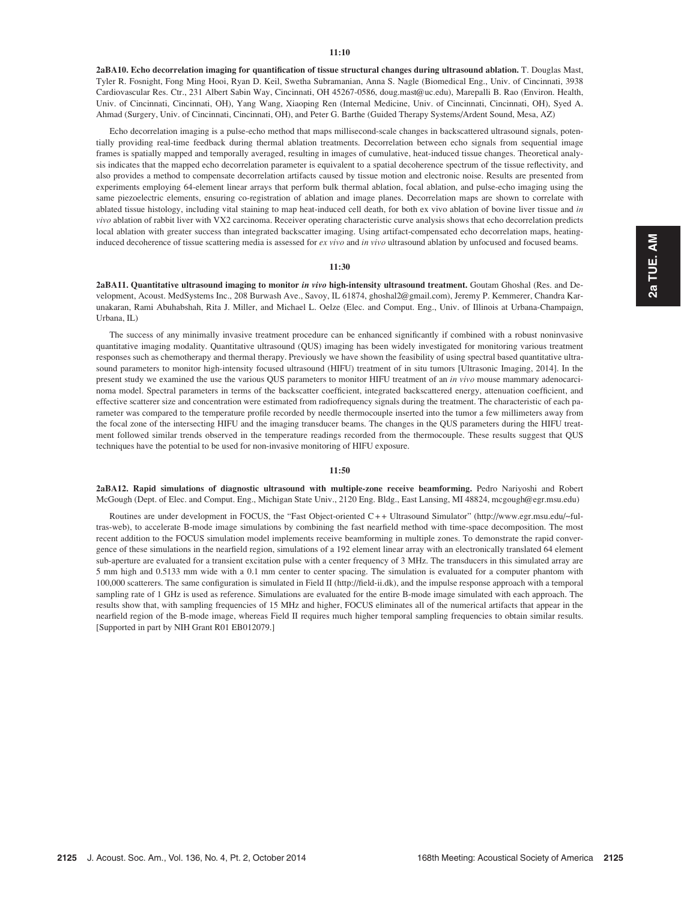**11:10**

**2aBA10. Echo decorrelation imaging for quantification of tissue structural changes during ultrasound ablation.** T. Douglas Mast, Tyler R. Fosnight, Fong Ming Hooi, Ryan D. Keil, Swetha Subramanian, Anna S. Nagle (Biomedical Eng., Univ. of Cincinnati, 3938 Cardiovascular Res. Ctr., 231 Albert Sabin Way, Cincinnati, OH 45267-0586, doug.mast@uc.edu), Marepalli B. Rao (Environ. Health, Univ. of Cincinnati, Cincinnati, OH), Yang Wang, Xiaoping Ren (Internal Medicine, Univ. of Cincinnati, Cincinnati, OH), Syed A. Ahmad (Surgery, Univ. of Cincinnati, Cincinnati, OH), and Peter G. Barthe (Guided Therapy Systems/Ardent Sound, Mesa, AZ)

Echo decorrelation imaging is a pulse-echo method that maps millisecond-scale changes in backscattered ultrasound signals, potentially providing real-time feedback during thermal ablation treatments. Decorrelation between echo signals from sequential image frames is spatially mapped and temporally averaged, resulting in images of cumulative, heat-induced tissue changes. Theoretical analysis indicates that the mapped echo decorrelation parameter is equivalent to a spatial decoherence spectrum of the tissue reflectivity, and also provides a method to compensate decorrelation artifacts caused by tissue motion and electronic noise. Results are presented from experiments employing 64-element linear arrays that perform bulk thermal ablation, focal ablation, and pulse-echo imaging using the same piezoelectric elements, ensuring co-registration of ablation and image planes. Decorrelation maps are shown to correlate with ablated tissue histology, including vital staining to map heat-induced cell death, for both ex vivo ablation of bovine liver tissue and *in vivo* ablation of rabbit liver with VX2 carcinoma. Receiver operating characteristic curve analysis shows that echo decorrelation predicts local ablation with greater success than integrated backscatter imaging. Using artifact-compensated echo decorrelation maps, heating-induced decoherence of tissue scattering media is assessed for *ex vivo* and *in vivo* ultrasound ablation by unfocused and focused beams.

**11:30**

**2aBA11. Quantitative ultrasound imaging to monitor *in vivo* high-intensity ultrasound treatment.** Goutam Ghoshal (Res. and Development, Acoust. MedSystems Inc., 208 Burwash Ave., Savoy, IL 61874, ghoshal2@gmail.com), Jeremy P. Kemmerer, Chandra Karunakaran, Rami Abuhabshah, Rita J. Miller, and Michael L. Oelze (Elec. and Comput. Eng., Univ. of Illinois at Urbana-Champaign, Urbana, IL)

The success of any minimally invasive treatment procedure can be enhanced significantly if combined with a robust noninvasive quantitative imaging modality. Quantitative ultrasound (QUS) imaging has been widely investigated for monitoring various treatment responses such as chemotherapy and thermal therapy. Previously we have shown the feasibility of using spectral based quantitative ultrasound parameters to monitor high-intensity focused ultrasound (HIFU) treatment of in situ tumors [Ultrasonic Imaging, 2014]. In the present study we examined the use the various QUS parameters to monitor HIFU treatment of an *in vivo* mouse mammary adenocarcinoma model. Spectral parameters in terms of the backscatter coefficient, integrated backscattered energy, attenuation coefficient, and effective scatterer size and concentration were estimated from radiofrequency signals during the treatment. The characteristic of each parameter was compared to the temperature profile recorded by needle thermocouple inserted into the tumor a few millimeters away from the focal zone of the intersecting HIFU and the imaging transducer beams. The changes in the QUS parameters during the HIFU treatment followed similar trends observed in the temperature readings recorded from the thermocouple. These results suggest that QUS techniques have the potential to be used for non-invasive monitoring of HIFU exposure.

**11:50**

**2aBA12. Rapid simulations of diagnostic ultrasound with multiple-zone receive beamforming.** Pedro Nariyoshi and Robert McGough (Dept. of Elec. and Comput. Eng., Michigan State Univ., 2120 Eng. Bldg., East Lansing, MI 48824, mcgough@egr.msu.edu)

Routines are under development in FOCUS, the "Fast Object-oriented C++ Ultrasound Simulator" (http://www.egr.msu.edu/~fultras-web), to accelerate B-mode image simulations by combining the fast nearfield method with time-space decomposition. The most recent addition to the FOCUS simulation model implements receive beamforming in multiple zones. To demonstrate the rapid convergence of these simulations in the nearfield region, simulations of a 192 element linear array with an electronically translated 64 element sub-aperture are evaluated for a transient excitation pulse with a center frequency of 3 MHz. The transducers in this simulated array are 5 mm high and 0.5133 mm wide with a 0.1 mm center to center spacing. The simulation is evaluated for a computer phantom with 100,000 scatterers. The same configuration is simulated in Field II (http://field-ii.dk), and the impulse response approach with a temporal sampling rate of 1 GHz is used as reference. Simulations are evaluated for the entire B-mode image simulated with each approach. The results show that, with sampling frequencies of 15 MHz and higher, FOCUS eliminates all of the numerical artifacts that appear in the nearfield region of the B-mode image, whereas Field II requires much higher temporal sampling frequencies to obtain similar results. [Supported in part by NIH Grant R01 EB012079.]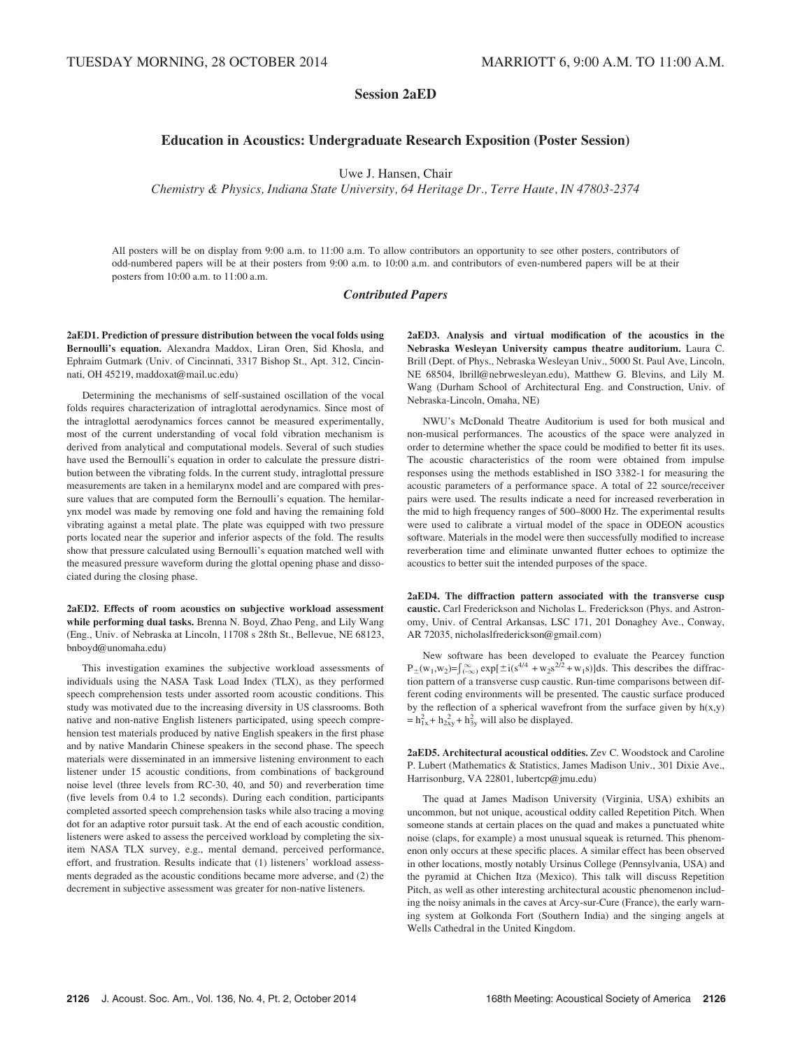TUESDAY MORNING, 28 OCTOBER 2014 MARRIOTT 6, 9:00 A.M. TO 11:00 A.M.

# Session 2aED

## Education in Acoustics: Undergraduate Research Exposition (Poster Session)

Uwe J. Hansen, Chair

*Chemistry & Physics, Indiana State University, 64 Heritage Dr., Terre Haute, IN 47803-2374*

All posters will be on display from 9:00 a.m. to 11:00 a.m. To allow contributors an opportunity to see other posters, contributors of odd-numbered papers will be at their posters from 9:00 a.m. to 10:00 a.m. and contributors of even-numbered papers will be at their posters from 10:00 a.m. to 11:00 a.m.

### *Contributed Papers*

**2aED1. Prediction of pressure distribution between the vocal folds using Bernoulli's equation.** Alexandra Maddox, Liran Oren, Sid Khosla, and Ephraim Gutmark (Univ. of Cincinnati, 3317 Bishop St., Apt. 312, Cincinnati, OH 45219, maddoxat@mail.uc.edu)

Determining the mechanisms of self-sustained oscillation of the vocal folds requires characterization of intraglottal aerodynamics. Since most of the intraglottal aerodynamics forces cannot be measured experimentally, most of the current understanding of vocal fold vibration mechanism is derived from analytical and computational models. Several of such studies have used the Bernoulli's equation in order to calculate the pressure distribution between the vibrating folds. In the current study, intraglottal pressure measurements are taken in a hemilarynx model and are compared with pressure values that are computed form the Bernoulli's equation. The hemilarynx model was made by removing one fold and having the remaining fold vibrating against a metal plate. The plate was equipped with two pressure ports located near the superior and inferior aspects of the fold. The results show that pressure calculated using Bernoulli's equation matched well with the measured pressure waveform during the glottal opening phase and dissociated during the closing phase.

**2aED2. Effects of room acoustics on subjective workload assessment while performing dual tasks.** Brenna N. Boyd, Zhao Peng, and Lily Wang (Eng., Univ. of Nebraska at Lincoln, 11708 s 28th St., Bellevue, NE 68123, bnboyd@unomaha.edu)

This investigation examines the subjective workload assessments of individuals using the NASA Task Load Index (TLX), as they performed speech comprehension tests under assorted room acoustic conditions. This study was motivated due to the increasing diversity in US classrooms. Both native and non-native English listeners participated, using speech comprehension test materials produced by native English speakers in the first phase and by native Mandarin Chinese speakers in the second phase. The speech materials were disseminated in an immersive listening environment to each listener under 15 acoustic conditions, from combinations of background noise level (three levels from RC-30, 40, and 50) and reverberation time (five levels from 0.4 to 1.2 seconds). During each condition, participants completed assorted speech comprehension tasks while also tracing a moving dot for an adaptive rotor pursuit task. At the end of each acoustic condition, listeners were asked to assess the perceived workload by completing the six-item NASA TLX survey, e.g., mental demand, perceived performance, effort, and frustration. Results indicate that (1) listeners' workload assessments degraded as the acoustic conditions became more adverse, and (2) the decrement in subjective assessment was greater for non-native listeners.

**2aED3. Analysis and virtual modification of the acoustics in the Nebraska Wesleyan University campus theatre auditorium.** Laura C. Brill (Dept. of Phys., Nebraska Wesleyan Univ., 5000 St. Paul Ave, Lincoln, NE 68504, lbrill@nebrwesleyan.edu), Matthew G. Blevins, and Lily M. Wang (Durham School of Architectural Eng. and Construction, Univ. of Nebraska-Lincoln, Omaha, NE)

NWU's McDonald Theatre Auditorium is used for both musical and non-musical performances. The acoustics of the space were analyzed in order to determine whether the space could be modified to better fit its uses. The acoustic characteristics of the room were obtained from impulse responses using the methods established in ISO 3382-1 for measuring the acoustic parameters of a performance space. A total of 22 source/receiver pairs were used. The results indicate a need for increased reverberation in the mid to high frequency ranges of 500–8000 Hz. The experimental results were used to calibrate a virtual model of the space in ODEON acoustics software. Materials in the model were then successfully modified to increase reverberation time and eliminate unwanted flutter echoes to optimize the acoustics to better suit the intended purposes of the space.

**2aED4. The diffraction pattern associated with the transverse cusp caustic.** Carl Frederickson and Nicholas L. Frederickson (Phys. and Astronomy, Univ. of Central Arkansas, LSC 171, 201 Donaghey Ave., Conway, AR 72035, nicholaslfrederickson@gmail.com)

New software has been developed to evaluate the Pearcey function $P_{\pm}(w_1,w_2)=\int_{-\infty}^{\infty} \exp[\pm i(s^{4/4} + w_2 s^{2/2} + w_1 s)]ds$. This describes the diffraction pattern of a transverse cusp caustic. Run-time comparisons between different coding environments will be presented. The caustic surface produced by the reflection of a spherical wavefront from the surface given by $h(x,y) = h_{1x}^2 + h_{2xy}^2 + h_{3y}^2$ will also be displayed.

**2aED5. Architectural acoustical oddities.** Zev C. Woodstock and Caroline P. Lubert (Mathematics & Statistics, James Madison Univ., 301 Dixie Ave., Harrisonburg, VA 22801, lubertcp@jmu.edu)

The quad at James Madison University (Virginia, USA) exhibits an uncommon, but not unique, acoustical oddity called Repetition Pitch. When someone stands at certain places on the quad and makes a punctuated white noise (claps, for example) a most unusual squeak is returned. This phenomenon only occurs at these specific places. A similar effect has been observed in other locations, mostly notably Ursinus College (Pennsylvania, USA) and the pyramid at Chichen Itza (Mexico). This talk will discuss Repetition Pitch, as well as other interesting architectural acoustic phenomenon including the noisy animals in the caves at Arcy-sur-Cure (France), the early warning system at Golkonda Fort (Southern India) and the singing angels at Wells Cathedral in the United Kingdom.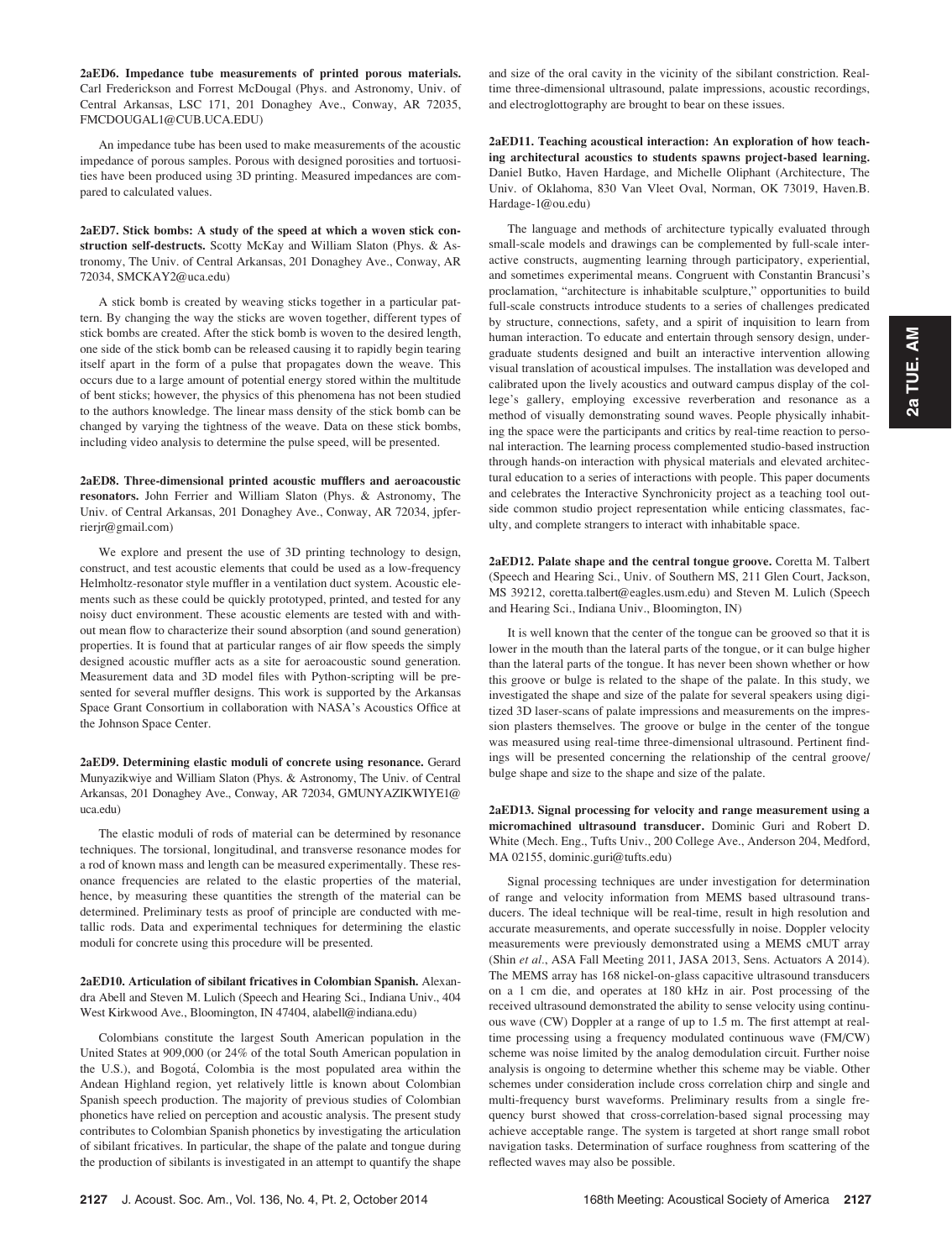**2aED6. Impedance tube measurements of printed porous materials.** Carl Frederickson and Forrest McDougal (Phys. and Astronomy, Univ. of Central Arkansas, LSC 171, 201 Donaghey Ave., Conway, AR 72035, FMCDOUGAL1@CUB.UCA.EDU)

An impedance tube has been used to make measurements of the acoustic impedance of porous samples. Porous with designed porosities and tortuosities have been produced using 3D printing. Measured impedances are compared to calculated values.

**2aED7. Stick bombs: A study of the speed at which a woven stick construction self-destructs.** Scotty McKay and William Slaton (Phys. & Astronomy, The Univ. of Central Arkansas, 201 Donaghey Ave., Conway, AR 72034, SMCKAY2@uca.edu)

A stick bomb is created by weaving sticks together in a particular pattern. By changing the way the sticks are woven together, different types of stick bombs are created. After the stick bomb is woven to the desired length, one side of the stick bomb can be released causing it to rapidly begin tearing itself apart in the form of a pulse that propagates down the weave. This occurs due to a large amount of potential energy stored within the multitude of bent sticks; however, the physics of this phenomena has not been studied to the authors knowledge. The linear mass density of the stick bomb can be changed by varying the tightness of the weave. Data on these stick bombs, including video analysis to determine the pulse speed, will be presented.

**2aED8. Three-dimensional printed acoustic mufflers and aeroacoustic resonators.** John Ferrier and William Slaton (Phys. & Astronomy, The Univ. of Central Arkansas, 201 Donaghey Ave., Conway, AR 72034, jpferrierjr@gmail.com)

We explore and present the use of 3D printing technology to design, construct, and test acoustic elements that could be used as a low-frequency Helmholtz-resonator style muffler in a ventilation duct system. Acoustic elements such as these could be quickly prototyped, printed, and tested for any noisy duct environment. These acoustic elements are tested with and without mean flow to characterize their sound absorption (and sound generation) properties. It is found that at particular ranges of air flow speeds the simply designed acoustic muffler acts as a site for aeroacoustic sound generation. Measurement data and 3D model files with Python-scripting will be presented for several muffler designs. This work is supported by the Arkansas Space Grant Consortium in collaboration with NASA's Acoustics Office at the Johnson Space Center.

**2aED9. Determining elastic moduli of concrete using resonance.** Gerard Munyazikwiye and William Slaton (Phys. & Astronomy, The Univ. of Central Arkansas, 201 Donaghey Ave., Conway, AR 72034, GMUNYAZIKWIYE1@uca.edu)

The elastic moduli of rods of material can be determined by resonance techniques. The torsional, longitudinal, and transverse resonance modes for a rod of known mass and length can be measured experimentally. These resonance frequencies are related to the elastic properties of the material, hence, by measuring these quantities the strength of the material can be determined. Preliminary tests as proof of principle are conducted with metallic rods. Data and experimental techniques for determining the elastic moduli for concrete using this procedure will be presented.

**2aED10. Articulation of sibilant fricatives in Colombian Spanish.** Alexandra Abell and Steven M. Lulich (Speech and Hearing Sci., Indiana Univ., 404 West Kirkwood Ave., Bloomington, IN 47404, alabell@indiana.edu)

Colombians constitute the largest South American population in the United States at 909,000 (or 24% of the total South American population in the U.S.), and Bogotá, Colombia is the most populated area within the Andean Highland region, yet relatively little is known about Colombian Spanish speech production. The majority of previous studies of Colombian phonetics have relied on perception and acoustic analysis. The present study contributes to Colombian Spanish phonetics by investigating the articulation of sibilant fricatives. In particular, the shape of the palate and tongue during the production of sibilants is investigated in an attempt to quantify the shape and size of the oral cavity in the vicinity of the sibilant constriction. Real-time three-dimensional ultrasound, palate impressions, acoustic recordings, and electroglottography are brought to bear on these issues.

**2aED11. Teaching acoustical interaction: An exploration of how teaching architectural acoustics to students spawns project-based learning.** Daniel Butko, Haven Hardage, and Michelle Oliphant (Architecture, The Univ. of Oklahoma, 830 Van Vleet Oval, Norman, OK 73019, Haven.B.Hardage-1@ou.edu)

The language and methods of architecture typically evaluated through small-scale models and drawings can be complemented by full-scale interactive constructs, augmenting learning through participatory, experiential, and sometimes experimental means. Congruent with Constantin Brancusi's proclamation, "architecture is inhabitable sculpture," opportunities to build full-scale constructs introduce students to a series of challenges predicated by structure, connections, safety, and a spirit of inquisition to learn from human interaction. To educate and entertain through sensory design, undergraduate students designed and built an interactive intervention allowing visual translation of acoustical impulses. The installation was developed and calibrated upon the lively acoustics and outward campus display of the college's gallery, employing excessive reverberation and resonance as a method of visually demonstrating sound waves. People physically inhabiting the space were the participants and critics by real-time reaction to personal interaction. The learning process complemented studio-based instruction through hands-on interaction with physical materials and elevated architectural education to a series of interactions with people. This paper documents and celebrates the Interactive Synchronicity project as a teaching tool outside common studio project representation while enticing classmates, faculty, and complete strangers to interact with inhabitable space.

**2aED12. Palate shape and the central tongue groove.** Coretta M. Talbert (Speech and Hearing Sci., Univ. of Southern MS, 211 Glen Court, Jackson, MS 39212, coretta.talbert@eagles.usm.edu) and Steven M. Lulich (Speech and Hearing Sci., Indiana Univ., Bloomington, IN)

It is well known that the center of the tongue can be grooved so that it is lower in the mouth than the lateral parts of the tongue, or it can bulge higher than the lateral parts of the tongue. It has never been shown whether or how this groove or bulge is related to the shape of the palate. In this study, we investigated the shape and size of the palate for several speakers using digitized 3D laser-scans of palate impressions and measurements on the impression plasters themselves. The groove or bulge in the center of the tongue was measured using real-time three-dimensional ultrasound. Pertinent findings will be presented concerning the relationship of the central groove/bulge shape and size to the shape and size of the palate.

**2aED13. Signal processing for velocity and range measurement using a micromachined ultrasound transducer.** Dominic Guri and Robert D. White (Mech. Eng., Tufts Univ., 200 College Ave., Anderson 204, Medford, MA 02155, dominic.guri@tufts.edu)

Signal processing techniques are under investigation for determination of range and velocity information from MEMS based ultrasound transducers. The ideal technique will be real-time, result in high resolution and accurate measurements, and operate successfully in noise. Doppler velocity measurements were previously demonstrated using a MEMS cMUT array (Shin *et al.*, ASA Fall Meeting 2011, JASA 2013, Sens. Actuators A 2014). The MEMS array has 168 nickel-on-glass capacitive ultrasound transducers on a 1 cm die, and operates at 180 kHz in air. Post processing of the received ultrasound demonstrated the ability to sense velocity using continuous wave (CW) Doppler at a range of up to 1.5 m. The first attempt at real-time processing using a frequency modulated continuous wave (FM/CW) scheme was noise limited by the analog demodulation circuit. Further noise analysis is ongoing to determine whether this scheme may be viable. Other schemes under consideration include cross correlation chirp and single and multi-frequency burst waveforms. Preliminary results from a single frequency burst showed that cross-correlation-based signal processing may achieve acceptable range. The system is targeted at short range small robot navigation tasks. Determination of surface roughness from scattering of the reflected waves may also be possible.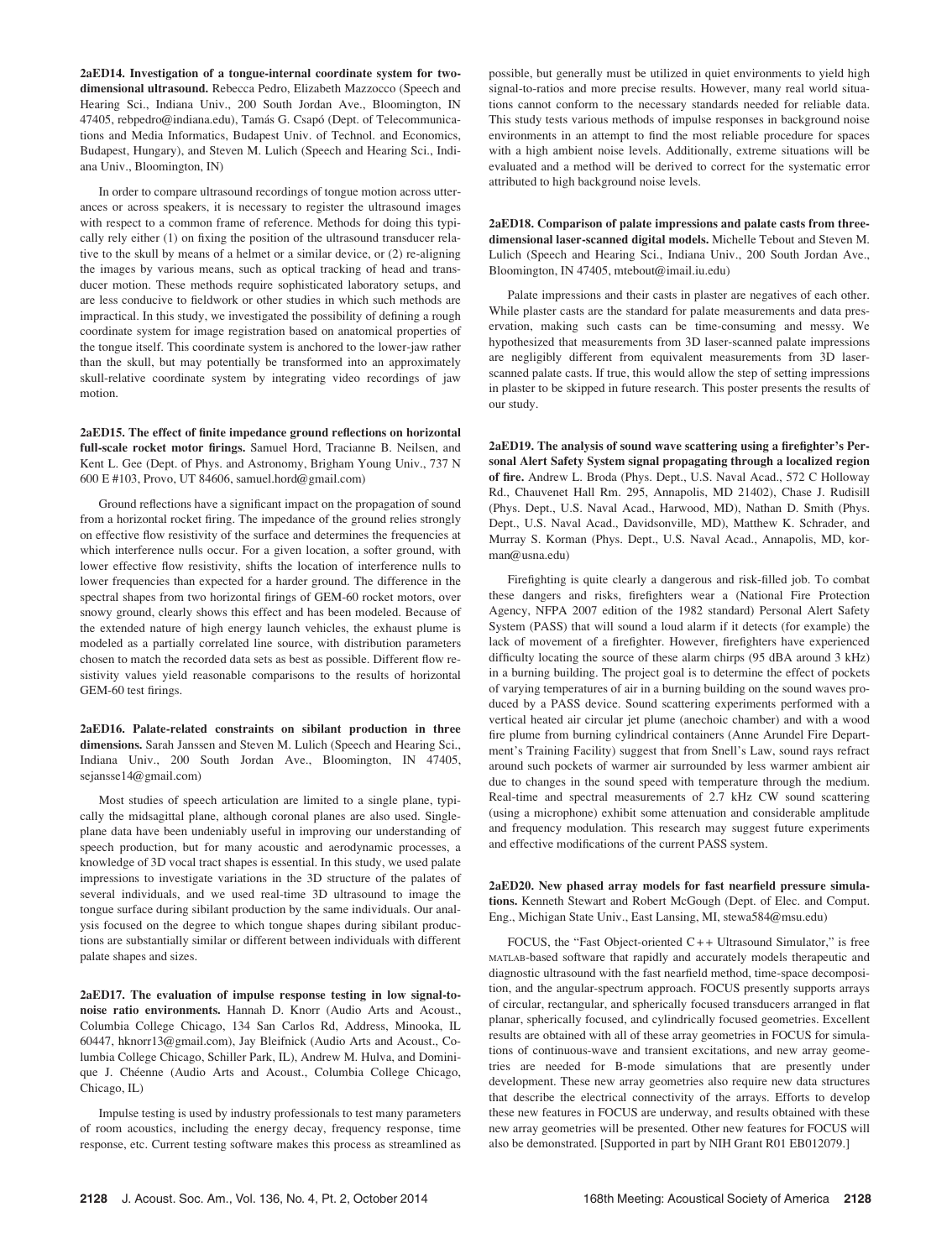**2aED14. Investigation of a tongue-internal coordinate system for two-dimensional ultrasound.** Rebecca Pedro, Elizabeth Mazzocco (Speech and Hearing Sci., Indiana Univ., 200 South Jordan Ave., Bloomington, IN 47405, rebpedro@indiana.edu), Tamás G. Csapó (Dept. of Telecommunications and Media Informatics, Budapest Univ. of Technol. and Economics, Budapest, Hungary), and Steven M. Lulich (Speech and Hearing Sci., Indiana Univ., Bloomington, IN)

In order to compare ultrasound recordings of tongue motion across utterances or across speakers, it is necessary to register the ultrasound images with respect to a common frame of reference. Methods for doing this typically rely either (1) on fixing the position of the ultrasound transducer relative to the skull by means of a helmet or a similar device, or (2) re-aligning the images by various means, such as optical tracking of head and transducer motion. These methods require sophisticated laboratory setups, and are less conducive to fieldwork or other studies in which such methods are impractical. In this study, we investigated the possibility of defining a rough coordinate system for image registration based on anatomical properties of the tongue itself. This coordinate system is anchored to the lower-jaw rather than the skull, but may potentially be transformed into an approximately skull-relative coordinate system by integrating video recordings of jaw motion.

**2aED15. The effect of finite impedance ground reflections on horizontal full-scale rocket motor firings.** Samuel Hord, Tracianne B. Neilsen, and Kent L. Gee (Dept. of Phys. and Astronomy, Brigham Young Univ., 737 N 600 E #103, Provo, UT 84606, samuel.hord@gmail.com)

Ground reflections have a significant impact on the propagation of sound from a horizontal rocket firing. The impedance of the ground relies strongly on effective flow resistivity of the surface and determines the frequencies at which interference nulls occur. For a given location, a softer ground, with lower effective flow resistivity, shifts the location of interference nulls to lower frequencies than expected for a harder ground. The difference in the spectral shapes from two horizontal firings of GEM-60 rocket motors, over snowy ground, clearly shows this effect and has been modeled. Because of the extended nature of high energy launch vehicles, the exhaust plume is modeled as a partially correlated line source, with distribution parameters chosen to match the recorded data sets as best as possible. Different flow resistivity values yield reasonable comparisons to the results of horizontal GEM-60 test firings.

**2aED16. Palate-related constraints on sibilant production in three dimensions.** Sarah Janssen and Steven M. Lulich (Speech and Hearing Sci., Indiana Univ., 200 South Jordan Ave., Bloomington, IN 47405, sejansse14@gmail.com)

Most studies of speech articulation are limited to a single plane, typically the midsagittal plane, although coronal planes are also used. Single-plane data have been undeniably useful in improving our understanding of speech production, but for many acoustic and aerodynamic processes, a knowledge of 3D vocal tract shapes is essential. In this study, we used palate impressions to investigate variations in the 3D structure of the palates of several individuals, and we used real-time 3D ultrasound to image the tongue surface during sibilant production by the same individuals. Our analysis focused on the degree to which tongue shapes during sibilant productions are substantially similar or different between individuals with different palate shapes and sizes.

**2aED17. The evaluation of impulse response testing in low signal-to-noise ratio environments.** Hannah D. Knorr (Audio Arts and Acoust., Columbia College Chicago, 134 San Carlos Rd, Address, Minooka, IL 60447, hknorr13@gmail.com), Jay Bleifnick (Audio Arts and Acoust., Columbia College Chicago, Schiller Park, IL), Andrew M. Hulva, and Dominique J. Chéenne (Audio Arts and Acoust., Columbia College Chicago, Chicago, IL)

Impulse testing is used by industry professionals to test many parameters of room acoustics, including the energy decay, frequency response, time response, etc. Current testing software makes this process as streamlined as possible, but generally must be utilized in quiet environments to yield high signal-to-ratios and more precise results. However, many real world situations cannot conform to the necessary standards needed for reliable data. This study tests various methods of impulse responses in background noise environments in an attempt to find the most reliable procedure for spaces with a high ambient noise levels. Additionally, extreme situations will be evaluated and a method will be derived to correct for the systematic error attributed to high background noise levels.

**2aED18. Comparison of palate impressions and palate casts from three-dimensional laser-scanned digital models.** Michelle Tebout and Steven M. Lulich (Speech and Hearing Sci., Indiana Univ., 200 South Jordan Ave., Bloomington, IN 47405, mtebout@imail.iu.edu)

Palate impressions and their casts in plaster are negatives of each other. While plaster casts are the standard for palate measurements and data preservation, making such casts can be time-consuming and messy. We hypothesized that measurements from 3D laser-scanned palate impressions are negligibly different from equivalent measurements from 3D laser-scanned palate casts. If true, this would allow the step of setting impressions in plaster to be skipped in future research. This poster presents the results of our study.

**2aED19. The analysis of sound wave scattering using a firefighter's Personal Alert Safety System signal propagating through a localized region of fire.** Andrew L. Broda (Phys. Dept., U.S. Naval Acad., 572 C Holloway Rd., Chauvenet Hall Rm. 295, Annapolis, MD 21402), Chase J. Rudisill (Phys. Dept., U.S. Naval Acad., Harwood, MD), Nathan D. Smith (Phys. Dept., U.S. Naval Acad., Davidsonville, MD), Matthew K. Schrader, and Murray S. Korman (Phys. Dept., U.S. Naval Acad., Annapolis, MD, korman@usna.edu)

Firefighting is quite clearly a dangerous and risk-filled job. To combat these dangers and risks, firefighters wear a (National Fire Protection Agency, NFPA 2007 edition of the 1982 standard) Personal Alert Safety System (PASS) that will sound a loud alarm if it detects (for example) the lack of movement of a firefighter. However, firefighters have experienced difficulty locating the source of these alarm chirps (95 dBA around 3 kHz) in a burning building. The project goal is to determine the effect of pockets of varying temperatures of air in a burning building on the sound waves produced by a PASS device. Sound scattering experiments performed with a vertical heated air circular jet plume (anechoic chamber) and with a wood fire plume from burning cylindrical containers (Anne Arundel Fire Department's Training Facility) suggest that from Snell's Law, sound rays refract around such pockets of warmer air surrounded by less warmer ambient air due to changes in the sound speed with temperature through the medium. Real-time and spectral measurements of 2.7 kHz CW sound scattering (using a microphone) exhibit some attenuation and considerable amplitude and frequency modulation. This research may suggest future experiments and effective modifications of the current PASS system.

**2aED20. New phased array models for fast nearfield pressure simulations.** Kenneth Stewart and Robert McGough (Dept. of Elec. and Comput. Eng., Michigan State Univ., East Lansing, MI, stewa584@msu.edu)

FOCUS, the "Fast Object-oriented C++ Ultrasound Simulator," is free MATLAB-based software that rapidly and accurately models therapeutic and diagnostic ultrasound with the fast nearfield method, time-space decomposition, and the angular-spectrum approach. FOCUS presently supports arrays of circular, rectangular, and spherically focused transducers arranged in flat planar, spherically focused, and cylindrically focused geometries. Excellent results are obtained with all of these array geometries in FOCUS for simulations of continuous-wave and transient excitations, and new array geometries are needed for B-mode simulations that are presently under development. These new array geometries also require new data structures that describe the electrical connectivity of the arrays. Efforts to develop these new features in FOCUS are underway, and results obtained with these new array geometries will be presented. Other new features for FOCUS will also be demonstrated. [Supported in part by NIH Grant R01 EB012079.]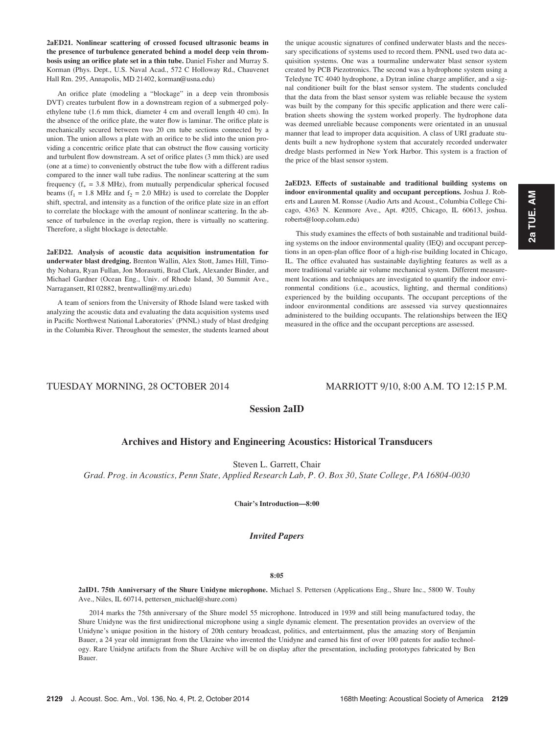**2aED21. Nonlinear scattering of crossed focused ultrasonic beams in the presence of turbulence generated behind a model deep vein thrombosis using an orifice plate set in a thin tube.** Daniel Fisher and Murray S. Korman (Phys. Dept., U.S. Naval Acad., 572 C Holloway Rd., Chauvenet Hall Rm. 295, Annapolis, MD 21402, korman@usna.edu)

An orifice plate (modeling a "blockage" in a deep vein thrombosis DVT) creates turbulent flow in a downstream region of a submerged polyethylene tube (1.6 mm thick, diameter 4 cm and overall length 40 cm). In the absence of the orifice plate, the water flow is laminar. The orifice plate is mechanically secured between two 20 cm tube sections connected by a union. The union allows a plate with an orifice to be slid into the union providing a concentric orifice plate that can obstruct the flow causing vorticity and turbulent flow downstream. A set of orifice plates (3 mm thick) are used (one at a time) to conveniently obstruct the tube flow with a different radius compared to the inner wall tube radius. The nonlinear scattering at the sum frequency ($f_+$ = 3.8 MHz), from mutually perpendicular spherical focused beams ($f_1$ = 1.8 MHz and $f_2$ = 2.0 MHz) is used to correlate the Doppler shift, spectral, and intensity as a function of the orifice plate size in an effort to correlate the blockage with the amount of nonlinear scattering. In the absence of turbulence in the overlap region, there is virtually no scattering. Therefore, a slight blockage is detectable.

**2aED22. Analysis of acoustic data acquisition instrumentation for underwater blast dredging.** Brenton Wallin, Alex Stott, James Hill, Timothy Nohara, Ryan Fullan, Jon Morasutti, Brad Clark, Alexander Binder, and Michael Gardner (Ocean Eng., Univ. of Rhode Island, 30 Summit Ave., Narragansett, RI 02882, brentwallin@my.uri.edu)

A team of seniors from the University of Rhode Island were tasked with analyzing the acoustic data and evaluating the data acquisition systems used in Pacific Northwest National Laboratories' (PNNL) study of blast dredging in the Columbia River. Throughout the semester, the students learned about the unique acoustic signatures of confined underwater blasts and the necessary specifications of systems used to record them. PNNL used two data acquisition systems. One was a tourmaline underwater blast sensor system created by PCB Piezotronics. The second was a hydrophone system using a Teledyne TC 4040 hydrophone, a Dytran inline charge amplifier, and a signal conditioner built for the blast sensor system. The students concluded that the data from the blast sensor system was reliable because the system was built by the company for this specific application and there were calibration sheets showing the system worked properly. The hydrophone data was deemed unreliable because components were orientated in an unusual manner that lead to improper data acquisition. A class of URI graduate students built a new hydrophone system that accurately recorded underwater dredge blasts performed in New York Harbor. This system is a fraction of the price of the blast sensor system.

**2aED23. Effects of sustainable and traditional building systems on indoor environmental quality and occupant perceptions.** Joshua J. Roberts and Lauren M. Ronsse (Audio Arts and Acoust., Columbia College Chicago, 4363 N. Kenmore Ave., Apt. #205, Chicago, IL 60613, joshua.roberts@loop.colum.edu)

This study examines the effects of both sustainable and traditional building systems on the indoor environmental quality (IEQ) and occupant perceptions in an open-plan office floor of a high-rise building located in Chicago, IL. The office evaluated has sustainable daylighting features as well as a more traditional variable air volume mechanical system. Different measurement locations and techniques are investigated to quantify the indoor environmental conditions (i.e., acoustics, lighting, and thermal conditions) experienced by the building occupants. The occupant perceptions of the indoor environmental conditions are assessed via survey questionnaires administered to the building occupants. The relationships between the IEQ measured in the office and the occupant perceptions are assessed.

TUESDAY MORNING, 28 OCTOBER 2014 — MARRIOTT 9/10, 8:00 A.M. TO 12:15 P.M.

## Session 2aID

## Archives and History and Engineering Acoustics: Historical Transducers

Steven L. Garrett, Chair

*Grad. Prog. in Acoustics, Penn State, Applied Research Lab, P. O. Box 30, State College, PA 16804-0030*

**Chair's Introduction—8:00**

### *Invited Papers*

**8:05**

**2aID1. 75th Anniversary of the Shure Unidyne microphone.** Michael S. Pettersen (Applications Eng., Shure Inc., 5800 W. Touhy Ave., Niles, IL 60714, pettersen_michael@shure.com)

2014 marks the 75th anniversary of the Shure model 55 microphone. Introduced in 1939 and still being manufactured today, the Shure Unidyne was the first unidirectional microphone using a single dynamic element. The presentation provides an overview of the Unidyne's unique position in the history of 20th century broadcast, politics, and entertainment, plus the amazing story of Benjamin Bauer, a 24 year old immigrant from the Ukraine who invented the Unidyne and earned his first of over 100 patents for audio technology. Rare Unidyne artifacts from the Shure Archive will be on display after the presentation, including prototypes fabricated by Ben Bauer.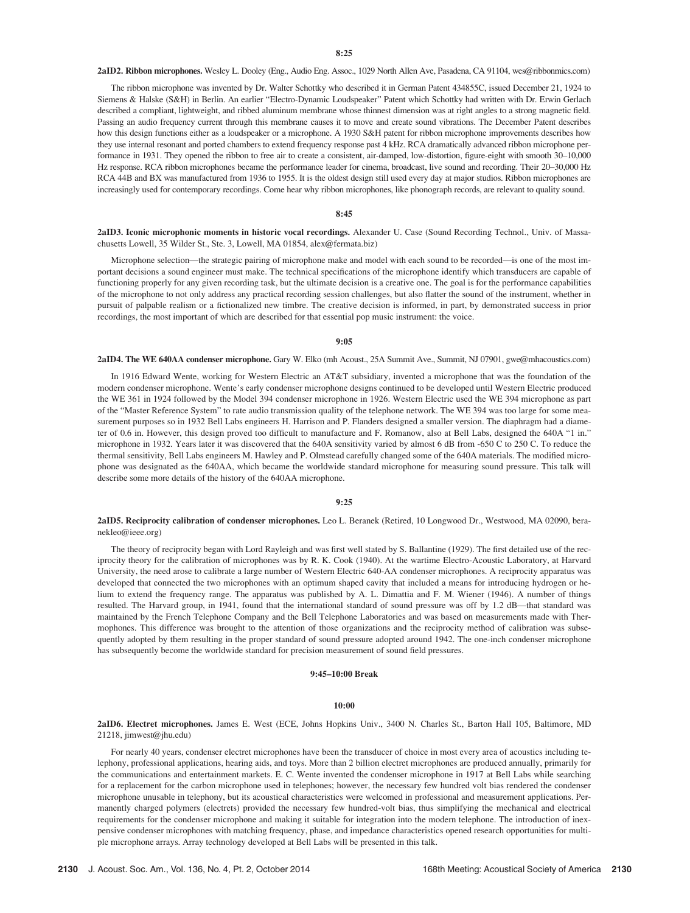**8:25**

**2aID2. Ribbon microphones.** Wesley L. Dooley (Eng., Audio Eng. Assoc., 1029 North Allen Ave, Pasadena, CA 91104, wes@ribbonmics.com)

The ribbon microphone was invented by Dr. Walter Schottky who described it in German Patent 434855C, issued December 21, 1924 to Siemens & Halske (S&H) in Berlin. An earlier "Electro-Dynamic Loudspeaker" Patent which Schottky had written with Dr. Erwin Gerlach described a compliant, lightweight, and ribbed aluminum membrane whose thinnest dimension was at right angles to a strong magnetic field. Passing an audio frequency current through this membrane causes it to move and create sound vibrations. The December Patent describes how this design functions either as a loudspeaker or a microphone. A 1930 S&H patent for ribbon microphone improvements describes how they use internal resonant and ported chambers to extend frequency response past 4 kHz. RCA dramatically advanced ribbon microphone performance in 1931. They opened the ribbon to free air to create a consistent, air-damped, low-distortion, figure-eight with smooth 30–10,000 Hz response. RCA ribbon microphones became the performance leader for cinema, broadcast, live sound and recording. Their 20–30,000 Hz RCA 44B and BX was manufactured from 1936 to 1955. It is the oldest design still used every day at major studios. Ribbon microphones are increasingly used for contemporary recordings. Come hear why ribbon microphones, like phonograph records, are relevant to quality sound.

**8:45**

**2aID3. Iconic microphonic moments in historic vocal recordings.** Alexander U. Case (Sound Recording Technol., Univ. of Massachusetts Lowell, 35 Wilder St., Ste. 3, Lowell, MA 01854, alex@fermata.biz)

Microphone selection—the strategic pairing of microphone make and model with each sound to be recorded—is one of the most important decisions a sound engineer must make. The technical specifications of the microphone identify which transducers are capable of functioning properly for any given recording task, but the ultimate decision is a creative one. The goal is for the performance capabilities of the microphone to not only address any practical recording session challenges, but also flatter the sound of the instrument, whether in pursuit of palpable realism or a fictionalized new timbre. The creative decision is informed, in part, by demonstrated success in prior recordings, the most important of which are described for that essential pop music instrument: the voice.

**9:05**

**2aID4. The WE 640AA condenser microphone.** Gary W. Elko (mh Acoust., 25A Summit Ave., Summit, NJ 07901, gwe@mhacoustics.com)

In 1916 Edward Wente, working for Western Electric an AT&T subsidiary, invented a microphone that was the foundation of the modern condenser microphone. Wente's early condenser microphone designs continued to be developed until Western Electric produced the WE 361 in 1924 followed by the Model 394 condenser microphone in 1926. Western Electric used the WE 394 microphone as part of the "Master Reference System" to rate audio transmission quality of the telephone network. The WE 394 was too large for some measurement purposes so in 1932 Bell Labs engineers H. Harrison and P. Flanders designed a smaller version. The diaphragm had a diameter of 0.6 in. However, this design proved too difficult to manufacture and F. Romanow, also at Bell Labs, designed the 640A "1 in." microphone in 1932. Years later it was discovered that the 640A sensitivity varied by almost 6 dB from -650 C to 250 C. To reduce the thermal sensitivity, Bell Labs engineers M. Hawley and P. Olmstead carefully changed some of the 640A materials. The modified microphone was designated as the 640AA, which became the worldwide standard microphone for measuring sound pressure. This talk will describe some more details of the history of the 640AA microphone.

**9:25**

**2aID5. Reciprocity calibration of condenser microphones.** Leo L. Beranek (Retired, 10 Longwood Dr., Westwood, MA 02090, beranekleo@ieee.org)

The theory of reciprocity began with Lord Rayleigh and was first well stated by S. Ballantine (1929). The first detailed use of the reciprocity theory for the calibration of microphones was by R. K. Cook (1940). At the wartime Electro-Acoustic Laboratory, at Harvard University, the need arose to calibrate a large number of Western Electric 640-AA condenser microphones. A reciprocity apparatus was developed that connected the two microphones with an optimum shaped cavity that included a means for introducing hydrogen or helium to extend the frequency range. The apparatus was published by A. L. Dimattia and F. M. Wiener (1946). A number of things resulted. The Harvard group, in 1941, found that the international standard of sound pressure was off by 1.2 dB—that standard was maintained by the French Telephone Company and the Bell Telephone Laboratories and was based on measurements made with Thermophones. This difference was brought to the attention of those organizations and the reciprocity method of calibration was subsequently adopted by them resulting in the proper standard of sound pressure adopted around 1942. The one-inch condenser microphone has subsequently become the worldwide standard for precision measurement of sound field pressures.

**9:45–10:00 Break**

**10:00**

**2aID6. Electret microphones.** James E. West (ECE, Johns Hopkins Univ., 3400 N. Charles St., Barton Hall 105, Baltimore, MD 21218, jimwest@jhu.edu)

For nearly 40 years, condenser electret microphones have been the transducer of choice in most every area of acoustics including telephony, professional applications, hearing aids, and toys. More than 2 billion electret microphones are produced annually, primarily for the communications and entertainment markets. E. C. Wente invented the condenser microphone in 1917 at Bell Labs while searching for a replacement for the carbon microphone used in telephones; however, the necessary few hundred volt bias rendered the condenser microphone unusable in telephony, but its acoustical characteristics were welcomed in professional and measurement applications. Permanently charged polymers (electrets) provided the necessary few hundred-volt bias, thus simplifying the mechanical and electrical requirements for the condenser microphone and making it suitable for integration into the modern telephone. The introduction of inexpensive condenser microphones with matching frequency, phase, and impedance characteristics opened research opportunities for multiple microphone arrays. Array technology developed at Bell Labs will be presented in this talk.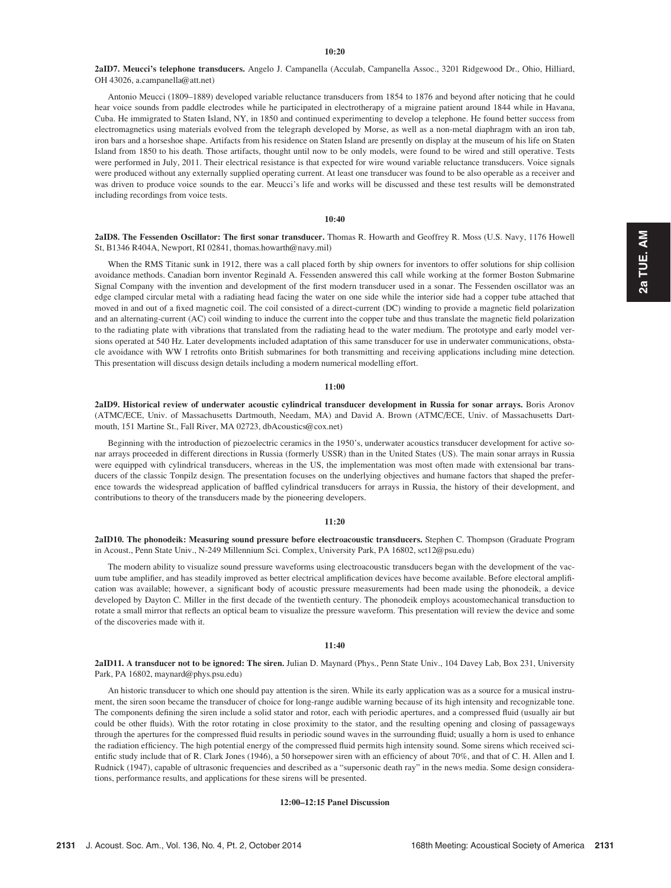**10:20**

**2aID7. Meucci's telephone transducers.** Angelo J. Campanella (Acculab, Campanella Assoc., 3201 Ridgewood Dr., Ohio, Hilliard, OH 43026, a.campanella@att.net)

Antonio Meucci (1809–1889) developed variable reluctance transducers from 1854 to 1876 and beyond after noticing that he could hear voice sounds from paddle electrodes while he participated in electrotherapy of a migraine patient around 1844 while in Havana, Cuba. He immigrated to Staten Island, NY, in 1850 and continued experimenting to develop a telephone. He found better success from electromagnetics using materials evolved from the telegraph developed by Morse, as well as a non-metal diaphragm with an iron tab, iron bars and a horseshoe shape. Artifacts from his residence on Staten Island are presently on display at the museum of his life on Staten Island from 1850 to his death. Those artifacts, thought until now to be only models, were found to be wired and still operative. Tests were performed in July, 2011. Their electrical resistance is that expected for wire wound variable reluctance transducers. Voice signals were produced without any externally supplied operating current. At least one transducer was found to be also operable as a receiver and was driven to produce voice sounds to the ear. Meucci's life and works will be discussed and these test results will be demonstrated including recordings from voice tests.

**10:40**

**2aID8. The Fessenden Oscillator: The first sonar transducer.** Thomas R. Howarth and Geoffrey R. Moss (U.S. Navy, 1176 Howell St, B1346 R404A, Newport, RI 02841, thomas.howarth@navy.mil)

When the RMS Titanic sunk in 1912, there was a call placed forth by ship owners for inventors to offer solutions for ship collision avoidance methods. Canadian born inventor Reginald A. Fessenden answered this call while working at the former Boston Submarine Signal Company with the invention and development of the first modern transducer used in a sonar. The Fessenden oscillator was an edge clamped circular metal with a radiating head facing the water on one side while the interior side had a copper tube attached that moved in and out of a fixed magnetic coil. The coil consisted of a direct-current (DC) winding to provide a magnetic field polarization and an alternating-current (AC) coil winding to induce the current into the copper tube and thus translate the magnetic field polarization to the radiating plate with vibrations that translated from the radiating head to the water medium. The prototype and early model versions operated at 540 Hz. Later developments included adaptation of this same transducer for use in underwater communications, obstacle avoidance with WW I retrofits onto British submarines for both transmitting and receiving applications including mine detection. This presentation will discuss design details including a modern numerical modelling effort.

**11:00**

**2aID9. Historical review of underwater acoustic cylindrical transducer development in Russia for sonar arrays.** Boris Aronov (ATMC/ECE, Univ. of Massachusetts Dartmouth, Needam, MA) and David A. Brown (ATMC/ECE, Univ. of Massachusetts Dartmouth, 151 Martine St., Fall River, MA 02723, dbAcoustics@cox.net)

Beginning with the introduction of piezoelectric ceramics in the 1950's, underwater acoustics transducer development for active sonar arrays proceeded in different directions in Russia (formerly USSR) than in the United States (US). The main sonar arrays in Russia were equipped with cylindrical transducers, whereas in the US, the implementation was most often made with extensional bar transducers of the classic Tonpilz design. The presentation focuses on the underlying objectives and humane factors that shaped the preference towards the widespread application of baffled cylindrical transducers for arrays in Russia, the history of their development, and contributions to theory of the transducers made by the pioneering developers.

**11:20**

**2aID10. The phonodeik: Measuring sound pressure before electroacoustic transducers.** Stephen C. Thompson (Graduate Program in Acoust., Penn State Univ., N-249 Millennium Sci. Complex, University Park, PA 16802, sct12@psu.edu)

The modern ability to visualize sound pressure waveforms using electroacoustic transducers began with the development of the vacuum tube amplifier, and has steadily improved as better electrical amplification devices have become available. Before electoral amplification was available; however, a significant body of acoustic pressure measurements had been made using the phonodeik, a device developed by Dayton C. Miller in the first decade of the twentieth century. The phonodeik employs acoustomechanical transduction to rotate a small mirror that reflects an optical beam to visualize the pressure waveform. This presentation will review the device and some of the discoveries made with it.

**11:40**

**2aID11. A transducer not to be ignored: The siren.** Julian D. Maynard (Phys., Penn State Univ., 104 Davey Lab, Box 231, University Park, PA 16802, maynard@phys.psu.edu)

An historic transducer to which one should pay attention is the siren. While its early application was as a source for a musical instrument, the siren soon became the transducer of choice for long-range audible warning because of its high intensity and recognizable tone. The components defining the siren include a solid stator and rotor, each with periodic apertures, and a compressed fluid (usually air but could be other fluids). With the rotor rotating in close proximity to the stator, and the resulting opening and closing of passageways through the apertures for the compressed fluid results in periodic sound waves in the surrounding fluid; usually a horn is used to enhance the radiation efficiency. The high potential energy of the compressed fluid permits high intensity sound. Some sirens which received scientific study include that of R. Clark Jones (1946), a 50 horsepower siren with an efficiency of about 70%, and that of C. H. Allen and I. Rudnick (1947), capable of ultrasonic frequencies and described as a "supersonic death ray" in the news media. Some design considerations, performance results, and applications for these sirens will be presented.

**12:00–12:15 Panel Discussion**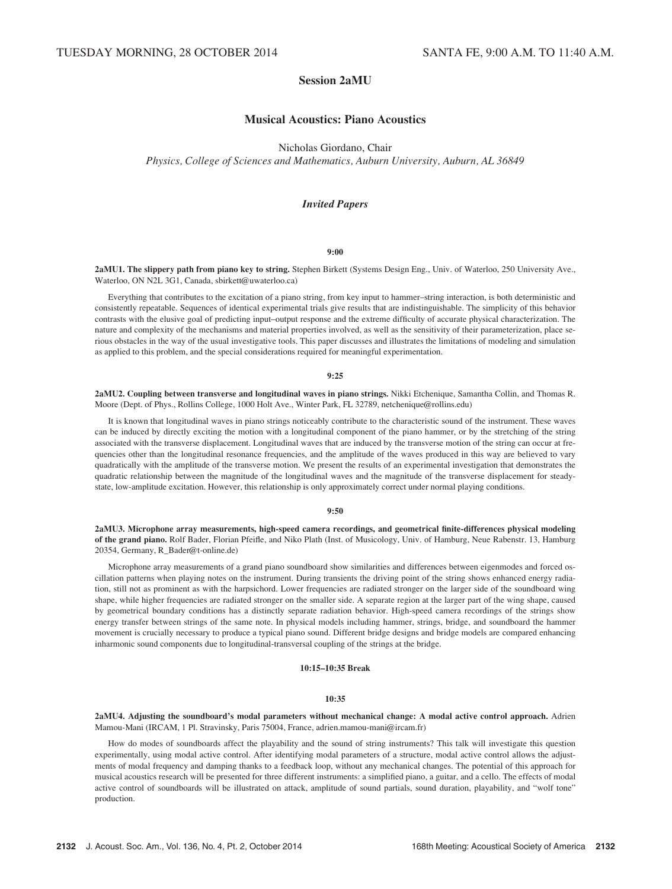TUESDAY MORNING, 28 OCTOBER 2014 SANTA FE, 9:00 A.M. TO 11:40 A.M.

# Session 2aMU

## Musical Acoustics: Piano Acoustics

Nicholas Giordano, Chair

*Physics, College of Sciences and Mathematics, Auburn University, Auburn, AL 36849*

### *Invited Papers*

**9:00**

**2aMU1. The slippery path from piano key to string.** Stephen Birkett (Systems Design Eng., Univ. of Waterloo, 250 University Ave., Waterloo, ON N2L 3G1, Canada, sbirkett@uwaterloo.ca)

Everything that contributes to the excitation of a piano string, from key input to hammer–string interaction, is both deterministic and consistently repeatable. Sequences of identical experimental trials give results that are indistinguishable. The simplicity of this behavior contrasts with the elusive goal of predicting input–output response and the extreme difficulty of accurate physical characterization. The nature and complexity of the mechanisms and material properties involved, as well as the sensitivity of their parameterization, place serious obstacles in the way of the usual investigative tools. This paper discusses and illustrates the limitations of modeling and simulation as applied to this problem, and the special considerations required for meaningful experimentation.

**9:25**

**2aMU2. Coupling between transverse and longitudinal waves in piano strings.** Nikki Etchenique, Samantha Collin, and Thomas R. Moore (Dept. of Phys., Rollins College, 1000 Holt Ave., Winter Park, FL 32789, netchenique@rollins.edu)

It is known that longitudinal waves in piano strings noticeably contribute to the characteristic sound of the instrument. These waves can be induced by directly exciting the motion with a longitudinal component of the piano hammer, or by the stretching of the string associated with the transverse displacement. Longitudinal waves that are induced by the transverse motion of the string can occur at frequencies other than the longitudinal resonance frequencies, and the amplitude of the waves produced in this way are believed to vary quadratically with the amplitude of the transverse motion. We present the results of an experimental investigation that demonstrates the quadratic relationship between the magnitude of the longitudinal waves and the magnitude of the transverse displacement for steady-state, low-amplitude excitation. However, this relationship is only approximately correct under normal playing conditions.

**9:50**

**2aMU3. Microphone array measurements, high-speed camera recordings, and geometrical finite-differences physical modeling of the grand piano.** Rolf Bader, Florian Pfeifle, and Niko Plath (Inst. of Musicology, Univ. of Hamburg, Neue Rabenstr. 13, Hamburg 20354, Germany, R_Bader@t-online.de)

Microphone array measurements of a grand piano soundboard show similarities and differences between eigenmodes and forced oscillation patterns when playing notes on the instrument. During transients the driving point of the string shows enhanced energy radiation, still not as prominent as with the harpsichord. Lower frequencies are radiated stronger on the larger side of the soundboard wing shape, while higher frequencies are radiated stronger on the smaller side. A separate region at the larger part of the wing shape, caused by geometrical boundary conditions has a distinctly separate radiation behavior. High-speed camera recordings of the strings show energy transfer between strings of the same note. In physical models including hammer, strings, bridge, and soundboard the hammer movement is crucially necessary to produce a typical piano sound. Different bridge designs and bridge models are compared enhancing inharmonic sound components due to longitudinal-transversal coupling of the strings at the bridge.

**10:15–10:35 Break**

**10:35**

**2aMU4. Adjusting the soundboard's modal parameters without mechanical change: A modal active control approach.** Adrien Mamou-Mani (IRCAM, 1 Pl. Stravinsky, Paris 75004, France, adrien.mamou-mani@ircam.fr)

How do modes of soundboards affect the playability and the sound of string instruments? This talk will investigate this question experimentally, using modal active control. After identifying modal parameters of a structure, modal active control allows the adjustments of modal frequency and damping thanks to a feedback loop, without any mechanical changes. The potential of this approach for musical acoustics research will be presented for three different instruments: a simplified piano, a guitar, and a cello. The effects of modal active control of soundboards will be illustrated on attack, amplitude of sound partials, sound duration, playability, and "wolf tone" production.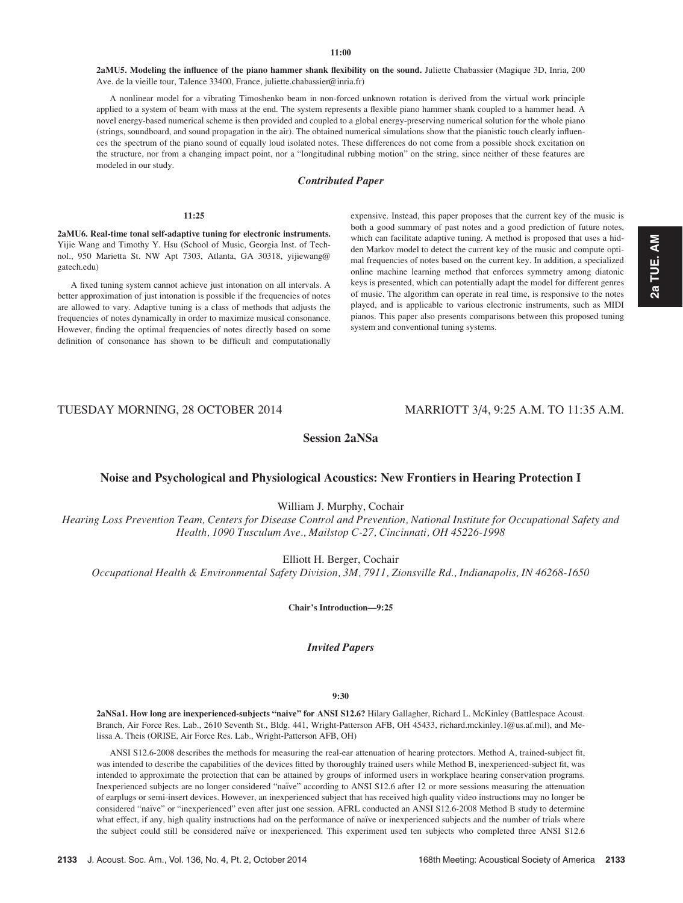11:00

**2aMU5. Modeling the influence of the piano hammer shank flexibility on the sound.** Juliette Chabassier (Magique 3D, Inria, 200 Ave. de la vieille tour, Talence 33400, France, juliette.chabassier@inria.fr)

A nonlinear model for a vibrating Timoshenko beam in non-forced unknown rotation is derived from the virtual work principle applied to a system of beam with mass at the end. The system represents a flexible piano hammer shank coupled to a hammer head. A novel energy-based numerical scheme is then provided and coupled to a global energy-preserving numerical solution for the whole piano (strings, soundboard, and sound propagation in the air). The obtained numerical simulations show that the pianistic touch clearly influences the spectrum of the piano sound of equally loud isolated notes. These differences do not come from a possible shock excitation on the structure, nor from a changing impact point, nor a "longitudinal rubbing motion" on the string, since neither of these features are modeled in our study.

### *Contributed Paper*

11:25

**2aMU6. Real-time tonal self-adaptive tuning for electronic instruments.** Yijie Wang and Timothy Y. Hsu (School of Music, Georgia Inst. of Technol., 950 Marietta St. NW Apt 7303, Atlanta, GA 30318, yijiewang@gatech.edu)

A fixed tuning system cannot achieve just intonation on all intervals. A better approximation of just intonation is possible if the frequencies of notes are allowed to vary. Adaptive tuning is a class of methods that adjusts the frequencies of notes dynamically in order to maximize musical consonance. However, finding the optimal frequencies of notes directly based on some definition of consonance has shown to be difficult and computationally expensive. Instead, this paper proposes that the current key of the music is both a good summary of past notes and a good prediction of future notes, which can facilitate adaptive tuning. A method is proposed that uses a hidden Markov model to detect the current key of the music and compute optimal frequencies of notes based on the current key. In addition, a specialized online machine learning method that enforces symmetry among diatonic keys is presented, which can potentially adapt the model for different genres of music. The algorithm can operate in real time, is responsive to the notes played, and is applicable to various electronic instruments, such as MIDI pianos. This paper also presents comparisons between this proposed tuning system and conventional tuning systems.

TUESDAY MORNING, 28 OCTOBER 2014 MARRIOTT 3/4, 9:25 A.M. TO 11:35 A.M.

## Session 2aNSa

## Noise and Psychological and Physiological Acoustics: New Frontiers in Hearing Protection I

William J. Murphy, Cochair

*Hearing Loss Prevention Team, Centers for Disease Control and Prevention, National Institute for Occupational Safety and Health, 1090 Tusculum Ave., Mailstop C-27, Cincinnati, OH 45226-1998*

Elliott H. Berger, Cochair

*Occupational Health & Environmental Safety Division, 3M, 7911, Zionsville Rd., Indianapolis, IN 46268-1650*

**Chair's Introduction—9:25**

### *Invited Papers*

9:30

**2aNSa1. How long are inexperienced-subjects "naive" for ANSI S12.6?** Hilary Gallagher, Richard L. McKinley (Battlespace Acoust. Branch, Air Force Res. Lab., 2610 Seventh St., Bldg. 441, Wright-Patterson AFB, OH 45433, richard.mckinley.1@us.af.mil), and Melissa A. Theis (ORISE, Air Force Res. Lab., Wright-Patterson AFB, OH)

ANSI S12.6-2008 describes the methods for measuring the real-ear attenuation of hearing protectors. Method A, trained-subject fit, was intended to describe the capabilities of the devices fitted by thoroughly trained users while Method B, inexperienced-subject fit, was intended to approximate the protection that can be attained by groups of informed users in workplace hearing conservation programs. Inexperienced subjects are no longer considered "naïve" according to ANSI S12.6 after 12 or more sessions measuring the attenuation of earplugs or semi-insert devices. However, an inexperienced subject that has received high quality video instructions may no longer be considered "naïve" or "inexperienced" even after just one session. AFRL conducted an ANSI S12.6-2008 Method B study to determine what effect, if any, high quality instructions had on the performance of naïve or inexperienced subjects and the number of trials where the subject could still be considered naïve or inexperienced. This experiment used ten subjects who completed three ANSI S12.6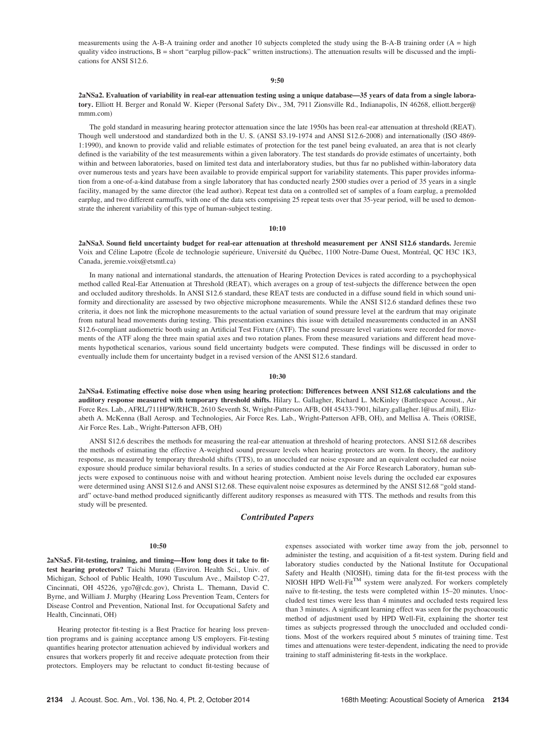measurements using the A-B-A training order and another 10 subjects completed the study using the B-A-B training order (A = high quality video instructions, B = short "earplug pillow-pack" written instructions). The attenuation results will be discussed and the implications for ANSI S12.6.

**9:50**

**2aNSa2. Evaluation of variability in real-ear attenuation testing using a unique database—35 years of data from a single laboratory.** Elliott H. Berger and Ronald W. Kieper (Personal Safety Div., 3M, 7911 Zionsville Rd., Indianapolis, IN 46268, elliott.berger@mmm.com)

The gold standard in measuring hearing protector attenuation since the late 1950s has been real-ear attenuation at threshold (REAT). Though well understood and standardized both in the U. S. (ANSI S3.19-1974 and ANSI S12.6-2008) and internationally (ISO 4869-1:1990), and known to provide valid and reliable estimates of protection for the test panel being evaluated, an area that is not clearly defined is the variability of the test measurements within a given laboratory. The test standards do provide estimates of uncertainty, both within and between laboratories, based on limited test data and interlaboratory studies, but thus far no published within-laboratory data over numerous tests and years have been available to provide empirical support for variability statements. This paper provides information from a one-of-a-kind database from a single laboratory that has conducted nearly 2500 studies over a period of 35 years in a single facility, managed by the same director (the lead author). Repeat test data on a controlled set of samples of a foam earplug, a premolded earplug, and two different earmuffs, with one of the data sets comprising 25 repeat tests over that 35-year period, will be used to demonstrate the inherent variability of this type of human-subject testing.

**10:10**

**2aNSa3. Sound field uncertainty budget for real-ear attenuation at threshold measurement per ANSI S12.6 standards.** Jeremie Voix and Céline Lapotre (École de technologie supérieure, Université du Québec, 1100 Notre-Dame Ouest, Montréal, QC H3C 1K3, Canada, jeremie.voix@etsmtl.ca)

In many national and international standards, the attenuation of Hearing Protection Devices is rated according to a psychophysical method called Real-Ear Attenuation at Threshold (REAT), which averages on a group of test-subjects the difference between the open and occluded auditory thresholds. In ANSI S12.6 standard, these REAT tests are conducted in a diffuse sound field in which sound uniformity and directionality are assessed by two objective microphone measurements. While the ANSI S12.6 standard defines these two criteria, it does not link the microphone measurements to the actual variation of sound pressure level at the eardrum that may originate from natural head movements during testing. This presentation examines this issue with detailed measurements conducted in an ANSI S12.6-compliant audiometric booth using an Artificial Test Fixture (ATF). The sound pressure level variations were recorded for movements of the ATF along the three main spatial axes and two rotation planes. From these measured variations and different head movements hypothetical scenarios, various sound field uncertainty budgets were computed. These findings will be discussed in order to eventually include them for uncertainty budget in a revised version of the ANSI S12.6 standard.

**10:30**

**2aNSa4. Estimating effective noise dose when using hearing protection: Differences between ANSI S12.68 calculations and the auditory response measured with temporary threshold shifts.** Hilary L. Gallagher, Richard L. McKinley (Battlespace Acoust., Air Force Res. Lab., AFRL/711HPW/RHCB, 2610 Seventh St, Wright-Patterson AFB, OH 45433-7901, hilary.gallagher.1@us.af.mil), Elizabeth A. McKenna (Ball Aerosp. and Technologies, Air Force Res. Lab., Wright-Patterson AFB, OH), and Mellisa A. Theis (ORISE, Air Force Res. Lab., Wright-Patterson AFB, OH)

ANSI S12.6 describes the methods for measuring the real-ear attenuation at threshold of hearing protectors. ANSI S12.68 describes the methods of estimating the effective A-weighted sound pressure levels when hearing protectors are worn. In theory, the auditory response, as measured by temporary threshold shifts (TTS), to an unoccluded ear noise exposure and an equivalent occluded ear noise exposure should produce similar behavioral results. In a series of studies conducted at the Air Force Research Laboratory, human subjects were exposed to continuous noise with and without hearing protection. Ambient noise levels during the occluded ear exposures were determined using ANSI S12.6 and ANSI S12.68. These equivalent noise exposures as determined by the ANSI S12.68 "gold standard" octave-band method produced significantly different auditory responses as measured with TTS. The methods and results from this study will be presented.

## *Contributed Papers*

**10:50**

**2aNSa5. Fit-testing, training, and timing—How long does it take to fit-test hearing protectors?** Taichi Murata (Environ. Health Sci., Univ. of Michigan, School of Public Health, 1090 Tusculum Ave., Mailstop C-27, Cincinnati, OH 45226, ygo7@cdc.gov), Christa L. Themann, David C. Byrne, and William J. Murphy (Hearing Loss Prevention Team, Centers for Disease Control and Prevention, National Inst. for Occupational Safety and Health, Cincinnati, OH)

Hearing protector fit-testing is a Best Practice for hearing loss prevention programs and is gaining acceptance among US employers. Fit-testing quantifies hearing protector attenuation achieved by individual workers and ensures that workers properly fit and receive adequate protection from their protectors. Employers may be reluctant to conduct fit-testing because of expenses associated with worker time away from the job, personnel to administer the testing, and acquisition of a fit-test system. During field and laboratory studies conducted by the National Institute for Occupational Safety and Health (NIOSH), timing data for the fit-test process with the NIOSH HPD Well-Fit™ system were analyzed. For workers completely naïve to fit-testing, the tests were completed within 15–20 minutes. Unoccluded test times were less than 4 minutes and occluded tests required less than 3 minutes. A significant learning effect was seen for the psychoacoustic method of adjustment used by HPD Well-Fit, explaining the shorter test times as subjects progressed through the unoccluded and occluded conditions. Most of the workers required about 5 minutes of training time. Test times and attenuations were tester-dependent, indicating the need to provide training to staff administering fit-tests in the workplace.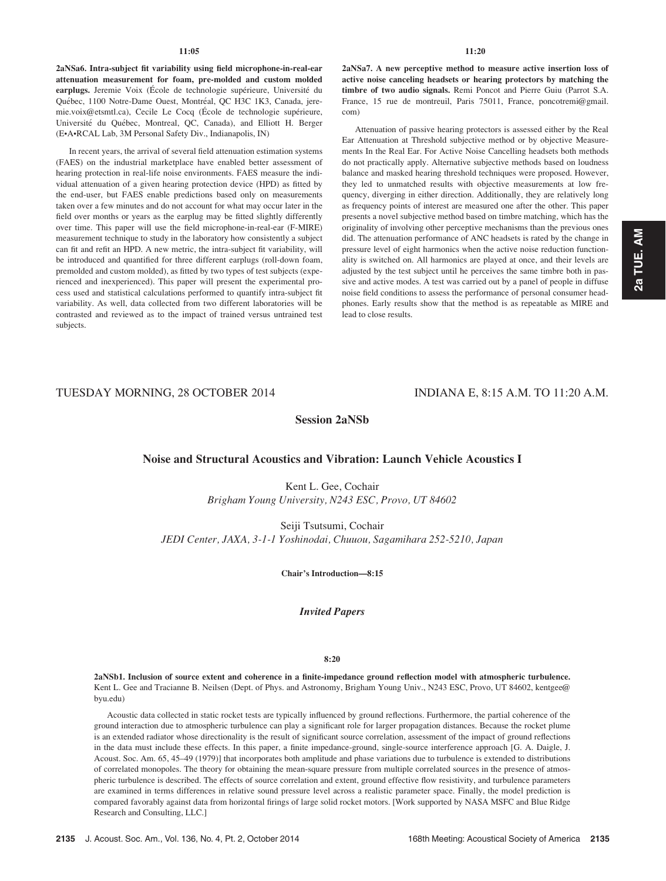11:05

**2aNSa6. Intra-subject fit variability using field microphone-in-real-ear attenuation measurement for foam, pre-molded and custom molded earplugs.** Jeremie Voix (École de technologie supérieure, Université du Québec, 1100 Notre-Dame Ouest, Montréal, QC H3C 1K3, Canada, jeremie.voix@etsmtl.ca), Cecile Le Cocq (École de technologie supérieure, Université du Québec, Montreal, QC, Canada), and Elliott H. Berger (E•A•RCAL Lab, 3M Personal Safety Div., Indianapolis, IN)

In recent years, the arrival of several field attenuation estimation systems (FAES) on the industrial marketplace have enabled better assessment of hearing protection in real-life noise environments. FAES measure the individual attenuation of a given hearing protection device (HPD) as fitted by the end-user, but FAES enable predictions based only on measurements taken over a few minutes and do not account for what may occur later in the field over months or years as the earplug may be fitted slightly differently over time. This paper will use the field microphone-in-real-ear (F-MIRE) measurement technique to study in the laboratory how consistently a subject can fit and refit an HPD. A new metric, the intra-subject fit variability, will be introduced and quantified for three different earplugs (roll-down foam, premolded and custom molded), as fitted by two types of test subjects (experienced and inexperienced). This paper will present the experimental process used and statistical calculations performed to quantify intra-subject fit variability. As well, data collected from two different laboratories will be contrasted and reviewed as to the impact of trained versus untrained test subjects.

11:20

**2aNSa7. A new perceptive method to measure active insertion loss of active noise canceling headsets or hearing protectors by matching the timbre of two audio signals.** Remi Poncot and Pierre Guiu (Parrot S.A. France, 15 rue de montreuil, Paris 75011, France, poncotremi@gmail.com)

Attenuation of passive hearing protectors is assessed either by the Real Ear Attenuation at Threshold subjective method or by objective Measurements In the Real Ear. For Active Noise Cancelling headsets both methods do not practically apply. Alternative subjective methods based on loudness balance and masked hearing threshold techniques were proposed. However, they led to unmatched results with objective measurements at low frequency, diverging in either direction. Additionally, they are relatively long as frequency points of interest are measured one after the other. This paper presents a novel subjective method based on timbre matching, which has the originality of involving other perceptive mechanisms than the previous ones did. The attenuation performance of ANC headsets is rated by the change in pressure level of eight harmonics when the active noise reduction functionality is switched on. All harmonics are played at once, and their levels are adjusted by the test subject until he perceives the same timbre both in passive and active modes. A test was carried out by a panel of people in diffuse noise field conditions to assess the performance of personal consumer headphones. Early results show that the method is as repeatable as MIRE and lead to close results.

TUESDAY MORNING, 28 OCTOBER 2014 — INDIANA E, 8:15 A.M. TO 11:20 A.M.

## Session 2aNSb

### Noise and Structural Acoustics and Vibration: Launch Vehicle Acoustics I

Kent L. Gee, Cochair
*Brigham Young University, N243 ESC, Provo, UT 84602*

Seiji Tsutsumi, Cochair
*JEDI Center, JAXA, 3-1-1 Yoshinodai, Chuuou, Sagamihara 252-5210, Japan*

**Chair's Introduction—8:15**

### *Invited Papers*

8:20

**2aNSb1. Inclusion of source extent and coherence in a finite-impedance ground reflection model with atmospheric turbulence.** Kent L. Gee and Tracianne B. Neilsen (Dept. of Phys. and Astronomy, Brigham Young Univ., N243 ESC, Provo, UT 84602, kentgee@byu.edu)

Acoustic data collected in static rocket tests are typically influenced by ground reflections. Furthermore, the partial coherence of the ground interaction due to atmospheric turbulence can play a significant role for larger propagation distances. Because the rocket plume is an extended radiator whose directionality is the result of significant source correlation, assessment of the impact of ground reflections in the data must include these effects. In this paper, a finite impedance-ground, single-source interference approach [G. A. Daigle, J. Acoust. Soc. Am. 65, 45–49 (1979)] that incorporates both amplitude and phase variations due to turbulence is extended to distributions of correlated monopoles. The theory for obtaining the mean-square pressure from multiple correlated sources in the presence of atmospheric turbulence is described. The effects of source correlation and extent, ground effective flow resistivity, and turbulence parameters are examined in terms differences in relative sound pressure level across a realistic parameter space. Finally, the model prediction is compared favorably against data from horizontal firings of large solid rocket motors. [Work supported by NASA MSFC and Blue Ridge Research and Consulting, LLC.]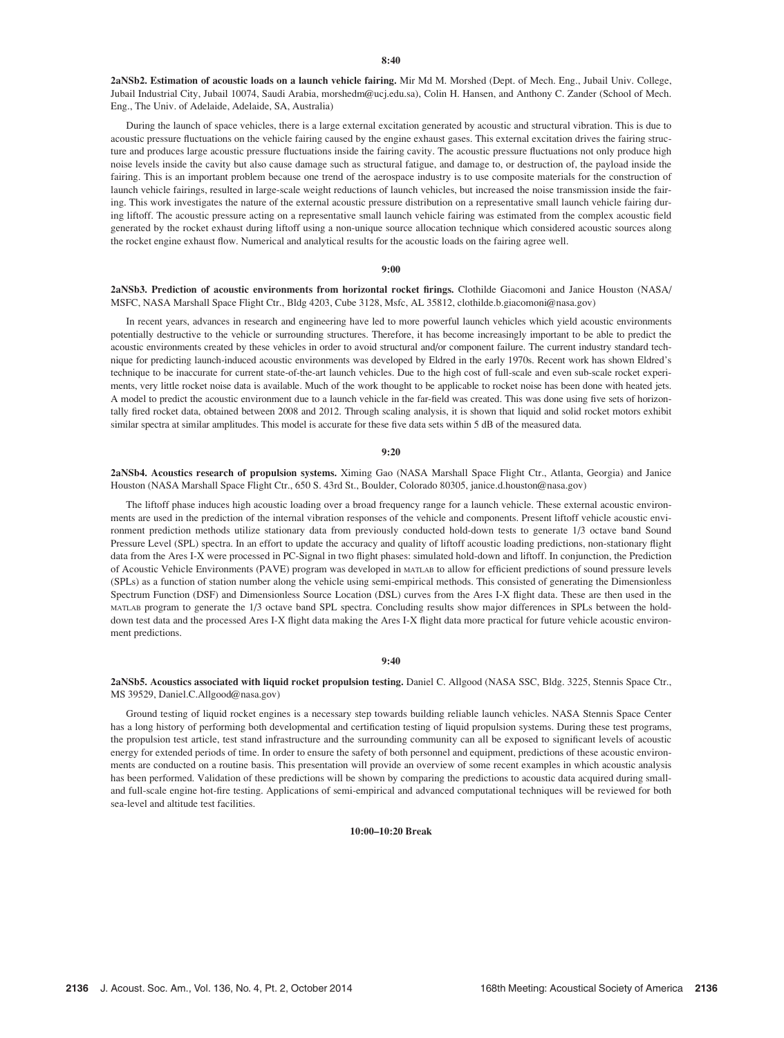**8:40**

**2aNSb2. Estimation of acoustic loads on a launch vehicle fairing.** Mir Md M. Morshed (Dept. of Mech. Eng., Jubail Univ. College, Jubail Industrial City, Jubail 10074, Saudi Arabia, morshedm@ucj.edu.sa), Colin H. Hansen, and Anthony C. Zander (School of Mech. Eng., The Univ. of Adelaide, Adelaide, SA, Australia)

During the launch of space vehicles, there is a large external excitation generated by acoustic and structural vibration. This is due to acoustic pressure fluctuations on the vehicle fairing caused by the engine exhaust gases. This external excitation drives the fairing structure and produces large acoustic pressure fluctuations inside the fairing cavity. The acoustic pressure fluctuations not only produce high noise levels inside the cavity but also cause damage such as structural fatigue, and damage to, or destruction of, the payload inside the fairing. This is an important problem because one trend of the aerospace industry is to use composite materials for the construction of launch vehicle fairings, resulted in large-scale weight reductions of launch vehicles, but increased the noise transmission inside the fairing. This work investigates the nature of the external acoustic pressure distribution on a representative small launch vehicle fairing during liftoff. The acoustic pressure acting on a representative small launch vehicle fairing was estimated from the complex acoustic field generated by the rocket exhaust during liftoff using a non-unique source allocation technique which considered acoustic sources along the rocket engine exhaust flow. Numerical and analytical results for the acoustic loads on the fairing agree well.

**9:00**

**2aNSb3. Prediction of acoustic environments from horizontal rocket firings.** Clothilde Giacomoni and Janice Houston (NASA/MSFC, NASA Marshall Space Flight Ctr., Bldg 4203, Cube 3128, Msfc, AL 35812, clothilde.b.giacomoni@nasa.gov)

In recent years, advances in research and engineering have led to more powerful launch vehicles which yield acoustic environments potentially destructive to the vehicle or surrounding structures. Therefore, it has become increasingly important to be able to predict the acoustic environments created by these vehicles in order to avoid structural and/or component failure. The current industry standard technique for predicting launch-induced acoustic environments was developed by Eldred in the early 1970s. Recent work has shown Eldred's technique to be inaccurate for current state-of-the-art launch vehicles. Due to the high cost of full-scale and even sub-scale rocket experiments, very little rocket noise data is available. Much of the work thought to be applicable to rocket noise has been done with heated jets. A model to predict the acoustic environment due to a launch vehicle in the far-field was created. This was done using five sets of horizontally fired rocket data, obtained between 2008 and 2012. Through scaling analysis, it is shown that liquid and solid rocket motors exhibit similar spectra at similar amplitudes. This model is accurate for these five data sets within 5 dB of the measured data.

**9:20**

**2aNSb4. Acoustics research of propulsion systems.** Ximing Gao (NASA Marshall Space Flight Ctr., Atlanta, Georgia) and Janice Houston (NASA Marshall Space Flight Ctr., 650 S. 43rd St., Boulder, Colorado 80305, janice.d.houston@nasa.gov)

The liftoff phase induces high acoustic loading over a broad frequency range for a launch vehicle. These external acoustic environments are used in the prediction of the internal vibration responses of the vehicle and components. Present liftoff vehicle acoustic environment prediction methods utilize stationary data from previously conducted hold-down tests to generate 1/3 octave band Sound Pressure Level (SPL) spectra. In an effort to update the accuracy and quality of liftoff acoustic loading predictions, non-stationary flight data from the Ares I-X were processed in PC-Signal in two flight phases: simulated hold-down and liftoff. In conjunction, the Prediction of Acoustic Vehicle Environments (PAVE) program was developed in MATLAB to allow for efficient predictions of sound pressure levels (SPLs) as a function of station number along the vehicle using semi-empirical methods. This consisted of generating the Dimensionless Spectrum Function (DSF) and Dimensionless Source Location (DSL) curves from the Ares I-X flight data. These are then used in the MATLAB program to generate the 1/3 octave band SPL spectra. Concluding results show major differences in SPLs between the hold-down test data and the processed Ares I-X flight data making the Ares I-X flight data more practical for future vehicle acoustic environment predictions.

**9:40**

**2aNSb5. Acoustics associated with liquid rocket propulsion testing.** Daniel C. Allgood (NASA SSC, Bldg. 3225, Stennis Space Ctr., MS 39529, Daniel.C.Allgood@nasa.gov)

Ground testing of liquid rocket engines is a necessary step towards building reliable launch vehicles. NASA Stennis Space Center has a long history of performing both developmental and certification testing of liquid propulsion systems. During these test programs, the propulsion test article, test stand infrastructure and the surrounding community can all be exposed to significant levels of acoustic energy for extended periods of time. In order to ensure the safety of both personnel and equipment, predictions of these acoustic environments are conducted on a routine basis. This presentation will provide an overview of some recent examples in which acoustic analysis has been performed. Validation of these predictions will be shown by comparing the predictions to acoustic data acquired during small- and full-scale engine hot-fire testing. Applications of semi-empirical and advanced computational techniques will be reviewed for both sea-level and altitude test facilities.

**10:00–10:20 Break**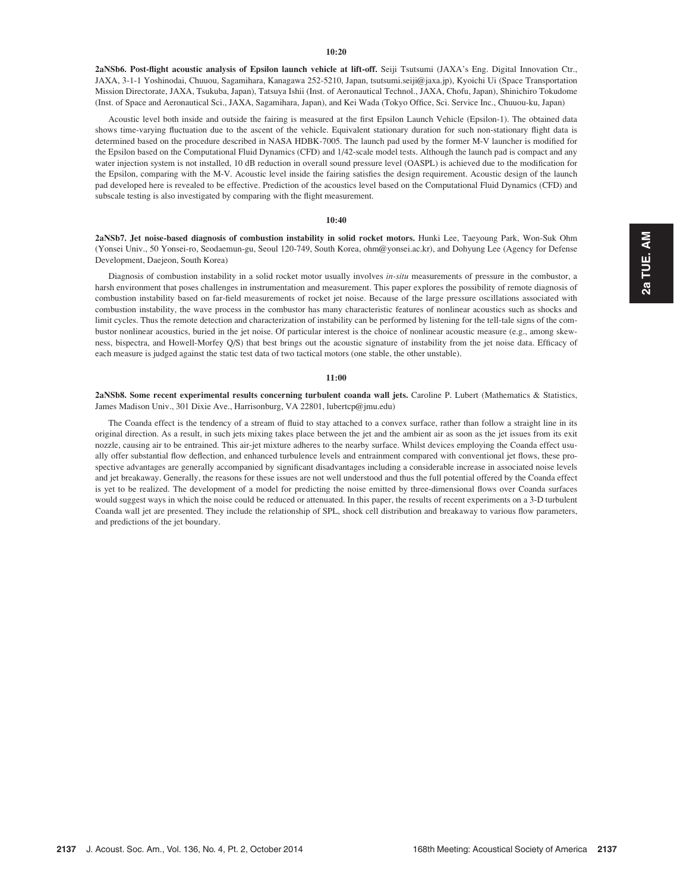**10:20**

**2aNSb6. Post-flight acoustic analysis of Epsilon launch vehicle at lift-off.** Seiji Tsutsumi (JAXA's Eng. Digital Innovation Ctr., JAXA, 3-1-1 Yoshinodai, Chuuou, Sagamihara, Kanagawa 252-5210, Japan, tsutsumi.seiji@jaxa.jp), Kyoichi Ui (Space Transportation Mission Directorate, JAXA, Tsukuba, Japan), Tatsuya Ishii (Inst. of Aeronautical Technol., JAXA, Chofu, Japan), Shinichiro Tokudome (Inst. of Space and Aeronautical Sci., JAXA, Sagamihara, Japan), and Kei Wada (Tokyo Office, Sci. Service Inc., Chuuou-ku, Japan)

Acoustic level both inside and outside the fairing is measured at the first Epsilon Launch Vehicle (Epsilon-1). The obtained data shows time-varying fluctuation due to the ascent of the vehicle. Equivalent stationary duration for such non-stationary flight data is determined based on the procedure described in NASA HDBK-7005. The launch pad used by the former M-V launcher is modified for the Epsilon based on the Computational Fluid Dynamics (CFD) and 1/42-scale model tests. Although the launch pad is compact and any water injection system is not installed, 10 dB reduction in overall sound pressure level (OASPL) is achieved due to the modification for the Epsilon, comparing with the M-V. Acoustic level inside the fairing satisfies the design requirement. Acoustic design of the launch pad developed here is revealed to be effective. Prediction of the acoustics level based on the Computational Fluid Dynamics (CFD) and subscale testing is also investigated by comparing with the flight measurement.

**10:40**

**2aNSb7. Jet noise-based diagnosis of combustion instability in solid rocket motors.** Hunki Lee, Taeyoung Park, Won-Suk Ohm (Yonsei Univ., 50 Yonsei-ro, Seodaemun-gu, Seoul 120-749, South Korea, ohm@yonsei.ac.kr), and Dohyung Lee (Agency for Defense Development, Daejeon, South Korea)

Diagnosis of combustion instability in a solid rocket motor usually involves *in-situ* measurements of pressure in the combustor, a harsh environment that poses challenges in instrumentation and measurement. This paper explores the possibility of remote diagnosis of combustion instability based on far-field measurements of rocket jet noise. Because of the large pressure oscillations associated with combustion instability, the wave process in the combustor has many characteristic features of nonlinear acoustics such as shocks and limit cycles. Thus the remote detection and characterization of instability can be performed by listening for the tell-tale signs of the combustor nonlinear acoustics, buried in the jet noise. Of particular interest is the choice of nonlinear acoustic measure (e.g., among skewness, bispectra, and Howell-Morfey Q/S) that best brings out the acoustic signature of instability from the jet noise data. Efficacy of each measure is judged against the static test data of two tactical motors (one stable, the other unstable).

**11:00**

**2aNSb8. Some recent experimental results concerning turbulent coanda wall jets.** Caroline P. Lubert (Mathematics & Statistics, James Madison Univ., 301 Dixie Ave., Harrisonburg, VA 22801, lubertcp@jmu.edu)

The Coanda effect is the tendency of a stream of fluid to stay attached to a convex surface, rather than follow a straight line in its original direction. As a result, in such jets mixing takes place between the jet and the ambient air as soon as the jet issues from its exit nozzle, causing air to be entrained. This air-jet mixture adheres to the nearby surface. Whilst devices employing the Coanda effect usually offer substantial flow deflection, and enhanced turbulence levels and entrainment compared with conventional jet flows, these prospective advantages are generally accompanied by significant disadvantages including a considerable increase in associated noise levels and jet breakaway. Generally, the reasons for these issues are not well understood and thus the full potential offered by the Coanda effect is yet to be realized. The development of a model for predicting the noise emitted by three-dimensional flows over Coanda surfaces would suggest ways in which the noise could be reduced or attenuated. In this paper, the results of recent experiments on a 3-D turbulent Coanda wall jet are presented. They include the relationship of SPL, shock cell distribution and breakaway to various flow parameters, and predictions of the jet boundary.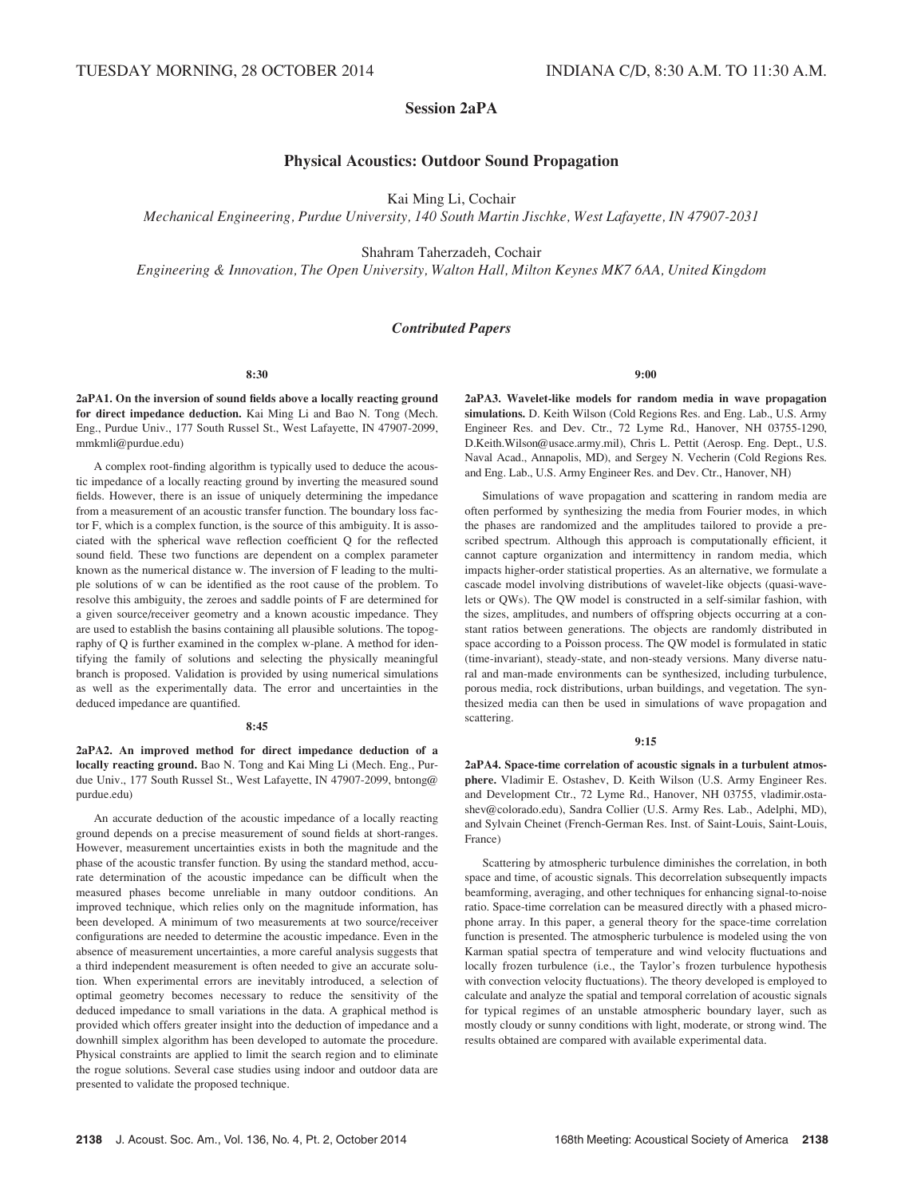TUESDAY MORNING, 28 OCTOBER 2014 INDIANA C/D, 8:30 A.M. TO 11:30 A.M.

# Session 2aPA

## Physical Acoustics: Outdoor Sound Propagation

Kai Ming Li, Cochair

*Mechanical Engineering, Purdue University, 140 South Martin Jischke, West Lafayette, IN 47907-2031*

Shahram Taherzadeh, Cochair

*Engineering & Innovation, The Open University, Walton Hall, Milton Keynes MK7 6AA, United Kingdom*

### *Contributed Papers*

**8:30**

**2aPA1. On the inversion of sound fields above a locally reacting ground for direct impedance deduction.** Kai Ming Li and Bao N. Tong (Mech. Eng., Purdue Univ., 177 South Russel St., West Lafayette, IN 47907-2099, mmkmli@purdue.edu)

A complex root-finding algorithm is typically used to deduce the acoustic impedance of a locally reacting ground by inverting the measured sound fields. However, there is an issue of uniquely determining the impedance from a measurement of an acoustic transfer function. The boundary loss factor F, which is a complex function, is the source of this ambiguity. It is associated with the spherical wave reflection coefficient Q for the reflected sound field. These two functions are dependent on a complex parameter known as the numerical distance w. The inversion of F leading to the multiple solutions of w can be identified as the root cause of the problem. To resolve this ambiguity, the zeroes and saddle points of F are determined for a given source/receiver geometry and a known acoustic impedance. They are used to establish the basins containing all plausible solutions. The topography of Q is further examined in the complex w-plane. A method for identifying the family of solutions and selecting the physically meaningful branch is proposed. Validation is provided by using numerical simulations as well as the experimentally data. The error and uncertainties in the deduced impedance are quantified.

**8:45**

**2aPA2. An improved method for direct impedance deduction of a locally reacting ground.** Bao N. Tong and Kai Ming Li (Mech. Eng., Purdue Univ., 177 South Russel St., West Lafayette, IN 47907-2099, bntong@purdue.edu)

An accurate deduction of the acoustic impedance of a locally reacting ground depends on a precise measurement of sound fields at short-ranges. However, measurement uncertainties exists in both the magnitude and the phase of the acoustic transfer function. By using the standard method, accurate determination of the acoustic impedance can be difficult when the measured phases become unreliable in many outdoor conditions. An improved technique, which relies only on the magnitude information, has been developed. A minimum of two measurements at two source/receiver configurations are needed to determine the acoustic impedance. Even in the absence of measurement uncertainties, a more careful analysis suggests that a third independent measurement is often needed to give an accurate solution. When experimental errors are inevitably introduced, a selection of optimal geometry becomes necessary to reduce the sensitivity of the deduced impedance to small variations in the data. A graphical method is provided which offers greater insight into the deduction of impedance and a downhill simplex algorithm has been developed to automate the procedure. Physical constraints are applied to limit the search region and to eliminate the rogue solutions. Several case studies using indoor and outdoor data are presented to validate the proposed technique.

**9:00**

**2aPA3. Wavelet-like models for random media in wave propagation simulations.** D. Keith Wilson (Cold Regions Res. and Eng. Lab., U.S. Army Engineer Res. and Dev. Ctr., 72 Lyme Rd., Hanover, NH 03755-1290, D.Keith.Wilson@usace.army.mil), Chris L. Pettit (Aerosp. Eng. Dept., U.S. Naval Acad., Annapolis, MD), and Sergey N. Vecherin (Cold Regions Res. and Eng. Lab., U.S. Army Engineer Res. and Dev. Ctr., Hanover, NH)

Simulations of wave propagation and scattering in random media are often performed by synthesizing the media from Fourier modes, in which the phases are randomized and the amplitudes tailored to provide a prescribed spectrum. Although this approach is computationally efficient, it cannot capture organization and intermittency in random media, which impacts higher-order statistical properties. As an alternative, we formulate a cascade model involving distributions of wavelet-like objects (quasi-wavelets or QWs). The QW model is constructed in a self-similar fashion, with the sizes, amplitudes, and numbers of offspring objects occurring at a constant ratios between generations. The objects are randomly distributed in space according to a Poisson process. The QW model is formulated in static (time-invariant), steady-state, and non-steady versions. Many diverse natural and man-made environments can be synthesized, including turbulence, porous media, rock distributions, urban buildings, and vegetation. The synthesized media can then be used in simulations of wave propagation and scattering.

**9:15**

**2aPA4. Space-time correlation of acoustic signals in a turbulent atmosphere.** Vladimir E. Ostashev, D. Keith Wilson (U.S. Army Engineer Res. and Development Ctr., 72 Lyme Rd., Hanover, NH 03755, vladimir.ostashev@colorado.edu), Sandra Collier (U.S. Army Res. Lab., Adelphi, MD), and Sylvain Cheinet (French-German Res. Inst. of Saint-Louis, Saint-Louis, France)

Scattering by atmospheric turbulence diminishes the correlation, in both space and time, of acoustic signals. This decorrelation subsequently impacts beamforming, averaging, and other techniques for enhancing signal-to-noise ratio. Space-time correlation can be measured directly with a phased microphone array. In this paper, a general theory for the space-time correlation function is presented. The atmospheric turbulence is modeled using the von Karman spatial spectra of temperature and wind velocity fluctuations and locally frozen turbulence (i.e., the Taylor's frozen turbulence hypothesis with convection velocity fluctuations). The theory developed is employed to calculate and analyze the spatial and temporal correlation of acoustic signals for typical regimes of an unstable atmospheric boundary layer, such as mostly cloudy or sunny conditions with light, moderate, or strong wind. The results obtained are compared with available experimental data.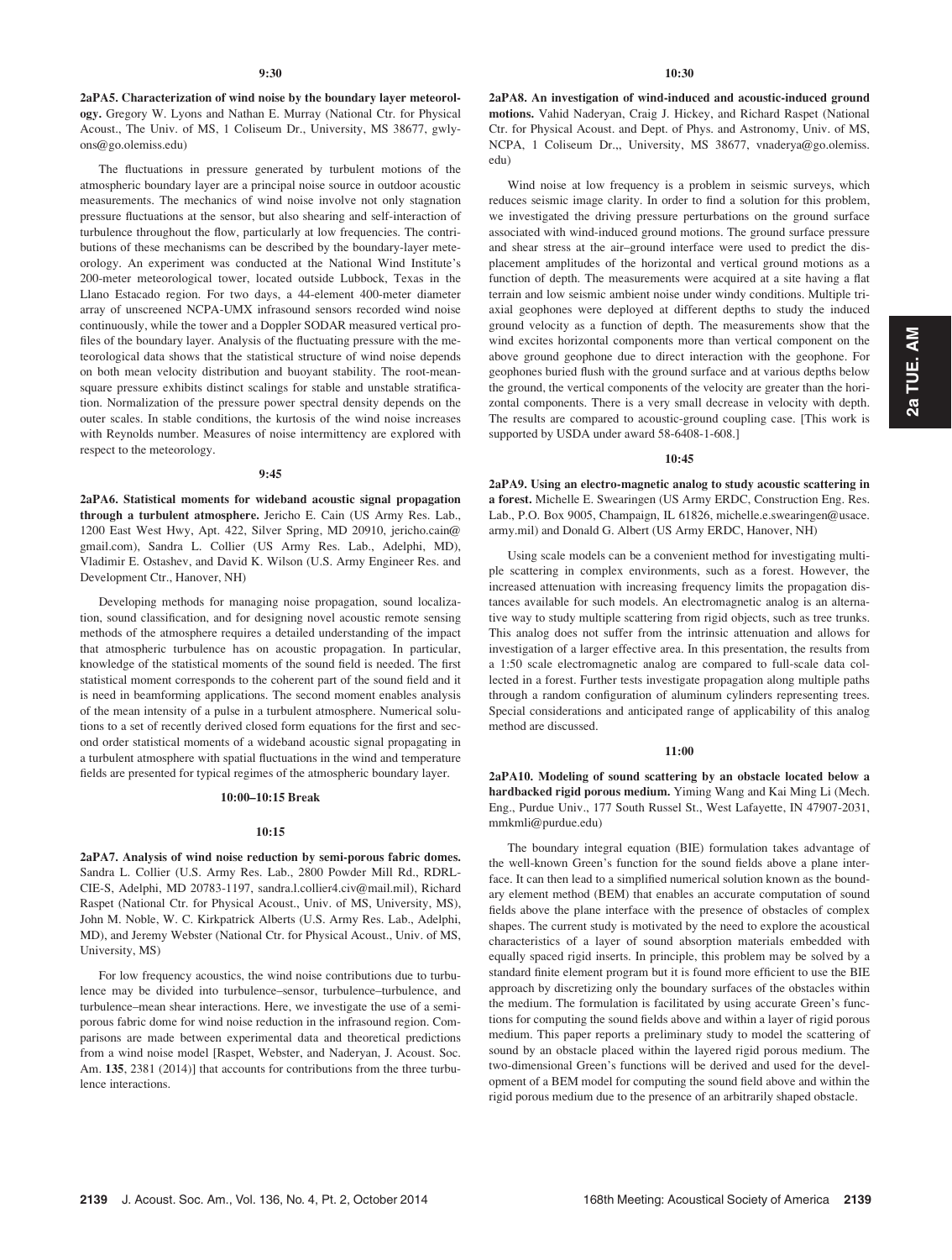**9:30**

**2aPA5. Characterization of wind noise by the boundary layer meteorology.** Gregory W. Lyons and Nathan E. Murray (National Ctr. for Physical Acoust., The Univ. of MS, 1 Coliseum Dr., University, MS 38677, gwlyons@go.olemiss.edu)

The fluctuations in pressure generated by turbulent motions of the atmospheric boundary layer are a principal noise source in outdoor acoustic measurements. The mechanics of wind noise involve not only stagnation pressure fluctuations at the sensor, but also shearing and self-interaction of turbulence throughout the flow, particularly at low frequencies. The contributions of these mechanisms can be described by the boundary-layer meteorology. An experiment was conducted at the National Wind Institute's 200-meter meteorological tower, located outside Lubbock, Texas in the Llano Estacado region. For two days, a 44-element 400-meter diameter array of unscreened NCPA-UMX infrasound sensors recorded wind noise continuously, while the tower and a Doppler SODAR measured vertical profiles of the boundary layer. Analysis of the fluctuating pressure with the meteorological data shows that the statistical structure of wind noise depends on both mean velocity distribution and buoyant stability. The root-mean-square pressure exhibits distinct scalings for stable and unstable stratification. Normalization of the pressure power spectral density depends on the outer scales. In stable conditions, the kurtosis of the wind noise increases with Reynolds number. Measures of noise intermittency are explored with respect to the meteorology.

**9:45**

**2aPA6. Statistical moments for wideband acoustic signal propagation through a turbulent atmosphere.** Jericho E. Cain (US Army Res. Lab., 1200 East West Hwy, Apt. 422, Silver Spring, MD 20910, jericho.cain@gmail.com), Sandra L. Collier (US Army Res. Lab., Adelphi, MD), Vladimir E. Ostashev, and David K. Wilson (U.S. Army Engineer Res. and Development Ctr., Hanover, NH)

Developing methods for managing noise propagation, sound localization, sound classification, and for designing novel acoustic remote sensing methods of the atmosphere requires a detailed understanding of the impact that atmospheric turbulence has on acoustic propagation. In particular, knowledge of the statistical moments of the sound field is needed. The first statistical moment corresponds to the coherent part of the sound field and it is need in beamforming applications. The second moment enables analysis of the mean intensity of a pulse in a turbulent atmosphere. Numerical solutions to a set of recently derived closed form equations for the first and second order statistical moments of a wideband acoustic signal propagating in a turbulent atmosphere with spatial fluctuations in the wind and temperature fields are presented for typical regimes of the atmospheric boundary layer.

**10:00–10:15 Break**

**10:15**

**2aPA7. Analysis of wind noise reduction by semi-porous fabric domes.** Sandra L. Collier (U.S. Army Res. Lab., 2800 Powder Mill Rd., RDRL-CIE-S, Adelphi, MD 20783-1197, sandra.l.collier4.civ@mail.mil), Richard Raspet (National Ctr. for Physical Acoust., Univ. of MS, University, MS), John M. Noble, W. C. Kirkpatrick Alberts (U.S. Army Res. Lab., Adelphi, MD), and Jeremy Webster (National Ctr. for Physical Acoust., Univ. of MS, University, MS)

For low frequency acoustics, the wind noise contributions due to turbulence may be divided into turbulence–sensor, turbulence–turbulence, and turbulence–mean shear interactions. Here, we investigate the use of a semi-porous fabric dome for wind noise reduction in the infrasound region. Comparisons are made between experimental data and theoretical predictions from a wind noise model [Raspet, Webster, and Naderyan, J. Acoust. Soc. Am. **135**, 2381 (2014)] that accounts for contributions from the three turbulence interactions.

**10:30**

**2aPA8. An investigation of wind-induced and acoustic-induced ground motions.** Vahid Naderyan, Craig J. Hickey, and Richard Raspet (National Ctr. for Physical Acoust. and Dept. of Phys. and Astronomy, Univ. of MS, NCPA, 1 Coliseum Dr.,, University, MS 38677, vnaderya@go.olemiss.edu)

Wind noise at low frequency is a problem in seismic surveys, which reduces seismic image clarity. In order to find a solution for this problem, we investigated the driving pressure perturbations on the ground surface associated with wind-induced ground motions. The ground surface pressure and shear stress at the air–ground interface were used to predict the displacement amplitudes of the horizontal and vertical ground motions as a function of depth. The measurements were acquired at a site having a flat terrain and low seismic ambient noise under windy conditions. Multiple tri-axial geophones were deployed at different depths to study the induced ground velocity as a function of depth. The measurements show that the wind excites horizontal components more than vertical component on the above ground geophone due to direct interaction with the geophone. For geophones buried flush with the ground surface and at various depths below the ground, the vertical components of the velocity are greater than the horizontal components. There is a very small decrease in velocity with depth. The results are compared to acoustic-ground coupling case. [This work is supported by USDA under award 58-6408-1-608.]

**10:45**

**2aPA9. Using an electro-magnetic analog to study acoustic scattering in a forest.** Michelle E. Swearingen (US Army ERDC, Construction Eng. Res. Lab., P.O. Box 9005, Champaign, IL 61826, michelle.e.swearingen@usace.army.mil) and Donald G. Albert (US Army ERDC, Hanover, NH)

Using scale models can be a convenient method for investigating multiple scattering in complex environments, such as a forest. However, the increased attenuation with increasing frequency limits the propagation distances available for such models. An electromagnetic analog is an alternative way to study multiple scattering from rigid objects, such as tree trunks. This analog does not suffer from the intrinsic attenuation and allows for investigation of a larger effective area. In this presentation, the results from a 1:50 scale electromagnetic analog are compared to full-scale data collected in a forest. Further tests investigate propagation along multiple paths through a random configuration of aluminum cylinders representing trees. Special considerations and anticipated range of applicability of this analog method are discussed.

**11:00**

**2aPA10. Modeling of sound scattering by an obstacle located below a hardbacked rigid porous medium.** Yiming Wang and Kai Ming Li (Mech. Eng., Purdue Univ., 177 South Russel St., West Lafayette, IN 47907-2031, mmkmli@purdue.edu)

The boundary integral equation (BIE) formulation takes advantage of the well-known Green's function for the sound fields above a plane interface. It can then lead to a simplified numerical solution known as the boundary element method (BEM) that enables an accurate computation of sound fields above the plane interface with the presence of obstacles of complex shapes. The current study is motivated by the need to explore the acoustical characteristics of a layer of sound absorption materials embedded with equally spaced rigid inserts. In principle, this problem may be solved by a standard finite element program but it is found more efficient to use the BIE approach by discretizing only the boundary surfaces of the obstacles within the medium. The formulation is facilitated by using accurate Green's functions for computing the sound fields above and within a layer of rigid porous medium. This paper reports a preliminary study to model the scattering of sound by an obstacle placed within the layered rigid porous medium. The two-dimensional Green's functions will be derived and used for the development of a BEM model for computing the sound field above and within the rigid porous medium due to the presence of an arbitrarily shaped obstacle.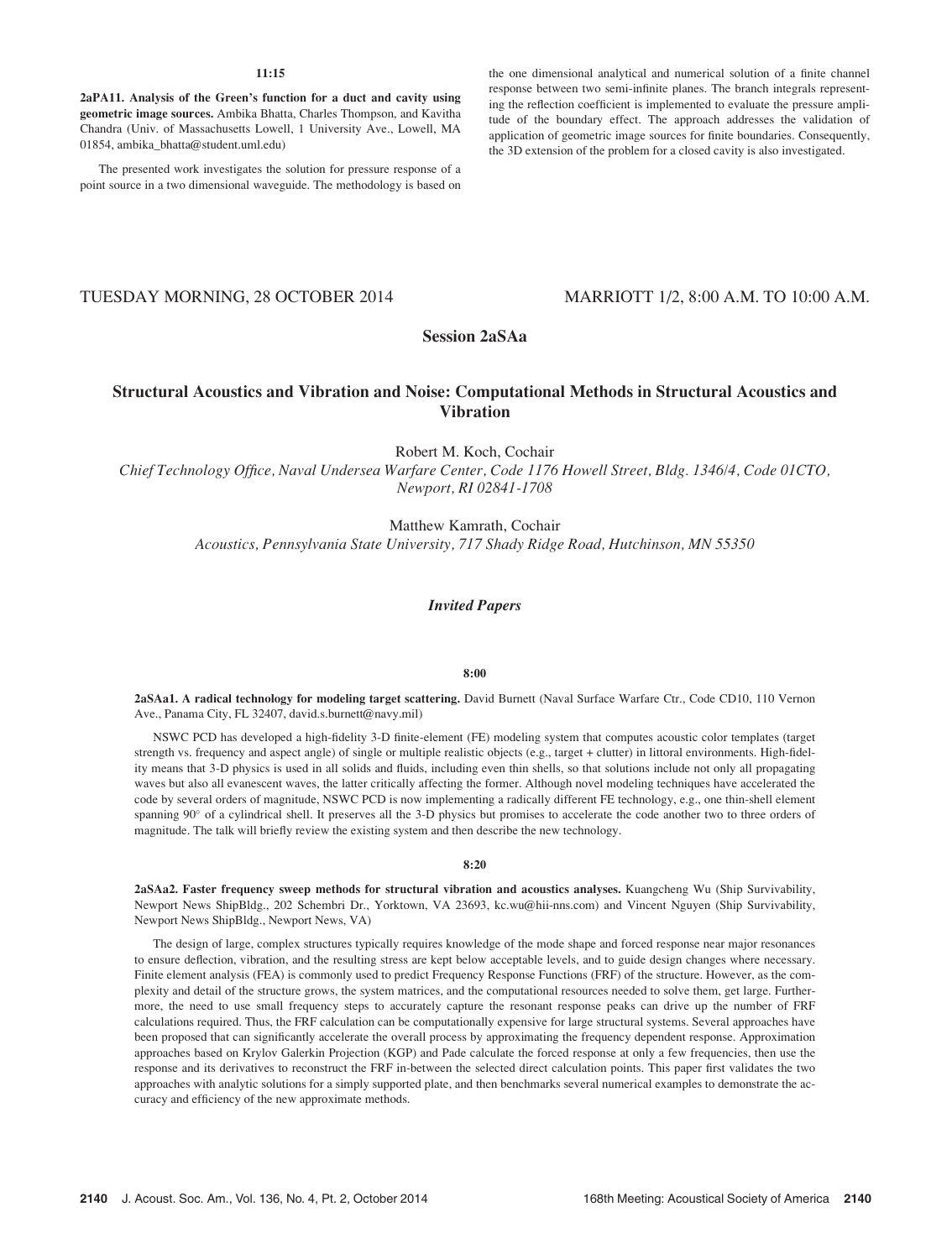**11:15**

**2aPA11. Analysis of the Green's function for a duct and cavity using geometric image sources.** Ambika Bhatta, Charles Thompson, and Kavitha Chandra (Univ. of Massachusetts Lowell, 1 University Ave., Lowell, MA 01854, ambika_bhatta@student.uml.edu)

The presented work investigates the solution for pressure response of a point source in a two dimensional waveguide. The methodology is based on the one dimensional analytical and numerical solution of a finite channel response between two semi-infinite planes. The branch integrals representing the reflection coefficient is implemented to evaluate the pressure amplitude of the boundary effect. The approach addresses the validation of application of geometric image sources for finite boundaries. Consequently, the 3D extension of the problem for a closed cavity is also investigated.

TUESDAY MORNING, 28 OCTOBER 2014 — MARRIOTT 1/2, 8:00 A.M. TO 10:00 A.M.

## Session 2aSAa

## Structural Acoustics and Vibration and Noise: Computational Methods in Structural Acoustics and Vibration

Robert M. Koch, Cochair
*Chief Technology Office, Naval Undersea Warfare Center, Code 1176 Howell Street, Bldg. 1346/4, Code 01CTO, Newport, RI 02841-1708*

Matthew Kamrath, Cochair
*Acoustics, Pennsylvania State University, 717 Shady Ridge Road, Hutchinson, MN 55350*

### *Invited Papers*

**8:00**

**2aSAa1. A radical technology for modeling target scattering.** David Burnett (Naval Surface Warfare Ctr., Code CD10, 110 Vernon Ave., Panama City, FL 32407, david.s.burnett@navy.mil)

NSWC PCD has developed a high-fidelity 3-D finite-element (FE) modeling system that computes acoustic color templates (target strength vs. frequency and aspect angle) of single or multiple realistic objects (e.g., target + clutter) in littoral environments. High-fidelity means that 3-D physics is used in all solids and fluids, including even thin shells, so that solutions include not only all propagating waves but also all evanescent waves, the latter critically affecting the former. Although novel modeling techniques have accelerated the code by several orders of magnitude, NSWC PCD is now implementing a radically different FE technology, e.g., one thin-shell element spanning 90° of a cylindrical shell. It preserves all the 3-D physics but promises to accelerate the code another two to three orders of magnitude. The talk will briefly review the existing system and then describe the new technology.

**8:20**

**2aSAa2. Faster frequency sweep methods for structural vibration and acoustics analyses.** Kuangcheng Wu (Ship Survivability, Newport News ShipBldg., 202 Schembri Dr., Yorktown, VA 23693, kc.wu@hii-nns.com) and Vincent Nguyen (Ship Survivability, Newport News ShipBldg., Newport News, VA)

The design of large, complex structures typically requires knowledge of the mode shape and forced response near major resonances to ensure deflection, vibration, and the resulting stress are kept below acceptable levels, and to guide design changes where necessary. Finite element analysis (FEA) is commonly used to predict Frequency Response Functions (FRF) of the structure. However, as the complexity and detail of the structure grows, the system matrices, and the computational resources needed to solve them, get large. Furthermore, the need to use small frequency steps to accurately capture the resonant response peaks can drive up the number of FRF calculations required. Thus, the FRF calculation can be computationally expensive for large structural systems. Several approaches have been proposed that can significantly accelerate the overall process by approximating the frequency dependent response. Approximation approaches based on Krylov Galerkin Projection (KGP) and Pade calculate the forced response at only a few frequencies, then use the response and its derivatives to reconstruct the FRF in-between the selected direct calculation points. This paper first validates the two approaches with analytic solutions for a simply supported plate, and then benchmarks several numerical examples to demonstrate the accuracy and efficiency of the new approximate methods.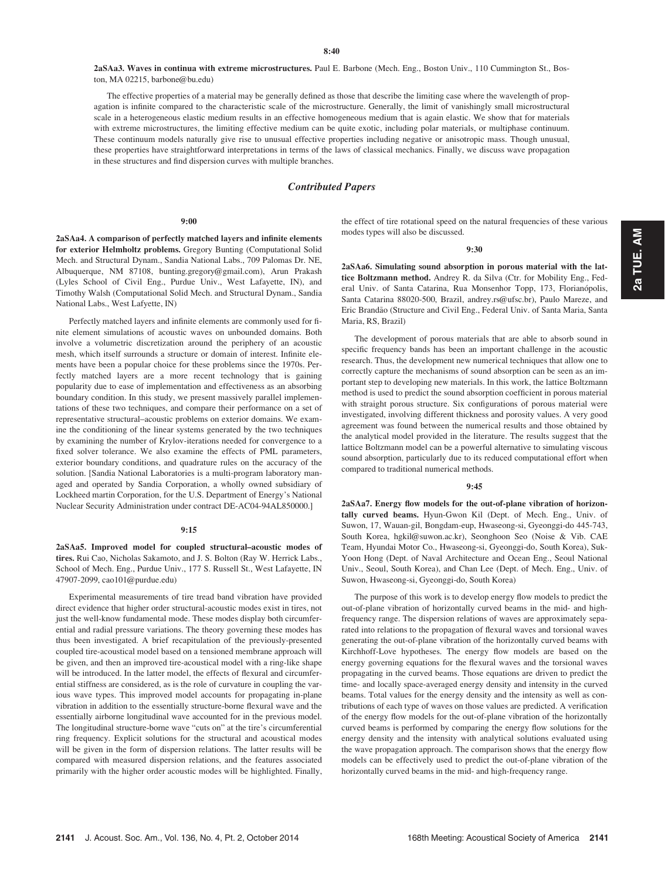8:40

**2aSAa3. Waves in continua with extreme microstructures.** Paul E. Barbone (Mech. Eng., Boston Univ., 110 Cummington St., Boston, MA 02215, barbone@bu.edu)

The effective properties of a material may be generally defined as those that describe the limiting case where the wavelength of propagation is infinite compared to the characteristic scale of the microstructure. Generally, the limit of vanishingly small microstructural scale in a heterogeneous elastic medium results in an effective homogeneous medium that is again elastic. We show that for materials with extreme microstructures, the limiting effective medium can be quite exotic, including polar materials, or multiphase continuum. These continuum models naturally give rise to unusual effective properties including negative or anisotropic mass. Though unusual, these properties have straightforward interpretations in terms of the laws of classical mechanics. Finally, we discuss wave propagation in these structures and find dispersion curves with multiple branches.

## *Contributed Papers*

9:00

**2aSAa4. A comparison of perfectly matched layers and infinite elements for exterior Helmholtz problems.** Gregory Bunting (Computational Solid Mech. and Structural Dynam., Sandia National Labs., 709 Palomas Dr. NE, Albuquerque, NM 87108, bunting.gregory@gmail.com), Arun Prakash (Lyles School of Civil Eng., Purdue Univ., West Lafayette, IN), and Timothy Walsh (Computational Solid Mech. and Structural Dynam., Sandia National Labs., West Lafyette, IN)

Perfectly matched layers and infinite elements are commonly used for finite element simulations of acoustic waves on unbounded domains. Both involve a volumetric discretization around the periphery of an acoustic mesh, which itself surrounds a structure or domain of interest. Infinite elements have been a popular choice for these problems since the 1970s. Perfectly matched layers are a more recent technology that is gaining popularity due to ease of implementation and effectiveness as an absorbing boundary condition. In this study, we present massively parallel implementations of these two techniques, and compare their performance on a set of representative structural–acoustic problems on exterior domains. We examine the conditioning of the linear systems generated by the two techniques by examining the number of Krylov-iterations needed for convergence to a fixed solver tolerance. We also examine the effects of PML parameters, exterior boundary conditions, and quadrature rules on the accuracy of the solution. [Sandia National Laboratories is a multi-program laboratory managed and operated by Sandia Corporation, a wholly owned subsidiary of Lockheed martin Corporation, for the U.S. Department of Energy's National Nuclear Security Administration under contract DE-AC04-94AL850000.]

9:15

**2aSAa5. Improved model for coupled structural–acoustic modes of tires.** Rui Cao, Nicholas Sakamoto, and J. S. Bolton (Ray W. Herrick Labs., School of Mech. Eng., Purdue Univ., 177 S. Russell St., West Lafayette, IN 47907-2099, cao101@purdue.edu)

Experimental measurements of tire tread band vibration have provided direct evidence that higher order structural-acoustic modes exist in tires, not just the well-know fundamental mode. These modes display both circumferential and radial pressure variations. The theory governing these modes has thus been investigated. A brief recapitulation of the previously-presented coupled tire-acoustical model based on a tensioned membrane approach will be given, and then an improved tire-acoustical model with a ring-like shape will be introduced. In the latter model, the effects of flexural and circumferential stiffness are considered, as is the role of curvature in coupling the various wave types. This improved model accounts for propagating in-plane vibration in addition to the essentially structure-borne flexural wave and the essentially airborne longitudinal wave accounted for in the previous model. The longitudinal structure-borne wave "cuts on" at the tire's circumferential ring frequency. Explicit solutions for the structural and acoustical modes will be given in the form of dispersion relations. The latter results will be compared with measured dispersion relations, and the features associated primarily with the higher order acoustic modes will be highlighted. Finally, the effect of tire rotational speed on the natural frequencies of these various modes types will also be discussed.

9:30

**2aSAa6. Simulating sound absorption in porous material with the lattice Boltzmann method.** Andrey R. da Silva (Ctr. for Mobility Eng., Federal Univ. of Santa Catarina, Rua Monsenhor Topp, 173, Florianópolis, Santa Catarina 88020-500, Brazil, andrey.rs@ufsc.br), Paulo Mareze, and Eric Brandão (Structure and Civil Eng., Federal Univ. of Santa Maria, Santa Maria, RS, Brazil)

The development of porous materials that are able to absorb sound in specific frequency bands has been an important challenge in the acoustic research. Thus, the development new numerical techniques that allow one to correctly capture the mechanisms of sound absorption can be seen as an important step to developing new materials. In this work, the lattice Boltzmann method is used to predict the sound absorption coefficient in porous material with straight porous structure. Six configurations of porous material were investigated, involving different thickness and porosity values. A very good agreement was found between the numerical results and those obtained by the analytical model provided in the literature. The results suggest that the lattice Boltzmann model can be a powerful alternative to simulating viscous sound absorption, particularly due to its reduced computational effort when compared to traditional numerical methods.

9:45

**2aSAa7. Energy flow models for the out-of-plane vibration of horizontally curved beams.** Hyun-Gwon Kil (Dept. of Mech. Eng., Univ. of Suwon, 17, Wauan-gil, Bongdam-eup, Hwaseong-si, Gyeonggi-do 445-743, South Korea, hgkil@suwon.ac.kr), Seonghoon Seo (Noise & Vib. CAE Team, Hyundai Motor Co., Hwaseong-si, Gyeonggi-do, South Korea), Suk-Yoon Hong (Dept. of Naval Architecture and Ocean Eng., Seoul National Univ., Seoul, South Korea), and Chan Lee (Dept. of Mech. Eng., Univ. of Suwon, Hwaseong-si, Gyeonggi-do, South Korea)

The purpose of this work is to develop energy flow models to predict the out-of-plane vibration of horizontally curved beams in the mid- and high-frequency range. The dispersion relations of waves are approximately separated into relations to the propagation of flexural waves and torsional waves generating the out-of-plane vibration of the horizontally curved beams with Kirchhoff-Love hypotheses. The energy flow models are based on the energy governing equations for the flexural waves and the torsional waves propagating in the curved beams. Those equations are driven to predict the time- and locally space-averaged energy density and intensity in the curved beams. Total values for the energy density and the intensity as well as contributions of each type of waves on those values are predicted. A verification of the energy flow models for the out-of-plane vibration of the horizontally curved beams is performed by comparing the energy flow solutions for the energy density and the intensity with analytical solutions evaluated using the wave propagation approach. The comparison shows that the energy flow models can be effectively used to predict the out-of-plane vibration of the horizontally curved beams in the mid- and high-frequency range.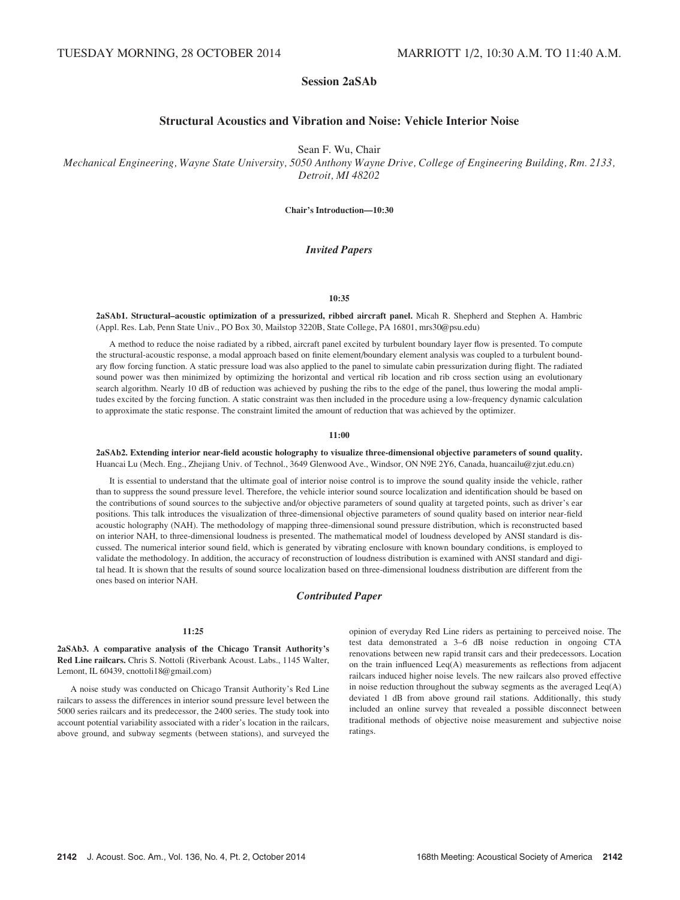TUESDAY MORNING, 28 OCTOBER 2014 MARRIOTT 1/2, 10:30 A.M. TO 11:40 A.M.

## Session 2aSAb

## Structural Acoustics and Vibration and Noise: Vehicle Interior Noise

Sean F. Wu, Chair

*Mechanical Engineering, Wayne State University, 5050 Anthony Wayne Drive, College of Engineering Building, Rm. 2133, Detroit, MI 48202*

**Chair's Introduction—10:30**

### *Invited Papers*

**10:35**

**2aSAb1. Structural–acoustic optimization of a pressurized, ribbed aircraft panel.** Micah R. Shepherd and Stephen A. Hambric (Appl. Res. Lab, Penn State Univ., PO Box 30, Mailstop 3220B, State College, PA 16801, mrs30@psu.edu)

A method to reduce the noise radiated by a ribbed, aircraft panel excited by turbulent boundary layer flow is presented. To compute the structural-acoustic response, a modal approach based on finite element/boundary element analysis was coupled to a turbulent boundary flow forcing function. A static pressure load was also applied to the panel to simulate cabin pressurization during flight. The radiated sound power was then minimized by optimizing the horizontal and vertical rib location and rib cross section using an evolutionary search algorithm. Nearly 10 dB of reduction was achieved by pushing the ribs to the edge of the panel, thus lowering the modal amplitudes excited by the forcing function. A static constraint was then included in the procedure using a low-frequency dynamic calculation to approximate the static response. The constraint limited the amount of reduction that was achieved by the optimizer.

**11:00**

**2aSAb2. Extending interior near-field acoustic holography to visualize three-dimensional objective parameters of sound quality.** Huancai Lu (Mech. Eng., Zhejiang Univ. of Technol., 3649 Glenwood Ave., Windsor, ON N9E 2Y6, Canada, huancailu@zjut.edu.cn)

It is essential to understand that the ultimate goal of interior noise control is to improve the sound quality inside the vehicle, rather than to suppress the sound pressure level. Therefore, the vehicle interior sound source localization and identification should be based on the contributions of sound sources to the subjective and/or objective parameters of sound quality at targeted points, such as driver's ear positions. This talk introduces the visualization of three-dimensional objective parameters of sound quality based on interior near-field acoustic holography (NAH). The methodology of mapping three-dimensional sound pressure distribution, which is reconstructed based on interior NAH, to three-dimensional loudness is presented. The mathematical model of loudness developed by ANSI standard is discussed. The numerical interior sound field, which is generated by vibrating enclosure with known boundary conditions, is employed to validate the methodology. In addition, the accuracy of reconstruction of loudness distribution is examined with ANSI standard and digital head. It is shown that the results of sound source localization based on three-dimensional loudness distribution are different from the ones based on interior NAH.

### *Contributed Paper*

**11:25**

**2aSAb3. A comparative analysis of the Chicago Transit Authority's Red Line railcars.** Chris S. Nottoli (Riverbank Acoust. Labs., 1145 Walter, Lemont, IL 60439, cnottoli18@gmail.com)

A noise study was conducted on Chicago Transit Authority's Red Line railcars to assess the differences in interior sound pressure level between the 5000 series railcars and its predecessor, the 2400 series. The study took into account potential variability associated with a rider's location in the railcars, above ground, and subway segments (between stations), and surveyed the opinion of everyday Red Line riders as pertaining to perceived noise. The test data demonstrated a 3–6 dB noise reduction in ongoing CTA renovations between new rapid transit cars and their predecessors. Location on the train influenced Leq(A) measurements as reflections from adjacent railcars induced higher noise levels. The new railcars also proved effective in noise reduction throughout the subway segments as the averaged Leq(A) deviated 1 dB from above ground rail stations. Additionally, this study included an online survey that revealed a possible disconnect between traditional methods of objective noise measurement and subjective noise ratings.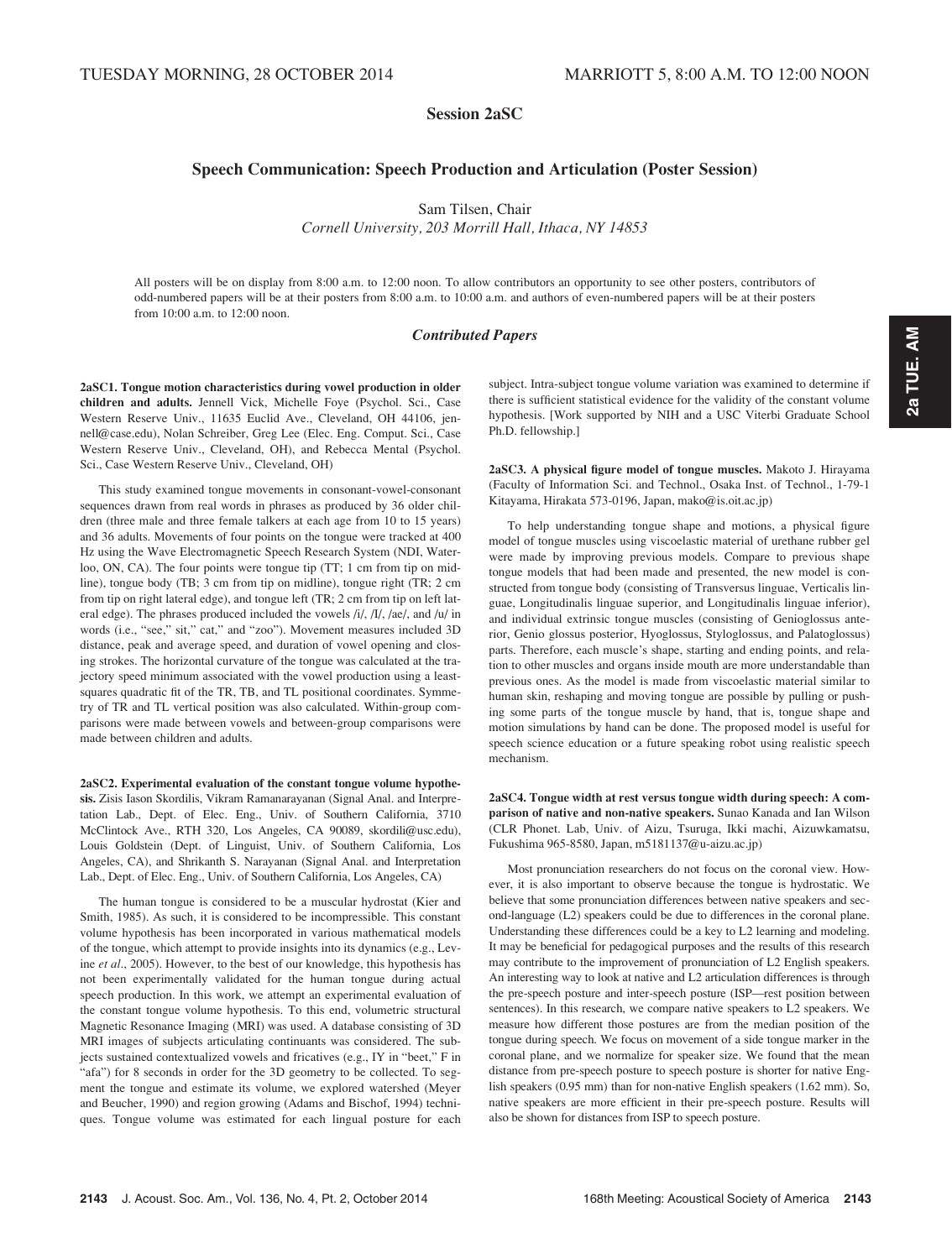TUESDAY MORNING, 28 OCTOBER 2014

MARRIOTT 5, 8:00 A.M. TO 12:00 NOON

## Session 2aSC

## Speech Communication: Speech Production and Articulation (Poster Session)

Sam Tilsen, Chair
*Cornell University, 203 Morrill Hall, Ithaca, NY 14853*

All posters will be on display from 8:00 a.m. to 12:00 noon. To allow contributors an opportunity to see other posters, contributors of odd-numbered papers will be at their posters from 8:00 a.m. to 10:00 a.m. and authors of even-numbered papers will be at their posters from 10:00 a.m. to 12:00 noon.

### *Contributed Papers*

**2aSC1. Tongue motion characteristics during vowel production in older children and adults.** Jennell Vick, Michelle Foye (Psychol. Sci., Case Western Reserve Univ., 11635 Euclid Ave., Cleveland, OH 44106, jennell@case.edu), Nolan Schreiber, Greg Lee (Elec. Eng. Comput. Sci., Case Western Reserve Univ., Cleveland, OH), and Rebecca Mental (Psychol. Sci., Case Western Reserve Univ., Cleveland, OH)

This study examined tongue movements in consonant-vowel-consonant sequences drawn from real words in phrases as produced by 36 older children (three male and three female talkers at each age from 10 to 15 years) and 36 adults. Movements of four points on the tongue were tracked at 400 Hz using the Wave Electromagnetic Speech Research System (NDI, Waterloo, ON, CA). The four points were tongue tip (TT; 1 cm from tip on midline), tongue body (TB; 3 cm from tip on midline), tongue right (TR; 2 cm from tip on right lateral edge), and tongue left (TR; 2 cm from tip on left lateral edge). The phrases produced included the vowels /i/, /I/, /ae/, and /u/ in words (i.e., "see," sit," cat," and "zoo"). Movement measures included 3D distance, peak and average speed, and duration of vowel opening and closing strokes. The horizontal curvature of the tongue was calculated at the trajectory speed minimum associated with the vowel production using a least-squares quadratic fit of the TR, TB, and TL positional coordinates. Symmetry of TR and TL vertical position was also calculated. Within-group comparisons were made between vowels and between-group comparisons were made between children and adults.

**2aSC2. Experimental evaluation of the constant tongue volume hypothesis.** Zisis Iason Skordilis, Vikram Ramanarayanan (Signal Anal. and Interpretation Lab., Dept. of Elec. Eng., Univ. of Southern California, 3710 McClintock Ave., RTH 320, Los Angeles, CA 90089, skordili@usc.edu), Louis Goldstein (Dept. of Linguist, Univ. of Southern California, Los Angeles, CA), and Shrikanth S. Narayanan (Signal Anal. and Interpretation Lab., Dept. of Elec. Eng., Univ. of Southern California, Los Angeles, CA)

The human tongue is considered to be a muscular hydrostat (Kier and Smith, 1985). As such, it is considered to be incompressible. This constant volume hypothesis has been incorporated in various mathematical models of the tongue, which attempt to provide insights into its dynamics (e.g., Levine *et al.*, 2005). However, to the best of our knowledge, this hypothesis has not been experimentally validated for the human tongue during actual speech production. In this work, we attempt an experimental evaluation of the constant tongue volume hypothesis. To this end, volumetric structural Magnetic Resonance Imaging (MRI) was used. A database consisting of 3D MRI images of subjects articulating continuants was considered. The subjects sustained contextualized vowels and fricatives (e.g., IY in "beet," F in "afa") for 8 seconds in order for the 3D geometry to be collected. To segment the tongue and estimate its volume, we explored watershed (Meyer and Beucher, 1990) and region growing (Adams and Bischof, 1994) techniques. Tongue volume was estimated for each lingual posture for each subject. Intra-subject tongue volume variation was examined to determine if there is sufficient statistical evidence for the validity of the constant volume hypothesis. [Work supported by NIH and a USC Viterbi Graduate School Ph.D. fellowship.]

**2aSC3. A physical figure model of tongue muscles.** Makoto J. Hirayama (Faculty of Information Sci. and Technol., Osaka Inst. of Technol., 1-79-1 Kitayama, Hirakata 573-0196, Japan, mako@is.oit.ac.jp)

To help understanding tongue shape and motions, a physical figure model of tongue muscles using viscoelastic material of urethane rubber gel were made by improving previous models. Compare to previous shape tongue models that had been made and presented, the new model is constructed from tongue body (consisting of Transversus linguae, Verticalis linguae, Longitudinalis linguae superior, and Longitudinalis linguae inferior), and individual extrinsic tongue muscles (consisting of Genioglossus anterior, Genio glossus posterior, Hyoglossus, Styloglossus, and Palatoglossus) parts. Therefore, each muscle's shape, starting and ending points, and relation to other muscles and organs inside mouth are more understandable than previous ones. As the model is made from viscoelastic material similar to human skin, reshaping and moving tongue are possible by pulling or pushing some parts of the tongue muscle by hand, that is, tongue shape and motion simulations by hand can be done. The proposed model is useful for speech science education or a future speaking robot using realistic speech mechanism.

**2aSC4. Tongue width at rest versus tongue width during speech: A comparison of native and non-native speakers.** Sunao Kanada and Ian Wilson (CLR Phonet. Lab, Univ. of Aizu, Tsuruga, Ikki machi, Aizuwkamatsu, Fukushima 965-8580, Japan, m5181137@u-aizu.ac.jp)

Most pronunciation researchers do not focus on the coronal view. However, it is also important to observe because the tongue is hydrostatic. We believe that some pronunciation differences between native speakers and second-language (L2) speakers could be due to differences in the coronal plane. Understanding these differences could be a key to L2 learning and modeling. It may be beneficial for pedagogical purposes and the results of this research may contribute to the improvement of pronunciation of L2 English speakers. An interesting way to look at native and L2 articulation differences is through the pre-speech posture and inter-speech posture (ISP—rest position between sentences). In this research, we compare native speakers to L2 speakers. We measure how different those postures are from the median position of the tongue during speech. We focus on movement of a side tongue marker in the coronal plane, and we normalize for speaker size. We found that the mean distance from pre-speech posture to speech posture is shorter for native English speakers (0.95 mm) than for non-native English speakers (1.62 mm). So, native speakers are more efficient in their pre-speech posture. Results will also be shown for distances from ISP to speech posture.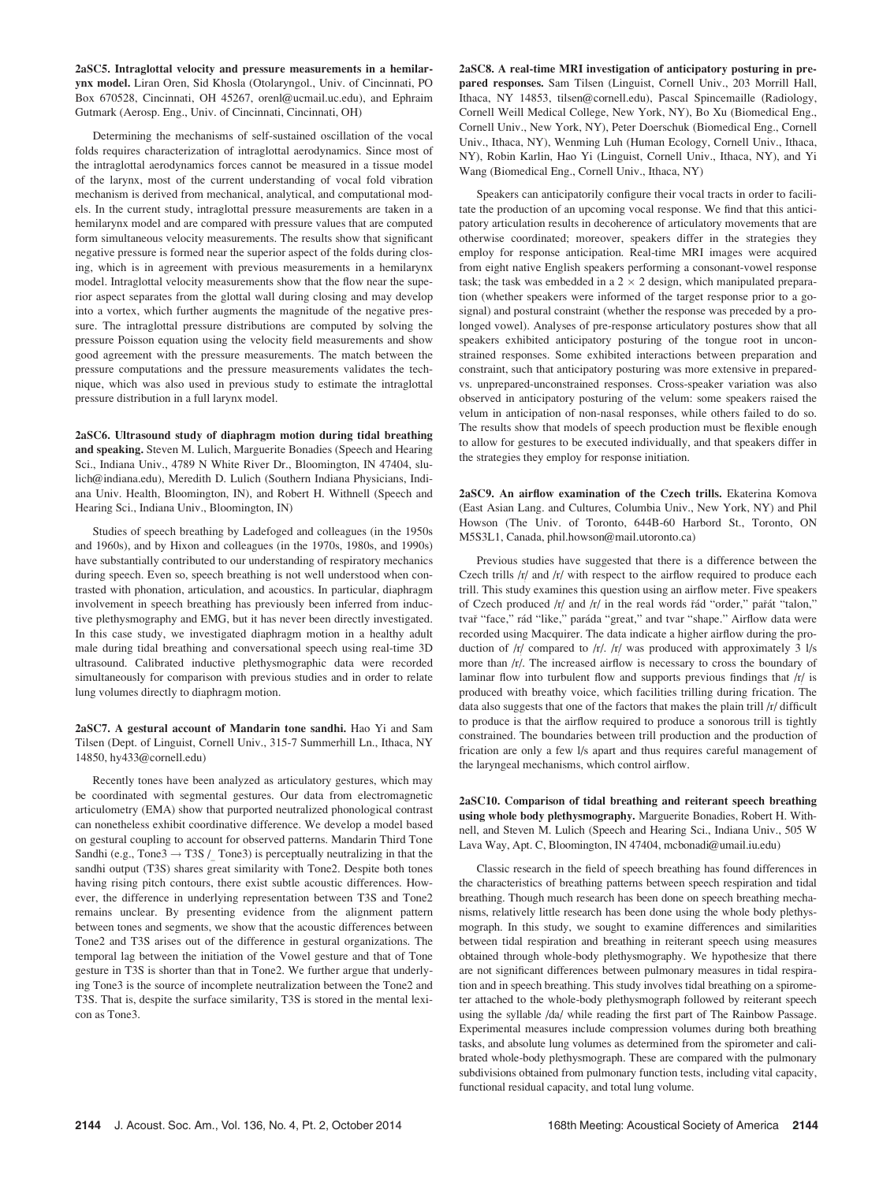**2aSC5. Intraglottal velocity and pressure measurements in a hemilarynx model.** Liran Oren, Sid Khosla (Otolaryngol., Univ. of Cincinnati, PO Box 670528, Cincinnati, OH 45267, orenl@ucmail.uc.edu), and Ephraim Gutmark (Aerosp. Eng., Univ. of Cincinnati, Cincinnati, OH)

Determining the mechanisms of self-sustained oscillation of the vocal folds requires characterization of intraglottal aerodynamics. Since most of the intraglottal aerodynamics forces cannot be measured in a tissue model of the larynx, most of the current understanding of vocal fold vibration mechanism is derived from mechanical, analytical, and computational models. In the current study, intraglottal pressure measurements are taken in a hemilarynx model and are compared with pressure values that are computed form simultaneous velocity measurements. The results show that significant negative pressure is formed near the superior aspect of the folds during closing, which is in agreement with previous measurements in a hemilarynx model. Intraglottal velocity measurements show that the flow near the superior aspect separates from the glottal wall during closing and may develop into a vortex, which further augments the magnitude of the negative pressure. The intraglottal pressure distributions are computed by solving the pressure Poisson equation using the velocity field measurements and show good agreement with the pressure measurements. The match between the pressure computations and the pressure measurements validates the technique, which was also used in previous study to estimate the intraglottal pressure distribution in a full larynx model.

**2aSC6. Ultrasound study of diaphragm motion during tidal breathing and speaking.** Steven M. Lulich, Marguerite Bonadies (Speech and Hearing Sci., Indiana Univ., 4789 N White River Dr., Bloomington, IN 47404, slulich@indiana.edu), Meredith D. Lulich (Southern Indiana Physicians, Indiana Univ. Health, Bloomington, IN), and Robert H. Withnell (Speech and Hearing Sci., Indiana Univ., Bloomington, IN)

Studies of speech breathing by Ladefoged and colleagues (in the 1950s and 1960s), and by Hixon and colleagues (in the 1970s, 1980s, and 1990s) have substantially contributed to our understanding of respiratory mechanics during speech. Even so, speech breathing is not well understood when contrasted with phonation, articulation, and acoustics. In particular, diaphragm involvement in speech breathing has previously been inferred from inductive plethysmography and EMG, but it has never been directly investigated. In this case study, we investigated diaphragm motion in a healthy adult male during tidal breathing and conversational speech using real-time 3D ultrasound. Calibrated inductive plethysmographic data were recorded simultaneously for comparison with previous studies and in order to relate lung volumes directly to diaphragm motion.

**2aSC7. A gestural account of Mandarin tone sandhi.** Hao Yi and Sam Tilsen (Dept. of Linguist, Cornell Univ., 315-7 Summerhill Ln., Ithaca, NY 14850, hy433@cornell.edu)

Recently tones have been analyzed as articulatory gestures, which may be coordinated with segmental gestures. Our data from electromagnetic articulometry (EMA) show that purported neutralized phonological contrast can nonetheless exhibit coordinative difference. We develop a model based on gestural coupling to account for observed patterns. Mandarin Third Tone Sandhi (e.g., Tone3 → T3S /_ Tone3) is perceptually neutralizing in that the sandhi output (T3S) shares great similarity with Tone2. Despite both tones having rising pitch contours, there exist subtle acoustic differences. However, the difference in underlying representation between T3S and Tone2 remains unclear. By presenting evidence from the alignment pattern between tones and segments, we show that the acoustic differences between Tone2 and T3S arises out of the difference in gestural organizations. The temporal lag between the initiation of the Vowel gesture and that of Tone gesture in T3S is shorter than that in Tone2. We further argue that underlying Tone3 is the source of incomplete neutralization between the Tone2 and T3S. That is, despite the surface similarity, T3S is stored in the mental lexicon as Tone3.

**2aSC8. A real-time MRI investigation of anticipatory posturing in prepared responses.** Sam Tilsen (Linguist, Cornell Univ., 203 Morrill Hall, Ithaca, NY 14853, tilsen@cornell.edu), Pascal Spincemaille (Radiology, Cornell Weill Medical College, New York, NY), Bo Xu (Biomedical Eng., Cornell Univ., New York, NY), Peter Doerschuk (Biomedical Eng., Cornell Univ., Ithaca, NY), Wenming Luh (Human Ecology, Cornell Univ., Ithaca, NY), Robin Karlin, Hao Yi (Linguist, Cornell Univ., Ithaca, NY), and Yi Wang (Biomedical Eng., Cornell Univ., Ithaca, NY)

Speakers can anticipatorily configure their vocal tracts in order to facilitate the production of an upcoming vocal response. We find that this anticipatory articulation results in decoherence of articulatory movements that are otherwise coordinated; moreover, speakers differ in the strategies they employ for response anticipation. Real-time MRI images were acquired from eight native English speakers performing a consonant-vowel response task; the task was embedded in a 2 × 2 design, which manipulated preparation (whether speakers were informed of the target response prior to a go-signal) and postural constraint (whether the response was preceded by a prolonged vowel). Analyses of pre-response articulatory postures show that all speakers exhibited anticipatory posturing of the tongue root in unconstrained responses. Some exhibited interactions between preparation and constraint, such that anticipatory posturing was more extensive in prepared- vs. unprepared-unconstrained responses. Cross-speaker variation was also observed in anticipatory posturing of the velum: some speakers raised the velum in anticipation of non-nasal responses, while others failed to do so. The results show that models of speech production must be flexible enough to allow for gestures to be executed individually, and that speakers differ in the strategies they employ for response initiation.

**2aSC9. An airflow examination of the Czech trills.** Ekaterina Komova (East Asian Lang. and Cultures, Columbia Univ., New York, NY) and Phil Howson (The Univ. of Toronto, 644B-60 Harbord St., Toronto, ON M5S3L1, Canada, phil.howson@mail.utoronto.ca)

Previous studies have suggested that there is a difference between the Czech trills /r/ and /r̝/ with respect to the airflow required to produce each trill. This study examines this question using an airflow meter. Five speakers of Czech produced /r/ and /r̝/ in the real words řád "order," pařát "talon," tvař "face," rád "like," paráda "great," and tvar "shape." Airflow data were recorded using Macquirer. The data indicate a higher airflow during the production of /r̝/ compared to /r/. /r̝/ was produced with approximately 3 l/s more than /r/. The increased airflow is necessary to cross the boundary of laminar flow into turbulent flow and supports previous findings that /r̝/ is produced with breathy voice, which facilities trilling during frication. The data also suggests that one of the factors that makes the plain trill /r/ difficult to produce is that the airflow required to produce a sonorous trill is tightly constrained. The boundaries between trill production and the production of frication are only a few l/s apart and thus requires careful management of the laryngeal mechanisms, which control airflow.

**2aSC10. Comparison of tidal breathing and reiterant speech breathing using whole body plethysmography.** Marguerite Bonadies, Robert H. Withnell, and Steven M. Lulich (Speech and Hearing Sci., Indiana Univ., 505 W Lava Way, Apt. C, Bloomington, IN 47404, mcbonadi@umail.iu.edu)

Classic research in the field of speech breathing has found differences in the characteristics of breathing patterns between speech respiration and tidal breathing. Though much research has been done on speech breathing mechanisms, relatively little research has been done using the whole body plethysmograph. In this study, we sought to examine differences and similarities between tidal respiration and breathing in reiterant speech using measures obtained through whole-body plethysmography. We hypothesize that there are not significant differences between pulmonary measures in tidal respiration and in speech breathing. This study involves tidal breathing on a spirometer attached to the whole-body plethysmograph followed by reiterant speech using the syllable /da/ while reading the first part of The Rainbow Passage. Experimental measures include compression volumes during both breathing tasks, and absolute lung volumes as determined from the spirometer and calibrated whole-body plethysmograph. These are compared with the pulmonary subdivisions obtained from pulmonary function tests, including vital capacity, functional residual capacity, and total lung volume.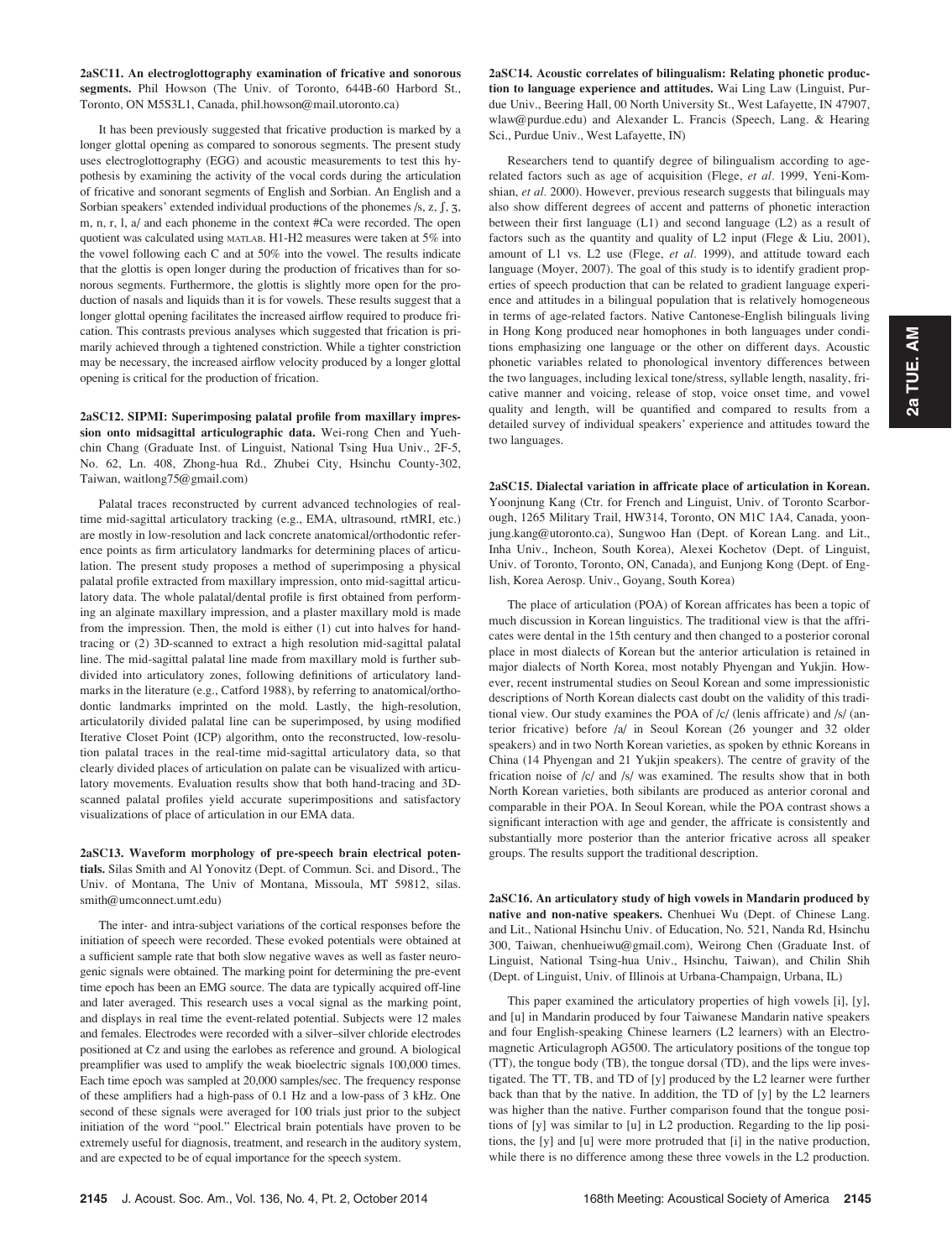**2aSC11. An electroglottography examination of fricative and sonorous segments.** Phil Howson (The Univ. of Toronto, 644B-60 Harbord St., Toronto, ON M5S3L1, Canada, phil.howson@mail.utoronto.ca)

It has been previously suggested that fricative production is marked by a longer glottal opening as compared to sonorous segments. The present study uses electroglottography (EGG) and acoustic measurements to test this hypothesis by examining the activity of the vocal cords during the articulation of fricative and sonorant segments of English and Sorbian. An English and a Sorbian speakers' extended individual productions of the phonemes /s, z, ʃ, ʒ, m, n, r, l, a/ and each phoneme in the context #Ca were recorded. The open quotient was calculated using MATLAB. H1-H2 measures were taken at 5% into the vowel following each C and at 50% into the vowel. The results indicate that the glottis is open longer during the production of fricatives than for sonorous segments. Furthermore, the glottis is slightly more open for the production of nasals and liquids than it is for vowels. These results suggest that a longer glottal opening facilitates the increased airflow required to produce frication. This contrasts previous analyses which suggested that frication is primarily achieved through a tightened constriction. While a tighter constriction may be necessary, the increased airflow velocity produced by a longer glottal opening is critical for the production of frication.

**2aSC12. SIPMI: Superimposing palatal profile from maxillary impression onto midsagittal articulographic data.** Wei-rong Chen and Yueh-chin Chang (Graduate Inst. of Linguist, National Tsing Hua Univ., 2F-5, No. 62, Ln. 408, Zhong-hua Rd., Zhubei City, Hsinchu County-302, Taiwan, waitlong75@gmail.com)

Palatal traces reconstructed by current advanced technologies of real-time mid-sagittal articulatory tracking (e.g., EMA, ultrasound, rtMRI, etc.) are mostly in low-resolution and lack concrete anatomical/orthodontic reference points as firm articulatory landmarks for determining places of articulation. The present study proposes a method of superimposing a physical palatal profile extracted from maxillary impression, onto mid-sagittal articulatory data. The whole palatal/dental profile is first obtained from performing an alginate maxillary impression, and a plaster maxillary mold is made from the impression. Then, the mold is either (1) cut into halves for hand-tracing or (2) 3D-scanned to extract a high resolution mid-sagittal palatal line. The mid-sagittal palatal line made from maxillary mold is further subdivided into articulatory zones, following definitions of articulatory landmarks in the literature (e.g., Catford 1988), by referring to anatomical/orthodontic landmarks imprinted on the mold. Lastly, the high-resolution, articulatorily divided palatal line can be superimposed, by using modified Iterative Closet Point (ICP) algorithm, onto the reconstructed, low-resolution palatal traces in the real-time mid-sagittal articulatory data, so that clearly divided places of articulation on palate can be visualized with articulatory movements. Evaluation results show that both hand-tracing and 3D-scanned palatal profiles yield accurate superimpositions and satisfactory visualizations of place of articulation in our EMA data.

**2aSC13. Waveform morphology of pre-speech brain electrical potentials.** Silas Smith and Al Yonovitz (Dept. of Commun. Sci. and Disord., The Univ. of Montana, The Univ of Montana, Missoula, MT 59812, silas.smith@umconnect.umt.edu)

The inter- and intra-subject variations of the cortical responses before the initiation of speech were recorded. These evoked potentials were obtained at a sufficient sample rate that both slow negative waves as well as faster neurogenic signals were obtained. The marking point for determining the pre-event time epoch has been an EMG source. The data are typically acquired off-line and later averaged. This research uses a vocal signal as the marking point, and displays in real time the event-related potential. Subjects were 12 males and females. Electrodes were recorded with a silver–silver chloride electrodes positioned at Cz and using the earlobes as reference and ground. A biological preamplifier was used to amplify the weak bioelectric signals 100,000 times. Each time epoch was sampled at 20,000 samples/sec. The frequency response of these amplifiers had a high-pass of 0.1 Hz and a low-pass of 3 kHz. One second of these signals were averaged for 100 trials just prior to the subject initiation of the word "pool." Electrical brain potentials have proven to be extremely useful for diagnosis, treatment, and research in the auditory system, and are expected to be of equal importance for the speech system.

**2aSC14. Acoustic correlates of bilingualism: Relating phonetic production to language experience and attitudes.** Wai Ling Law (Linguist, Purdue Univ., Beering Hall, 00 North University St., West Lafayette, IN 47907, wlaw@purdue.edu) and Alexander L. Francis (Speech, Lang. & Hearing Sci., Purdue Univ., West Lafayette, IN)

Researchers tend to quantify degree of bilingualism according to age-related factors such as age of acquisition (Flege, *et al.* 1999, Yeni-Komshian, *et al.* 2000). However, previous research suggests that bilinguals may also show different degrees of accent and patterns of phonetic interaction between their first language (L1) and second language (L2) as a result of factors such as the quantity and quality of L2 input (Flege & Liu, 2001), amount of L1 vs. L2 use (Flege, *et al.* 1999), and attitude toward each language (Moyer, 2007). The goal of this study is to identify gradient properties of speech production that can be related to gradient language experience and attitudes in a bilingual population that is relatively homogeneous in terms of age-related factors. Native Cantonese-English bilinguals living in Hong Kong produced near homophones in both languages under conditions emphasizing one language or the other on different days. Acoustic phonetic variables related to phonological inventory differences between the two languages, including lexical tone/stress, syllable length, nasality, fricative manner and voicing, release of stop, voice onset time, and vowel quality and length, will be quantified and compared to results from a detailed survey of individual speakers' experience and attitudes toward the two languages.

**2aSC15. Dialectal variation in affricate place of articulation in Korean.** Yoonjnung Kang (Ctr. for French and Linguist, Univ. of Toronto Scarborough, 1265 Military Trail, HW314, Toronto, ON M1C 1A4, Canada, yoonjung.kang@utoronto.ca), Sungwoo Han (Dept. of Korean Lang. and Lit., Inha Univ., Incheon, South Korea), Alexei Kochetov (Dept. of Linguist, Univ. of Toronto, Toronto, ON, Canada), and Eunjong Kong (Dept. of English, Korea Aerosp. Univ., Goyang, South Korea)

The place of articulation (POA) of Korean affricates has been a topic of much discussion in Korean linguistics. The traditional view is that the affricates were dental in the 15th century and then changed to a posterior coronal place in most dialects of Korean but the anterior articulation is retained in major dialects of North Korea, most notably Phyengan and Yukjin. However, recent instrumental studies on Seoul Korean and some impressionistic descriptions of North Korean dialects cast doubt on the validity of this traditional view. Our study examines the POA of /c/ (lenis affricate) and /s/ (anterior fricative) before /a/ in Seoul Korean (26 younger and 32 older speakers) and in two North Korean varieties, as spoken by ethnic Koreans in China (14 Phyengan and 21 Yukjin speakers). The centre of gravity of the frication noise of /c/ and /s/ was examined. The results show that in both North Korean varieties, both sibilants are produced as anterior coronal and comparable in their POA. In Seoul Korean, while the POA contrast shows a significant interaction with age and gender, the affricate is consistently and substantially more posterior than the anterior fricative across all speaker groups. The results support the traditional description.

**2aSC16. An articulatory study of high vowels in Mandarin produced by native and non-native speakers.** Chenhuei Wu (Dept. of Chinese Lang. and Lit., National Hsinchu Univ. of Education, No. 521, Nanda Rd, Hsinchu 300, Taiwan, chenhueiwu@gmail.com), Weirong Chen (Graduate Inst. of Linguist, National Tsing-hua Univ., Hsinchu, Taiwan), and Chilin Shih (Dept. of Linguist, Univ. of Illinois at Urbana-Champaign, Urbana, IL)

This paper examined the articulatory properties of high vowels [i], [y], and [u] in Mandarin produced by four Taiwanese Mandarin native speakers and four English-speaking Chinese learners (L2 learners) with an Electromagnetic Articulagroph AG500. The articulatory positions of the tongue top (TT), the tongue body (TB), the tongue dorsal (TD), and the lips were investigated. The TT, TB, and TD of [y] produced by the L2 learner were further back than that by the native. In addition, the TD of [y] by the L2 learners was higher than the native. Further comparison found that the tongue positions of [y] was similar to [u] in L2 production. Regarding to the lip positions, the [y] and [u] were more protruded that [i] in the native production, while there is no difference among these three vowels in the L2 production.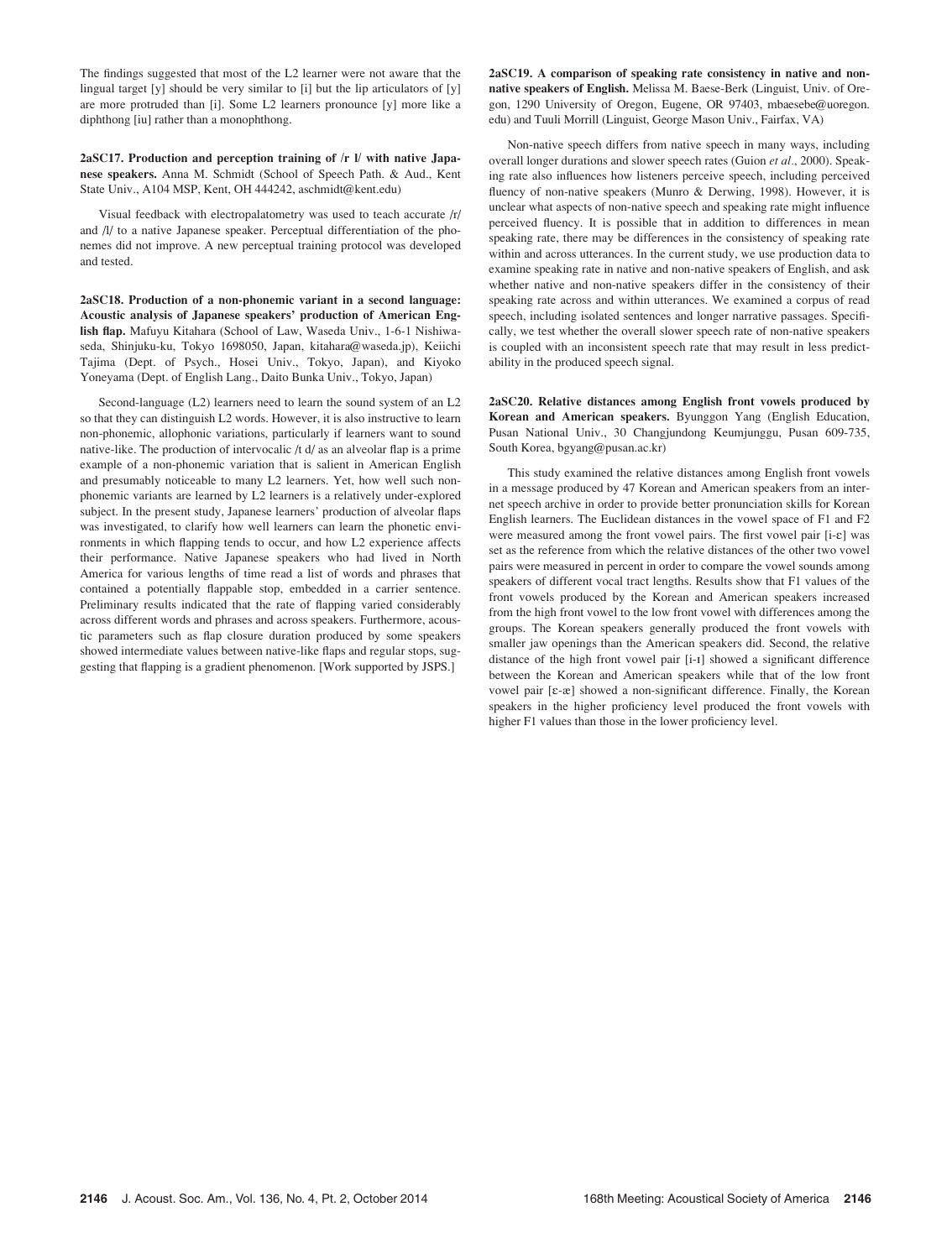The findings suggested that most of the L2 learner were not aware that the lingual target [y] should be very similar to [i] but the lip articulators of [y] are more protruded than [i]. Some L2 learners pronounce [y] more like a diphthong [iu] rather than a monophthong.

**2aSC17. Production and perception training of /r l/ with native Japanese speakers.** Anna M. Schmidt (School of Speech Path. & Aud., Kent State Univ., A104 MSP, Kent, OH 444242, aschmidt@kent.edu)

Visual feedback with electropalatometry was used to teach accurate /r/ and /l/ to a native Japanese speaker. Perceptual differentiation of the phonemes did not improve. A new perceptual training protocol was developed and tested.

**2aSC18. Production of a non-phonemic variant in a second language: Acoustic analysis of Japanese speakers' production of American English flap.** Mafuyu Kitahara (School of Law, Waseda Univ., 1-6-1 Nishiwaseda, Shinjuku-ku, Tokyo 1698050, Japan, kitahara@waseda.jp), Keiichi Tajima (Dept. of Psych., Hosei Univ., Tokyo, Japan), and Kiyoko Yoneyama (Dept. of English Lang., Daito Bunka Univ., Tokyo, Japan)

Second-language (L2) learners need to learn the sound system of an L2 so that they can distinguish L2 words. However, it is also instructive to learn non-phonemic, allophonic variations, particularly if learners want to sound native-like. The production of intervocalic /t d/ as an alveolar flap is a prime example of a non-phonemic variation that is salient in American English and presumably noticeable to many L2 learners. Yet, how well such non-phonemic variants are learned by L2 learners is a relatively under-explored subject. In the present study, Japanese learners' production of alveolar flaps was investigated, to clarify how well learners can learn the phonetic environments in which flapping tends to occur, and how L2 experience affects their performance. Native Japanese speakers who had lived in North America for various lengths of time read a list of words and phrases that contained a potentially flappable stop, embedded in a carrier sentence. Preliminary results indicated that the rate of flapping varied considerably across different words and phrases and across speakers. Furthermore, acoustic parameters such as flap closure duration produced by some speakers showed intermediate values between native-like flaps and regular stops, suggesting that flapping is a gradient phenomenon. [Work supported by JSPS.]

**2aSC19. A comparison of speaking rate consistency in native and non-native speakers of English.** Melissa M. Baese-Berk (Linguist, Univ. of Oregon, 1290 University of Oregon, Eugene, OR 97403, mbaesebe@uoregon.edu) and Tuuli Morrill (Linguist, George Mason Univ., Fairfax, VA)

Non-native speech differs from native speech in many ways, including overall longer durations and slower speech rates (Guion *et al.*, 2000). Speaking rate also influences how listeners perceive speech, including perceived fluency of non-native speakers (Munro & Derwing, 1998). However, it is unclear what aspects of non-native speech and speaking rate might influence perceived fluency. It is possible that in addition to differences in mean speaking rate, there may be differences in the consistency of speaking rate within and across utterances. In the current study, we use production data to examine speaking rate in native and non-native speakers of English, and ask whether native and non-native speakers differ in the consistency of their speaking rate across and within utterances. We examined a corpus of read speech, including isolated sentences and longer narrative passages. Specifically, we test whether the overall slower speech rate of non-native speakers is coupled with an inconsistent speech rate that may result in less predictability in the produced speech signal.

**2aSC20. Relative distances among English front vowels produced by Korean and American speakers.** Byunggon Yang (English Education, Pusan National Univ., 30 Changjundong Keumjunggu, Pusan 609-735, South Korea, bgyang@pusan.ac.kr)

This study examined the relative distances among English front vowels in a message produced by 47 Korean and American speakers from an internet speech archive in order to provide better pronunciation skills for Korean English learners. The Euclidean distances in the vowel space of F1 and F2 were measured among the front vowel pairs. The first vowel pair [i-ɛ] was set as the reference from which the relative distances of the other two vowel pairs were measured in percent in order to compare the vowel sounds among speakers of different vocal tract lengths. Results show that F1 values of the front vowels produced by the Korean and American speakers increased from the high front vowel to the low front vowel with differences among the groups. The Korean speakers generally produced the front vowels with smaller jaw openings than the American speakers did. Second, the relative distance of the high front vowel pair [i-ɪ] showed a significant difference between the Korean and American speakers while that of the low front vowel pair [ɛ-æ] showed a non-significant difference. Finally, the Korean speakers in the higher proficiency level produced the front vowels with higher F1 values than those in the lower proficiency level.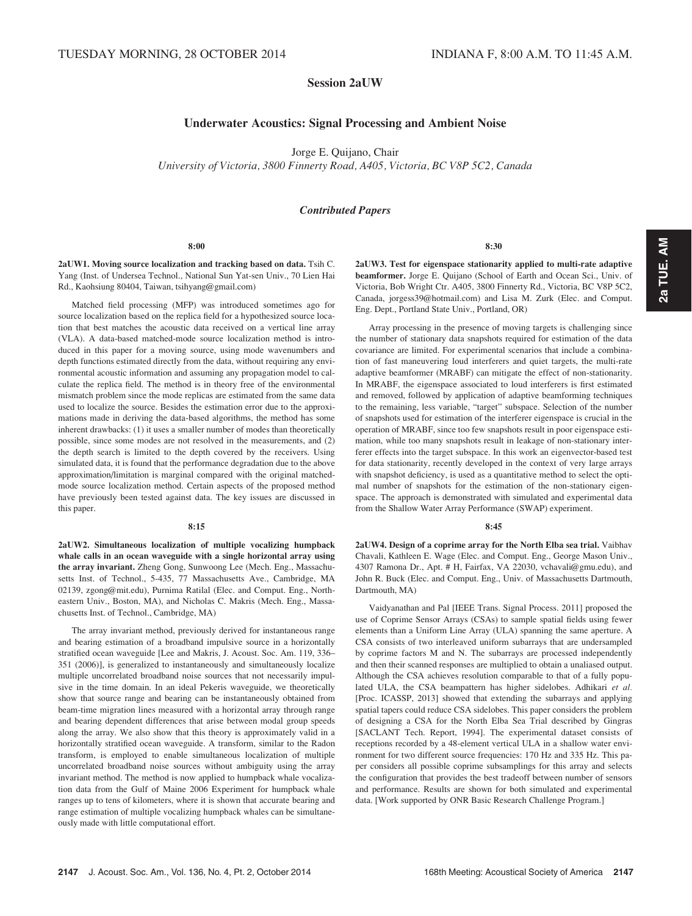TUESDAY MORNING, 28 OCTOBER 2014 — INDIANA F, 8:00 A.M. TO 11:45 A.M.

# Session 2aUW

## Underwater Acoustics: Signal Processing and Ambient Noise

Jorge E. Quijano, Chair

*University of Victoria, 3800 Finnerty Road, A405, Victoria, BC V8P 5C2, Canada*

### *Contributed Papers*

**8:00**

**2aUW1. Moving source localization and tracking based on data.** Tsih C. Yang (Inst. of Undersea Technol., National Sun Yat-sen Univ., 70 Lien Hai Rd., Kaohsiung 80404, Taiwan, tsihyang@gmail.com)

Matched field processing (MFP) was introduced sometimes ago for source localization based on the replica field for a hypothesized source location that best matches the acoustic data received on a vertical line array (VLA). A data-based matched-mode source localization method is introduced in this paper for a moving source, using mode wavenumbers and depth functions estimated directly from the data, without requiring any environmental acoustic information and assuming any propagation model to calculate the replica field. The method is in theory free of the environmental mismatch problem since the mode replicas are estimated from the same data used to localize the source. Besides the estimation error due to the approximations made in deriving the data-based algorithms, the method has some inherent drawbacks: (1) it uses a smaller number of modes than theoretically possible, since some modes are not resolved in the measurements, and (2) the depth search is limited to the depth covered by the receivers. Using simulated data, it is found that the performance degradation due to the above approximation/limitation is marginal compared with the original matched-mode source localization method. Certain aspects of the proposed method have previously been tested against data. The key issues are discussed in this paper.

**8:15**

**2aUW2. Simultaneous localization of multiple vocalizing humpback whale calls in an ocean waveguide with a single horizontal array using the array invariant.** Zheng Gong, Sunwoong Lee (Mech. Eng., Massachusetts Inst. of Technol., 5-435, 77 Massachusetts Ave., Cambridge, MA 02139, zgong@mit.edu), Purnima Ratilal (Elec. and Comput. Eng., Northeastern Univ., Boston, MA), and Nicholas C. Makris (Mech. Eng., Massachusetts Inst. of Technol., Cambridge, MA)

The array invariant method, previously derived for instantaneous range and bearing estimation of a broadband impulsive source in a horizontally stratified ocean waveguide [Lee and Makris, J. Acoust. Soc. Am. 119, 336–351 (2006)], is generalized to instantaneously and simultaneously localize multiple uncorrelated broadband noise sources that not necessarily impulsive in the time domain. In an ideal Pekeris waveguide, we theoretically show that source range and bearing can be instantaneously obtained from beam-time migration lines measured with a horizontal array through range and bearing dependent differences that arise between modal group speeds along the array. We also show that this theory is approximately valid in a horizontally stratified ocean waveguide. A transform, similar to the Radon transform, is employed to enable simultaneous localization of multiple uncorrelated broadband noise sources without ambiguity using the array invariant method. The method is now applied to humpback whale vocalization data from the Gulf of Maine 2006 Experiment for humpback whale ranges up to tens of kilometers, where it is shown that accurate bearing and range estimation of multiple vocalizing humpback whales can be simultaneously made with little computational effort.

**8:30**

**2aUW3. Test for eigenspace stationarity applied to multi-rate adaptive beamformer.** Jorge E. Quijano (School of Earth and Ocean Sci., Univ. of Victoria, Bob Wright Ctr. A405, 3800 Finnerty Rd., Victoria, BC V8P 5C2, Canada, jorgess39@hotmail.com) and Lisa M. Zurk (Elec. and Comput. Eng. Dept., Portland State Univ., Portland, OR)

Array processing in the presence of moving targets is challenging since the number of stationary data snapshots required for estimation of the data covariance are limited. For experimental scenarios that include a combination of fast maneuvering loud interferers and quiet targets, the multi-rate adaptive beamformer (MRABF) can mitigate the effect of non-stationarity. In MRABF, the eigenspace associated to loud interferers is first estimated and removed, followed by application of adaptive beamforming techniques to the remaining, less variable, "target" subspace. Selection of the number of snapshots used for estimation of the interferer eigenspace is crucial in the operation of MRABF, since too few snapshots result in poor eigenspace estimation, while too many snapshots result in leakage of non-stationary interferer effects into the target subspace. In this work an eigenvector-based test for data stationarity, recently developed in the context of very large arrays with snapshot deficiency, is used as a quantitative method to select the optimal number of snapshots for the estimation of the non-stationary eigenspace. The approach is demonstrated with simulated and experimental data from the Shallow Water Array Performance (SWAP) experiment.

**8:45**

**2aUW4. Design of a coprime array for the North Elba sea trial.** Vaibhav Chavali, Kathleen E. Wage (Elec. and Comput. Eng., George Mason Univ., 4307 Ramona Dr., Apt. # H, Fairfax, VA 22030, vchavali@gmu.edu), and John R. Buck (Elec. and Comput. Eng., Univ. of Massachusetts Dartmouth, Dartmouth, MA)

Vaidyanathan and Pal [IEEE Trans. Signal Process. 2011] proposed the use of Coprime Sensor Arrays (CSAs) to sample spatial fields using fewer elements than a Uniform Line Array (ULA) spanning the same aperture. A CSA consists of two interleaved uniform subarrays that are undersampled by coprime factors M and N. The subarrays are processed independently and then their scanned responses are multiplied to obtain a unaliased output. Although the CSA achieves resolution comparable to that of a fully populated ULA, the CSA beampattern has higher sidelobes. Adhikari *et al.* [Proc. ICASSP, 2013] showed that extending the subarrays and applying spatial tapers could reduce CSA sidelobes. This paper considers the problem of designing a CSA for the North Elba Sea Trial described by Gingras [SACLANT Tech. Report, 1994]. The experimental dataset consists of receptions recorded by a 48-element vertical ULA in a shallow water environment for two different source frequencies: 170 Hz and 335 Hz. This paper considers all possible coprime subsamplings for this array and selects the configuration that provides the best tradeoff between number of sensors and performance. Results are shown for both simulated and experimental data. [Work supported by ONR Basic Research Challenge Program.]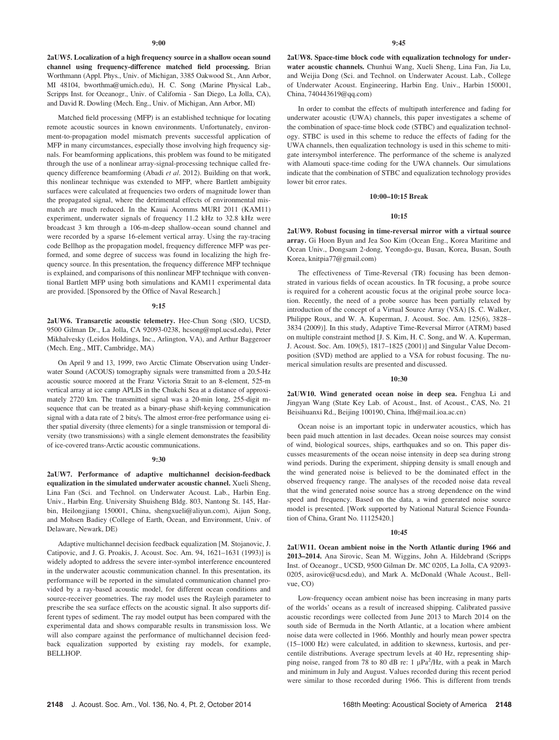**9:00**

**2aUW5. Localization of a high frequency source in a shallow ocean sound channel using frequency-difference matched field processing.** Brian Worthmann (Appl. Phys., Univ. of Michigan, 3385 Oakwood St., Ann Arbor, MI 48104, bworthma@umich.edu), H. C. Song (Marine Physical Lab., Scripps Inst. for Oceanogr., Univ. of California - San Diego, La Jolla, CA), and David R. Dowling (Mech. Eng., Univ. of Michigan, Ann Arbor, MI)

Matched field processing (MFP) is an established technique for locating remote acoustic sources in known environments. Unfortunately, environment-to-propagation model mismatch prevents successful application of MFP in many circumstances, especially those involving high frequency signals. For beamforming applications, this problem was found to be mitigated through the use of a nonlinear array-signal-processing technique called frequency difference beamforming (Abadi *et al*. 2012). Building on that work, this nonlinear technique was extended to MFP, where Bartlett ambiguity surfaces were calculated at frequencies two orders of magnitude lower than the propagated signal, where the detrimental effects of environmental mismatch are much reduced. In the Kauai Acomms MURI 2011 (KAM11) experiment, underwater signals of frequency 11.2 kHz to 32.8 kHz were broadcast 3 km through a 106-m-deep shallow-ocean sound channel and were recorded by a sparse 16-element vertical array. Using the ray-tracing code Bellhop as the propagation model, frequency difference MFP was performed, and some degree of success was found in localizing the high frequency source. In this presentation, the frequency difference MFP technique is explained, and comparisons of this nonlinear MFP technique with conventional Bartlett MFP using both simulations and KAM11 experimental data are provided. [Sponsored by the Office of Naval Research.]

**9:15**

**2aUW6. Transarctic acoustic telemetry.** Hee-Chun Song (SIO, UCSD, 9500 Gilman Dr., La Jolla, CA 92093-0238, hcsong@mpl.ucsd.edu), Peter Mikhalvesky (Leidos Holdings, Inc., Arlington, VA), and Arthur Baggeroer (Mech. Eng., MIT, Cambridge, MA)

On April 9 and 13, 1999, two Arctic Climate Observation using Underwater Sound (ACOUS) tomography signals were transmitted from a 20.5-Hz acoustic source moored at the Franz Victoria Strait to an 8-element, 525-m vertical array at ice camp APLIS in the Chukchi Sea at a distance of approximately 2720 km. The transmitted signal was a 20-min long, 255-digit m-sequence that can be treated as a binary-phase shift-keying communication signal with a data rate of 2 bits/s. The almost error-free performance using either spatial diversity (three elements) for a single transmission or temporal diversity (two transmissions) with a single element demonstrates the feasibility of ice-covered trans-Arctic acoustic communications.

**9:30**

**2aUW7. Performance of adaptive multichannel decision-feedback equalization in the simulated underwater acoustic channel.** Xueli Sheng, Lina Fan (Sci. and Technol. on Underwater Acoust. Lab., Harbin Eng. Univ., Harbin Eng. University Shuisheng Bldg. 803, Nantong St. 145, Harbin, Heilongjiang 150001, China, shengxueli@aliyun.com), Aijun Song, and Mohsen Badiey (College of Earth, Ocean, and Environment, Univ. of Delaware, Newark, DE)

Adaptive multichannel decision feedback equalization [M. Stojanovic, J. Catipovic, and J. G. Proakis, J. Acoust. Soc. Am. 94, 1621–1631 (1993)] is widely adopted to address the severe inter-symbol interference encountered in the underwater acoustic communication channel. In this presentation, its performance will be reported in the simulated communication channel provided by a ray-based acoustic model, for different ocean conditions and source-receiver geometries. The ray model uses the Rayleigh parameter to prescribe the sea surface effects on the acoustic signal. It also supports different types of sediment. The ray model output has been compared with the experimental data and shows comparable results in transmission loss. We will also compare against the performance of multichannel decision feedback equalization supported by existing ray models, for example, BELLHOP.

**9:45**

**2aUW8. Space-time block code with equalization technology for underwater acoustic channels.** Chunhui Wang, Xueli Sheng, Lina Fan, Jia Lu, and Weijia Dong (Sci. and Technol. on Underwater Acoust. Lab., College of Underwater Acoust. Engineering, Harbin Eng. Univ., Harbin 150001, China, 740443619@qq.com)

In order to combat the effects of multipath interference and fading for underwater acoustic (UWA) channels, this paper investigates a scheme of the combination of space-time block code (STBC) and equalization technology. STBC is used in this scheme to reduce the effects of fading for the UWA channels, then equalization technology is used in this scheme to mitigate intersymbol interference. The performance of the scheme is analyzed with Alamouti space-time coding for the UWA channels. Our simulations indicate that the combination of STBC and equalization technology provides lower bit error rates.

**10:00–10:15 Break**

**10:15**

**2aUW9. Robust focusing in time-reversal mirror with a virtual source array.** Gi Hoon Byun and Jea Soo Kim (Ocean Eng., Korea Maritime and Ocean Univ., Dongsam 2-dong, Yeongdo-gu, Busan, Korea, Busan, South Korea, knitpia77@gmail.com)

The effectiveness of Time-Reversal (TR) focusing has been demonstrated in various fields of ocean acoustics. In TR focusing, a probe source is required for a coherent acoustic focus at the original probe source location. Recently, the need of a probe source has been partially relaxed by introduction of the concept of a Virtual Source Array (VSA) [S. C. Walker, Philippe Roux, and W. A. Kuperman, J. Acoust. Soc. Am. 125(6), 3828–3834 (2009)]. In this study, Adaptive Time-Reversal Mirror (ATRM) based on multiple constraint method [J. S. Kim, H. C. Song, and W. A. Kuperman, J. Acoust. Soc. Am. 109(5), 1817–1825 (2001)] and Singular Value Decomposition (SVD) method are applied to a VSA for robust focusing. The numerical simulation results are presented and discussed.

**10:30**

**2aUW10. Wind generated ocean noise in deep sea.** Fenghua Li and Jingyan Wang (State Key Lab. of Acoust., Inst. of Acoust., CAS, No. 21 Beisihuanxi Rd., Beijing 100190, China, lfh@mail.ioa.ac.cn)

Ocean noise is an important topic in underwater acoustics, which has been paid much attention in last decades. Ocean noise sources may consist of wind, biological sources, ships, earthquakes and so on. This paper discusses measurements of the ocean noise intensity in deep sea during strong wind periods. During the experiment, shipping density is small enough and the wind generated noise is believed to be the dominated effect in the observed frequency range. The analyses of the recoded noise data reveal that the wind generated noise source has a strong dependence on the wind speed and frequency. Based on the data, a wind generated noise source model is presented. [Work supported by National Natural Science Foundation of China, Grant No. 11125420.]

**10:45**

**2aUW11. Ocean ambient noise in the North Atlantic during 1966 and 2013–2014.** Ana Sirovic, Sean M. Wiggins, John A. Hildebrand (Scripps Inst. of Oceanogr., UCSD, 9500 Gilman Dr. MC 0205, La Jolla, CA 92093-0205, asirovic@ucsd.edu), and Mark A. McDonald (Whale Acoust., Bellvue, CO)

Low-frequency ocean ambient noise has been increasing in many parts of the worlds' oceans as a result of increased shipping. Calibrated passive acoustic recordings were collected from June 2013 to March 2014 on the south side of Bermuda in the North Atlantic, at a location where ambient noise data were collected in 1966. Monthly and hourly mean power spectra (15–1000 Hz) were calculated, in addition to skewness, kurtosis, and percentile distributions. Average spectrum levels at 40 Hz, representing shipping noise, ranged from 78 to 80 dB re: 1 μPa$^2$/Hz, with a peak in March and minimum in July and August. Values recorded during this recent period were similar to those recorded during 1966. This is different from trends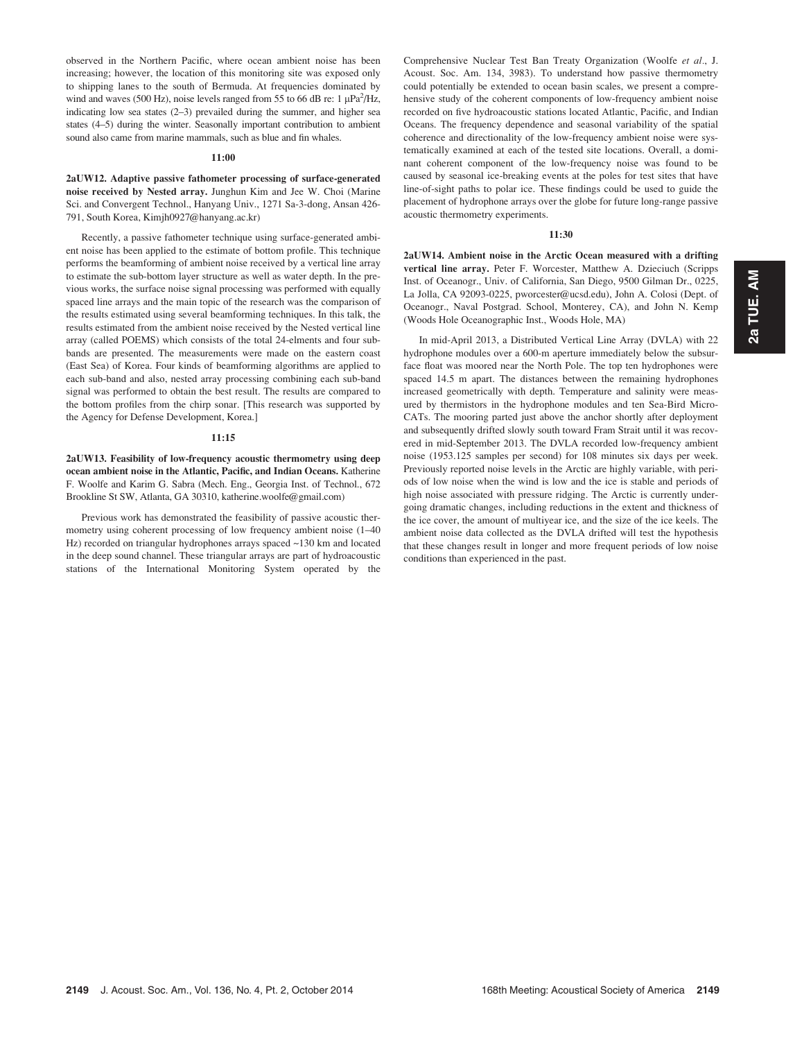observed in the Northern Pacific, where ocean ambient noise has been increasing; however, the location of this monitoring site was exposed only to shipping lanes to the south of Bermuda. At frequencies dominated by wind and waves (500 Hz), noise levels ranged from 55 to 66 dB re: 1 $\mu Pa^2$/Hz, indicating low sea states (2–3) prevailed during the summer, and higher sea states (4–5) during the winter. Seasonally important contribution to ambient sound also came from marine mammals, such as blue and fin whales.

### 11:00

**2aUW12. Adaptive passive fathometer processing of surface-generated noise received by Nested array.** Junghun Kim and Jee W. Choi (Marine Sci. and Convergent Technol., Hanyang Univ., 1271 Sa-3-dong, Ansan 426-791, South Korea, Kimjh0927@hanyang.ac.kr)

Recently, a passive fathometer technique using surface-generated ambient noise has been applied to the estimate of bottom profile. This technique performs the beamforming of ambient noise received by a vertical line array to estimate the sub-bottom layer structure as well as water depth. In the previous works, the surface noise signal processing was performed with equally spaced line arrays and the main topic of the research was the comparison of the results estimated using several beamforming techniques. In this talk, the results estimated from the ambient noise received by the Nested vertical line array (called POEMS) which consists of the total 24-elments and four sub-bands are presented. The measurements were made on the eastern coast (East Sea) of Korea. Four kinds of beamforming algorithms are applied to each sub-band and also, nested array processing combining each sub-band signal was performed to obtain the best result. The results are compared to the bottom profiles from the chirp sonar. [This research was supported by the Agency for Defense Development, Korea.]

### 11:15

**2aUW13. Feasibility of low-frequency acoustic thermometry using deep ocean ambient noise in the Atlantic, Pacific, and Indian Oceans.** Katherine F. Woolfe and Karim G. Sabra (Mech. Eng., Georgia Inst. of Technol., 672 Brookline St SW, Atlanta, GA 30310, katherine.woolfe@gmail.com)

Previous work has demonstrated the feasibility of passive acoustic thermometry using coherent processing of low frequency ambient noise (1–40 Hz) recorded on triangular hydrophones arrays spaced ~130 km and located in the deep sound channel. These triangular arrays are part of hydroacoustic stations of the International Monitoring System operated by the Comprehensive Nuclear Test Ban Treaty Organization (Woolfe *et al*., J. Acoust. Soc. Am. 134, 3983). To understand how passive thermometry could potentially be extended to ocean basin scales, we present a comprehensive study of the coherent components of low-frequency ambient noise recorded on five hydroacoustic stations located Atlantic, Pacific, and Indian Oceans. The frequency dependence and seasonal variability of the spatial coherence and directionality of the low-frequency ambient noise were systematically examined at each of the tested site locations. Overall, a dominant coherent component of the low-frequency noise was found to be caused by seasonal ice-breaking events at the poles for test sites that have line-of-sight paths to polar ice. These findings could be used to guide the placement of hydrophone arrays over the globe for future long-range passive acoustic thermometry experiments.

### 11:30

**2aUW14. Ambient noise in the Arctic Ocean measured with a drifting vertical line array.** Peter F. Worcester, Matthew A. Dzieciuch (Scripps Inst. of Oceanogr., Univ. of California, San Diego, 9500 Gilman Dr., 0225, La Jolla, CA 92093-0225, pworcester@ucsd.edu), John A. Colosi (Dept. of Oceanogr., Naval Postgrad. School, Monterey, CA), and John N. Kemp (Woods Hole Oceanographic Inst., Woods Hole, MA)

In mid-April 2013, a Distributed Vertical Line Array (DVLA) with 22 hydrophone modules over a 600-m aperture immediately below the subsurface float was moored near the North Pole. The top ten hydrophones were spaced 14.5 m apart. The distances between the remaining hydrophones increased geometrically with depth. Temperature and salinity were measured by thermistors in the hydrophone modules and ten Sea-Bird Micro-CATs. The mooring parted just above the anchor shortly after deployment and subsequently drifted slowly south toward Fram Strait until it was recovered in mid-September 2013. The DVLA recorded low-frequency ambient noise (1953.125 samples per second) for 108 minutes six days per week. Previously reported noise levels in the Arctic are highly variable, with periods of low noise when the wind is low and the ice is stable and periods of high noise associated with pressure ridging. The Arctic is currently undergoing dramatic changes, including reductions in the extent and thickness of the ice cover, the amount of multiyear ice, and the size of the ice keels. The ambient noise data collected as the DVLA drifted will test the hypothesis that these changes result in longer and more frequent periods of low noise conditions than experienced in the past.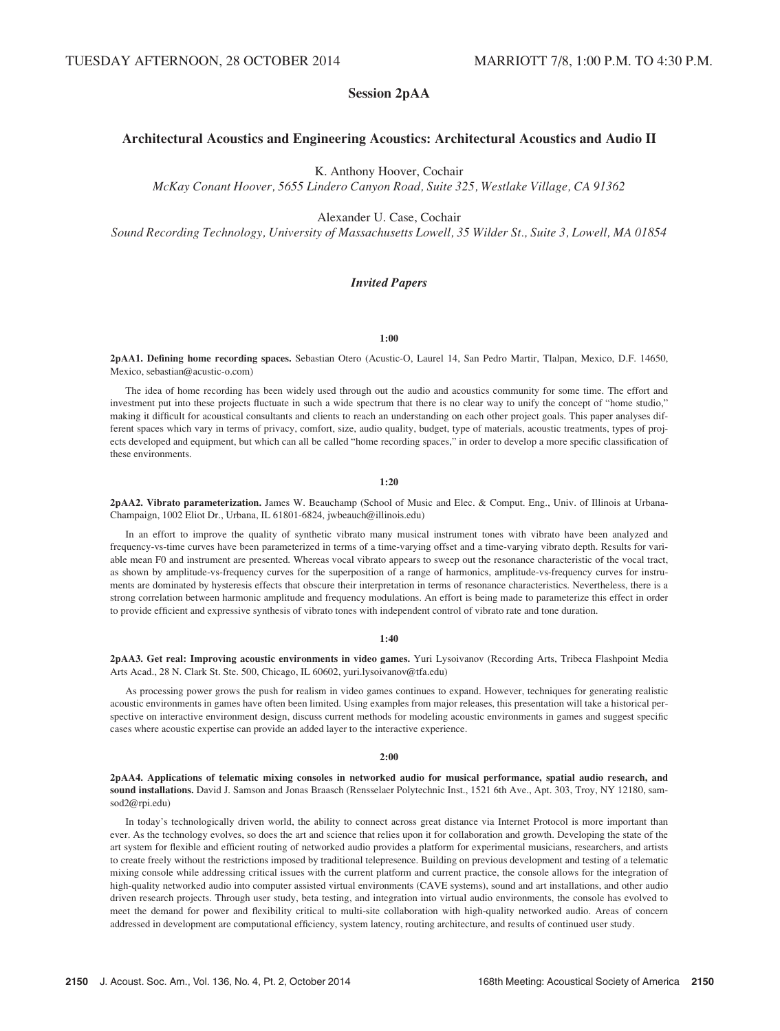TUESDAY AFTERNOON, 28 OCTOBER 2014 — MARRIOTT 7/8, 1:00 P.M. TO 4:30 P.M.

# Session 2pAA

## Architectural Acoustics and Engineering Acoustics: Architectural Acoustics and Audio II

K. Anthony Hoover, Cochair
*McKay Conant Hoover, 5655 Lindero Canyon Road, Suite 325, Westlake Village, CA 91362*

Alexander U. Case, Cochair
*Sound Recording Technology, University of Massachusetts Lowell, 35 Wilder St., Suite 3, Lowell, MA 01854*

### *Invited Papers*

**1:00**

**2pAA1. Defining home recording spaces.** Sebastian Otero (Acustic-O, Laurel 14, San Pedro Martir, Tlalpan, Mexico, D.F. 14650, Mexico, sebastian@acustic-o.com)

The idea of home recording has been widely used through out the audio and acoustics community for some time. The effort and investment put into these projects fluctuate in such a wide spectrum that there is no clear way to unify the concept of "home studio," making it difficult for acoustical consultants and clients to reach an understanding on each other project goals. This paper analyses different spaces which vary in terms of privacy, comfort, size, audio quality, budget, type of materials, acoustic treatments, types of projects developed and equipment, but which can all be called "home recording spaces," in order to develop a more specific classification of these environments.

**1:20**

**2pAA2. Vibrato parameterization.** James W. Beauchamp (School of Music and Elec. & Comput. Eng., Univ. of Illinois at Urbana-Champaign, 1002 Eliot Dr., Urbana, IL 61801-6824, jwbeauch@illinois.edu)

In an effort to improve the quality of synthetic vibrato many musical instrument tones with vibrato have been analyzed and frequency-vs-time curves have been parameterized in terms of a time-varying offset and a time-varying vibrato depth. Results for variable mean F0 and instrument are presented. Whereas vocal vibrato appears to sweep out the resonance characteristic of the vocal tract, as shown by amplitude-vs-frequency curves for the superposition of a range of harmonics, amplitude-vs-frequency curves for instruments are dominated by hysteresis effects that obscure their interpretation in terms of resonance characteristics. Nevertheless, there is a strong correlation between harmonic amplitude and frequency modulations. An effort is being made to parameterize this effect in order to provide efficient and expressive synthesis of vibrato tones with independent control of vibrato rate and tone duration.

**1:40**

**2pAA3. Get real: Improving acoustic environments in video games.** Yuri Lysoivanov (Recording Arts, Tribeca Flashpoint Media Arts Acad., 28 N. Clark St. Ste. 500, Chicago, IL 60602, yuri.lysoivanov@tfa.edu)

As processing power grows the push for realism in video games continues to expand. However, techniques for generating realistic acoustic environments in games have often been limited. Using examples from major releases, this presentation will take a historical perspective on interactive environment design, discuss current methods for modeling acoustic environments in games and suggest specific cases where acoustic expertise can provide an added layer to the interactive experience.

**2:00**

**2pAA4. Applications of telematic mixing consoles in networked audio for musical performance, spatial audio research, and sound installations.** David J. Samson and Jonas Braasch (Rensselaer Polytechnic Inst., 1521 6th Ave., Apt. 303, Troy, NY 12180, samsod2@rpi.edu)

In today's technologically driven world, the ability to connect across great distance via Internet Protocol is more important than ever. As the technology evolves, so does the art and science that relies upon it for collaboration and growth. Developing the state of the art system for flexible and efficient routing of networked audio provides a platform for experimental musicians, researchers, and artists to create freely without the restrictions imposed by traditional telepresence. Building on previous development and testing of a telematic mixing console while addressing critical issues with the current platform and current practice, the console allows for the integration of high-quality networked audio into computer assisted virtual environments (CAVE systems), sound and art installations, and other audio driven research projects. Through user study, beta testing, and integration into virtual audio environments, the console has evolved to meet the demand for power and flexibility critical to multi-site collaboration with high-quality networked audio. Areas of concern addressed in development are computational efficiency, system latency, routing architecture, and results of continued user study.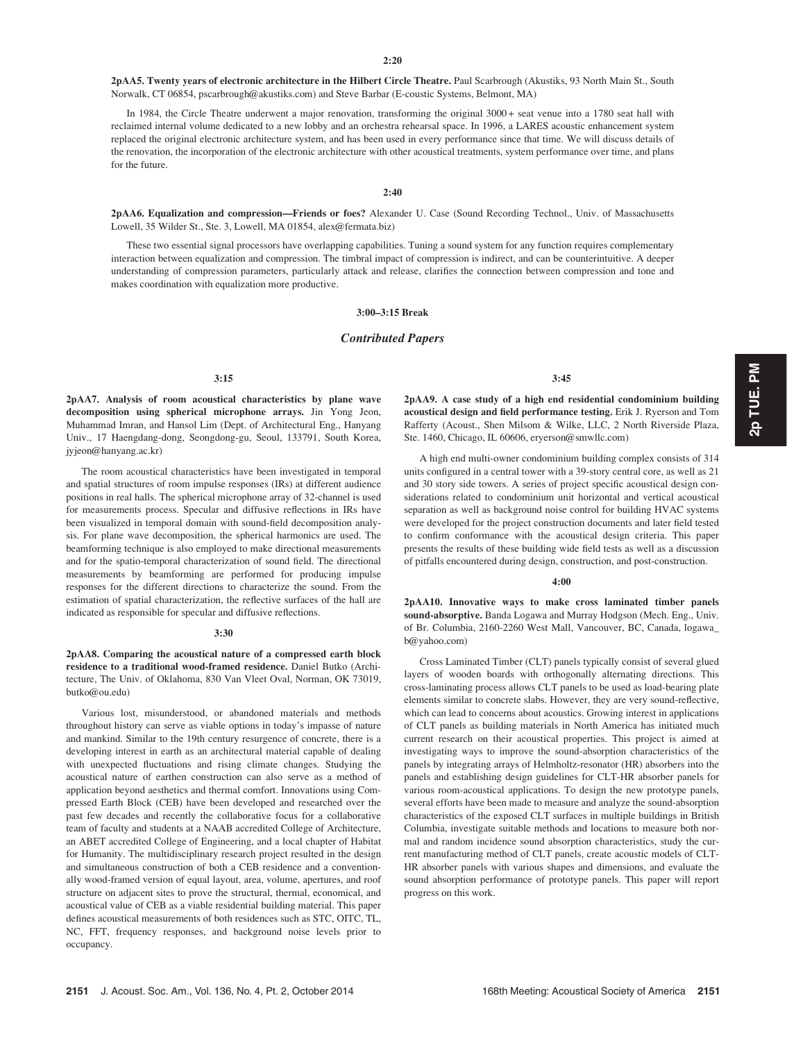**2:20**

**2pAA5. Twenty years of electronic architecture in the Hilbert Circle Theatre.** Paul Scarbrough (Akustiks, 93 North Main St., South Norwalk, CT 06854, pscarbrough@akustiks.com) and Steve Barbar (E-coustic Systems, Belmont, MA)

In 1984, the Circle Theatre underwent a major renovation, transforming the original 3000+ seat venue into a 1780 seat hall with reclaimed internal volume dedicated to a new lobby and an orchestra rehearsal space. In 1996, a LARES acoustic enhancement system replaced the original electronic architecture system, and has been used in every performance since that time. We will discuss details of the renovation, the incorporation of the electronic architecture with other acoustical treatments, system performance over time, and plans for the future.

**2:40**

**2pAA6. Equalization and compression—Friends or foes?** Alexander U. Case (Sound Recording Technol., Univ. of Massachusetts Lowell, 35 Wilder St., Ste. 3, Lowell, MA 01854, alex@fermata.biz)

These two essential signal processors have overlapping capabilities. Tuning a sound system for any function requires complementary interaction between equalization and compression. The timbral impact of compression is indirect, and can be counterintuitive. A deeper understanding of compression parameters, particularly attack and release, clarifies the connection between compression and tone and makes coordination with equalization more productive.

**3:00–3:15 Break**

## *Contributed Papers*

**3:15**

**2pAA7. Analysis of room acoustical characteristics by plane wave decomposition using spherical microphone arrays.** Jin Yong Jeon, Muhammad Imran, and Hansol Lim (Dept. of Architectural Eng., Hanyang Univ., 17 Haengdang-dong, Seongdong-gu, Seoul, 133791, South Korea, jyjeon@hanyang.ac.kr)

The room acoustical characteristics have been investigated in temporal and spatial structures of room impulse responses (IRs) at different audience positions in real halls. The spherical microphone array of 32-channel is used for measurements process. Specular and diffusive reflections in IRs have been visualized in temporal domain with sound-field decomposition analysis. For plane wave decomposition, the spherical harmonics are used. The beamforming technique is also employed to make directional measurements and for the spatio-temporal characterization of sound field. The directional measurements by beamforming are performed for producing impulse responses for the different directions to characterize the sound. From the estimation of spatial characterization, the reflective surfaces of the hall are indicated as responsible for specular and diffusive reflections.

**3:30**

**2pAA8. Comparing the acoustical nature of a compressed earth block residence to a traditional wood-framed residence.** Daniel Butko (Architecture, The Univ. of Oklahoma, 830 Van Vleet Oval, Norman, OK 73019, butko@ou.edu)

Various lost, misunderstood, or abandoned materials and methods throughout history can serve as viable options in today's impasse of nature and mankind. Similar to the 19th century resurgence of concrete, there is a developing interest in earth as an architectural material capable of dealing with unexpected fluctuations and rising climate changes. Studying the acoustical nature of earthen construction can also serve as a method of application beyond aesthetics and thermal comfort. Innovations using Compressed Earth Block (CEB) have been developed and researched over the past few decades and recently the collaborative focus for a collaborative team of faculty and students at a NAAB accredited College of Architecture, an ABET accredited College of Engineering, and a local chapter of Habitat for Humanity. The multidisciplinary research project resulted in the design and simultaneous construction of both a CEB residence and a conventionally wood-framed version of equal layout, area, volume, apertures, and roof structure on adjacent sites to prove the structural, thermal, economical, and acoustical value of CEB as a viable residential building material. This paper defines acoustical measurements of both residences such as STC, OITC, TL, NC, FFT, frequency responses, and background noise levels prior to occupancy.

**3:45**

**2pAA9. A case study of a high end residential condominium building acoustical design and field performance testing.** Erik J. Ryerson and Tom Rafferty (Acoust., Shen Milsom & Wilke, LLC, 2 North Riverside Plaza, Ste. 1460, Chicago, IL 60606, eryerson@smwllc.com)

A high end multi-owner condominium building complex consists of 314 units configured in a central tower with a 39-story central core, as well as 21 and 30 story side towers. A series of project specific acoustical design considerations related to condominium unit horizontal and vertical acoustical separation as well as background noise control for building HVAC systems were developed for the project construction documents and later field tested to confirm conformance with the acoustical design criteria. This paper presents the results of these building wide field tests as well as a discussion of pitfalls encountered during design, construction, and post-construction.

**4:00**

**2pAA10. Innovative ways to make cross laminated timber panels sound-absorptive.** Banda Logawa and Murray Hodgson (Mech. Eng., Univ. of Br. Columbia, 2160-2260 West Mall, Vancouver, BC, Canada, logawa_b@yahoo.com)

Cross Laminated Timber (CLT) panels typically consist of several glued layers of wooden boards with orthogonally alternating directions. This cross-laminating process allows CLT panels to be used as load-bearing plate elements similar to concrete slabs. However, they are very sound-reflective, which can lead to concerns about acoustics. Growing interest in applications of CLT panels as building materials in North America has initiated much current research on their acoustical properties. This project is aimed at investigating ways to improve the sound-absorption characteristics of the panels by integrating arrays of Helmholtz-resonator (HR) absorbers into the panels and establishing design guidelines for CLT-HR absorber panels for various room-acoustical applications. To design the new prototype panels, several efforts have been made to measure and analyze the sound-absorption characteristics of the exposed CLT surfaces in multiple buildings in British Columbia, investigate suitable methods and locations to measure both normal and random incidence sound absorption characteristics, study the current manufacturing method of CLT panels, create acoustic models of CLT-HR absorber panels with various shapes and dimensions, and evaluate the sound absorption performance of prototype panels. This paper will report progress on this work.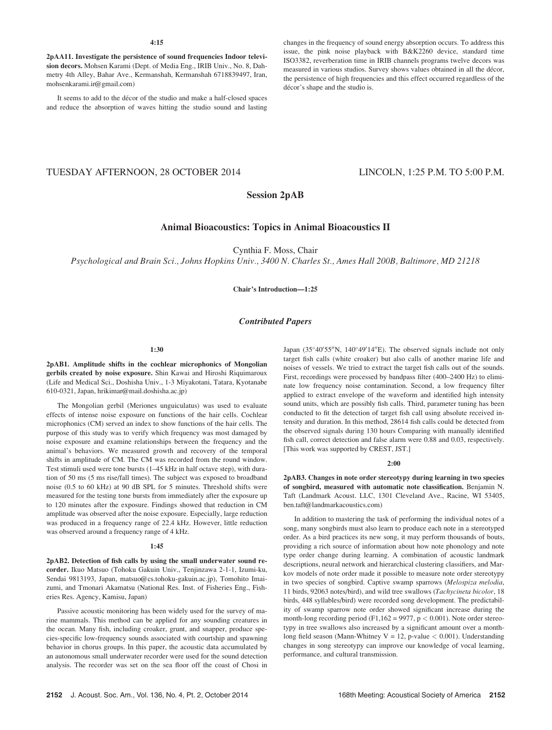4:15

**2pAA11. Investigate the persistence of sound frequencies Indoor television decors.** Mohsen Karami (Dept. of Media Eng., IRIB Univ., No. 8, Dahmetry 4th Alley, Bahar Ave., Kermanshah, Kermanshah 6718839497, Iran, mohsenkarami.ir@gmail.com)

It seems to add to the décor of the studio and make a half-closed spaces and reduce the absorption of waves hitting the studio sound and lasting changes in the frequency of sound energy absorption occurs. To address this issue, the pink noise playback with B&K2260 device, standard time ISO3382, reverberation time in IRIB channels programs twelve decors was measured in various studios. Survey shows values obtained in all the décor, the persistence of high frequencies and this effect occurred regardless of the décor's shape and the studio is.

TUESDAY AFTERNOON, 28 OCTOBER 2014 — LINCOLN, 1:25 P.M. TO 5:00 P.M.

# Session 2pAB

## Animal Bioacoustics: Topics in Animal Bioacoustics II

Cynthia F. Moss, Chair

*Psychological and Brain Sci., Johns Hopkins Univ., 3400 N. Charles St., Ames Hall 200B, Baltimore, MD 21218*

**Chair's Introduction—1:25**

### *Contributed Papers*

1:30

**2pAB1. Amplitude shifts in the cochlear microphonics of Mongolian gerbils created by noise exposure.** Shin Kawai and Hiroshi Riquimaroux (Life and Medical Sci., Doshisha Univ., 1-3 Miyakotani, Tatara, Kyotanabe 610-0321, Japan, hrikimar@mail.doshisha.ac.jp)

The Mongolian gerbil (Meriones unguiculatus) was used to evaluate effects of intense noise exposure on functions of the hair cells. Cochlear microphonics (CM) served an index to show functions of the hair cells. The purpose of this study was to verify which frequency was most damaged by noise exposure and examine relationships between the frequency and the animal's behaviors. We measured growth and recovery of the temporal shifts in amplitude of CM. The CM was recorded from the round window. Test stimuli used were tone bursts (1–45 kHz in half octave step), with duration of 50 ms (5 ms rise/fall times). The subject was exposed to broadband noise (0.5 to 60 kHz) at 90 dB SPL for 5 minutes. Threshold shifts were measured for the testing tone bursts from immediately after the exposure up to 120 minutes after the exposure. Findings showed that reduction in CM amplitude was observed after the noise exposure. Especially, large reduction was produced in a frequency range of 22.4 kHz. However, little reduction was observed around a frequency range of 4 kHz.

1:45

**2pAB2. Detection of fish calls by using the small underwater sound recorder.** Ikuo Matsuo (Tohoku Gakuin Univ., Tenjinzawa 2-1-1, Izumi-ku, Sendai 9813193, Japan, matsuo@cs.tohoku-gakuin.ac.jp), Tomohito Imaizumi, and Tmonari Akamatsu (National Res. Inst. of Fisheries Eng., Fisheries Res. Agency, Kamisu, Japan)

Passive acoustic monitoring has been widely used for the survey of marine mammals. This method can be applied for any sounding creatures in the ocean. Many fish, including croaker, grunt, and snapper, produce species-specific low-frequency sounds associated with courtship and spawning behavior in chorus groups. In this paper, the acoustic data accumulated by an autonomous small underwater recorder were used for the sound detection analysis. The recorder was set on the sea floor off the coast of Chosi in Japan (35°40′55″N, 140°49′14″E). The observed signals include not only target fish calls (white croaker) but also calls of another marine life and noises of vessels. We tried to extract the target fish calls out of the sounds. First, recordings were processed by bandpass filter (400–2400 Hz) to eliminate low frequency noise contamination. Second, a low frequency filter applied to extract envelope of the waveform and identified high intensity sound units, which are possibly fish calls. Third, parameter tuning has been conducted to fit the detection of target fish call using absolute received intensity and duration. In this method, 28614 fish calls could be detected from the observed signals during 130 hours Comparing with manually identified fish call, correct detection and false alarm were 0.88 and 0.03, respectively. [This work was supported by CREST, JST.]

2:00

**2pAB3. Changes in note order stereotypy during learning in two species of songbird, measured with automatic note classification.** Benjamin N. Taft (Landmark Acoust. LLC, 1301 Cleveland Ave., Racine, WI 53405, ben.taft@landmarkacoustics.com)

In addition to mastering the task of performing the individual notes of a song, many songbirds must also learn to produce each note in a stereotyped order. As a bird practices its new song, it may perform thousands of bouts, providing a rich source of information about how note phonology and note type order change during learning. A combination of acoustic landmark descriptions, neural network and hierarchical clustering classifiers, and Markov models of note order made it possible to measure note order stereotypy in two species of songbird. Captive swamp sparrows (*Melospiza melodia*, 11 birds, 92063 notes/bird), and wild tree swallows (*Tachycineta bicolor*, 18 birds, 448 syllables/bird) were recorded song development. The predictability of swamp sparrow note order showed significant increase during the month-long recording period ($F_{1,162} = 9977$, $p < 0.001$). Note order stereotypy in tree swallows also increased by a significant amount over a month-long field season (Mann-Whitney $V = 12$, p-value $< 0.001$). Understanding changes in song stereotypy can improve our knowledge of vocal learning, performance, and cultural transmission.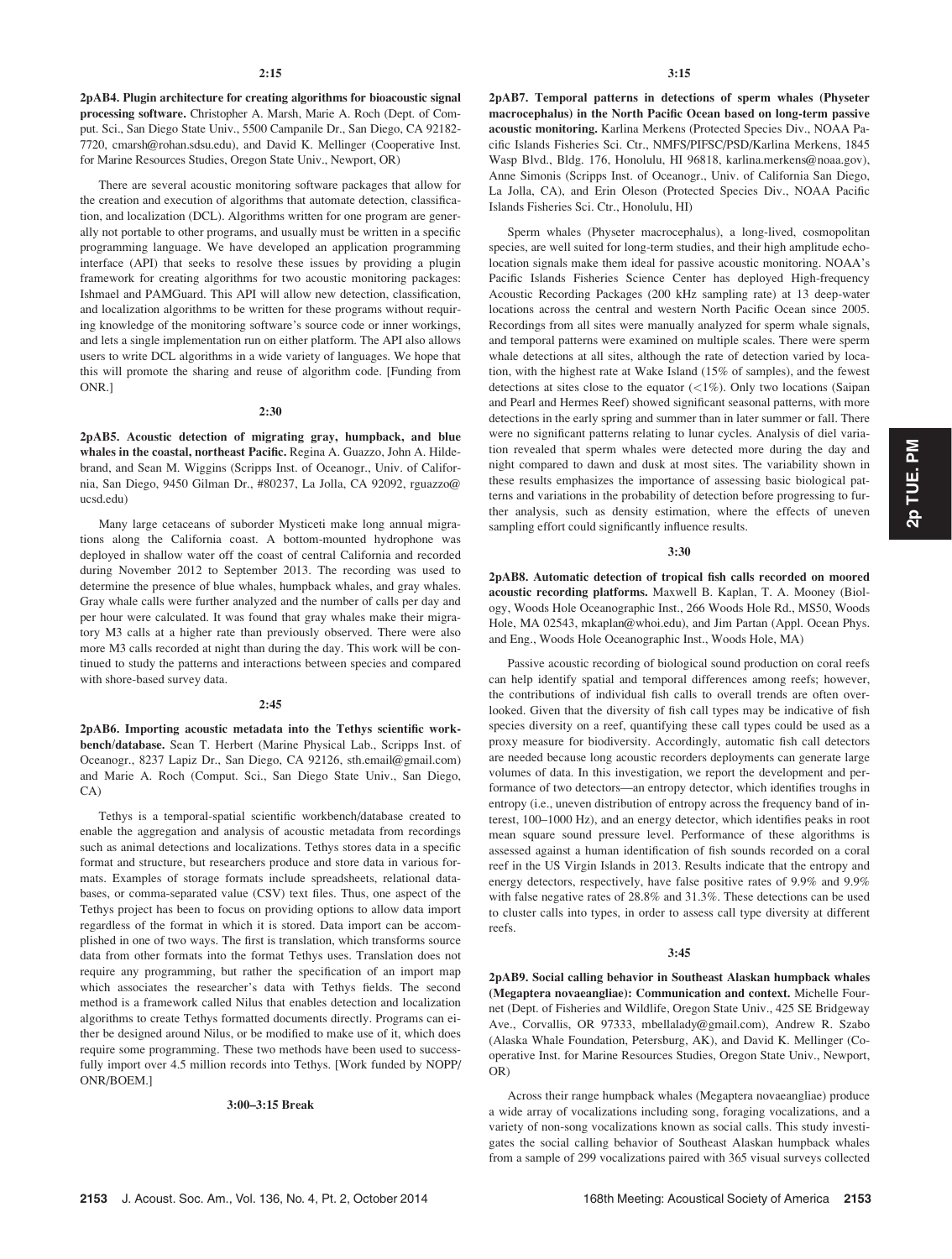**2:15**

**2pAB4. Plugin architecture for creating algorithms for bioacoustic signal processing software.** Christopher A. Marsh, Marie A. Roch (Dept. of Comput. Sci., San Diego State Univ., 5500 Campanile Dr., San Diego, CA 92182-7720, cmarsh@rohan.sdsu.edu), and David K. Mellinger (Cooperative Inst. for Marine Resources Studies, Oregon State Univ., Newport, OR)

There are several acoustic monitoring software packages that allow for the creation and execution of algorithms that automate detection, classification, and localization (DCL). Algorithms written for one program are generally not portable to other programs, and usually must be written in a specific programming language. We have developed an application programming interface (API) that seeks to resolve these issues by providing a plugin framework for creating algorithms for two acoustic monitoring packages: Ishmael and PAMGuard. This API will allow new detection, classification, and localization algorithms to be written for these programs without requiring knowledge of the monitoring software's source code or inner workings, and lets a single implementation run on either platform. The API also allows users to write DCL algorithms in a wide variety of languages. We hope that this will promote the sharing and reuse of algorithm code. [Funding from ONR.]

**2:30**

**2pAB5. Acoustic detection of migrating gray, humpback, and blue whales in the coastal, northeast Pacific.** Regina A. Guazzo, John A. Hildebrand, and Sean M. Wiggins (Scripps Inst. of Oceanogr., Univ. of California, San Diego, 9450 Gilman Dr., #80237, La Jolla, CA 92092, rguazzo@ucsd.edu)

Many large cetaceans of suborder Mysticeti make long annual migrations along the California coast. A bottom-mounted hydrophone was deployed in shallow water off the coast of central California and recorded during November 2012 to September 2013. The recording was used to determine the presence of blue whales, humpback whales, and gray whales. Gray whale calls were further analyzed and the number of calls per day and per hour were calculated. It was found that gray whales make their migratory M3 calls at a higher rate than previously observed. There were also more M3 calls recorded at night than during the day. This work will be continued to study the patterns and interactions between species and compared with shore-based survey data.

**2:45**

**2pAB6. Importing acoustic metadata into the Tethys scientific workbench/database.** Sean T. Herbert (Marine Physical Lab., Scripps Inst. of Oceanogr., 8237 Lapiz Dr., San Diego, CA 92126, sth.email@gmail.com) and Marie A. Roch (Comput. Sci., San Diego State Univ., San Diego, CA)

Tethys is a temporal-spatial scientific workbench/database created to enable the aggregation and analysis of acoustic metadata from recordings such as animal detections and localizations. Tethys stores data in a specific format and structure, but researchers produce and store data in various formats. Examples of storage formats include spreadsheets, relational databases, or comma-separated value (CSV) text files. Thus, one aspect of the Tethys project has been to focus on providing options to allow data import regardless of the format in which it is stored. Data import can be accomplished in one of two ways. The first is translation, which transforms source data from other formats into the format Tethys uses. Translation does not require any programming, but rather the specification of an import map which associates the researcher's data with Tethys fields. The second method is a framework called Nilus that enables detection and localization algorithms to create Tethys formatted documents directly. Programs can either be designed around Nilus, or be modified to make use of it, which does require some programming. These two methods have been used to successfully import over 4.5 million records into Tethys. [Work funded by NOPP/ONR/BOEM.]

**3:00–3:15 Break**

**3:15**

**2pAB7. Temporal patterns in detections of sperm whales (Physeter macrocephalus) in the North Pacific Ocean based on long-term passive acoustic monitoring.** Karlina Merkens (Protected Species Div., NOAA Pacific Islands Fisheries Sci. Ctr., NMFS/PIFSC/PSD/Karlina Merkens, 1845 Wasp Blvd., Bldg. 176, Honolulu, HI 96818, karlina.merkens@noaa.gov), Anne Simonis (Scripps Inst. of Oceanogr., Univ. of California San Diego, La Jolla, CA), and Erin Oleson (Protected Species Div., NOAA Pacific Islands Fisheries Sci. Ctr., Honolulu, HI)

Sperm whales (Physeter macrocephalus), a long-lived, cosmopolitan species, are well suited for long-term studies, and their high amplitude echolocation signals make them ideal for passive acoustic monitoring. NOAA's Pacific Islands Fisheries Science Center has deployed High-frequency Acoustic Recording Packages (200 kHz sampling rate) at 13 deep-water locations across the central and western North Pacific Ocean since 2005. Recordings from all sites were manually analyzed for sperm whale signals, and temporal patterns were examined on multiple scales. There were sperm whale detections at all sites, although the rate of detection varied by location, with the highest rate at Wake Island (15% of samples), and the fewest detections at sites close to the equator (<1%). Only two locations (Saipan and Pearl and Hermes Reef) showed significant seasonal patterns, with more detections in the early spring and summer than in later summer or fall. There were no significant patterns relating to lunar cycles. Analysis of diel variation revealed that sperm whales were detected more during the day and night compared to dawn and dusk at most sites. The variability shown in these results emphasizes the importance of assessing basic biological patterns and variations in the probability of detection before progressing to further analysis, such as density estimation, where the effects of uneven sampling effort could significantly influence results.

**3:30**

**2pAB8. Automatic detection of tropical fish calls recorded on moored acoustic recording platforms.** Maxwell B. Kaplan, T. A. Mooney (Biology, Woods Hole Oceanographic Inst., 266 Woods Hole Rd., MS50, Woods Hole, MA 02543, mkaplan@whoi.edu), and Jim Partan (Appl. Ocean Phys. and Eng., Woods Hole Oceanographic Inst., Woods Hole, MA)

Passive acoustic recording of biological sound production on coral reefs can help identify spatial and temporal differences among reefs; however, the contributions of individual fish calls to overall trends are often overlooked. Given that the diversity of fish call types may be indicative of fish species diversity on a reef, quantifying these call types could be used as a proxy measure for biodiversity. Accordingly, automatic fish call detectors are needed because long acoustic recorders deployments can generate large volumes of data. In this investigation, we report the development and performance of two detectors—an entropy detector, which identifies troughs in entropy (i.e., uneven distribution of entropy across the frequency band of interest, 100–1000 Hz), and an energy detector, which identifies peaks in root mean square sound pressure level. Performance of these algorithms is assessed against a human identification of fish sounds recorded on a coral reef in the US Virgin Islands in 2013. Results indicate that the entropy and energy detectors, respectively, have false positive rates of 9.9% and 9.9% with false negative rates of 28.8% and 31.3%. These detections can be used to cluster calls into types, in order to assess call type diversity at different reefs.

**3:45**

**2pAB9. Social calling behavior in Southeast Alaskan humpback whales (Megaptera novaeangliae): Communication and context.** Michelle Fournet (Dept. of Fisheries and Wildlife, Oregon State Univ., 425 SE Bridgeway Ave., Corvallis, OR 97333, mbellalady@gmail.com), Andrew R. Szabo (Alaska Whale Foundation, Petersburg, AK), and David K. Mellinger (Cooperative Inst. for Marine Resources Studies, Oregon State Univ., Newport, OR)

Across their range humpback whales (Megaptera novaeangliae) produce a wide array of vocalizations including song, foraging vocalizations, and a variety of non-song vocalizations known as social calls. This study investigates the social calling behavior of Southeast Alaskan humpback whales from a sample of 299 vocalizations paired with 365 visual surveys collected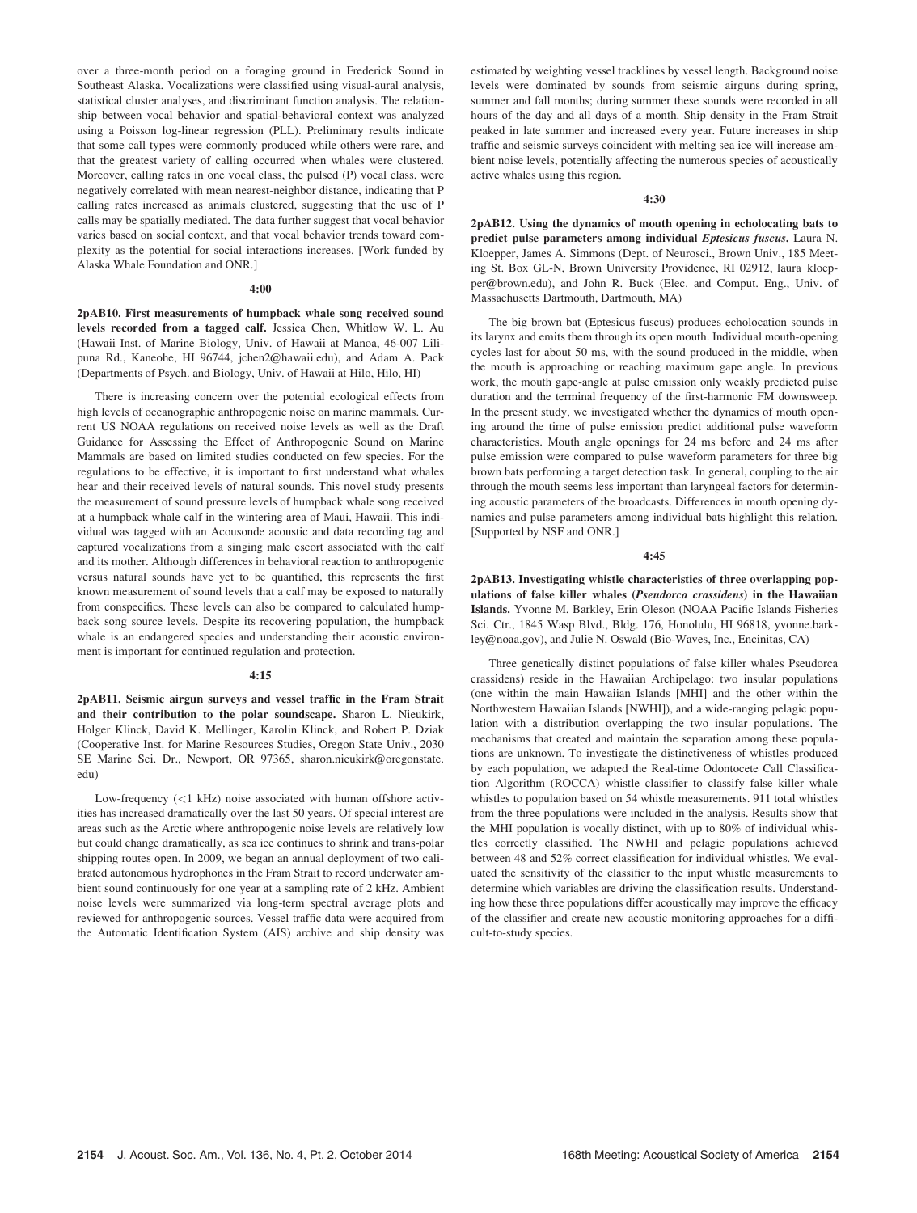over a three-month period on a foraging ground in Frederick Sound in Southeast Alaska. Vocalizations were classified using visual-aural analysis, statistical cluster analyses, and discriminant function analysis. The relationship between vocal behavior and spatial-behavioral context was analyzed using a Poisson log-linear regression (PLL). Preliminary results indicate that some call types were commonly produced while others were rare, and that the greatest variety of calling occurred when whales were clustered. Moreover, calling rates in one vocal class, the pulsed (P) vocal class, were negatively correlated with mean nearest-neighbor distance, indicating that P calling rates increased as animals clustered, suggesting that the use of P calls may be spatially mediated. The data further suggest that vocal behavior varies based on social context, and that vocal behavior trends toward complexity as the potential for social interactions increases. [Work funded by Alaska Whale Foundation and ONR.]

**4:00**

**2pAB10. First measurements of humpback whale song received sound levels recorded from a tagged calf.** Jessica Chen, Whitlow W. L. Au (Hawaii Inst. of Marine Biology, Univ. of Hawaii at Manoa, 46-007 Lilipuna Rd., Kaneohe, HI 96744, jchen2@hawaii.edu), and Adam A. Pack (Departments of Psych. and Biology, Univ. of Hawaii at Hilo, Hilo, HI)

There is increasing concern over the potential ecological effects from high levels of oceanographic anthropogenic noise on marine mammals. Current US NOAA regulations on received noise levels as well as the Draft Guidance for Assessing the Effect of Anthropogenic Sound on Marine Mammals are based on limited studies conducted on few species. For the regulations to be effective, it is important to first understand what whales hear and their received levels of natural sounds. This novel study presents the measurement of sound pressure levels of humpback whale song received at a humpback whale calf in the wintering area of Maui, Hawaii. This individual was tagged with an Acousonde acoustic and data recording tag and captured vocalizations from a singing male escort associated with the calf and its mother. Although differences in behavioral reaction to anthropogenic versus natural sounds have yet to be quantified, this represents the first known measurement of sound levels that a calf may be exposed to naturally from conspecifics. These levels can also be compared to calculated humpback song source levels. Despite its recovering population, the humpback whale is an endangered species and understanding their acoustic environment is important for continued regulation and protection.

**4:15**

**2pAB11. Seismic airgun surveys and vessel traffic in the Fram Strait and their contribution to the polar soundscape.** Sharon L. Nieukirk, Holger Klinck, David K. Mellinger, Karolin Klinck, and Robert P. Dziak (Cooperative Inst. for Marine Resources Studies, Oregon State Univ., 2030 SE Marine Sci. Dr., Newport, OR 97365, sharon.nieukirk@oregonstate.edu)

Low-frequency (<1 kHz) noise associated with human offshore activities has increased dramatically over the last 50 years. Of special interest are areas such as the Arctic where anthropogenic noise levels are relatively low but could change dramatically, as sea ice continues to shrink and trans-polar shipping routes open. In 2009, we began an annual deployment of two calibrated autonomous hydrophones in the Fram Strait to record underwater ambient sound continuously for one year at a sampling rate of 2 kHz. Ambient noise levels were summarized via long-term spectral average plots and reviewed for anthropogenic sources. Vessel traffic data were acquired from the Automatic Identification System (AIS) archive and ship density was estimated by weighting vessel tracklines by vessel length. Background noise levels were dominated by sounds from seismic airguns during spring, summer and fall months; during summer these sounds were recorded in all hours of the day and all days of a month. Ship density in the Fram Strait peaked in late summer and increased every year. Future increases in ship traffic and seismic surveys coincident with melting sea ice will increase ambient noise levels, potentially affecting the numerous species of acoustically active whales using this region.

**4:30**

**2pAB12. Using the dynamics of mouth opening in echolocating bats to predict pulse parameters among individual *Eptesicus fuscus*.** Laura N. Kloepper, James A. Simmons (Dept. of Neurosci., Brown Univ., 185 Meeting St. Box GL-N, Brown University Providence, RI 02912, laura_kloepper@brown.edu), and John R. Buck (Elec. and Comput. Eng., Univ. of Massachusetts Dartmouth, Dartmouth, MA)

The big brown bat (Eptesicus fuscus) produces echolocation sounds in its larynx and emits them through its open mouth. Individual mouth-opening cycles last for about 50 ms, with the sound produced in the middle, when the mouth is approaching or reaching maximum gape angle. In previous work, the mouth gape-angle at pulse emission only weakly predicted pulse duration and the terminal frequency of the first-harmonic FM downsweep. In the present study, we investigated whether the dynamics of mouth opening around the time of pulse emission predict additional pulse waveform characteristics. Mouth angle openings for 24 ms before and 24 ms after pulse emission were compared to pulse waveform parameters for three big brown bats performing a target detection task. In general, coupling to the air through the mouth seems less important than laryngeal factors for determining acoustic parameters of the broadcasts. Differences in mouth opening dynamics and pulse parameters among individual bats highlight this relation. [Supported by NSF and ONR.]

**4:45**

**2pAB13. Investigating whistle characteristics of three overlapping populations of false killer whales (*Pseudorca crassidens*) in the Hawaiian Islands.** Yvonne M. Barkley, Erin Oleson (NOAA Pacific Islands Fisheries Sci. Ctr., 1845 Wasp Blvd., Bldg. 176, Honolulu, HI 96818, yvonne.barkley@noaa.gov), and Julie N. Oswald (Bio-Waves, Inc., Encinitas, CA)

Three genetically distinct populations of false killer whales Pseudorca crassidens) reside in the Hawaiian Archipelago: two insular populations (one within the main Hawaiian Islands [MHI] and the other within the Northwestern Hawaiian Islands [NWHI]), and a wide-ranging pelagic population with a distribution overlapping the two insular populations. The mechanisms that created and maintain the separation among these populations are unknown. To investigate the distinctiveness of whistles produced by each population, we adapted the Real-time Odontocete Call Classification Algorithm (ROCCA) whistle classifier to classify false killer whale whistles to population based on 54 whistle measurements. 911 total whistles from the three populations were included in the analysis. Results show that the MHI population is vocally distinct, with up to 80% of individual whistles correctly classified. The NWHI and pelagic populations achieved between 48 and 52% correct classification for individual whistles. We evaluated the sensitivity of the classifier to the input whistle measurements to determine which variables are driving the classification results. Understanding how these three populations differ acoustically may improve the efficacy of the classifier and create new acoustic monitoring approaches for a difficult-to-study species.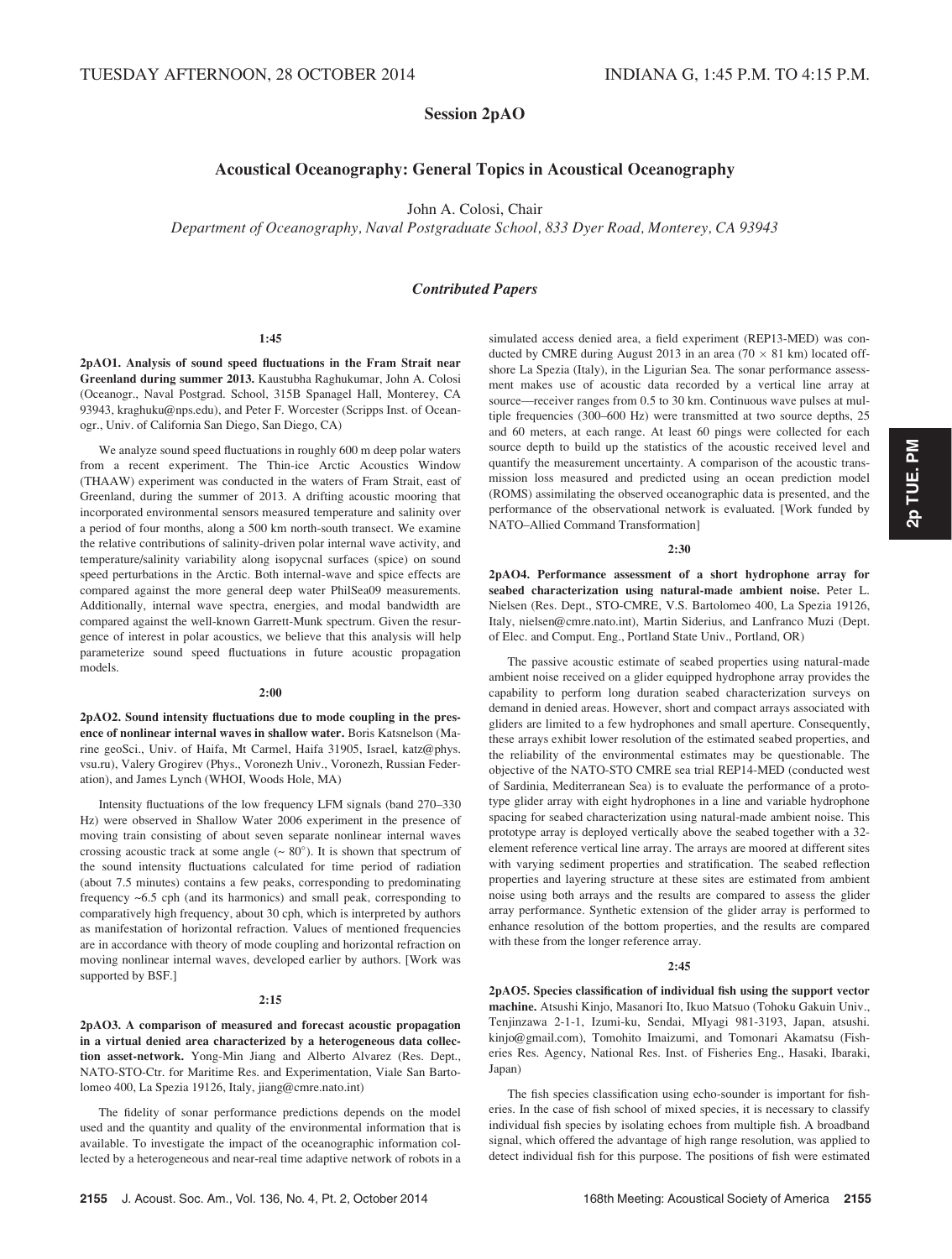TUESDAY AFTERNOON, 28 OCTOBER 2014 — INDIANA G, 1:45 P.M. TO 4:15 P.M.

# Session 2pAO

## Acoustical Oceanography: General Topics in Acoustical Oceanography

John A. Colosi, Chair

*Department of Oceanography, Naval Postgraduate School, 833 Dyer Road, Monterey, CA 93943*

### *Contributed Papers*

1:45

**2pAO1. Analysis of sound speed fluctuations in the Fram Strait near Greenland during summer 2013.** Kaustubha Raghukumar, John A. Colosi (Oceanogr., Naval Postgrad. School, 315B Spanagel Hall, Monterey, CA 93943, kraghuku@nps.edu), and Peter F. Worcester (Scripps Inst. of Oceanogr., Univ. of California San Diego, San Diego, CA)

We analyze sound speed fluctuations in roughly 600 m deep polar waters from a recent experiment. The Thin-ice Arctic Acoustics Window (THAAW) experiment was conducted in the waters of Fram Strait, east of Greenland, during the summer of 2013. A drifting acoustic mooring that incorporated environmental sensors measured temperature and salinity over a period of four months, along a 500 km north-south transect. We examine the relative contributions of salinity-driven polar internal wave activity, and temperature/salinity variability along isopycnal surfaces (spice) on sound speed perturbations in the Arctic. Both internal-wave and spice effects are compared against the more general deep water PhilSea09 measurements. Additionally, internal wave spectra, energies, and modal bandwidth are compared against the well-known Garrett-Munk spectrum. Given the resurgence of interest in polar acoustics, we believe that this analysis will help parameterize sound speed fluctuations in future acoustic propagation models.

2:00

**2pAO2. Sound intensity fluctuations due to mode coupling in the presence of nonlinear internal waves in shallow water.** Boris Katsnelson (Marine geoSci., Univ. of Haifa, Mt Carmel, Haifa 31905, Israel, katz@phys.vsu.ru), Valery Grogirev (Phys., Voronezh Univ., Voronezh, Russian Federation), and James Lynch (WHOI, Woods Hole, MA)

Intensity fluctuations of the low frequency LFM signals (band 270–330 Hz) were observed in Shallow Water 2006 experiment in the presence of moving train consisting of about seven separate nonlinear internal waves crossing acoustic track at some angle (~ 80°). It is shown that spectrum of the sound intensity fluctuations calculated for time period of radiation (about 7.5 minutes) contains a few peaks, corresponding to predominating frequency ~6.5 cph (and its harmonics) and small peak, corresponding to comparatively high frequency, about 30 cph, which is interpreted by authors as manifestation of horizontal refraction. Values of mentioned frequencies are in accordance with theory of mode coupling and horizontal refraction on moving nonlinear internal waves, developed earlier by authors. [Work was supported by BSF.]

2:15

**2pAO3. A comparison of measured and forecast acoustic propagation in a virtual denied area characterized by a heterogeneous data collection asset-network.** Yong-Min Jiang and Alberto Alvarez (Res. Dept., NATO-STO-Ctr. for Maritime Res. and Experimentation, Viale San Bartolomeo 400, La Spezia 19126, Italy, jiang@cmre.nato.int)

The fidelity of sonar performance predictions depends on the model used and the quantity and quality of the environmental information that is available. To investigate the impact of the oceanographic information collected by a heterogeneous and near-real time adaptive network of robots in a simulated access denied area, a field experiment (REP13-MED) was conducted by CMRE during August 2013 in an area (70 × 81 km) located offshore La Spezia (Italy), in the Ligurian Sea. The sonar performance assessment makes use of acoustic data recorded by a vertical line array at source—receiver ranges from 0.5 to 30 km. Continuous wave pulses at multiple frequencies (300–600 Hz) were transmitted at two source depths, 25 and 60 meters, at each range. At least 60 pings were collected for each source depth to build up the statistics of the acoustic received level and quantify the measurement uncertainty. A comparison of the acoustic transmission loss measured and predicted using an ocean prediction model (ROMS) assimilating the observed oceanographic data is presented, and the performance of the observational network is evaluated. [Work funded by NATO–Allied Command Transformation]

2:30

**2pAO4. Performance assessment of a short hydrophone array for seabed characterization using natural-made ambient noise.** Peter L. Nielsen (Res. Dept., STO-CMRE, V.S. Bartolomeo 400, La Spezia 19126, Italy, nielsen@cmre.nato.int), Martin Siderius, and Lanfranco Muzi (Dept. of Elec. and Comput. Eng., Portland State Univ., Portland, OR)

The passive acoustic estimate of seabed properties using natural-made ambient noise received on a glider equipped hydrophone array provides the capability to perform long duration seabed characterization surveys on demand in denied areas. However, short and compact arrays associated with gliders are limited to a few hydrophones and small aperture. Consequently, these arrays exhibit lower resolution of the estimated seabed properties, and the reliability of the environmental estimates may be questionable. The objective of the NATO-STO CMRE sea trial REP14-MED (conducted west of Sardinia, Mediterranean Sea) is to evaluate the performance of a prototype glider array with eight hydrophones in a line and variable hydrophone spacing for seabed characterization using natural-made ambient noise. This prototype array is deployed vertically above the seabed together with a 32-element reference vertical line array. The arrays are moored at different sites with varying sediment properties and stratification. The seabed reflection properties and layering structure at these sites are estimated from ambient noise using both arrays and the results are compared to assess the glider array performance. Synthetic extension of the glider array is performed to enhance resolution of the bottom properties, and the results are compared with these from the longer reference array.

2:45

**2pAO5. Species classification of individual fish using the support vector machine.** Atsushi Kinjo, Masanori Ito, Ikuo Matsuo (Tohoku Gakuin Univ., Tenjinzawa 2-1-1, Izumi-ku, Sendai, MIyagi 981-3193, Japan, atsushi.kinjo@gmail.com), Tomohito Imaizumi, and Tomonari Akamatsu (Fisheries Res. Agency, National Res. Inst. of Fisheries Eng., Hasaki, Ibaraki, Japan)

The fish species classification using echo-sounder is important for fisheries. In the case of fish school of mixed species, it is necessary to classify individual fish species by isolating echoes from multiple fish. A broadband signal, which offered the advantage of high range resolution, was applied to detect individual fish for this purpose. The positions of fish were estimated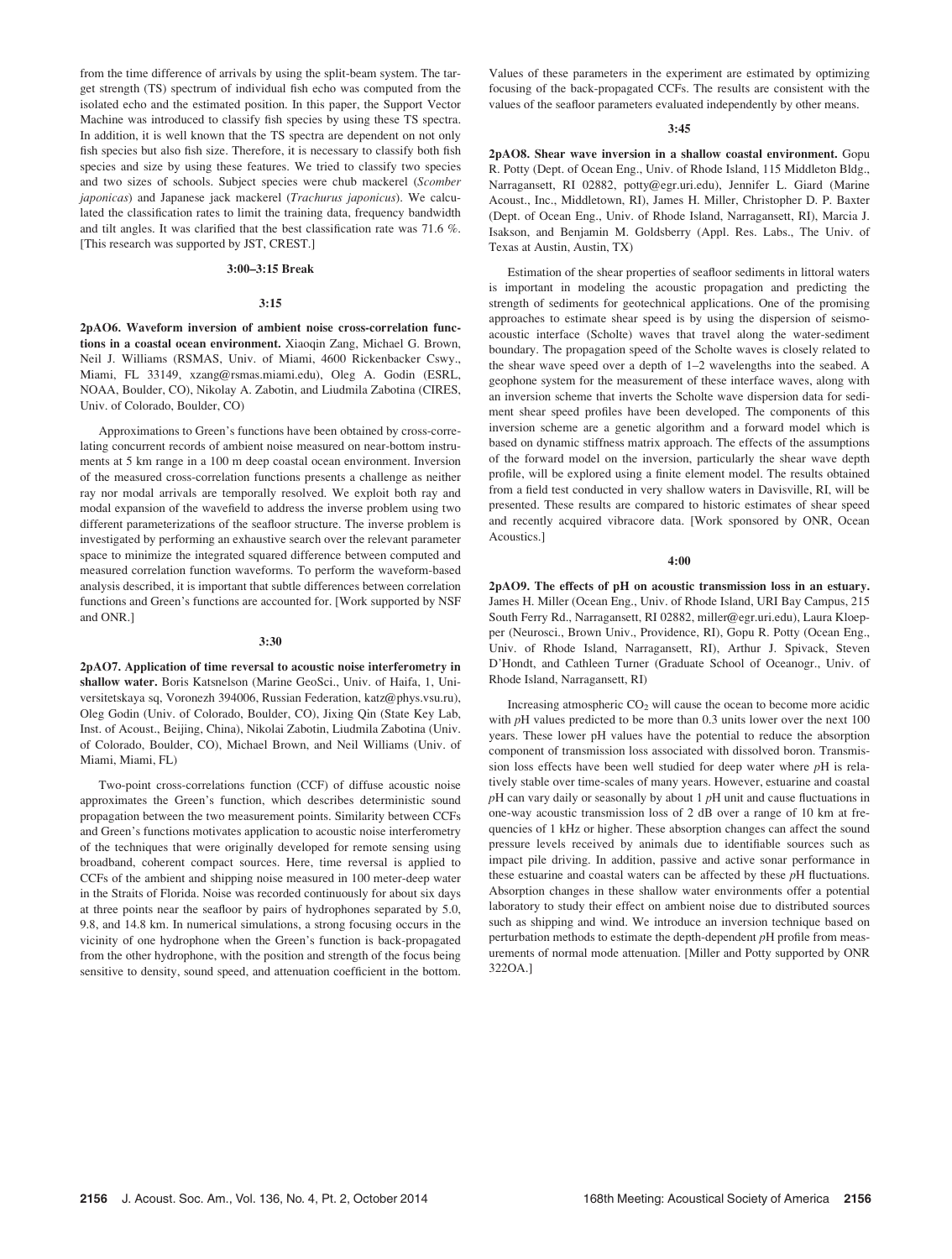from the time difference of arrivals by using the split-beam system. The target strength (TS) spectrum of individual fish echo was computed from the isolated echo and the estimated position. In this paper, the Support Vector Machine was introduced to classify fish species by using these TS spectra. In addition, it is well known that the TS spectra are dependent on not only fish species but also fish size. Therefore, it is necessary to classify both fish species and size by using these features. We tried to classify two species and two sizes of schools. Subject species were chub mackerel (*Scomber japonicas*) and Japanese jack mackerel (*Trachurus japonicus*). We calculated the classification rates to limit the training data, frequency bandwidth and tilt angles. It was clarified that the best classification rate was 71.6 %. [This research was supported by JST, CREST.]

**3:00–3:15 Break**

**3:15**

**2pAO6. Waveform inversion of ambient noise cross-correlation functions in a coastal ocean environment.** Xiaoqin Zang, Michael G. Brown, Neil J. Williams (RSMAS, Univ. of Miami, 4600 Rickenbacker Cswy., Miami, FL 33149, xzang@rsmas.miami.edu), Oleg A. Godin (ESRL, NOAA, Boulder, CO), Nikolay A. Zabotin, and Liudmila Zabotina (CIRES, Univ. of Colorado, Boulder, CO)

Approximations to Green's functions have been obtained by cross-correlating concurrent records of ambient noise measured on near-bottom instruments at 5 km range in a 100 m deep coastal ocean environment. Inversion of the measured cross-correlation functions presents a challenge as neither ray nor modal arrivals are temporally resolved. We exploit both ray and modal expansion of the wavefield to address the inverse problem using two different parameterizations of the seafloor structure. The inverse problem is investigated by performing an exhaustive search over the relevant parameter space to minimize the integrated squared difference between computed and measured correlation function waveforms. To perform the waveform-based analysis described, it is important that subtle differences between correlation functions and Green's functions are accounted for. [Work supported by NSF and ONR.]

**3:30**

**2pAO7. Application of time reversal to acoustic noise interferometry in shallow water.** Boris Katsnelson (Marine GeoSci., Univ. of Haifa, 1, Universitetskaya sq, Voronezh 394006, Russian Federation, katz@phys.vsu.ru), Oleg Godin (Univ. of Colorado, Boulder, CO), Jixing Qin (State Key Lab, Inst. of Acoust., Beijing, China), Nikolai Zabotin, Liudmila Zabotina (Univ. of Colorado, Boulder, CO), Michael Brown, and Neil Williams (Univ. of Miami, Miami, FL)

Two-point cross-correlations function (CCF) of diffuse acoustic noise approximates the Green's function, which describes deterministic sound propagation between the two measurement points. Similarity between CCFs and Green's functions motivates application to acoustic noise interferometry of the techniques that were originally developed for remote sensing using broadband, coherent compact sources. Here, time reversal is applied to CCFs of the ambient and shipping noise measured in 100 meter-deep water in the Straits of Florida. Noise was recorded continuously for about six days at three points near the seafloor by pairs of hydrophones separated by 5.0, 9.8, and 14.8 km. In numerical simulations, a strong focusing occurs in the vicinity of one hydrophone when the Green's function is back-propagated from the other hydrophone, with the position and strength of the focus being sensitive to density, sound speed, and attenuation coefficient in the bottom. Values of these parameters in the experiment are estimated by optimizing focusing of the back-propagated CCFs. The results are consistent with the values of the seafloor parameters evaluated independently by other means.

**3:45**

**2pAO8. Shear wave inversion in a shallow coastal environment.** Gopu R. Potty (Dept. of Ocean Eng., Univ. of Rhode Island, 115 Middleton Bldg., Narragansett, RI 02882, potty@egr.uri.edu), Jennifer L. Giard (Marine Acoust., Inc., Middletown, RI), James H. Miller, Christopher D. P. Baxter (Dept. of Ocean Eng., Univ. of Rhode Island, Narragansett, RI), Marcia J. Isakson, and Benjamin M. Goldsberry (Appl. Res. Labs., The Univ. of Texas at Austin, Austin, TX)

Estimation of the shear properties of seafloor sediments in littoral waters is important in modeling the acoustic propagation and predicting the strength of sediments for geotechnical applications. One of the promising approaches to estimate shear speed is by using the dispersion of seismo-acoustic interface (Scholte) waves that travel along the water-sediment boundary. The propagation speed of the Scholte waves is closely related to the shear wave speed over a depth of 1–2 wavelengths into the seabed. A geophone system for the measurement of these interface waves, along with an inversion scheme that inverts the Scholte wave dispersion data for sediment shear speed profiles have been developed. The components of this inversion scheme are a genetic algorithm and a forward model which is based on dynamic stiffness matrix approach. The effects of the assumptions of the forward model on the inversion, particularly the shear wave depth profile, will be explored using a finite element model. The results obtained from a field test conducted in very shallow waters in Davisville, RI, will be presented. These results are compared to historic estimates of shear speed and recently acquired vibracore data. [Work sponsored by ONR, Ocean Acoustics.]

**4:00**

**2pAO9. The effects of pH on acoustic transmission loss in an estuary.** James H. Miller (Ocean Eng., Univ. of Rhode Island, URI Bay Campus, 215 South Ferry Rd., Narragansett, RI 02882, miller@egr.uri.edu), Laura Kloepper (Neurosci., Brown Univ., Providence, RI), Gopu R. Potty (Ocean Eng., Univ. of Rhode Island, Narragansett, RI), Arthur J. Spivack, Steven D'Hondt, and Cathleen Turner (Graduate School of Oceanogr., Univ. of Rhode Island, Narragansett, RI)

Increasing atmospheric $CO_2$ will cause the ocean to become more acidic with *p*H values predicted to be more than 0.3 units lower over the next 100 years. These lower pH values have the potential to reduce the absorption component of transmission loss associated with dissolved boron. Transmission loss effects have been well studied for deep water where *p*H is relatively stable over time-scales of many years. However, estuarine and coastal *p*H can vary daily or seasonally by about 1 *p*H unit and cause fluctuations in one-way acoustic transmission loss of 2 dB over a range of 10 km at frequencies of 1 kHz or higher. These absorption changes can affect the sound pressure levels received by animals due to identifiable sources such as impact pile driving. In addition, passive and active sonar performance in these estuarine and coastal waters can be affected by these *p*H fluctuations. Absorption changes in these shallow water environments offer a potential laboratory to study their effect on ambient noise due to distributed sources such as shipping and wind. We introduce an inversion technique based on perturbation methods to estimate the depth-dependent *p*H profile from measurements of normal mode attenuation. [Miller and Potty supported by ONR 322OA.]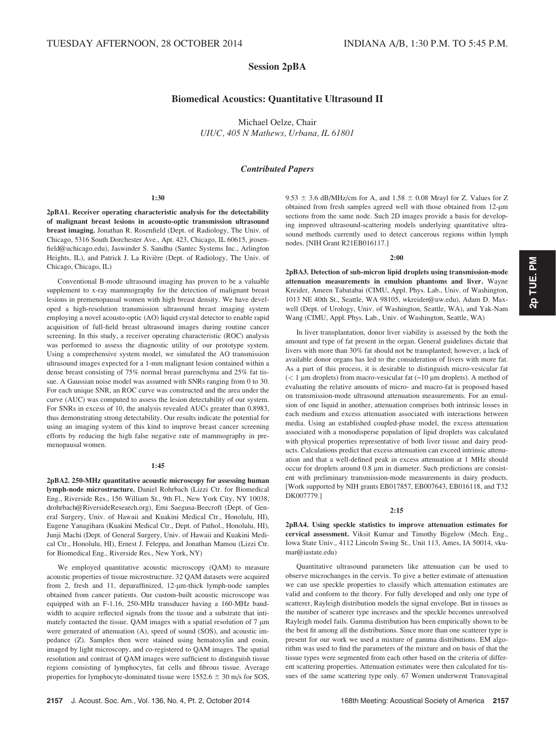TUESDAY AFTERNOON, 28 OCTOBER 2014 INDIANA A/B, 1:30 P.M. TO 5:45 P.M.

# Session 2pBA

## Biomedical Acoustics: Quantitative Ultrasound II

Michael Oelze, Chair
*UIUC, 405 N Mathews, Urbana, IL 61801*

### *Contributed Papers*

**1:30**

**2pBA1. Receiver operating characteristic analysis for the detectability of malignant breast lesions in acousto-optic transmission ultrasound breast imaging.** Jonathan R. Rosenfield (Dept. of Radiology, The Univ. of Chicago, 5316 South Dorchester Ave., Apt. 423, Chicago, IL 60615, jrosenfield@uchicago.edu), Jaswinder S. Sandhu (Santec Systems Inc., Arlington Heights, IL), and Patrick J. La Rivière (Dept. of Radiology, The Univ. of Chicago, Chicago, IL)

Conventional B-mode ultrasound imaging has proven to be a valuable supplement to x-ray mammography for the detection of malignant breast lesions in premenopausal women with high breast density. We have developed a high-resolution transmission ultrasound breast imaging system employing a novel acousto-optic (AO) liquid crystal detector to enable rapid acquisition of full-field breast ultrasound images during routine cancer screening. In this study, a receiver operating characteristic (ROC) analysis was performed to assess the diagnostic utility of our prototype system. Using a comprehensive system model, we simulated the AO transmission ultrasound images expected for a 1-mm malignant lesion contained within a dense breast consisting of 75% normal breast parenchyma and 25% fat tissue. A Gaussian noise model was assumed with SNRs ranging from 0 to 30. For each unique SNR, an ROC curve was constructed and the area under the curve (AUC) was computed to assess the lesion detectability of our system. For SNRs in excess of 10, the analysis revealed AUCs greater than 0.8983, thus demonstrating strong detectability. Our results indicate the potential for using an imaging system of this kind to improve breast cancer screening efforts by reducing the high false negative rate of mammography in premenopausal women.

**1:45**

**2pBA2. 250-MHz quantitative acoustic microscopy for assessing human lymph-node microstructure.** Daniel Rohrbach (Lizzi Ctr. for Biomedical Eng., Riverside Res., 156 William St., 9th Fl., New York City, NY 10038, drohrbach@RiversideResearch.org), Emi Saegusa-Beecroft (Dept. of General Surgery, Univ. of Hawaii and Kuakini Medical Ctr., Honolulu, HI), Eugene Yanagihara (Kuakini Medical Ctr., Dept. of Pathol., Honolulu, HI), Junji Machi (Dept. of General Surgery, Univ. of Hawaii and Kuakini Medical Ctr., Honolulu, HI), Ernest J. Feleppa, and Jonathan Mamou (Lizzi Ctr. for Biomedical Eng., Riverside Res., New York, NY)

We employed quantitative acoustic microscopy (QAM) to measure acoustic properties of tissue microstructure. 32 QAM datasets were acquired from 2, fresh and 11, deparaffinized, 12-μm-thick lymph-node samples obtained from cancer patients. Our custom-built acoustic microscope was equipped with an F-1.16, 250-MHz transducer having a 160-MHz bandwidth to acquire reflected signals from the tissue and a substrate that intimately contacted the tissue. QAM images with a spatial resolution of 7 μm were generated of attenuation (A), speed of sound (SOS), and acoustic impedance (Z). Samples then were stained using hematoxylin and eosin, imaged by light microscopy, and co-registered to QAM images. The spatial resolution and contrast of QAM images were sufficient to distinguish tissue regions consisting of lymphocytes, fat cells and fibrous tissue. Average properties for lymphocyte-dominated tissue were 1552.6 ± 30 m/s for SOS, 9.53 ± 3.6 dB/MHz/cm for A, and 1.58 ± 0.08 Mrayl for Z. Values for Z obtained from fresh samples agreed well with those obtained from 12-μm sections from the same node. Such 2D images provide a basis for developing improved ultrasound-scattering models underlying quantitative ultrasound methods currently used to detect cancerous regions within lymph nodes. [NIH Grant R21EB016117.]

**2:00**

**2pBA3. Detection of sub-micron lipid droplets using transmission-mode attenuation measurements in emulsion phantoms and liver.** Wayne Kreider, Ameen Tabatabai (CIMU, Appl. Phys. Lab., Univ. of Washington, 1013 NE 40th St., Seattle, WA 98105, wkreider@uw.edu), Adam D. Maxwell (Dept. of Urology, Univ. of Washington, Seattle, WA), and Yak-Nam Wang (CIMU, Appl. Phys. Lab., Univ. of Washington, Seattle, WA)

In liver transplantation, donor liver viability is assessed by the both the amount and type of fat present in the organ. General guidelines dictate that livers with more than 30% fat should not be transplanted; however, a lack of available donor organs has led to the consideration of livers with more fat. As a part of this process, it is desirable to distinguish micro-vesicular fat (< 1 μm droplets) from macro-vesicular fat (~10 μm droplets). A method of evaluating the relative amounts of micro- and macro-fat is proposed based on transmission-mode ultrasound attenuation measurements. For an emulsion of one liquid in another, attenuation comprises both intrinsic losses in each medium and excess attenuation associated with interactions between media. Using an established coupled-phase model, the excess attenuation associated with a monodisperse population of lipid droplets was calculated with physical properties representative of both liver tissue and dairy products. Calculations predict that excess attenuation can exceed intrinsic attenuation and that a well-defined peak in excess attenuation at 1 MHz should occur for droplets around 0.8 μm in diameter. Such predictions are consistent with preliminary transmission-mode measurements in dairy products. [Work supported by NIH grants EB017857, EB007643, EB016118, and T32 DK007779.]

**2:15**

**2pBA4. Using speckle statistics to improve attenuation estimates for cervical assessment.** Viksit Kumar and Timothy Bigelow (Mech. Eng., Iowa State Univ., 4112 Lincoln Swing St., Unit 113, Ames, IA 50014, vkumar@iastate.edu)

Quantitative ultrasound parameters like attenuation can be used to observe microchanges in the cervix. To give a better estimate of attenuation we can use speckle properties to classify which attenuation estimates are valid and conform to the theory. For fully developed and only one type of scatterer, Rayleigh distribution models the signal envelope. But in tissues as the number of scatterer type increases and the speckle becomes unresolved Rayleigh model fails. Gamma distribution has been empirically shown to be the best fit among all the distributions. Since more than one scatterer type is present for our work we used a mixture of gamma distributions. EM algorithm was used to find the parameters of the mixture and on basis of that the tissue types were segmented from each other based on the criteria of different scattering properties. Attenuation estimates were then calculated for tissues of the same scattering type only. 67 Women underwent Transvaginal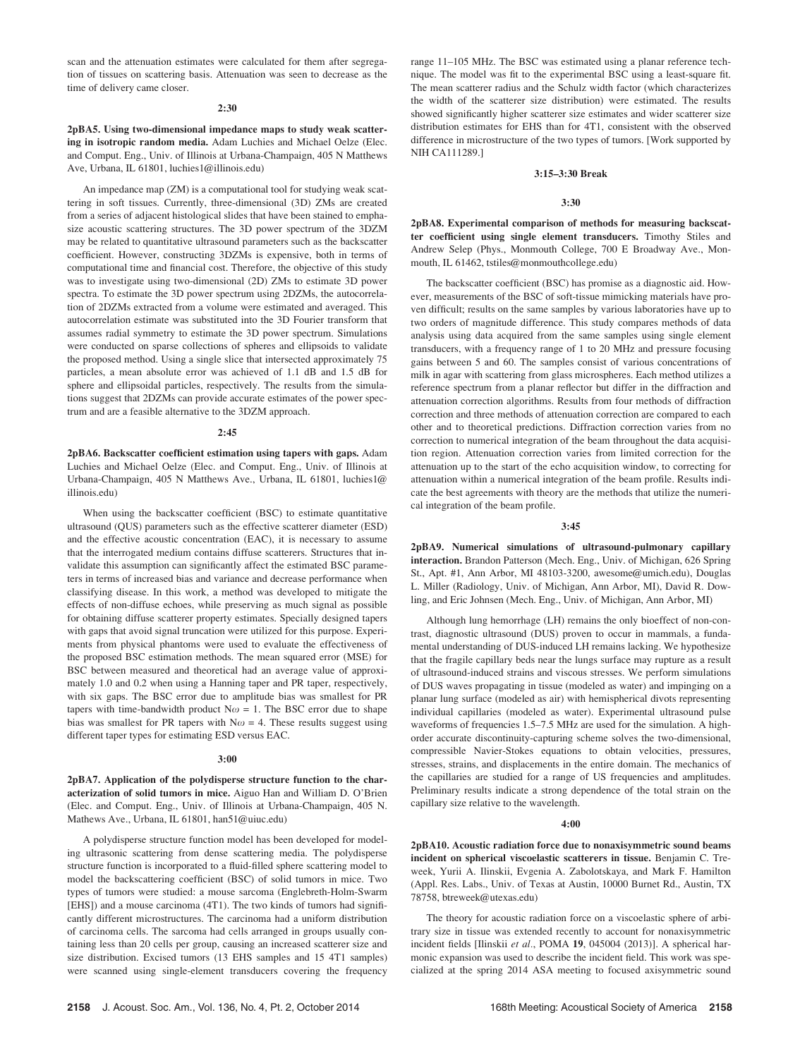scan and the attenuation estimates were calculated for them after segregation of tissues on scattering basis. Attenuation was seen to decrease as the time of delivery came closer.

**2:30**

**2pBA5. Using two-dimensional impedance maps to study weak scattering in isotropic random media.** Adam Luchies and Michael Oelze (Elec. and Comput. Eng., Univ. of Illinois at Urbana-Champaign, 405 N Matthews Ave, Urbana, IL 61801, luchies1@illinois.edu)

An impedance map (ZM) is a computational tool for studying weak scattering in soft tissues. Currently, three-dimensional (3D) ZMs are created from a series of adjacent histological slides that have been stained to emphasize acoustic scattering structures. The 3D power spectrum of the 3DZM may be related to quantitative ultrasound parameters such as the backscatter coefficient. However, constructing 3DZMs is expensive, both in terms of computational time and financial cost. Therefore, the objective of this study was to investigate using two-dimensional (2D) ZMs to estimate 3D power spectra. To estimate the 3D power spectrum using 2DZMs, the autocorrelation of 2DZMs extracted from a volume were estimated and averaged. This autocorrelation estimate was substituted into the 3D Fourier transform that assumes radial symmetry to estimate the 3D power spectrum. Simulations were conducted on sparse collections of spheres and ellipsoids to validate the proposed method. Using a single slice that intersected approximately 75 particles, a mean absolute error was achieved of 1.1 dB and 1.5 dB for sphere and ellipsoidal particles, respectively. The results from the simulations suggest that 2DZMs can provide accurate estimates of the power spectrum and are a feasible alternative to the 3DZM approach.

**2:45**

**2pBA6. Backscatter coefficient estimation using tapers with gaps.** Adam Luchies and Michael Oelze (Elec. and Comput. Eng., Univ. of Illinois at Urbana-Champaign, 405 N Matthews Ave., Urbana, IL 61801, luchies1@illinois.edu)

When using the backscatter coefficient (BSC) to estimate quantitative ultrasound (QUS) parameters such as the effective scatterer diameter (ESD) and the effective acoustic concentration (EAC), it is necessary to assume that the interrogated medium contains diffuse scatterers. Structures that invalidate this assumption can significantly affect the estimated BSC parameters in terms of increased bias and variance and decrease performance when classifying disease. In this work, a method was developed to mitigate the effects of non-diffuse echoes, while preserving as much signal as possible for obtaining diffuse scatterer property estimates. Specially designed tapers with gaps that avoid signal truncation were utilized for this purpose. Experiments from physical phantoms were used to evaluate the effectiveness of the proposed BSC estimation methods. The mean squared error (MSE) for BSC between measured and theoretical had an average value of approximately 1.0 and 0.2 when using a Hanning taper and PR taper, respectively, with six gaps. The BSC error due to amplitude bias was smallest for PR tapers with time-bandwidth product $N\omega = 1$. The BSC error due to shape bias was smallest for PR tapers with $N\omega = 4$. These results suggest using different taper types for estimating ESD versus EAC.

**3:00**

**2pBA7. Application of the polydisperse structure function to the characterization of solid tumors in mice.** Aiguo Han and William D. O'Brien (Elec. and Comput. Eng., Univ. of Illinois at Urbana-Champaign, 405 N. Mathews Ave., Urbana, IL 61801, han51@uiuc.edu)

A polydisperse structure function model has been developed for modeling ultrasonic scattering from dense scattering media. The polydisperse structure function is incorporated to a fluid-filled sphere scattering model to model the backscattering coefficient (BSC) of solid tumors in mice. Two types of tumors were studied: a mouse sarcoma (Englebreth-Holm-Swarm [EHS]) and a mouse carcinoma (4T1). The two kinds of tumors had significantly different microstructures. The carcinoma had a uniform distribution of carcinoma cells. The sarcoma had cells arranged in groups usually containing less than 20 cells per group, causing an increased scatterer size and size distribution. Excised tumors (13 EHS samples and 15 4T1 samples) were scanned using single-element transducers covering the frequency range 11–105 MHz. The BSC was estimated using a planar reference technique. The model was fit to the experimental BSC using a least-square fit. The mean scatterer radius and the Schulz width factor (which characterizes the width of the scatterer size distribution) were estimated. The results showed significantly higher scatterer size estimates and wider scatterer size distribution estimates for EHS than for 4T1, consistent with the observed difference in microstructure of the two types of tumors. [Work supported by NIH CA111289.]

**3:15–3:30 Break**

**3:30**

**2pBA8. Experimental comparison of methods for measuring backscatter coefficient using single element transducers.** Timothy Stiles and Andrew Selep (Phys., Monmouth College, 700 E Broadway Ave., Monmouth, IL 61462, tstiles@monmouthcollege.edu)

The backscatter coefficient (BSC) has promise as a diagnostic aid. However, measurements of the BSC of soft-tissue mimicking materials have proven difficult; results on the same samples by various laboratories have up to two orders of magnitude difference. This study compares methods of data analysis using data acquired from the same samples using single element transducers, with a frequency range of 1 to 20 MHz and pressure focusing gains between 5 and 60. The samples consist of various concentrations of milk in agar with scattering from glass microspheres. Each method utilizes a reference spectrum from a planar reflector but differ in the diffraction and attenuation correction algorithms. Results from four methods of diffraction correction and three methods of attenuation correction are compared to each other and to theoretical predictions. Diffraction correction varies from no correction to numerical integration of the beam throughout the data acquisition region. Attenuation correction varies from limited correction for the attenuation up to the start of the echo acquisition window, to correcting for attenuation within a numerical integration of the beam profile. Results indicate the best agreements with theory are the methods that utilize the numerical integration of the beam profile.

**3:45**

**2pBA9. Numerical simulations of ultrasound-pulmonary capillary interaction.** Brandon Patterson (Mech. Eng., Univ. of Michigan, 626 Spring St., Apt. #1, Ann Arbor, MI 48103-3200, awesome@umich.edu), Douglas L. Miller (Radiology, Univ. of Michigan, Ann Arbor, MI), David R. Dowling, and Eric Johnsen (Mech. Eng., Univ. of Michigan, Ann Arbor, MI)

Although lung hemorrhage (LH) remains the only bioeffect of non-contrast, diagnostic ultrasound (DUS) proven to occur in mammals, a fundamental understanding of DUS-induced LH remains lacking. We hypothesize that the fragile capillary beds near the lungs surface may rupture as a result of ultrasound-induced strains and viscous stresses. We perform simulations of DUS waves propagating in tissue (modeled as water) and impinging on a planar lung surface (modeled as air) with hemispherical divots representing individual capillaries (modeled as water). Experimental ultrasound pulse waveforms of frequencies 1.5–7.5 MHz are used for the simulation. A high-order accurate discontinuity-capturing scheme solves the two-dimensional, compressible Navier-Stokes equations to obtain velocities, pressures, stresses, strains, and displacements in the entire domain. The mechanics of the capillaries are studied for a range of US frequencies and amplitudes. Preliminary results indicate a strong dependence of the total strain on the capillary size relative to the wavelength.

**4:00**

**2pBA10. Acoustic radiation force due to nonaxisymmetric sound beams incident on spherical viscoelastic scatterers in tissue.** Benjamin C. Treweek, Yurii A. Ilinskii, Evgenia A. Zabolotskaya, and Mark F. Hamilton (Appl. Res. Labs., Univ. of Texas at Austin, 10000 Burnet Rd., Austin, TX 78758, btreweek@utexas.edu)

The theory for acoustic radiation force on a viscoelastic sphere of arbitrary size in tissue was extended recently to account for nonaxisymmetric incident fields [Ilinskii *et al.*, POMA **19**, 045004 (2013)]. A spherical harmonic expansion was used to describe the incident field. This work was specialized at the spring 2014 ASA meeting to focused axisymmetric sound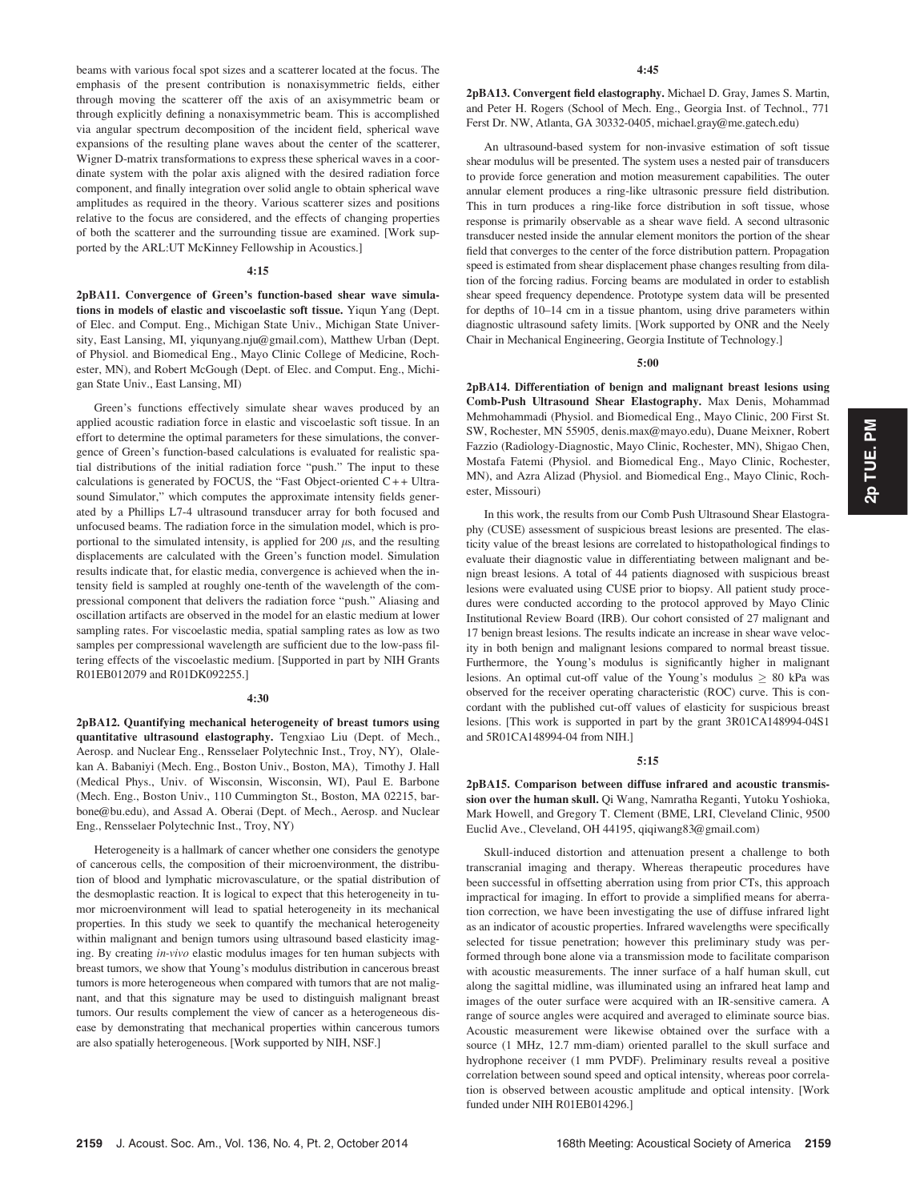beams with various focal spot sizes and a scatterer located at the focus. The emphasis of the present contribution is nonaxisymmetric fields, either through moving the scatterer off the axis of an axisymmetric beam or through explicitly defining a nonaxisymmetric beam. This is accomplished via angular spectrum decomposition of the incident field, spherical wave expansions of the resulting plane waves about the center of the scatterer, Wigner D-matrix transformations to express these spherical waves in a coordinate system with the polar axis aligned with the desired radiation force component, and finally integration over solid angle to obtain spherical wave amplitudes as required in the theory. Various scatterer sizes and positions relative to the focus are considered, and the effects of changing properties of both the scatterer and the surrounding tissue are examined. [Work supported by the ARL:UT McKinney Fellowship in Acoustics.]

**4:15**

**2pBA11. Convergence of Green's function-based shear wave simulations in models of elastic and viscoelastic soft tissue.** Yiqun Yang (Dept. of Elec. and Comput. Eng., Michigan State Univ., Michigan State University, East Lansing, MI, yiqunyang.nju@gmail.com), Matthew Urban (Dept. of Physiol. and Biomedical Eng., Mayo Clinic College of Medicine, Rochester, MN), and Robert McGough (Dept. of Elec. and Comput. Eng., Michigan State Univ., East Lansing, MI)

Green's functions effectively simulate shear waves produced by an applied acoustic radiation force in elastic and viscoelastic soft tissue. In an effort to determine the optimal parameters for these simulations, the convergence of Green's function-based calculations is evaluated for realistic spatial distributions of the initial radiation force "push." The input to these calculations is generated by FOCUS, the "Fast Object-oriented C++ Ultrasound Simulator," which computes the approximate intensity fields generated by a Phillips L7-4 ultrasound transducer array for both focused and unfocused beams. The radiation force in the simulation model, which is proportional to the simulated intensity, is applied for 200 $\mu$s, and the resulting displacements are calculated with the Green's function model. Simulation results indicate that, for elastic media, convergence is achieved when the intensity field is sampled at roughly one-tenth of the wavelength of the compressional component that delivers the radiation force "push." Aliasing and oscillation artifacts are observed in the model for an elastic medium at lower sampling rates. For viscoelastic media, spatial sampling rates as low as two samples per compressional wavelength are sufficient due to the low-pass filtering effects of the viscoelastic medium. [Supported in part by NIH Grants R01EB012079 and R01DK092255.]

**4:30**

**2pBA12. Quantifying mechanical heterogeneity of breast tumors using quantitative ultrasound elastography.** Tengxiao Liu (Dept. of Mech., Aerosp. and Nuclear Eng., Rensselaer Polytechnic Inst., Troy, NY), Olalekan A. Babaniyi (Mech. Eng., Boston Univ., Boston, MA), Timothy J. Hall (Medical Phys., Univ. of Wisconsin, Wisconsin, WI), Paul E. Barbone (Mech. Eng., Boston Univ., 110 Cummington St., Boston, MA 02215, barbone@bu.edu), and Assad A. Oberai (Dept. of Mech., Aerosp. and Nuclear Eng., Rensselaer Polytechnic Inst., Troy, NY)

Heterogeneity is a hallmark of cancer whether one considers the genotype of cancerous cells, the composition of their microenvironment, the distribution of blood and lymphatic microvasculature, or the spatial distribution of the desmoplastic reaction. It is logical to expect that this heterogeneity in tumor microenvironment will lead to spatial heterogeneity in its mechanical properties. In this study we seek to quantify the mechanical heterogeneity within malignant and benign tumors using ultrasound based elasticity imaging. By creating *in-vivo* elastic modulus images for ten human subjects with breast tumors, we show that Young's modulus distribution in cancerous breast tumors is more heterogeneous when compared with tumors that are not malignant, and that this signature may be used to distinguish malignant breast tumors. Our results complement the view of cancer as a heterogeneous disease by demonstrating that mechanical properties within cancerous tumors are also spatially heterogeneous. [Work supported by NIH, NSF.]

**4:45**

**2pBA13. Convergent field elastography.** Michael D. Gray, James S. Martin, and Peter H. Rogers (School of Mech. Eng., Georgia Inst. of Technol., 771 Ferst Dr. NW, Atlanta, GA 30332-0405, michael.gray@me.gatech.edu)

An ultrasound-based system for non-invasive estimation of soft tissue shear modulus will be presented. The system uses a nested pair of transducers to provide force generation and motion measurement capabilities. The outer annular element produces a ring-like ultrasonic pressure field distribution. This in turn produces a ring-like force distribution in soft tissue, whose response is primarily observable as a shear wave field. A second ultrasonic transducer nested inside the annular element monitors the portion of the shear field that converges to the center of the force distribution pattern. Propagation speed is estimated from shear displacement phase changes resulting from dilation of the forcing radius. Forcing beams are modulated in order to establish shear speed frequency dependence. Prototype system data will be presented for depths of 10–14 cm in a tissue phantom, using drive parameters within diagnostic ultrasound safety limits. [Work supported by ONR and the Neely Chair in Mechanical Engineering, Georgia Institute of Technology.]

**5:00**

**2pBA14. Differentiation of benign and malignant breast lesions using Comb-Push Ultrasound Shear Elastography.** Max Denis, Mohammad Mehmohammadi (Physiol. and Biomedical Eng., Mayo Clinic, 200 First St. SW, Rochester, MN 55905, denis.max@mayo.edu), Duane Meixner, Robert Fazzio (Radiology-Diagnostic, Mayo Clinic, Rochester, MN), Shigao Chen, Mostafa Fatemi (Physiol. and Biomedical Eng., Mayo Clinic, Rochester, MN), and Azra Alizad (Physiol. and Biomedical Eng., Mayo Clinic, Rochester, Missouri)

In this work, the results from our Comb Push Ultrasound Shear Elastography (CUSE) assessment of suspicious breast lesions are presented. The elasticity value of the breast lesions are correlated to histopathological findings to evaluate their diagnostic value in differentiating between malignant and benign breast lesions. A total of 44 patients diagnosed with suspicious breast lesions were evaluated using CUSE prior to biopsy. All patient study procedures were conducted according to the protocol approved by Mayo Clinic Institutional Review Board (IRB). Our cohort consisted of 27 malignant and 17 benign breast lesions. The results indicate an increase in shear wave velocity in both benign and malignant lesions compared to normal breast tissue. Furthermore, the Young's modulus is significantly higher in malignant lesions. An optimal cut-off value of the Young's modulus $\geq$ 80 kPa was observed for the receiver operating characteristic (ROC) curve. This is concordant with the published cut-off values of elasticity for suspicious breast lesions. [This work is supported in part by the grant 3R01CA148994-04S1 and 5R01CA148994-04 from NIH.]

**5:15**

**2pBA15. Comparison between diffuse infrared and acoustic transmission over the human skull.** Qi Wang, Namratha Reganti, Yutoku Yoshioka, Mark Howell, and Gregory T. Clement (BME, LRI, Cleveland Clinic, 9500 Euclid Ave., Cleveland, OH 44195, qiqiwang83@gmail.com)

Skull-induced distortion and attenuation present a challenge to both transcranial imaging and therapy. Whereas therapeutic procedures have been successful in offsetting aberration using from prior CTs, this approach impractical for imaging. In effort to provide a simplified means for aberration correction, we have been investigating the use of diffuse infrared light as an indicator of acoustic properties. Infrared wavelengths were specifically selected for tissue penetration; however this preliminary study was performed through bone alone via a transmission mode to facilitate comparison with acoustic measurements. The inner surface of a half human skull, cut along the sagittal midline, was illuminated using an infrared heat lamp and images of the outer surface were acquired with an IR-sensitive camera. A range of source angles were acquired and averaged to eliminate source bias. Acoustic measurement were likewise obtained over the surface with a source (1 MHz, 12.7 mm-diam) oriented parallel to the skull surface and hydrophone receiver (1 mm PVDF). Preliminary results reveal a positive correlation between sound speed and optical intensity, whereas poor correlation is observed between acoustic amplitude and optical intensity. [Work funded under NIH R01EB014296.]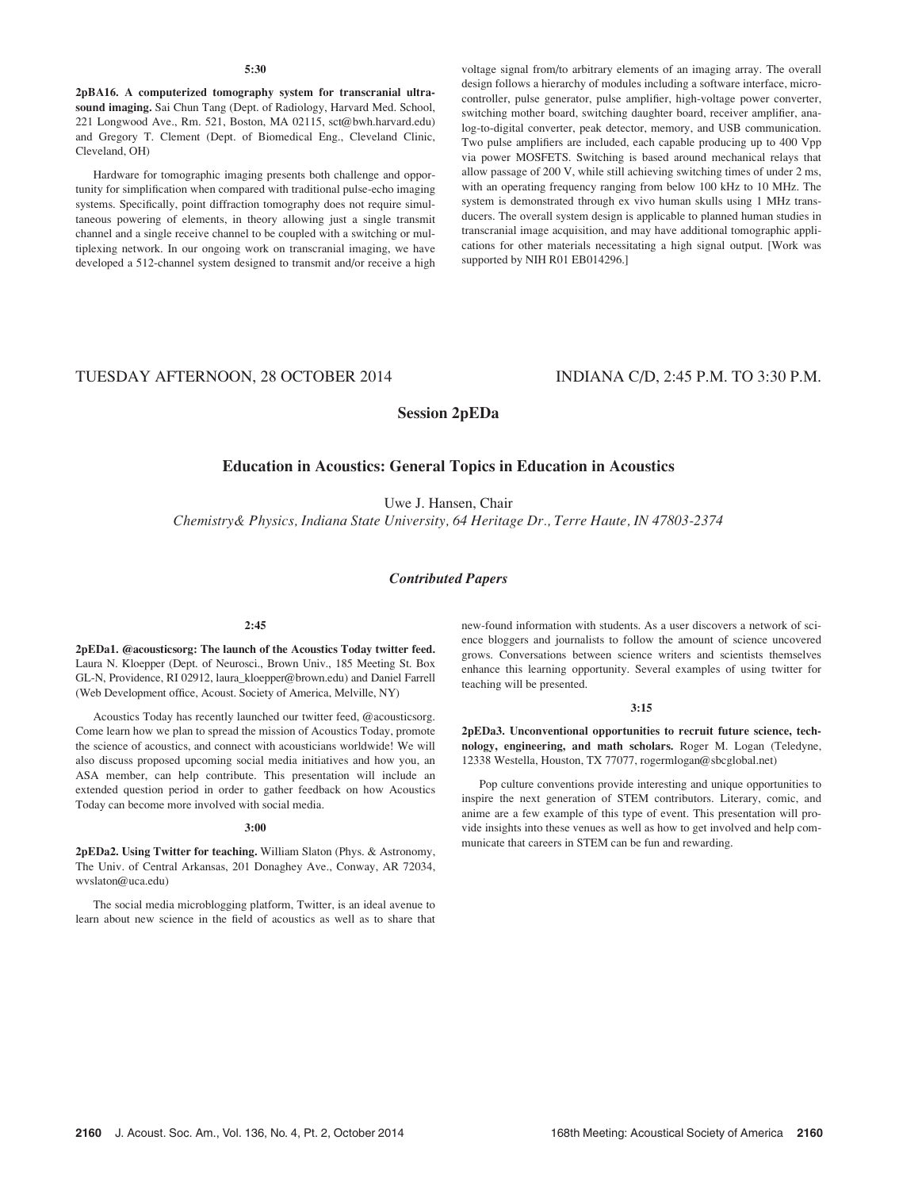**5:30**

**2pBA16. A computerized tomography system for transcranial ultrasound imaging.** Sai Chun Tang (Dept. of Radiology, Harvard Med. School, 221 Longwood Ave., Rm. 521, Boston, MA 02115, sct@bwh.harvard.edu) and Gregory T. Clement (Dept. of Biomedical Eng., Cleveland Clinic, Cleveland, OH)

Hardware for tomographic imaging presents both challenge and opportunity for simplification when compared with traditional pulse-echo imaging systems. Specifically, point diffraction tomography does not require simultaneous powering of elements, in theory allowing just a single transmit channel and a single receive channel to be coupled with a switching or multiplexing network. In our ongoing work on transcranial imaging, we have developed a 512-channel system designed to transmit and/or receive a high voltage signal from/to arbitrary elements of an imaging array. The overall design follows a hierarchy of modules including a software interface, microcontroller, pulse generator, pulse amplifier, high-voltage power converter, switching mother board, switching daughter board, receiver amplifier, analog-to-digital converter, peak detector, memory, and USB communication. Two pulse amplifiers are included, each capable producing up to 400 Vpp via power MOSFETS. Switching is based around mechanical relays that allow passage of 200 V, while still achieving switching times of under 2 ms, with an operating frequency ranging from below 100 kHz to 10 MHz. The system is demonstrated through ex vivo human skulls using 1 MHz transducers. The overall system design is applicable to planned human studies in transcranial image acquisition, and may have additional tomographic applications for other materials necessitating a high signal output. [Work was supported by NIH R01 EB014296.]

TUESDAY AFTERNOON, 28 OCTOBER 2014 — INDIANA C/D, 2:45 P.M. TO 3:30 P.M.

## Session 2pEDa

## Education in Acoustics: General Topics in Education in Acoustics

Uwe J. Hansen, Chair

*Chemistry& Physics, Indiana State University, 64 Heritage Dr., Terre Haute, IN 47803-2374*

### *Contributed Papers*

**2:45**

**2pEDa1. @acousticsorg: The launch of the Acoustics Today twitter feed.** Laura N. Kloepper (Dept. of Neurosci., Brown Univ., 185 Meeting St. Box GL-N, Providence, RI 02912, laura_kloepper@brown.edu) and Daniel Farrell (Web Development office, Acoust. Society of America, Melville, NY)

Acoustics Today has recently launched our twitter feed, @acousticsorg. Come learn how we plan to spread the mission of Acoustics Today, promote the science of acoustics, and connect with acousticians worldwide! We will also discuss proposed upcoming social media initiatives and how you, an ASA member, can help contribute. This presentation will include an extended question period in order to gather feedback on how Acoustics Today can become more involved with social media.

**3:00**

**2pEDa2. Using Twitter for teaching.** William Slaton (Phys. & Astronomy, The Univ. of Central Arkansas, 201 Donaghey Ave., Conway, AR 72034, wvslaton@uca.edu)

The social media microblogging platform, Twitter, is an ideal avenue to learn about new science in the field of acoustics as well as to share that new-found information with students. As a user discovers a network of science bloggers and journalists to follow the amount of science uncovered grows. Conversations between science writers and scientists themselves enhance this learning opportunity. Several examples of using twitter for teaching will be presented.

**3:15**

**2pEDa3. Unconventional opportunities to recruit future science, technology, engineering, and math scholars.** Roger M. Logan (Teledyne, 12338 Westella, Houston, TX 77077, rogermlogan@sbcglobal.net)

Pop culture conventions provide interesting and unique opportunities to inspire the next generation of STEM contributors. Literary, comic, and anime are a few example of this type of event. This presentation will provide insights into these venues as well as how to get involved and help communicate that careers in STEM can be fun and rewarding.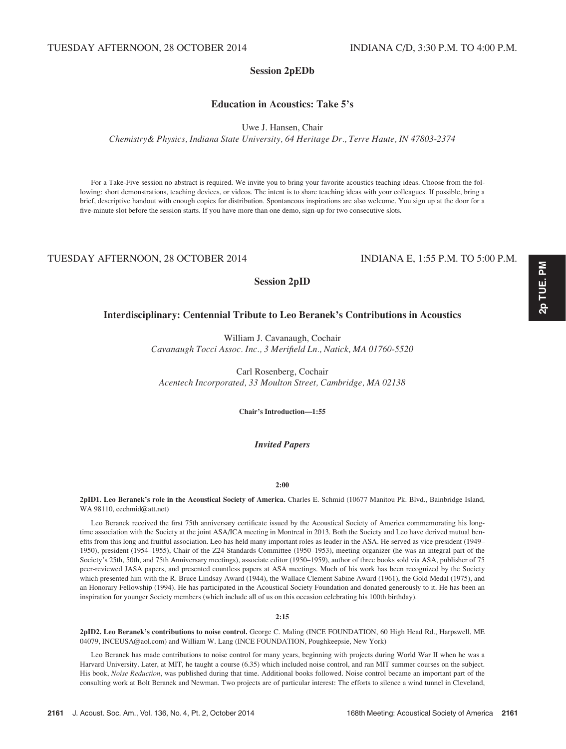TUESDAY AFTERNOON, 28 OCTOBER 2014 INDIANA C/D, 3:30 P.M. TO 4:00 P.M.

## Session 2pEDb

### Education in Acoustics: Take 5's

Uwe J. Hansen, Chair
*Chemistry& Physics, Indiana State University, 64 Heritage Dr., Terre Haute, IN 47803-2374*

For a Take-Five session no abstract is required. We invite you to bring your favorite acoustics teaching ideas. Choose from the following: short demonstrations, teaching devices, or videos. The intent is to share teaching ideas with your colleagues. If possible, bring a brief, descriptive handout with enough copies for distribution. Spontaneous inspirations are also welcome. You sign up at the door for a five-minute slot before the session starts. If you have more than one demo, sign-up for two consecutive slots.

TUESDAY AFTERNOON, 28 OCTOBER 2014 INDIANA E, 1:55 P.M. TO 5:00 P.M.

## Session 2pID

### Interdisciplinary: Centennial Tribute to Leo Beranek's Contributions in Acoustics

William J. Cavanaugh, Cochair
*Cavanaugh Tocci Assoc. Inc., 3 Merifield Ln., Natick, MA 01760-5520*

Carl Rosenberg, Cochair
*Acentech Incorporated, 33 Moulton Street, Cambridge, MA 02138*

**Chair's Introduction—1:55**

***Invited Papers***

**2:00**

**2pID1. Leo Beranek's role in the Acoustical Society of America.** Charles E. Schmid (10677 Manitou Pk. Blvd., Bainbridge Island, WA 98110, cechmid@att.net)

Leo Beranek received the first 75th anniversary certificate issued by the Acoustical Society of America commemorating his longtime association with the Society at the joint ASA/ICA meeting in Montreal in 2013. Both the Society and Leo have derived mutual benefits from this long and fruitful association. Leo has held many important roles as leader in the ASA. He served as vice president (1949–1950), president (1954–1955), Chair of the Z24 Standards Committee (1950–1953), meeting organizer (he was an integral part of the Society's 25th, 50th, and 75th Anniversary meetings), associate editor (1950–1959), author of three books sold via ASA, publisher of 75 peer-reviewed JASA papers, and presented countless papers at ASA meetings. Much of his work has been recognized by the Society which presented him with the R. Bruce Lindsay Award (1944), the Wallace Clement Sabine Award (1961), the Gold Medal (1975), and an Honorary Fellowship (1994). He has participated in the Acoustical Society Foundation and donated generously to it. He has been an inspiration for younger Society members (which include all of us on this occasion celebrating his 100th birthday).

**2:15**

**2pID2. Leo Beranek's contributions to noise control.** George C. Maling (INCE FOUNDATION, 60 High Head Rd., Harpswell, ME 04079, INCEUSA@aol.com) and William W. Lang (INCE FOUNDATION, Poughkeepsie, New York)

Leo Beranek has made contributions to noise control for many years, beginning with projects during World War II when he was a Harvard University. Later, at MIT, he taught a course (6.35) which included noise control, and ran MIT summer courses on the subject. His book, *Noise Reduction*, was published during that time. Additional books followed. Noise control became an important part of the consulting work at Bolt Beranek and Newman. Two projects are of particular interest: The efforts to silence a wind tunnel in Cleveland,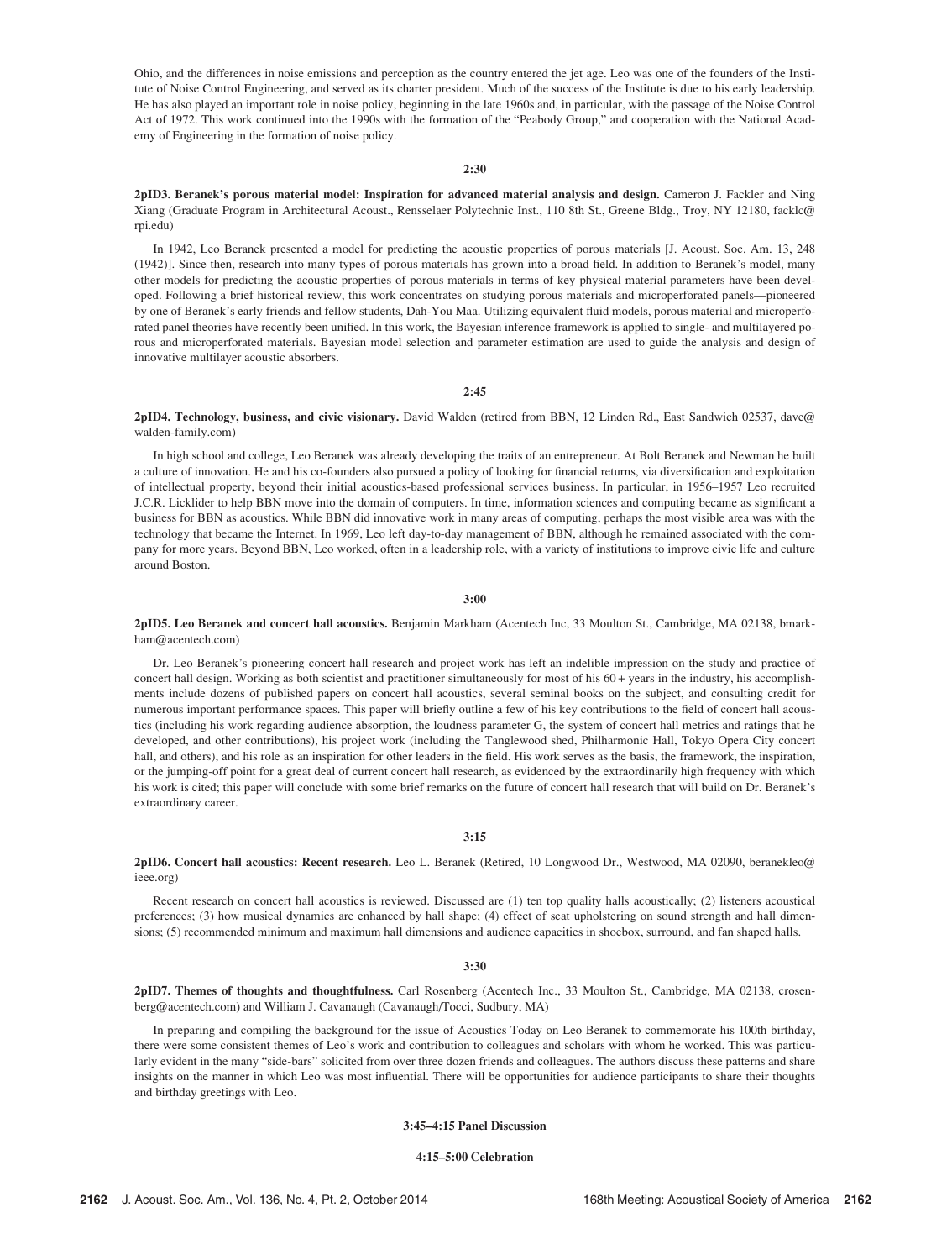Ohio, and the differences in noise emissions and perception as the country entered the jet age. Leo was one of the founders of the Institute of Noise Control Engineering, and served as its charter president. Much of the success of the Institute is due to his early leadership. He has also played an important role in noise policy, beginning in the late 1960s and, in particular, with the passage of the Noise Control Act of 1972. This work continued into the 1990s with the formation of the "Peabody Group," and cooperation with the National Academy of Engineering in the formation of noise policy.

**2:30**

**2pID3. Beranek's porous material model: Inspiration for advanced material analysis and design.** Cameron J. Fackler and Ning Xiang (Graduate Program in Architectural Acoust., Rensselaer Polytechnic Inst., 110 8th St., Greene Bldg., Troy, NY 12180, facklc@rpi.edu)

In 1942, Leo Beranek presented a model for predicting the acoustic properties of porous materials [J. Acoust. Soc. Am. 13, 248 (1942)]. Since then, research into many types of porous materials has grown into a broad field. In addition to Beranek's model, many other models for predicting the acoustic properties of porous materials in terms of key physical material parameters have been developed. Following a brief historical review, this work concentrates on studying porous materials and microperforated panels—pioneered by one of Beranek's early friends and fellow students, Dah-You Maa. Utilizing equivalent fluid models, porous material and microperforated panel theories have recently been unified. In this work, the Bayesian inference framework is applied to single- and multilayered porous and microperforated materials. Bayesian model selection and parameter estimation are used to guide the analysis and design of innovative multilayer acoustic absorbers.

**2:45**

**2pID4. Technology, business, and civic visionary.** David Walden (retired from BBN, 12 Linden Rd., East Sandwich 02537, dave@walden-family.com)

In high school and college, Leo Beranek was already developing the traits of an entrepreneur. At Bolt Beranek and Newman he built a culture of innovation. He and his co-founders also pursued a policy of looking for financial returns, via diversification and exploitation of intellectual property, beyond their initial acoustics-based professional services business. In particular, in 1956–1957 Leo recruited J.C.R. Licklider to help BBN move into the domain of computers. In time, information sciences and computing became as significant a business for BBN as acoustics. While BBN did innovative work in many areas of computing, perhaps the most visible area was with the technology that became the Internet. In 1969, Leo left day-to-day management of BBN, although he remained associated with the company for more years. Beyond BBN, Leo worked, often in a leadership role, with a variety of institutions to improve civic life and culture around Boston.

**3:00**

**2pID5. Leo Beranek and concert hall acoustics.** Benjamin Markham (Acentech Inc, 33 Moulton St., Cambridge, MA 02138, bmarkham@acentech.com)

Dr. Leo Beranek's pioneering concert hall research and project work has left an indelible impression on the study and practice of concert hall design. Working as both scientist and practitioner simultaneously for most of his 60+ years in the industry, his accomplishments include dozens of published papers on concert hall acoustics, several seminal books on the subject, and consulting credit for numerous important performance spaces. This paper will briefly outline a few of his key contributions to the field of concert hall acoustics (including his work regarding audience absorption, the loudness parameter G, the system of concert hall metrics and ratings that he developed, and other contributions), his project work (including the Tanglewood shed, Philharmonic Hall, Tokyo Opera City concert hall, and others), and his role as an inspiration for other leaders in the field. His work serves as the basis, the framework, the inspiration, or the jumping-off point for a great deal of current concert hall research, as evidenced by the extraordinarily high frequency with which his work is cited; this paper will conclude with some brief remarks on the future of concert hall research that will build on Dr. Beranek's extraordinary career.

**3:15**

**2pID6. Concert hall acoustics: Recent research.** Leo L. Beranek (Retired, 10 Longwood Dr., Westwood, MA 02090, beranekleo@ieee.org)

Recent research on concert hall acoustics is reviewed. Discussed are (1) ten top quality halls acoustically; (2) listeners acoustical preferences; (3) how musical dynamics are enhanced by hall shape; (4) effect of seat upholstering on sound strength and hall dimensions; (5) recommended minimum and maximum hall dimensions and audience capacities in shoebox, surround, and fan shaped halls.

**3:30**

**2pID7. Themes of thoughts and thoughtfulness.** Carl Rosenberg (Acentech Inc., 33 Moulton St., Cambridge, MA 02138, crosenberg@acentech.com) and William J. Cavanaugh (Cavanaugh/Tocci, Sudbury, MA)

In preparing and compiling the background for the issue of Acoustics Today on Leo Beranek to commemorate his 100th birthday, there were some consistent themes of Leo's work and contribution to colleagues and scholars with whom he worked. This was particularly evident in the many "side-bars" solicited from over three dozen friends and colleagues. The authors discuss these patterns and share insights on the manner in which Leo was most influential. There will be opportunities for audience participants to share their thoughts and birthday greetings with Leo.

**3:45–4:15 Panel Discussion**

**4:15–5:00 Celebration**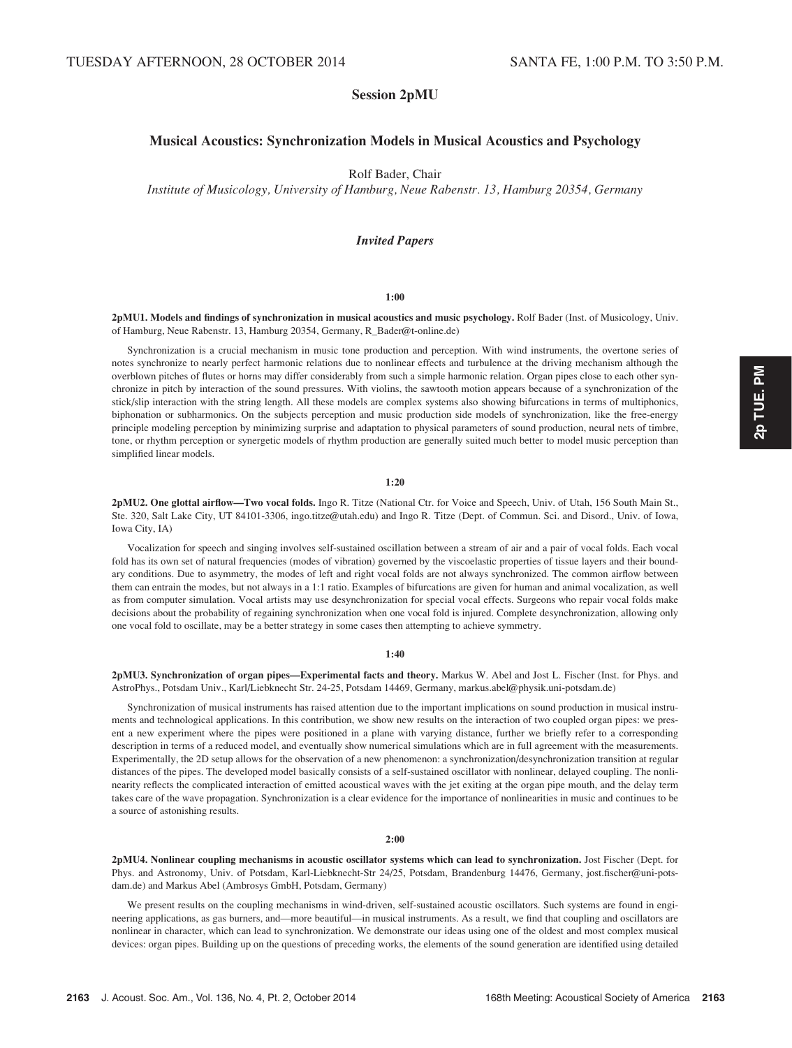TUESDAY AFTERNOON, 28 OCTOBER 2014 SANTA FE, 1:00 P.M. TO 3:50 P.M.

# Session 2pMU

## Musical Acoustics: Synchronization Models in Musical Acoustics and Psychology

Rolf Bader, Chair

*Institute of Musicology, University of Hamburg, Neue Rabenstr. 13, Hamburg 20354, Germany*

### *Invited Papers*

**1:00**

**2pMU1. Models and findings of synchronization in musical acoustics and music psychology.** Rolf Bader (Inst. of Musicology, Univ. of Hamburg, Neue Rabenstr. 13, Hamburg 20354, Germany, R_Bader@t-online.de)

Synchronization is a crucial mechanism in music tone production and perception. With wind instruments, the overtone series of notes synchronize to nearly perfect harmonic relations due to nonlinear effects and turbulence at the driving mechanism although the overblown pitches of flutes or horns may differ considerably from such a simple harmonic relation. Organ pipes close to each other synchronize in pitch by interaction of the sound pressures. With violins, the sawtooth motion appears because of a synchronization of the stick/slip interaction with the string length. All these models are complex systems also showing bifurcations in terms of multiphonics, biphonation or subharmonics. On the subjects perception and music production side models of synchronization, like the free-energy principle modeling perception by minimizing surprise and adaptation to physical parameters of sound production, neural nets of timbre, tone, or rhythm perception or synergetic models of rhythm production are generally suited much better to model music perception than simplified linear models.

**1:20**

**2pMU2. One glottal airflow—Two vocal folds.** Ingo R. Titze (National Ctr. for Voice and Speech, Univ. of Utah, 156 South Main St., Ste. 320, Salt Lake City, UT 84101-3306, ingo.titze@utah.edu) and Ingo R. Titze (Dept. of Commun. Sci. and Disord., Univ. of Iowa, Iowa City, IA)

Vocalization for speech and singing involves self-sustained oscillation between a stream of air and a pair of vocal folds. Each vocal fold has its own set of natural frequencies (modes of vibration) governed by the viscoelastic properties of tissue layers and their boundary conditions. Due to asymmetry, the modes of left and right vocal folds are not always synchronized. The common airflow between them can entrain the modes, but not always in a 1:1 ratio. Examples of bifurcations are given for human and animal vocalization, as well as from computer simulation. Vocal artists may use desynchronization for special vocal effects. Surgeons who repair vocal folds make decisions about the probability of regaining synchronization when one vocal fold is injured. Complete desynchronization, allowing only one vocal fold to oscillate, may be a better strategy in some cases then attempting to achieve symmetry.

**1:40**

**2pMU3. Synchronization of organ pipes—Experimental facts and theory.** Markus W. Abel and Jost L. Fischer (Inst. for Phys. and AstroPhys., Potsdam Univ., Karl/Liebknecht Str. 24-25, Potsdam 14469, Germany, markus.abel@physik.uni-potsdam.de)

Synchronization of musical instruments has raised attention due to the important implications on sound production in musical instruments and technological applications. In this contribution, we show new results on the interaction of two coupled organ pipes: we present a new experiment where the pipes were positioned in a plane with varying distance, further we briefly refer to a corresponding description in terms of a reduced model, and eventually show numerical simulations which are in full agreement with the measurements. Experimentally, the 2D setup allows for the observation of a new phenomenon: a synchronization/desynchronization transition at regular distances of the pipes. The developed model basically consists of a self-sustained oscillator with nonlinear, delayed coupling. The nonlinearity reflects the complicated interaction of emitted acoustical waves with the jet exiting at the organ pipe mouth, and the delay term takes care of the wave propagation. Synchronization is a clear evidence for the importance of nonlinearities in music and continues to be a source of astonishing results.

**2:00**

**2pMU4. Nonlinear coupling mechanisms in acoustic oscillator systems which can lead to synchronization.** Jost Fischer (Dept. for Phys. and Astronomy, Univ. of Potsdam, Karl-Liebknecht-Str 24/25, Potsdam, Brandenburg 14476, Germany, jost.fischer@uni-potsdam.de) and Markus Abel (Ambrosys GmbH, Potsdam, Germany)

We present results on the coupling mechanisms in wind-driven, self-sustained acoustic oscillators. Such systems are found in engineering applications, as gas burners, and—more beautiful—in musical instruments. As a result, we find that coupling and oscillators are nonlinear in character, which can lead to synchronization. We demonstrate our ideas using one of the oldest and most complex musical devices: organ pipes. Building up on the questions of preceding works, the elements of the sound generation are identified using detailed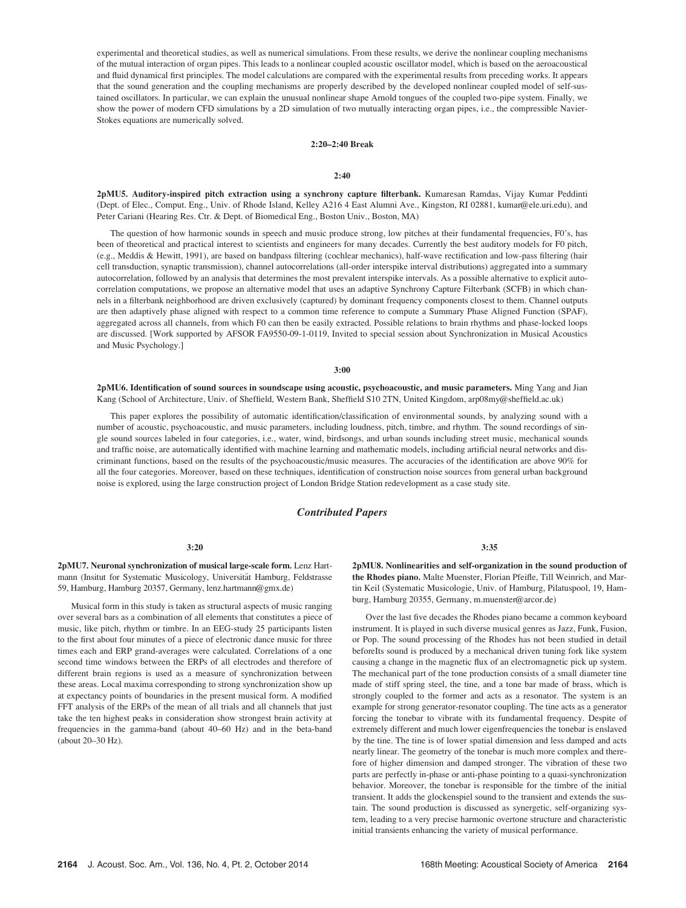experimental and theoretical studies, as well as numerical simulations. From these results, we derive the nonlinear coupling mechanisms of the mutual interaction of organ pipes. This leads to a nonlinear coupled acoustic oscillator model, which is based on the aeroacoustical and fluid dynamical first principles. The model calculations are compared with the experimental results from preceding works. It appears that the sound generation and the coupling mechanisms are properly described by the developed nonlinear coupled model of self-sustained oscillators. In particular, we can explain the unusual nonlinear shape Arnold tongues of the coupled two-pipe system. Finally, we show the power of modern CFD simulations by a 2D simulation of two mutually interacting organ pipes, i.e., the compressible Navier-Stokes equations are numerically solved.

**2:20–2:40 Break**

**2:40**

**2pMU5. Auditory-inspired pitch extraction using a synchrony capture filterbank.** Kumaresan Ramdas, Vijay Kumar Peddinti (Dept. of Elec., Comput. Eng., Univ. of Rhode Island, Kelley A216 4 East Alumni Ave., Kingston, RI 02881, kumar@ele.uri.edu), and Peter Cariani (Hearing Res. Ctr. & Dept. of Biomedical Eng., Boston Univ., Boston, MA)

The question of how harmonic sounds in speech and music produce strong, low pitches at their fundamental frequencies, F0's, has been of theoretical and practical interest to scientists and engineers for many decades. Currently the best auditory models for F0 pitch, (e.g., Meddis & Hewitt, 1991), are based on bandpass filtering (cochlear mechanics), half-wave rectification and low-pass filtering (hair cell transduction, synaptic transmission), channel autocorrelations (all-order interspike interval distributions) aggregated into a summary autocorrelation, followed by an analysis that determines the most prevalent interspike intervals. As a possible alternative to explicit autocorrelation computations, we propose an alternative model that uses an adaptive Synchrony Capture Filterbank (SCFB) in which channels in a filterbank neighborhood are driven exclusively (captured) by dominant frequency components closest to them. Channel outputs are then adaptively phase aligned with respect to a common time reference to compute a Summary Phase Aligned Function (SPAF), aggregated across all channels, from which F0 can then be easily extracted. Possible relations to brain rhythms and phase-locked loops are discussed. [Work supported by AFSOR FA9550-09-1-0119, Invited to special session about Synchronization in Musical Acoustics and Music Psychology.]

**3:00**

**2pMU6. Identification of sound sources in soundscape using acoustic, psychoacoustic, and music parameters.** Ming Yang and Jian Kang (School of Architecture, Univ. of Sheffield, Western Bank, Sheffield S10 2TN, United Kingdom, arp08my@sheffield.ac.uk)

This paper explores the possibility of automatic identification/classification of environmental sounds, by analyzing sound with a number of acoustic, psychoacoustic, and music parameters, including loudness, pitch, timbre, and rhythm. The sound recordings of single sound sources labeled in four categories, i.e., water, wind, birdsongs, and urban sounds including street music, mechanical sounds and traffic noise, are automatically identified with machine learning and mathematic models, including artificial neural networks and discriminant functions, based on the results of the psychoacoustic/music measures. The accuracies of the identification are above 90% for all the four categories. Moreover, based on these techniques, identification of construction noise sources from general urban background noise is explored, using the large construction project of London Bridge Station redevelopment as a case study site.

## *Contributed Papers*

**3:20**

**2pMU7. Neuronal synchronization of musical large-scale form.** Lenz Hartmann (Insitut for Systematic Musicology, Universität Hamburg, Feldstrasse 59, Hamburg, Hamburg 20357, Germany, lenz.hartmann@gmx.de)

Musical form in this study is taken as structural aspects of music ranging over several bars as a combination of all elements that constitutes a piece of music, like pitch, rhythm or timbre. In an EEG-study 25 participants listen to the first about four minutes of a piece of electronic dance music for three times each and ERP grand-averages were calculated. Correlations of a one second time windows between the ERPs of all electrodes and therefore of different brain regions is used as a measure of synchronization between these areas. Local maxima corresponding to strong synchronization show up at expectancy points of boundaries in the present musical form. A modified FFT analysis of the ERPs of the mean of all trials and all channels that just take the ten highest peaks in consideration show strongest brain activity at frequencies in the gamma-band (about 40–60 Hz) and in the beta-band (about 20–30 Hz).

**3:35**

**2pMU8. Nonlinearities and self-organization in the sound production of the Rhodes piano.** Malte Muenster, Florian Pfeifle, Till Weinrich, and Martin Keil (Systematic Musicologie, Univ. of Hamburg, Pilatuspool, 19, Hamburg, Hamburg 20355, Germany, m.muenster@arcor.de)

Over the last five decades the Rhodes piano became a common keyboard instrument. It is played in such diverse musical genres as Jazz, Funk, Fusion, or Pop. The sound processing of the Rhodes has not been studied in detail beforeIts sound is produced by a mechanical driven tuning fork like system causing a change in the magnetic flux of an electromagnetic pick up system. The mechanical part of the tone production consists of a small diameter tine made of stiff spring steel, the tine, and a tone bar made of brass, which is strongly coupled to the former and acts as a resonator. The system is an example for strong generator-resonator coupling. The tine acts as a generator forcing the tonebar to vibrate with its fundamental frequency. Despite of extremely different and much lower eigenfrequencies the tonebar is enslaved by the tine. The tine is of lower spatial dimension and less damped and acts nearly linear. The geometry of the tonebar is much more complex and therefore of higher dimension and damped stronger. The vibration of these two parts are perfectly in-phase or anti-phase pointing to a quasi-synchronization behavior. Moreover, the tonebar is responsible for the timbre of the initial transient. It adds the glockenspiel sound to the transient and extends the sustain. The sound production is discussed as synergetic, self-organizing system, leading to a very precise harmonic overtone structure and characteristic initial transients enhancing the variety of musical performance.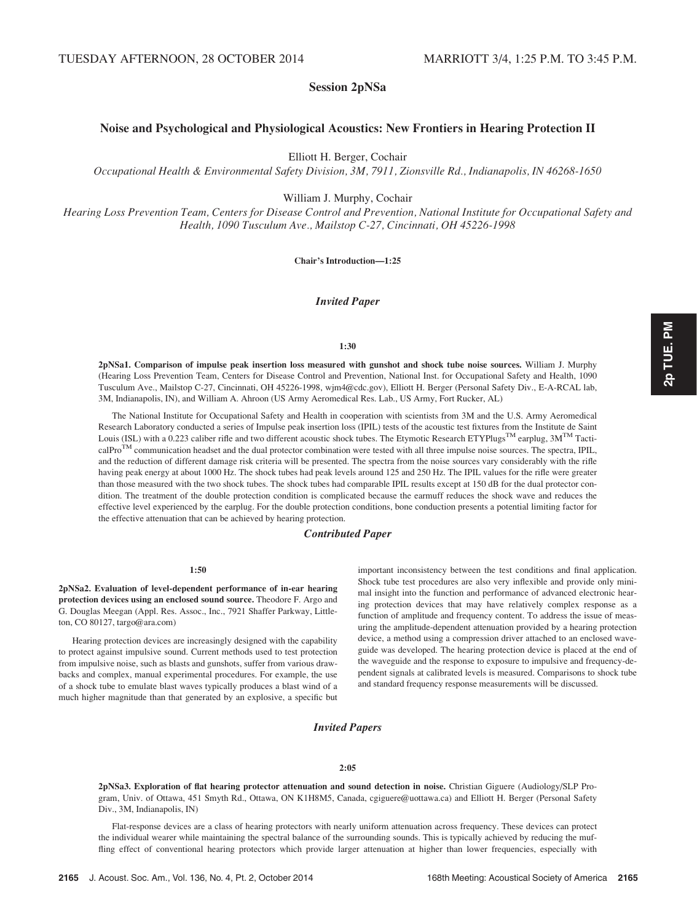TUESDAY AFTERNOON, 28 OCTOBER 2014 MARRIOTT 3/4, 1:25 P.M. TO 3:45 P.M.

## Session 2pNSa

### Noise and Psychological and Physiological Acoustics: New Frontiers in Hearing Protection II

Elliott H. Berger, Cochair
*Occupational Health & Environmental Safety Division, 3M, 7911, Zionsville Rd., Indianapolis, IN 46268-1650*

William J. Murphy, Cochair
*Hearing Loss Prevention Team, Centers for Disease Control and Prevention, National Institute for Occupational Safety and Health, 1090 Tusculum Ave., Mailstop C-27, Cincinnati, OH 45226-1998*

**Chair's Introduction—1:25**

#### *Invited Paper*

**1:30**

**2pNSa1. Comparison of impulse peak insertion loss measured with gunshot and shock tube noise sources.** William J. Murphy (Hearing Loss Prevention Team, Centers for Disease Control and Prevention, National Inst. for Occupational Safety and Health, 1090 Tusculum Ave., Mailstop C-27, Cincinnati, OH 45226-1998, wjm4@cdc.gov), Elliott H. Berger (Personal Safety Div., E-A-RCAL lab, 3M, Indianapolis, IN), and William A. Ahroon (US Army Aeromedical Res. Lab., US Army, Fort Rucker, AL)

The National Institute for Occupational Safety and Health in cooperation with scientists from 3M and the U.S. Army Aeromedical Research Laboratory conducted a series of Impulse peak insertion loss (IPIL) tests of the acoustic test fixtures from the Institute de Saint Louis (ISL) with a 0.223 caliber rifle and two different acoustic shock tubes. The Etymotic Research ETYPlugs™ earplug, 3M™ TacticalPro™ communication headset and the dual protector combination were tested with all three impulse noise sources. The spectra, IPIL, and the reduction of different damage risk criteria will be presented. The spectra from the noise sources vary considerably with the rifle having peak energy at about 1000 Hz. The shock tubes had peak levels around 125 and 250 Hz. The IPIL values for the rifle were greater than those measured with the two shock tubes. The shock tubes had comparable IPIL results except at 150 dB for the dual protector condition. The treatment of the double protection condition is complicated because the earmuff reduces the shock wave and reduces the effective level experienced by the earplug. For the double protection conditions, bone conduction presents a potential limiting factor for the effective attenuation that can be achieved by hearing protection.

#### *Contributed Paper*

**1:50**

**2pNSa2. Evaluation of level-dependent performance of in-ear hearing protection devices using an enclosed sound source.** Theodore F. Argo and G. Douglas Meegan (Appl. Res. Assoc., Inc., 7921 Shaffer Parkway, Littleton, CO 80127, targo@ara.com)

Hearing protection devices are increasingly designed with the capability to protect against impulsive sound. Current methods used to test protection from impulsive noise, such as blasts and gunshots, suffer from various drawbacks and complex, manual experimental procedures. For example, the use of a shock tube to emulate blast waves typically produces a blast wind of a much higher magnitude than that generated by an explosive, a specific but important inconsistency between the test conditions and final application. Shock tube test procedures are also very inflexible and provide only minimal insight into the function and performance of advanced electronic hearing protection devices that may have relatively complex response as a function of amplitude and frequency content. To address the issue of measuring the amplitude-dependent attenuation provided by a hearing protection device, a method using a compression driver attached to an enclosed waveguide was developed. The hearing protection device is placed at the end of the waveguide and the response to exposure to impulsive and frequency-dependent signals at calibrated levels is measured. Comparisons to shock tube and standard frequency response measurements will be discussed.

#### *Invited Papers*

**2:05**

**2pNSa3. Exploration of flat hearing protector attenuation and sound detection in noise.** Christian Giguere (Audiology/SLP Program, Univ. of Ottawa, 451 Smyth Rd., Ottawa, ON K1H8M5, Canada, cgiguere@uottawa.ca) and Elliott H. Berger (Personal Safety Div., 3M, Indianapolis, IN)

Flat-response devices are a class of hearing protectors with nearly uniform attenuation across frequency. These devices can protect the individual wearer while maintaining the spectral balance of the surrounding sounds. This is typically achieved by reducing the muffling effect of conventional hearing protectors which provide larger attenuation at higher than lower frequencies, especially with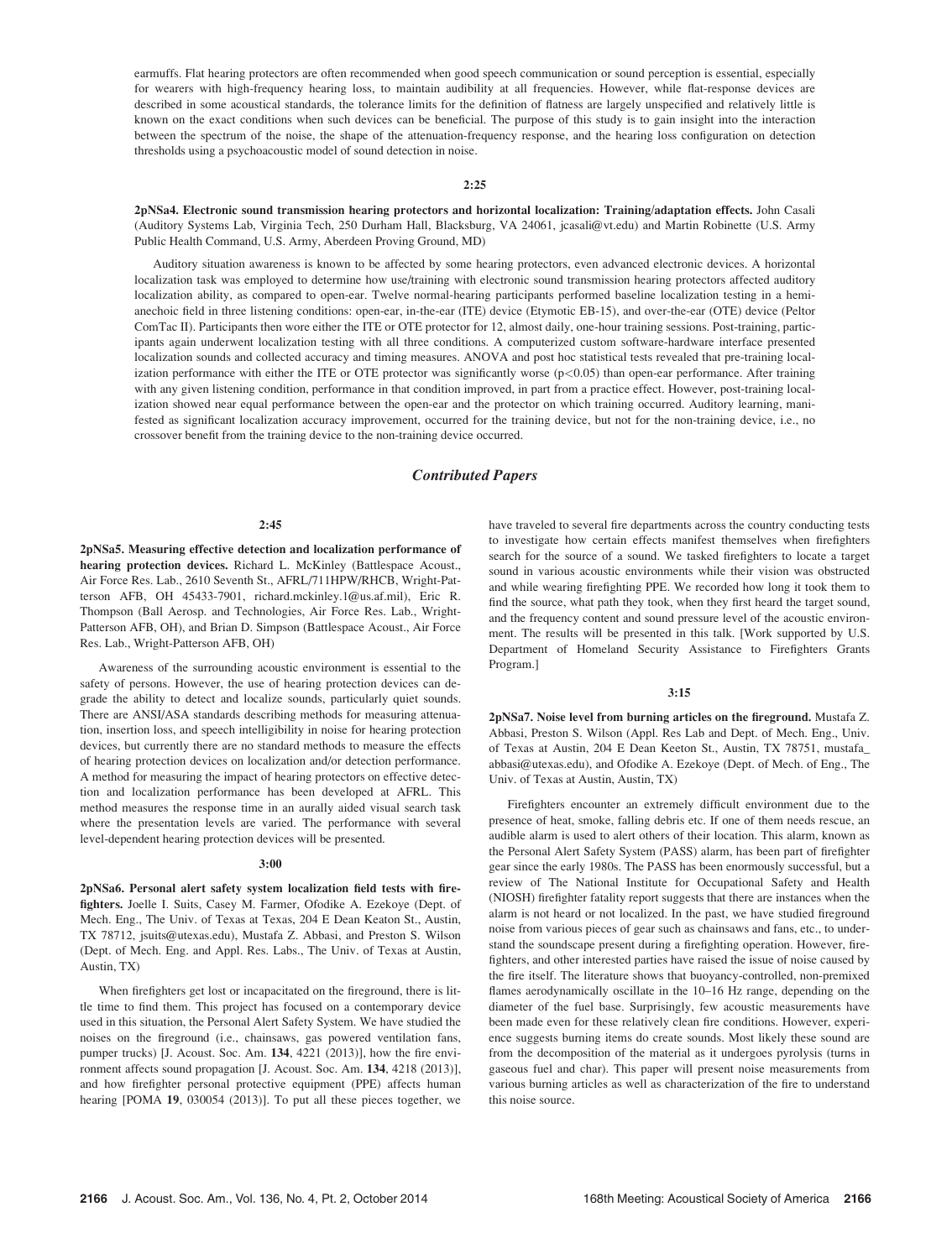earmuffs. Flat hearing protectors are often recommended when good speech communication or sound perception is essential, especially for wearers with high-frequency hearing loss, to maintain audibility at all frequencies. However, while flat-response devices are described in some acoustical standards, the tolerance limits for the definition of flatness are largely unspecified and relatively little is known on the exact conditions when such devices can be beneficial. The purpose of this study is to gain insight into the interaction between the spectrum of the noise, the shape of the attenuation-frequency response, and the hearing loss configuration on detection thresholds using a psychoacoustic model of sound detection in noise.

**2:25**

**2pNSa4. Electronic sound transmission hearing protectors and horizontal localization: Training/adaptation effects.** John Casali (Auditory Systems Lab, Virginia Tech, 250 Durham Hall, Blacksburg, VA 24061, jcasali@vt.edu) and Martin Robinette (U.S. Army Public Health Command, U.S. Army, Aberdeen Proving Ground, MD)

Auditory situation awareness is known to be affected by some hearing protectors, even advanced electronic devices. A horizontal localization task was employed to determine how use/training with electronic sound transmission hearing protectors affected auditory localization ability, as compared to open-ear. Twelve normal-hearing participants performed baseline localization testing in a hemi-anechoic field in three listening conditions: open-ear, in-the-ear (ITE) device (Etymotic EB-15), and over-the-ear (OTE) device (Peltor ComTac II). Participants then wore either the ITE or OTE protector for 12, almost daily, one-hour training sessions. Post-training, participants again underwent localization testing with all three conditions. A computerized custom software-hardware interface presented localization sounds and collected accuracy and timing measures. ANOVA and post hoc statistical tests revealed that pre-training localization performance with either the ITE or OTE protector was significantly worse ($p<0.05$) than open-ear performance. After training with any given listening condition, performance in that condition improved, in part from a practice effect. However, post-training localization showed near equal performance between the open-ear and the protector on which training occurred. Auditory learning, manifested as significant localization accuracy improvement, occurred for the training device, but not for the non-training device, i.e., no crossover benefit from the training device to the non-training device occurred.

## *Contributed Papers*

**2:45**

**2pNSa5. Measuring effective detection and localization performance of hearing protection devices.** Richard L. McKinley (Battlespace Acoust., Air Force Res. Lab., 2610 Seventh St., AFRL/711HPW/RHCB, Wright-Patterson AFB, OH 45433-7901, richard.mckinley.1@us.af.mil), Eric R. Thompson (Ball Aerosp. and Technologies, Air Force Res. Lab., Wright-Patterson AFB, OH), and Brian D. Simpson (Battlespace Acoust., Air Force Res. Lab., Wright-Patterson AFB, OH)

Awareness of the surrounding acoustic environment is essential to the safety of persons. However, the use of hearing protection devices can degrade the ability to detect and localize sounds, particularly quiet sounds. There are ANSI/ASA standards describing methods for measuring attenuation, insertion loss, and speech intelligibility in noise for hearing protection devices, but currently there are no standard methods to measure the effects of hearing protection devices on localization and/or detection performance. A method for measuring the impact of hearing protectors on effective detection and localization performance has been developed at AFRL. This method measures the response time in an aurally aided visual search task where the presentation levels are varied. The performance with several level-dependent hearing protection devices will be presented.

**3:00**

**2pNSa6. Personal alert safety system localization field tests with firefighters.** Joelle I. Suits, Casey M. Farmer, Ofodike A. Ezekoye (Dept. of Mech. Eng., The Univ. of Texas at Texas, 204 E Dean Keaton St., Austin, TX 78712, jsuits@utexas.edu), Mustafa Z. Abbasi, and Preston S. Wilson (Dept. of Mech. Eng. and Appl. Res. Labs., The Univ. of Texas at Austin, Austin, TX)

When firefighters get lost or incapacitated on the fireground, there is little time to find them. This project has focused on a contemporary device used in this situation, the Personal Alert Safety System. We have studied the noises on the fireground (i.e., chainsaws, gas powered ventilation fans, pumper trucks) [J. Acoust. Soc. Am. **134**, 4221 (2013)], how the fire environment affects sound propagation [J. Acoust. Soc. Am. **134**, 4218 (2013)], and how firefighter personal protective equipment (PPE) affects human hearing [POMA **19**, 030054 (2013)]. To put all these pieces together, we have traveled to several fire departments across the country conducting tests to investigate how certain effects manifest themselves when firefighters search for the source of a sound. We tasked firefighters to locate a target sound in various acoustic environments while their vision was obstructed and while wearing firefighting PPE. We recorded how long it took them to find the source, what path they took, when they first heard the target sound, and the frequency content and sound pressure level of the acoustic environment. The results will be presented in this talk. [Work supported by U.S. Department of Homeland Security Assistance to Firefighters Grants Program.]

**3:15**

**2pNSa7. Noise level from burning articles on the fireground.** Mustafa Z. Abbasi, Preston S. Wilson (Appl. Res Lab and Dept. of Mech. Eng., Univ. of Texas at Austin, 204 E Dean Keeton St., Austin, TX 78751, mustafa_abbasi@utexas.edu), and Ofodike A. Ezekoye (Dept. of Mech. of Eng., The Univ. of Texas at Austin, Austin, TX)

Firefighters encounter an extremely difficult environment due to the presence of heat, smoke, falling debris etc. If one of them needs rescue, an audible alarm is used to alert others of their location. This alarm, known as the Personal Alert Safety System (PASS) alarm, has been part of firefighter gear since the early 1980s. The PASS has been enormously successful, but a review of The National Institute for Occupational Safety and Health (NIOSH) firefighter fatality report suggests that there are instances when the alarm is not heard or not localized. In the past, we have studied fireground noise from various pieces of gear such as chainsaws and fans, etc., to understand the soundscape present during a firefighting operation. However, firefighters, and other interested parties have raised the issue of noise caused by the fire itself. The literature shows that buoyancy-controlled, non-premixed flames aerodynamically oscillate in the 10–16 Hz range, depending on the diameter of the fuel base. Surprisingly, few acoustic measurements have been made even for these relatively clean fire conditions. However, experience suggests burning items do create sounds. Most likely these sound are from the decomposition of the material as it undergoes pyrolysis (turns in gaseous fuel and char). This paper will present noise measurements from various burning articles as well as characterization of the fire to understand this noise source.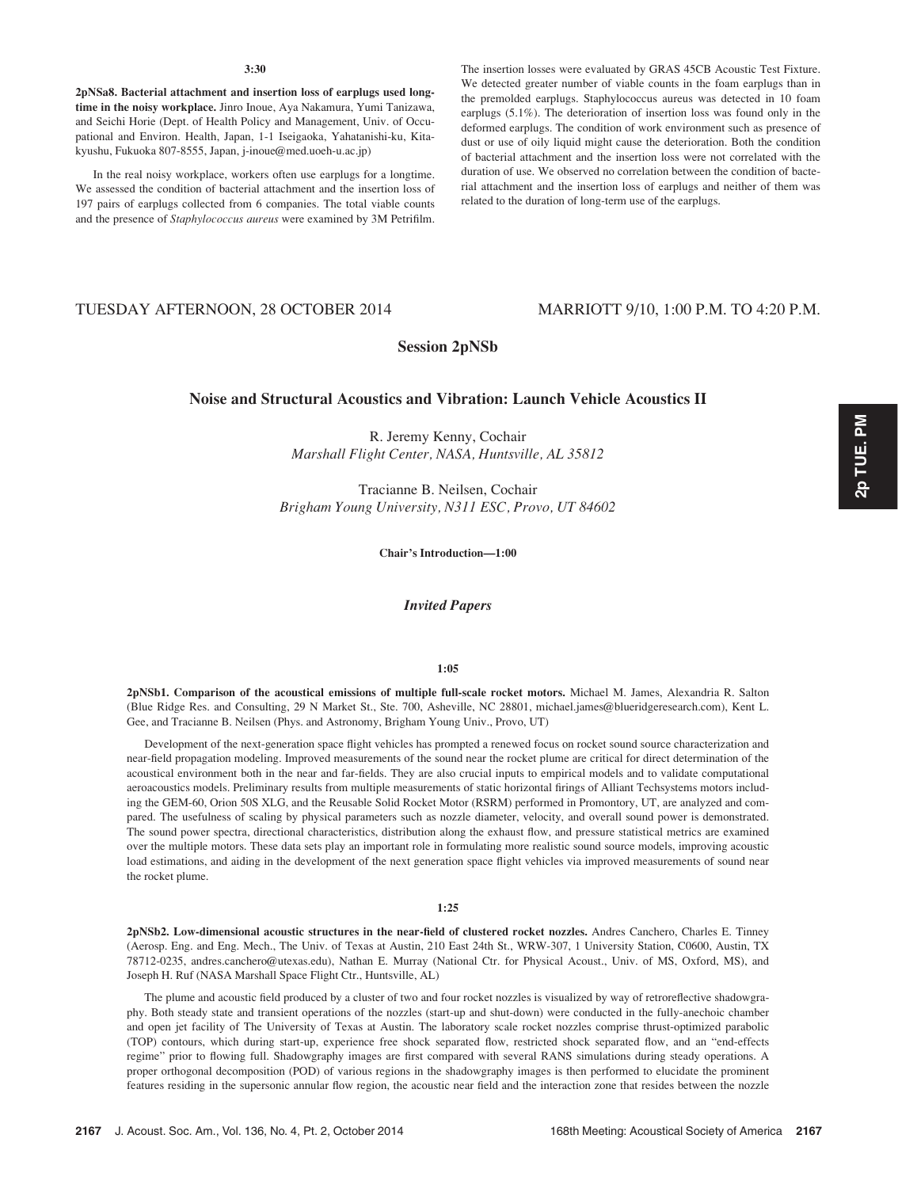3:30

**2pNSa8. Bacterial attachment and insertion loss of earplugs used longtime in the noisy workplace.** Jinro Inoue, Aya Nakamura, Yumi Tanizawa, and Seichi Horie (Dept. of Health Policy and Management, Univ. of Occupational and Environ. Health, Japan, 1-1 Iseigaoka, Yahatanishi-ku, Kitakyushu, Fukuoka 807-8555, Japan, j-inoue@med.uoeh-u.ac.jp)

In the real noisy workplace, workers often use earplugs for a longtime. We assessed the condition of bacterial attachment and the insertion loss of 197 pairs of earplugs collected from 6 companies. The total viable counts and the presence of *Staphylococcus aureus* were examined by 3M Petrifilm. The insertion losses were evaluated by GRAS 45CB Acoustic Test Fixture. We detected greater number of viable counts in the foam earplugs than in the premolded earplugs. Staphylococcus aureus was detected in 10 foam earplugs (5.1%). The deterioration of insertion loss was found only in the deformed earplugs. The condition of work environment such as presence of dust or use of oily liquid might cause the deterioration. Both the condition of bacterial attachment and the insertion loss were not correlated with the duration of use. We observed no correlation between the condition of bacterial attachment and the insertion loss of earplugs and neither of them was related to the duration of long-term use of the earplugs.

TUESDAY AFTERNOON, 28 OCTOBER 2014 — MARRIOTT 9/10, 1:00 P.M. TO 4:20 P.M.

## Session 2pNSb

## Noise and Structural Acoustics and Vibration: Launch Vehicle Acoustics II

R. Jeremy Kenny, Cochair
*Marshall Flight Center, NASA, Huntsville, AL 35812*

Tracianne B. Neilsen, Cochair
*Brigham Young University, N311 ESC, Provo, UT 84602*

**Chair's Introduction—1:00**

### *Invited Papers*

1:05

**2pNSb1. Comparison of the acoustical emissions of multiple full-scale rocket motors.** Michael M. James, Alexandria R. Salton (Blue Ridge Res. and Consulting, 29 N Market St., Ste. 700, Asheville, NC 28801, michael.james@blueridgeresearch.com), Kent L. Gee, and Tracianne B. Neilsen (Phys. and Astronomy, Brigham Young Univ., Provo, UT)

Development of the next-generation space flight vehicles has prompted a renewed focus on rocket sound source characterization and near-field propagation modeling. Improved measurements of the sound near the rocket plume are critical for direct determination of the acoustical environment both in the near and far-fields. They are also crucial inputs to empirical models and to validate computational aeroacoustics models. Preliminary results from multiple measurements of static horizontal firings of Alliant Techsystems motors including the GEM-60, Orion 50S XLG, and the Reusable Solid Rocket Motor (RSRM) performed in Promontory, UT, are analyzed and compared. The usefulness of scaling by physical parameters such as nozzle diameter, velocity, and overall sound power is demonstrated. The sound power spectra, directional characteristics, distribution along the exhaust flow, and pressure statistical metrics are examined over the multiple motors. These data sets play an important role in formulating more realistic sound source models, improving acoustic load estimations, and aiding in the development of the next generation space flight vehicles via improved measurements of sound near the rocket plume.

1:25

**2pNSb2. Low-dimensional acoustic structures in the near-field of clustered rocket nozzles.** Andres Canchero, Charles E. Tinney (Aerosp. Eng. and Eng. Mech., The Univ. of Texas at Austin, 210 East 24th St., WRW-307, 1 University Station, C0600, Austin, TX 78712-0235, andres.canchero@utexas.edu), Nathan E. Murray (National Ctr. for Physical Acoust., Univ. of MS, Oxford, MS), and Joseph H. Ruf (NASA Marshall Space Flight Ctr., Huntsville, AL)

The plume and acoustic field produced by a cluster of two and four rocket nozzles is visualized by way of retroreflective shadowgraphy. Both steady state and transient operations of the nozzles (start-up and shut-down) were conducted in the fully-anechoic chamber and open jet facility of The University of Texas at Austin. The laboratory scale rocket nozzles comprise thrust-optimized parabolic (TOP) contours, which during start-up, experience free shock separated flow, restricted shock separated flow, and an "end-effects regime" prior to flowing full. Shadowgraphy images are first compared with several RANS simulations during steady operations. A proper orthogonal decomposition (POD) of various regions in the shadowgraphy images is then performed to elucidate the prominent features residing in the supersonic annular flow region, the acoustic near field and the interaction zone that resides between the nozzle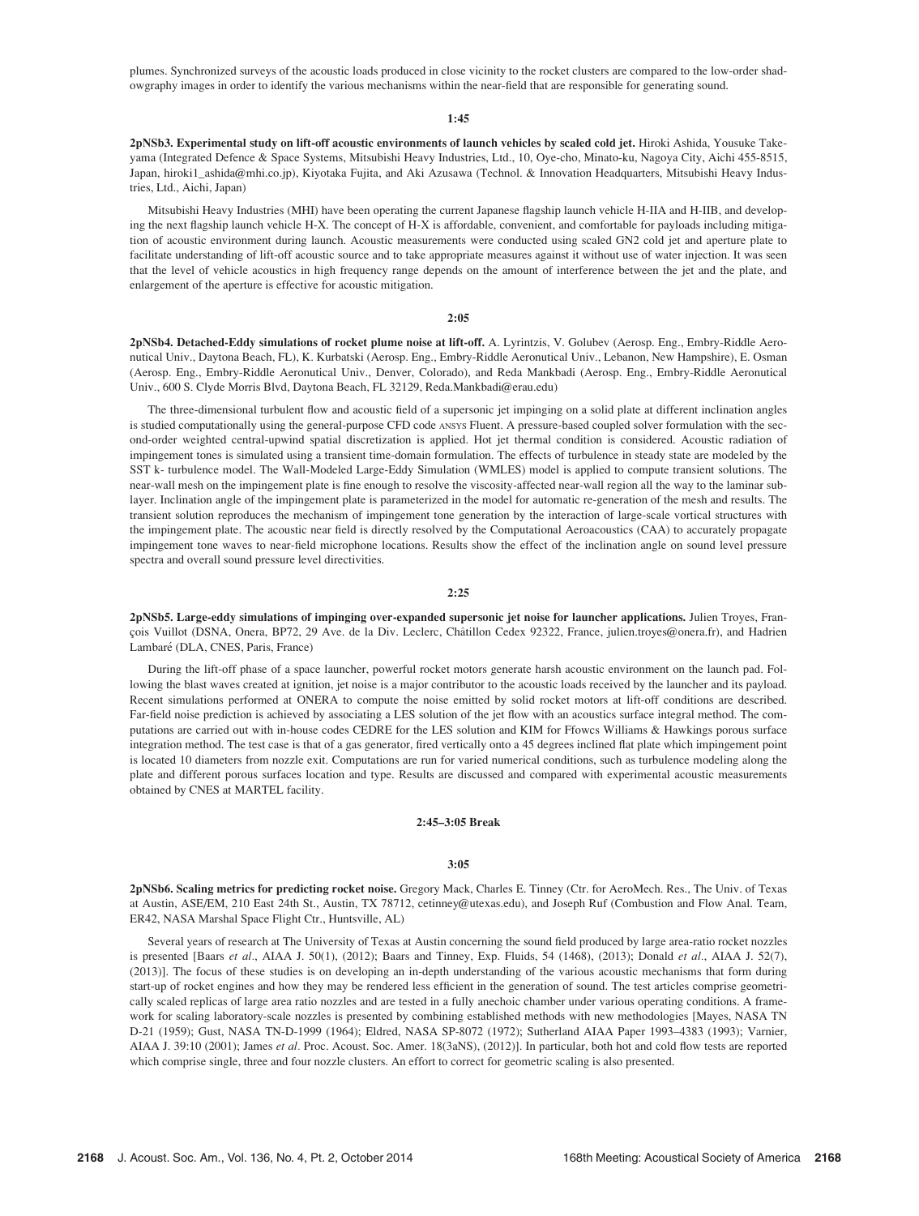plumes. Synchronized surveys of the acoustic loads produced in close vicinity to the rocket clusters are compared to the low-order shadowgraphy images in order to identify the various mechanisms within the near-field that are responsible for generating sound.

**1:45**

**2pNSb3. Experimental study on lift-off acoustic environments of launch vehicles by scaled cold jet.** Hiroki Ashida, Yousuke Takeyama (Integrated Defence & Space Systems, Mitsubishi Heavy Industries, Ltd., 10, Oye-cho, Minato-ku, Nagoya City, Aichi 455-8515, Japan, hiroki1_ashida@mhi.co.jp), Kiyotaka Fujita, and Aki Azusawa (Technol. & Innovation Headquarters, Mitsubishi Heavy Industries, Ltd., Aichi, Japan)

Mitsubishi Heavy Industries (MHI) have been operating the current Japanese flagship launch vehicle H-IIA and H-IIB, and developing the next flagship launch vehicle H-X. The concept of H-X is affordable, convenient, and comfortable for payloads including mitigation of acoustic environment during launch. Acoustic measurements were conducted using scaled GN2 cold jet and aperture plate to facilitate understanding of lift-off acoustic source and to take appropriate measures against it without use of water injection. It was seen that the level of vehicle acoustics in high frequency range depends on the amount of interference between the jet and the plate, and enlargement of the aperture is effective for acoustic mitigation.

**2:05**

**2pNSb4. Detached-Eddy simulations of rocket plume noise at lift-off.** A. Lyrintzis, V. Golubev (Aerosp. Eng., Embry-Riddle Aeronautical Univ., Daytona Beach, FL), K. Kurbatski (Aerosp. Eng., Embry-Riddle Aeronautical Univ., Lebanon, New Hampshire), E. Osman (Aerosp. Eng., Embry-Riddle Aeronutical Univ., Denver, Colorado), and Reda Mankbadi (Aerosp. Eng., Embry-Riddle Aeronutical Univ., 600 S. Clyde Morris Blvd, Daytona Beach, FL 32129, Reda.Mankbadi@erau.edu)

The three-dimensional turbulent flow and acoustic field of a supersonic jet impinging on a solid plate at different inclination angles is studied computationally using the general-purpose CFD code ANSYS Fluent. A pressure-based coupled solver formulation with the second-order weighted central-upwind spatial discretization is applied. Hot jet thermal condition is considered. Acoustic radiation of impingement tones is simulated using a transient time-domain formulation. The effects of turbulence in steady state are modeled by the SST k- turbulence model. The Wall-Modeled Large-Eddy Simulation (WMLES) model is applied to compute transient solutions. The near-wall mesh on the impingement plate is fine enough to resolve the viscosity-affected near-wall region all the way to the laminar sublayer. Inclination angle of the impingement plate is parameterized in the model for automatic re-generation of the mesh and results. The transient solution reproduces the mechanism of impingement tone generation by the interaction of large-scale vortical structures with the impingement plate. The acoustic near field is directly resolved by the Computational Aeroacoustics (CAA) to accurately propagate impingement tone waves to near-field microphone locations. Results show the effect of the inclination angle on sound level pressure spectra and overall sound pressure level directivities.

**2:25**

**2pNSb5. Large-eddy simulations of impinging over-expanded supersonic jet noise for launcher applications.** Julien Troyes, François Vuillot (DSNA, Onera, BP72, 29 Ave. de la Div. Leclerc, Châtillon Cedex 92322, France, julien.troyes@onera.fr), and Hadrien Lambaré (DLA, CNES, Paris, France)

During the lift-off phase of a space launcher, powerful rocket motors generate harsh acoustic environment on the launch pad. Following the blast waves created at ignition, jet noise is a major contributor to the acoustic loads received by the launcher and its payload. Recent simulations performed at ONERA to compute the noise emitted by solid rocket motors at lift-off conditions are described. Far-field noise prediction is achieved by associating a LES solution of the jet flow with an acoustics surface integral method. The computations are carried out with in-house codes CEDRE for the LES solution and KIM for Ffowcs Williams & Hawkings porous surface integration method. The test case is that of a gas generator, fired vertically onto a 45 degrees inclined flat plate which impingement point is located 10 diameters from nozzle exit. Computations are run for varied numerical conditions, such as turbulence modeling along the plate and different porous surfaces location and type. Results are discussed and compared with experimental acoustic measurements obtained by CNES at MARTEL facility.

**2:45–3:05 Break**

**3:05**

**2pNSb6. Scaling metrics for predicting rocket noise.** Gregory Mack, Charles E. Tinney (Ctr. for AeroMech. Res., The Univ. of Texas at Austin, ASE/EM, 210 East 24th St., Austin, TX 78712, cetinney@utexas.edu), and Joseph Ruf (Combustion and Flow Anal. Team, ER42, NASA Marshal Space Flight Ctr., Huntsville, AL)

Several years of research at The University of Texas at Austin concerning the sound field produced by large area-ratio rocket nozzles is presented [Baars *et al*., AIAA J. 50(1), (2012); Baars and Tinney, Exp. Fluids, 54 (1468), (2013); Donald *et al*., AIAA J. 52(7), (2013)]. The focus of these studies is on developing an in-depth understanding of the various acoustic mechanisms that form during start-up of rocket engines and how they may be rendered less efficient in the generation of sound. The test articles comprise geometrically scaled replicas of large area ratio nozzles and are tested in a fully anechoic chamber under various operating conditions. A framework for scaling laboratory-scale nozzles is presented by combining established methods with new methodologies [Mayes, NASA TN D-21 (1959); Gust, NASA TN-D-1999 (1964); Eldred, NASA SP-8072 (1972); Sutherland AIAA Paper 1993–4383 (1993); Varnier, AIAA J. 39:10 (2001); James *et al*. Proc. Acoust. Soc. Amer. 18(3aNS), (2012)]. In particular, both hot and cold flow tests are reported which comprise single, three and four nozzle clusters. An effort to correct for geometric scaling is also presented.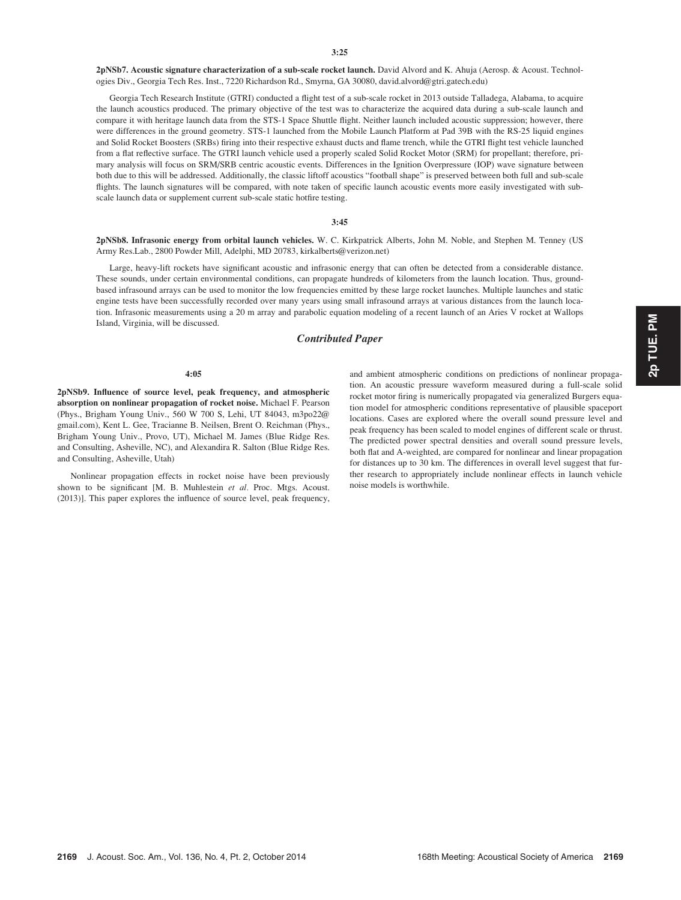3:25

**2pNSb7. Acoustic signature characterization of a sub-scale rocket launch.** David Alvord and K. Ahuja (Aerosp. & Acoust. Technologies Div., Georgia Tech Res. Inst., 7220 Richardson Rd., Smyrna, GA 30080, david.alvord@gtri.gatech.edu)

Georgia Tech Research Institute (GTRI) conducted a flight test of a sub-scale rocket in 2013 outside Talladega, Alabama, to acquire the launch acoustics produced. The primary objective of the test was to characterize the acquired data during a sub-scale launch and compare it with heritage launch data from the STS-1 Space Shuttle flight. Neither launch included acoustic suppression; however, there were differences in the ground geometry. STS-1 launched from the Mobile Launch Platform at Pad 39B with the RS-25 liquid engines and Solid Rocket Boosters (SRBs) firing into their respective exhaust ducts and flame trench, while the GTRI flight test vehicle launched from a flat reflective surface. The GTRI launch vehicle used a properly scaled Solid Rocket Motor (SRM) for propellant; therefore, primary analysis will focus on SRM/SRB centric acoustic events. Differences in the Ignition Overpressure (IOP) wave signature between both due to this will be addressed. Additionally, the classic liftoff acoustics "football shape" is preserved between both full and sub-scale flights. The launch signatures will be compared, with note taken of specific launch acoustic events more easily investigated with sub-scale launch data or supplement current sub-scale static hotfire testing.

3:45

**2pNSb8. Infrasonic energy from orbital launch vehicles.** W. C. Kirkpatrick Alberts, John M. Noble, and Stephen M. Tenney (US Army Res.Lab., 2800 Powder Mill, Adelphi, MD 20783, kirkalberts@verizon.net)

Large, heavy-lift rockets have significant acoustic and infrasonic energy that can often be detected from a considerable distance. These sounds, under certain environmental conditions, can propagate hundreds of kilometers from the launch location. Thus, ground-based infrasound arrays can be used to monitor the low frequencies emitted by these large rocket launches. Multiple launches and static engine tests have been successfully recorded over many years using small infrasound arrays at various distances from the launch location. Infrasonic measurements using a 20 m array and parabolic equation modeling of a recent launch of an Aries V rocket at Wallops Island, Virginia, will be discussed.

## *Contributed Paper*

4:05

**2pNSb9. Influence of source level, peak frequency, and atmospheric absorption on nonlinear propagation of rocket noise.** Michael F. Pearson (Phys., Brigham Young Univ., 560 W 700 S, Lehi, UT 84043, m3po22@gmail.com), Kent L. Gee, Tracianne B. Neilsen, Brent O. Reichman (Phys., Brigham Young Univ., Provo, UT), Michael M. James (Blue Ridge Res. and Consulting, Asheville, NC), and Alexandira R. Salton (Blue Ridge Res. and Consulting, Asheville, Utah)

Nonlinear propagation effects in rocket noise have been previously shown to be significant [M. B. Muhlestein *et al*. Proc. Mtgs. Acoust. (2013)]. This paper explores the influence of source level, peak frequency, and ambient atmospheric conditions on predictions of nonlinear propagation. An acoustic pressure waveform measured during a full-scale solid rocket motor firing is numerically propagated via generalized Burgers equation model for atmospheric conditions representative of plausible spaceport locations. Cases are explored where the overall sound pressure level and peak frequency has been scaled to model engines of different scale or thrust. The predicted power spectral densities and overall sound pressure levels, both flat and A-weighted, are compared for nonlinear and linear propagation for distances up to 30 km. The differences in overall level suggest that further research to appropriately include nonlinear effects in launch vehicle noise models is worthwhile.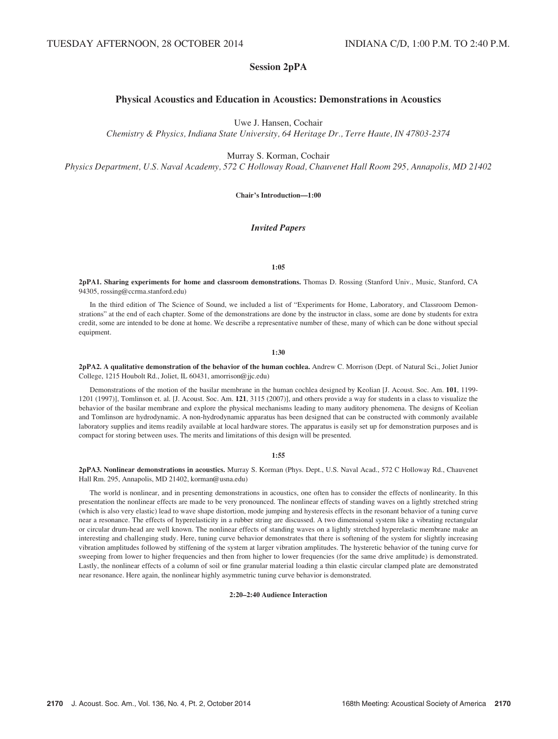TUESDAY AFTERNOON, 28 OCTOBER 2014 INDIANA C/D, 1:00 P.M. TO 2:40 P.M.

## Session 2pPA

### Physical Acoustics and Education in Acoustics: Demonstrations in Acoustics

Uwe J. Hansen, Cochair
*Chemistry & Physics, Indiana State University, 64 Heritage Dr., Terre Haute, IN 47803-2374*

Murray S. Korman, Cochair
*Physics Department, U.S. Naval Academy, 572 C Holloway Road, Chauvenet Hall Room 295, Annapolis, MD 21402*

**Chair's Introduction—1:00**

#### *Invited Papers*

**1:05**

**2pPA1. Sharing experiments for home and classroom demonstrations.** Thomas D. Rossing (Stanford Univ., Music, Stanford, CA 94305, rossing@ccrma.stanford.edu)

In the third edition of The Science of Sound, we included a list of "Experiments for Home, Laboratory, and Classroom Demonstrations" at the end of each chapter. Some of the demonstrations are done by the instructor in class, some are done by students for extra credit, some are intended to be done at home. We describe a representative number of these, many of which can be done without special equipment.

**1:30**

**2pPA2. A qualitative demonstration of the behavior of the human cochlea.** Andrew C. Morrison (Dept. of Natural Sci., Joliet Junior College, 1215 Houbolt Rd., Joliet, IL 60431, amorrison@jjc.edu)

Demonstrations of the motion of the basilar membrane in the human cochlea designed by Keolian [J. Acoust. Soc. Am. **101**, 1199-1201 (1997)], Tomlinson et. al. [J. Acoust. Soc. Am. **121**, 3115 (2007)], and others provide a way for students in a class to visualize the behavior of the basilar membrane and explore the physical mechanisms leading to many auditory phenomena. The designs of Keolian and Tomlinson are hydrodynamic. A non-hydrodynamic apparatus has been designed that can be constructed with commonly available laboratory supplies and items readily available at local hardware stores. The apparatus is easily set up for demonstration purposes and is compact for storing between uses. The merits and limitations of this design will be presented.

**1:55**

**2pPA3. Nonlinear demonstrations in acoustics.** Murray S. Korman (Phys. Dept., U.S. Naval Acad., 572 C Holloway Rd., Chauvenet Hall Rm. 295, Annapolis, MD 21402, korman@usna.edu)

The world is nonlinear, and in presenting demonstrations in acoustics, one often has to consider the effects of nonlinearity. In this presentation the nonlinear effects are made to be very pronounced. The nonlinear effects of standing waves on a lightly stretched string (which is also very elastic) lead to wave shape distortion, mode jumping and hysteresis effects in the resonant behavior of a tuning curve near a resonance. The effects of hyperelasticity in a rubber string are discussed. A two dimensional system like a vibrating rectangular or circular drum-head are well known. The nonlinear effects of standing waves on a lightly stretched hyperelastic membrane make an interesting and challenging study. Here, tuning curve behavior demonstrates that there is softening of the system for slightly increasing vibration amplitudes followed by stiffening of the system at larger vibration amplitudes. The hysteretic behavior of the tuning curve for sweeping from lower to higher frequencies and then from higher to lower frequencies (for the same drive amplitude) is demonstrated. Lastly, the nonlinear effects of a column of soil or fine granular material loading a thin elastic circular clamped plate are demonstrated near resonance. Here again, the nonlinear highly asymmetric tuning curve behavior is demonstrated.

**2:20–2:40 Audience Interaction**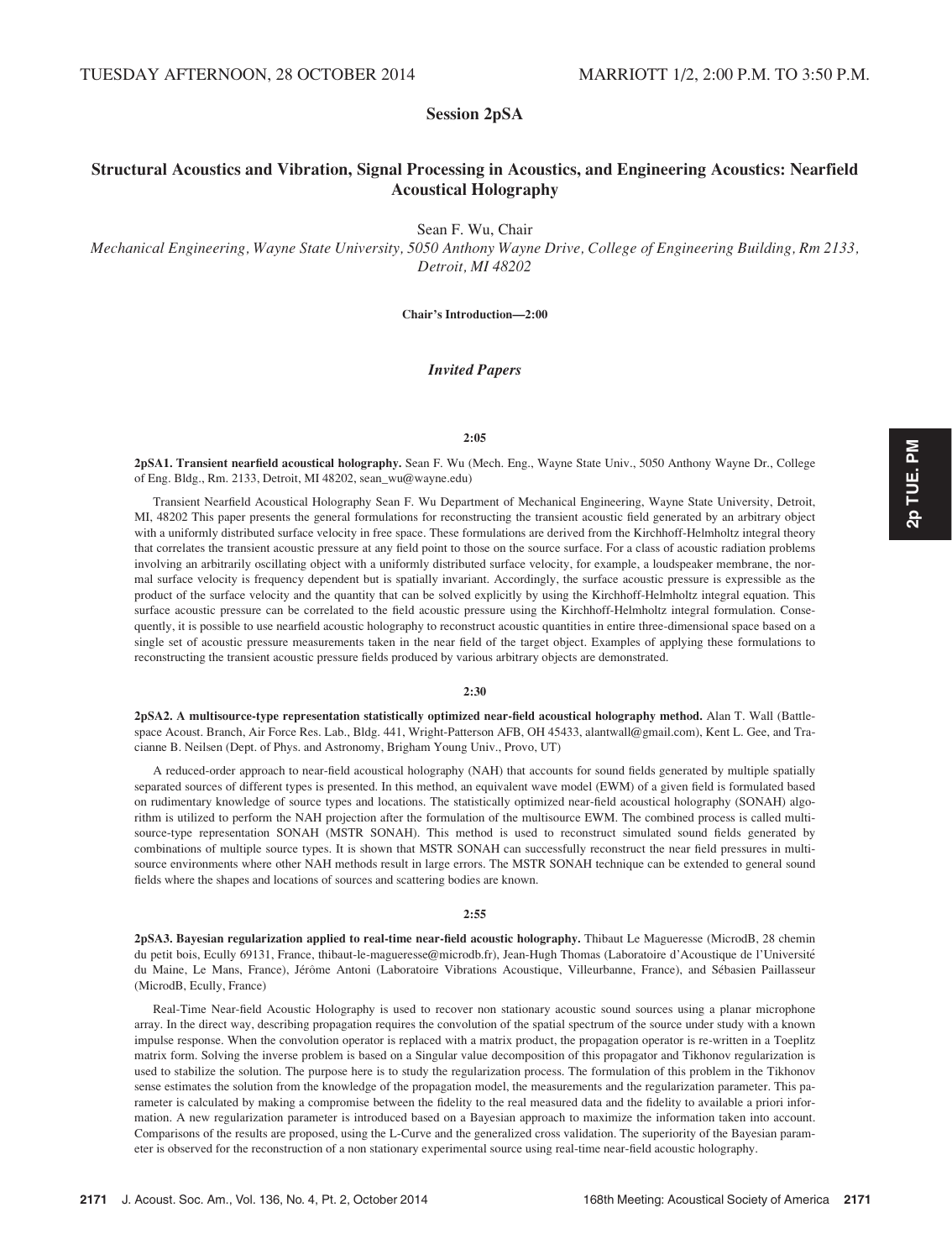TUESDAY AFTERNOON, 28 OCTOBER 2014 MARRIOTT 1/2, 2:00 P.M. TO 3:50 P.M.

# Session 2pSA

## Structural Acoustics and Vibration, Signal Processing in Acoustics, and Engineering Acoustics: Nearfield Acoustical Holography

Sean F. Wu, Chair

*Mechanical Engineering, Wayne State University, 5050 Anthony Wayne Drive, College of Engineering Building, Rm 2133, Detroit, MI 48202*

**Chair's Introduction—2:00**

### *Invited Papers*

**2:05**

**2pSA1. Transient nearfield acoustical holography.** Sean F. Wu (Mech. Eng., Wayne State Univ., 5050 Anthony Wayne Dr., College of Eng. Bldg., Rm. 2133, Detroit, MI 48202, sean_wu@wayne.edu)

Transient Nearfield Acoustical Holography Sean F. Wu Department of Mechanical Engineering, Wayne State University, Detroit, MI, 48202 This paper presents the general formulations for reconstructing the transient acoustic field generated by an arbitrary object with a uniformly distributed surface velocity in free space. These formulations are derived from the Kirchhoff-Helmholtz integral theory that correlates the transient acoustic pressure at any field point to those on the source surface. For a class of acoustic radiation problems involving an arbitrarily oscillating object with a uniformly distributed surface velocity, for example, a loudspeaker membrane, the normal surface velocity is frequency dependent but is spatially invariant. Accordingly, the surface acoustic pressure is expressible as the product of the surface velocity and the quantity that can be solved explicitly by using the Kirchhoff-Helmholtz integral equation. This surface acoustic pressure can be correlated to the field acoustic pressure using the Kirchhoff-Helmholtz integral formulation. Consequently, it is possible to use nearfield acoustic holography to reconstruct acoustic quantities in entire three-dimensional space based on a single set of acoustic pressure measurements taken in the near field of the target object. Examples of applying these formulations to reconstructing the transient acoustic pressure fields produced by various arbitrary objects are demonstrated.

**2:30**

**2pSA2. A multisource-type representation statistically optimized near-field acoustical holography method.** Alan T. Wall (Battlespace Acoust. Branch, Air Force Res. Lab., Bldg. 441, Wright-Patterson AFB, OH 45433, alantwall@gmail.com), Kent L. Gee, and Tracianne B. Neilsen (Dept. of Phys. and Astronomy, Brigham Young Univ., Provo, UT)

A reduced-order approach to near-field acoustical holography (NAH) that accounts for sound fields generated by multiple spatially separated sources of different types is presented. In this method, an equivalent wave model (EWM) of a given field is formulated based on rudimentary knowledge of source types and locations. The statistically optimized near-field acoustical holography (SONAH) algorithm is utilized to perform the NAH projection after the formulation of the multisource EWM. The combined process is called multisource-type representation SONAH (MSTR SONAH). This method is used to reconstruct simulated sound fields generated by combinations of multiple source types. It is shown that MSTR SONAH can successfully reconstruct the near field pressures in multisource environments where other NAH methods result in large errors. The MSTR SONAH technique can be extended to general sound fields where the shapes and locations of sources and scattering bodies are known.

**2:55**

**2pSA3. Bayesian regularization applied to real-time near-field acoustic holography.** Thibaut Le Magueresse (MicrodB, 28 chemin du petit bois, Ecully 69131, France, thibaut-le-magueresse@microdb.fr), Jean-Hugh Thomas (Laboratoire d'Acoustique de l'Université du Maine, Le Mans, France), Jérôme Antoni (Laboratoire Vibrations Acoustique, Villeurbanne, France), and Sébasien Paillasseur (MicrodB, Ecully, France)

Real-Time Near-field Acoustic Holography is used to recover non stationary acoustic sound sources using a planar microphone array. In the direct way, describing propagation requires the convolution of the spatial spectrum of the source under study with a known impulse response. When the convolution operator is replaced with a matrix product, the propagation operator is re-written in a Toeplitz matrix form. Solving the inverse problem is based on a Singular value decomposition of this propagator and Tikhonov regularization is used to stabilize the solution. The purpose here is to study the regularization process. The formulation of this problem in the Tikhonov sense estimates the solution from the knowledge of the propagation model, the measurements and the regularization parameter. This parameter is calculated by making a compromise between the fidelity to the real measured data and the fidelity to available a priori information. A new regularization parameter is introduced based on a Bayesian approach to maximize the information taken into account. Comparisons of the results are proposed, using the L-Curve and the generalized cross validation. The superiority of the Bayesian parameter is observed for the reconstruction of a non stationary experimental source using real-time near-field acoustic holography.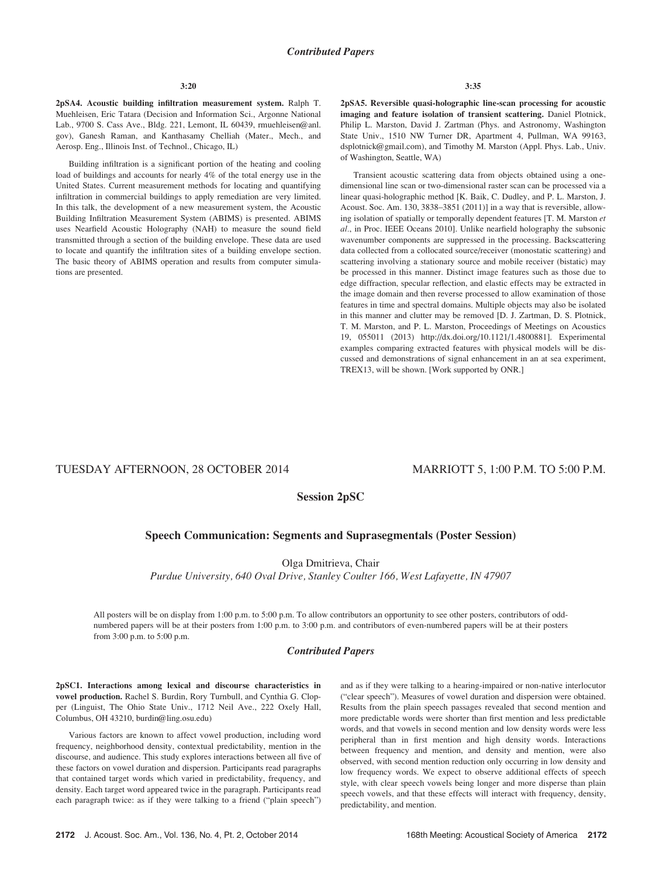## Contributed Papers

**3:20**

**2pSA4. Acoustic building infiltration measurement system.** Ralph T. Muehleisen, Eric Tatara (Decision and Information Sci., Argonne National Lab., 9700 S. Cass Ave., Bldg. 221, Lemont, IL 60439, rmuehleisen@anl.gov), Ganesh Raman, and Kanthasamy Chelliah (Mater., Mech., and Aerosp. Eng., Illinois Inst. of Technol., Chicago, IL)

Building infiltration is a significant portion of the heating and cooling load of buildings and accounts for nearly 4% of the total energy use in the United States. Current measurement methods for locating and quantifying infiltration in commercial buildings to apply remediation are very limited. In this talk, the development of a new measurement system, the Acoustic Building Infiltration Measurement System (ABIMS) is presented. ABIMS uses Nearfield Acoustic Holography (NAH) to measure the sound field transmitted through a section of the building envelope. These data are used to locate and quantify the infiltration sites of a building envelope section. The basic theory of ABIMS operation and results from computer simulations are presented.

**3:35**

**2pSA5. Reversible quasi-holographic line-scan processing for acoustic imaging and feature isolation of transient scattering.** Daniel Plotnick, Philip L. Marston, David J. Zartman (Phys. and Astronomy, Washington State Univ., 1510 NW Turner DR, Apartment 4, Pullman, WA 99163, dsplotnick@gmail.com), and Timothy M. Marston (Appl. Phys. Lab., Univ. of Washington, Seattle, WA)

Transient acoustic scattering data from objects obtained using a one-dimensional line scan or two-dimensional raster scan can be processed via a linear quasi-holographic method [K. Baik, C. Dudley, and P. L. Marston, J. Acoust. Soc. Am. 130, 3838–3851 (2011)] in a way that is reversible, allowing isolation of spatially or temporally dependent features [T. M. Marston *et al.*, in Proc. IEEE Oceans 2010]. Unlike nearfield holography the subsonic wavenumber components are suppressed in the processing. Backscattering data collected from a collocated source/receiver (monostatic scattering) and scattering involving a stationary source and mobile receiver (bistatic) may be processed in this manner. Distinct image features such as those due to edge diffraction, specular reflection, and elastic effects may be extracted in the image domain and then reverse processed to allow examination of those features in time and spectral domains. Multiple objects may also be isolated in this manner and clutter may be removed [D. J. Zartman, D. S. Plotnick, T. M. Marston, and P. L. Marston, Proceedings of Meetings on Acoustics 19, 055011 (2013) http://dx.doi.org/10.1121/1.4800881]. Experimental examples comparing extracted features with physical models will be discussed and demonstrations of signal enhancement in an at sea experiment, TREX13, will be shown. [Work supported by ONR.]

TUESDAY AFTERNOON, 28 OCTOBER 2014 — MARRIOTT 5, 1:00 P.M. TO 5:00 P.M.

# Session 2pSC

## Speech Communication: Segments and Suprasegmentals (Poster Session)

Olga Dmitrieva, Chair

*Purdue University, 640 Oval Drive, Stanley Coulter 166, West Lafayette, IN 47907*

All posters will be on display from 1:00 p.m. to 5:00 p.m. To allow contributors an opportunity to see other posters, contributors of odd-numbered papers will be at their posters from 1:00 p.m. to 3:00 p.m. and contributors of even-numbered papers will be at their posters from 3:00 p.m. to 5:00 p.m.

## Contributed Papers

**2pSC1. Interactions among lexical and discourse characteristics in vowel production.** Rachel S. Burdin, Rory Turnbull, and Cynthia G. Clopper (Linguist, The Ohio State Univ., 1712 Neil Ave., 222 Oxely Hall, Columbus, OH 43210, burdin@ling.osu.edu)

Various factors are known to affect vowel production, including word frequency, neighborhood density, contextual predictability, mention in the discourse, and audience. This study explores interactions between all five of these factors on vowel duration and dispersion. Participants read paragraphs that contained target words which varied in predictability, frequency, and density. Each target word appeared twice in the paragraph. Participants read each paragraph twice: as if they were talking to a friend ("plain speech") and as if they were talking to a hearing-impaired or non-native interlocutor ("clear speech"). Measures of vowel duration and dispersion were obtained. Results from the plain speech passages revealed that second mention and more predictable words were shorter than first mention and less predictable words, and that vowels in second mention and low density words were less peripheral than in first mention and high density words. Interactions between frequency and mention, and density and mention, were also observed, with second mention reduction only occurring in low density and low frequency words. We expect to observe additional effects of speech style, with clear speech vowels being longer and more disperse than plain speech vowels, and that these effects will interact with frequency, density, predictability, and mention.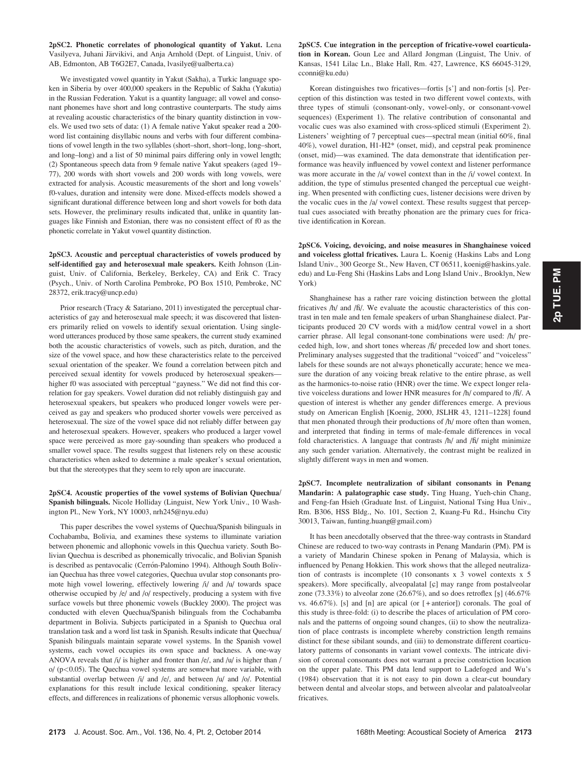**2pSC2. Phonetic correlates of phonological quantity of Yakut.** Lena Vasilyeva, Juhani Järvikivi, and Anja Arnhold (Dept. of Linguist, Univ. of AB, Edmonton, AB T6G2E7, Canada, lvasilye@ualberta.ca)

We investigated vowel quantity in Yakut (Sakha), a Turkic language spoken in Siberia by over 400,000 speakers in the Republic of Sakha (Yakutia) in the Russian Federation. Yakut is a quantity language; all vowel and consonant phonemes have short and long contrastive counterparts. The study aims at revealing acoustic characteristics of the binary quantity distinction in vowels. We used two sets of data: (1) A female native Yakut speaker read a 200-word list containing disyllabic nouns and verbs with four different combinations of vowel length in the two syllables (short–short, short–long, long–short, and long–long) and a list of 50 minimal pairs differing only in vowel length; (2) Spontaneous speech data from 9 female native Yakut speakers (aged 19–77), 200 words with short vowels and 200 words with long vowels, were extracted for analysis. Acoustic measurements of the short and long vowels' f0-values, duration and intensity were done. Mixed-effects models showed a significant durational difference between long and short vowels for both data sets. However, the preliminary results indicated that, unlike in quantity languages like Finnish and Estonian, there was no consistent effect of f0 as the phonetic correlate in Yakut vowel quantity distinction.

**2pSC3. Acoustic and perceptual characteristics of vowels produced by self-identified gay and heterosexual male speakers.** Keith Johnson (Linguist, Univ. of California, Berkeley, Berkeley, CA) and Erik C. Tracy (Psych., Univ. of North Carolina Pembroke, PO Box 1510, Pembroke, NC 28372, erik.tracy@uncp.edu)

Prior research (Tracy & Satariano, 2011) investigated the perceptual characteristics of gay and heterosexual male speech; it was discovered that listeners primarily relied on vowels to identify sexual orientation. Using single-word utterances produced by those same speakers, the current study examined both the acoustic characteristics of vowels, such as pitch, duration, and the size of the vowel space, and how these characteristics relate to the perceived sexual orientation of the speaker. We found a correlation between pitch and perceived sexual identity for vowels produced by heterosexual speakers—higher f0 was associated with perceptual "gayness." We did not find this correlation for gay speakers. Vowel duration did not reliably distinguish gay and heterosexual speakers, but speakers who produced longer vowels were perceived as gay and speakers who produced shorter vowels were perceived as heterosexual. The size of the vowel space did not reliably differ between gay and heterosexual speakers. However, speakers who produced a larger vowel space were perceived as more gay-sounding than speakers who produced a smaller vowel space. The results suggest that listeners rely on these acoustic characteristics when asked to determine a male speaker's sexual orientation, but that the stereotypes that they seem to rely upon are inaccurate.

**2pSC4. Acoustic properties of the vowel systems of Bolivian Quechua/Spanish bilinguals.** Nicole Holliday (Linguist, New York Univ., 10 Washington Pl., New York, NY 10003, nrh245@nyu.edu)

This paper describes the vowel systems of Quechua/Spanish bilinguals in Cochabamba, Bolivia, and examines these systems to illuminate variation between phonemic and allophonic vowels in this Quechua variety. South Bolivian Quechua is described as phonemically trivocalic, and Bolivian Spanish is described as pentavocalic (Cerrón-Palomino 1994). Although South Bolivian Quechua has three vowel categories, Quechua uvular stop consonants promote high vowel lowering, effectively lowering /i/ and /u/ towards space otherwise occupied by /e/ and /o/ respectively, producing a system with five surface vowels but three phonemic vowels (Buckley 2000). The project was conducted with eleven Quechua/Spanish bilinguals from the Cochabamba department in Bolivia. Subjects participated in a Spanish to Quechua oral translation task and a word list task in Spanish. Results indicate that Quechua/Spanish bilinguals maintain separate vowel systems. In the Spanish vowel systems, each vowel occupies its own space and backness. A one-way ANOVA reveals that /i/ is higher and fronter than /e/, and /u/ is higher than /o/ ($p<0.05$). The Quechua vowel systems are somewhat more variable, with substantial overlap between /i/ and /e/, and between /u/ and /o/. Potential explanations for this result include lexical conditioning, speaker literacy effects, and differences in realizations of phonemic versus allophonic vowels.

**2pSC5. Cue integration in the perception of fricative-vowel coarticulation in Korean.** Goun Lee and Allard Jongman (Linguist, The Univ. of Kansas, 1541 Lilac Ln., Blake Hall, Rm. 427, Lawrence, KS 66045-3129, cconni@ku.edu)

Korean distinguishes two fricatives—fortis [s'] and non-fortis [s]. Perception of this distinction was tested in two different vowel contexts, with three types of stimuli (consonant-only, vowel-only, or consonant-vowel sequences) (Experiment 1). The relative contribution of consonantal and vocalic cues was also examined with cross-spliced stimuli (Experiment 2). Listeners' weighting of 7 perceptual cues—spectral mean (initial 60%, final 40%), vowel duration, H1-H2* (onset, mid), and cepstral peak prominence (onset, mid)—was examined. The data demonstrate that identification performance was heavily influenced by vowel context and listener performance was more accurate in the /a/ vowel context than in the /i/ vowel context. In addition, the type of stimulus presented changed the perceptual cue weighting. When presented with conflicting cues, listener decisions were driven by the vocalic cues in the /a/ vowel context. These results suggest that perceptual cues associated with breathy phonation are the primary cues for fricative identification in Korean.

**2pSC6. Voicing, devoicing, and noise measures in Shanghainese voiced and voiceless glottal fricatives.** Laura L. Koenig (Haskins Labs and Long Island Univ., 300 George St., New Haven, CT 06511, koenig@haskins.yale.edu) and Lu-Feng Shi (Haskins Labs and Long Island Univ., Brooklyn, New York)

Shanghainese has a rather rare voicing distinction between the glottal fricatives /h/ and /ɦ/. We evaluate the acoustic characteristics of this contrast in ten male and ten female speakers of urban Shanghainese dialect. Participants produced 20 CV words with a mid/low central vowel in a short carrier phrase. All legal consonant-tone combinations were used: /h/ preceded high, low, and short tones whereas /ɦ/ preceded low and short tones. Preliminary analyses suggested that the traditional "voiced" and "voiceless" labels for these sounds are not always phonetically accurate; hence we measure the duration of any voicing break relative to the entire phrase, as well as the harmonics-to-noise ratio (HNR) over the time. We expect longer relative voiceless durations and lower HNR measures for /h/ compared to /ɦ/. A question of interest is whether any gender differences emerge. A previous study on American English [Koenig, 2000, JSLHR 43, 1211–1228] found that men phonated through their productions of /h/ more often than women, and interpreted that finding in terms of male-female differences in vocal fold characteristics. A language that contrasts /h/ and /ɦ/ might minimize any such gender variation. Alternatively, the contrast might be realized in slightly different ways in men and women.

**2pSC7. Incomplete neutralization of sibilant consonants in Penang Mandarin: A palatographic case study.** Ting Huang, Yueh-chin Chang, and Feng-fan Hsieh (Graduate Inst. of Linguist, National Tsing Hua Univ., Rm. B306, HSS Bldg., No. 101, Section 2, Kuang-Fu Rd., Hsinchu City 30013, Taiwan, funting.huang@gmail.com)

It has been anecdotally observed that the three-way contrasts in Standard Chinese are reduced to two-way contrasts in Penang Mandarin (PM). PM is a variety of Mandarin Chinese spoken in Penang of Malaysia, which is influenced by Penang Hokkien. This work shows that the alleged neutralization of contrasts is incomplete (10 consonants x 3 vowel contexts x 5 speakers). More specifically, alveopalatal [ɕ] may range from postalveolar zone (73.33%) to alveolar zone (26.67%), and so does retroflex [ʂ] (46.67% vs. 46.67%). [s] and [n] are apical (or [+anterior]) coronals. The goal of this study is three-fold: (i) to describe the places of articulation of PM coronals and the patterns of ongoing sound changes, (ii) to show the neutralization of place contrasts is incomplete whereby constriction length remains distinct for these sibilant sounds, and (iii) to demonstrate different coarticulatory patterns of consonants in variant vowel contexts. The intricate division of coronal consonants does not warrant a precise constriction location on the upper palate. This PM data lend support to Ladefoged and Wu's (1984) observation that it is not easy to pin down a clear-cut boundary between dental and alveolar stops, and between alveolar and palatoalveolar fricatives.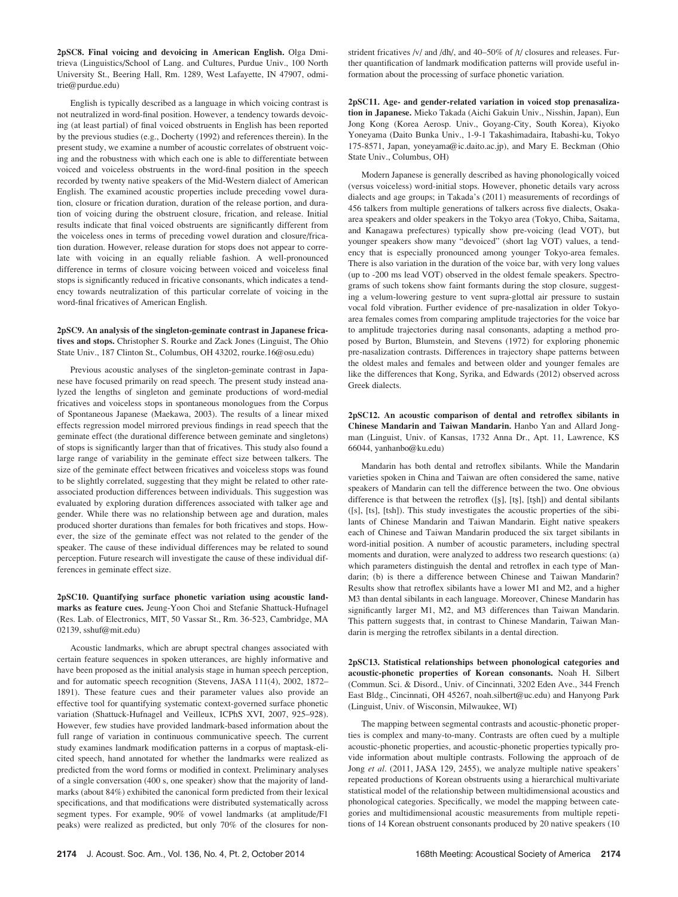**2pSC8. Final voicing and devoicing in American English.** Olga Dmitrieva (Linguistics/School of Lang. and Cultures, Purdue Univ., 100 North University St., Beering Hall, Rm. 1289, West Lafayette, IN 47907, odmitrie@purdue.edu)

English is typically described as a language in which voicing contrast is not neutralized in word-final position. However, a tendency towards devoicing (at least partial) of final voiced obstruents in English has been reported by the previous studies (e.g., Docherty (1992) and references therein). In the present study, we examine a number of acoustic correlates of obstruent voicing and the robustness with which each one is able to differentiate between voiced and voiceless obstruents in the word-final position in the speech recorded by twenty native speakers of the Mid-Western dialect of American English. The examined acoustic properties include preceding vowel duration, closure or frication duration, duration of the release portion, and duration of voicing during the obstruent closure, frication, and release. Initial results indicate that final voiced obstruents are significantly different from the voiceless ones in terms of preceding vowel duration and closure/frication duration. However, release duration for stops does not appear to correlate with voicing in an equally reliable fashion. A well-pronounced difference in terms of closure voicing between voiced and voiceless final stops is significantly reduced in fricative consonants, which indicates a tendency towards neutralization of this particular correlate of voicing in the word-final fricatives of American English.

**2pSC9. An analysis of the singleton-geminate contrast in Japanese fricatives and stops.** Christopher S. Rourke and Zack Jones (Linguist, The Ohio State Univ., 187 Clinton St., Columbus, OH 43202, rourke.16@osu.edu)

Previous acoustic analyses of the singleton-geminate contrast in Japanese have focused primarily on read speech. The present study instead analyzed the lengths of singleton and geminate productions of word-medial fricatives and voiceless stops in spontaneous monologues from the Corpus of Spontaneous Japanese (Maekawa, 2003). The results of a linear mixed effects regression model mirrored previous findings in read speech that the geminate effect (the durational difference between geminate and singletons) of stops is significantly larger than that of fricatives. This study also found a large range of variability in the geminate effect size between talkers. The size of the geminate effect between fricatives and voiceless stops was found to be slightly correlated, suggesting that they might be related to other rate-associated production differences between individuals. This suggestion was evaluated by exploring duration differences associated with talker age and gender. While there was no relationship between age and duration, males produced shorter durations than females for both fricatives and stops. However, the size of the geminate effect was not related to the gender of the speaker. The cause of these individual differences may be related to sound perception. Future research will investigate the cause of these individual differences in geminate effect size.

**2pSC10. Quantifying surface phonetic variation using acoustic landmarks as feature cues.** Jeung-Yoon Choi and Stefanie Shattuck-Hufnagel (Res. Lab. of Electronics, MIT, 50 Vassar St., Rm. 36-523, Cambridge, MA 02139, sshuf@mit.edu)

Acoustic landmarks, which are abrupt spectral changes associated with certain feature sequences in spoken utterances, are highly informative and have been proposed as the initial analysis stage in human speech perception, and for automatic speech recognition (Stevens, JASA 111(4), 2002, 1872–1891). These feature cues and their parameter values also provide an effective tool for quantifying systematic context-governed surface phonetic variation (Shattuck-Hufnagel and Veilleux, ICPhS XVI, 2007, 925–928). However, few studies have provided landmark-based information about the full range of variation in continuous communicative speech. The current study examines landmark modification patterns in a corpus of maptask-elicited speech, hand annotated for whether the landmarks were realized as predicted from the word forms or modified in context. Preliminary analyses of a single conversation (400 s, one speaker) show that the majority of landmarks (about 84%) exhibited the canonical form predicted from their lexical specifications, and that modifications were distributed systematically across segment types. For example, 90% of vowel landmarks (at amplitude/F1 peaks) were realized as predicted, but only 70% of the closures for non-strident fricatives /v/ and /dh/, and 40–50% of /t/ closures and releases. Further quantification of landmark modification patterns will provide useful information about the processing of surface phonetic variation.

**2pSC11. Age- and gender-related variation in voiced stop prenasalization in Japanese.** Mieko Takada (Aichi Gakuin Univ., Nisshin, Japan), Eun Jong Kong (Korea Aerosp. Univ., Goyang-City, South Korea), Kiyoko Yoneyama (Daito Bunka Univ., 1-9-1 Takashimadaira, Itabashi-ku, Tokyo 175-8571, Japan, yoneyama@ic.daito.ac.jp), and Mary E. Beckman (Ohio State Univ., Columbus, OH)

Modern Japanese is generally described as having phonologically voiced (versus voiceless) word-initial stops. However, phonetic details vary across dialects and age groups; in Takada's (2011) measurements of recordings of 456 talkers from multiple generations of talkers across five dialects, Osaka-area speakers and older speakers in the Tokyo area (Tokyo, Chiba, Saitama, and Kanagawa prefectures) typically show pre-voicing (lead VOT), but younger speakers show many "devoiced" (short lag VOT) values, a tendency that is especially pronounced among younger Tokyo-area females. There is also variation in the duration of the voice bar, with very long values (up to -200 ms lead VOT) observed in the oldest female speakers. Spectrograms of such tokens show faint formants during the stop closure, suggesting a velum-lowering gesture to vent supra-glottal air pressure to sustain vocal fold vibration. Further evidence of pre-nasalization in older Tokyo-area females comes from comparing amplitude trajectories for the voice bar to amplitude trajectories during nasal consonants, adapting a method proposed by Burton, Blumstein, and Stevens (1972) for exploring phonemic pre-nasalization contrasts. Differences in trajectory shape patterns between the oldest males and females and between older and younger females are like the differences that Kong, Syrika, and Edwards (2012) observed across Greek dialects.

**2pSC12. An acoustic comparison of dental and retroflex sibilants in Chinese Mandarin and Taiwan Mandarin.** Hanbo Yan and Allard Jongman (Linguist, Univ. of Kansas, 1732 Anna Dr., Apt. 11, Lawrence, KS 66044, yanhanbo@ku.edu)

Mandarin has both dental and retroflex sibilants. While the Mandarin varieties spoken in China and Taiwan are often considered the same, native speakers of Mandarin can tell the difference between the two. One obvious difference is that between the retroflex ([ʂ], [tʂ], [tʂh]) and dental sibilants ([s], [ts], [tsh]). This study investigates the acoustic properties of the sibilants of Chinese Mandarin and Taiwan Mandarin. Eight native speakers each of Chinese and Taiwan Mandarin produced the six target sibilants in word-initial position. A number of acoustic parameters, including spectral moments and duration, were analyzed to address two research questions: (a) which parameters distinguish the dental and retroflex in each type of Mandarin; (b) is there a difference between Chinese and Taiwan Mandarin? Results show that retroflex sibilants have a lower M1 and M2, and a higher M3 than dental sibilants in each language. Moreover, Chinese Mandarin has significantly larger M1, M2, and M3 differences than Taiwan Mandarin. This pattern suggests that, in contrast to Chinese Mandarin, Taiwan Mandarin is merging the retroflex sibilants in a dental direction.

**2pSC13. Statistical relationships between phonological categories and acoustic-phonetic properties of Korean consonants.** Noah H. Silbert (Commun. Sci. & Disord., Univ. of Cincinnati, 3202 Eden Ave., 344 French East Bldg., Cincinnati, OH 45267, noah.silbert@uc.edu) and Hanyong Park (Linguist, Univ. of Wisconsin, Milwaukee, WI)

The mapping between segmental contrasts and acoustic-phonetic properties is complex and many-to-many. Contrasts are often cued by a multiple acoustic-phonetic properties, and acoustic-phonetic properties typically provide information about multiple contrasts. Following the approach of de Jong *et al*. (2011, JASA 129, 2455), we analyze multiple native speakers' repeated productions of Korean obstruents using a hierarchical multivariate statistical model of the relationship between multidimensional acoustics and phonological categories. Specifically, we model the mapping between categories and multidimensional acoustic measurements from multiple repetitions of 14 Korean obstruent consonants produced by 20 native speakers (10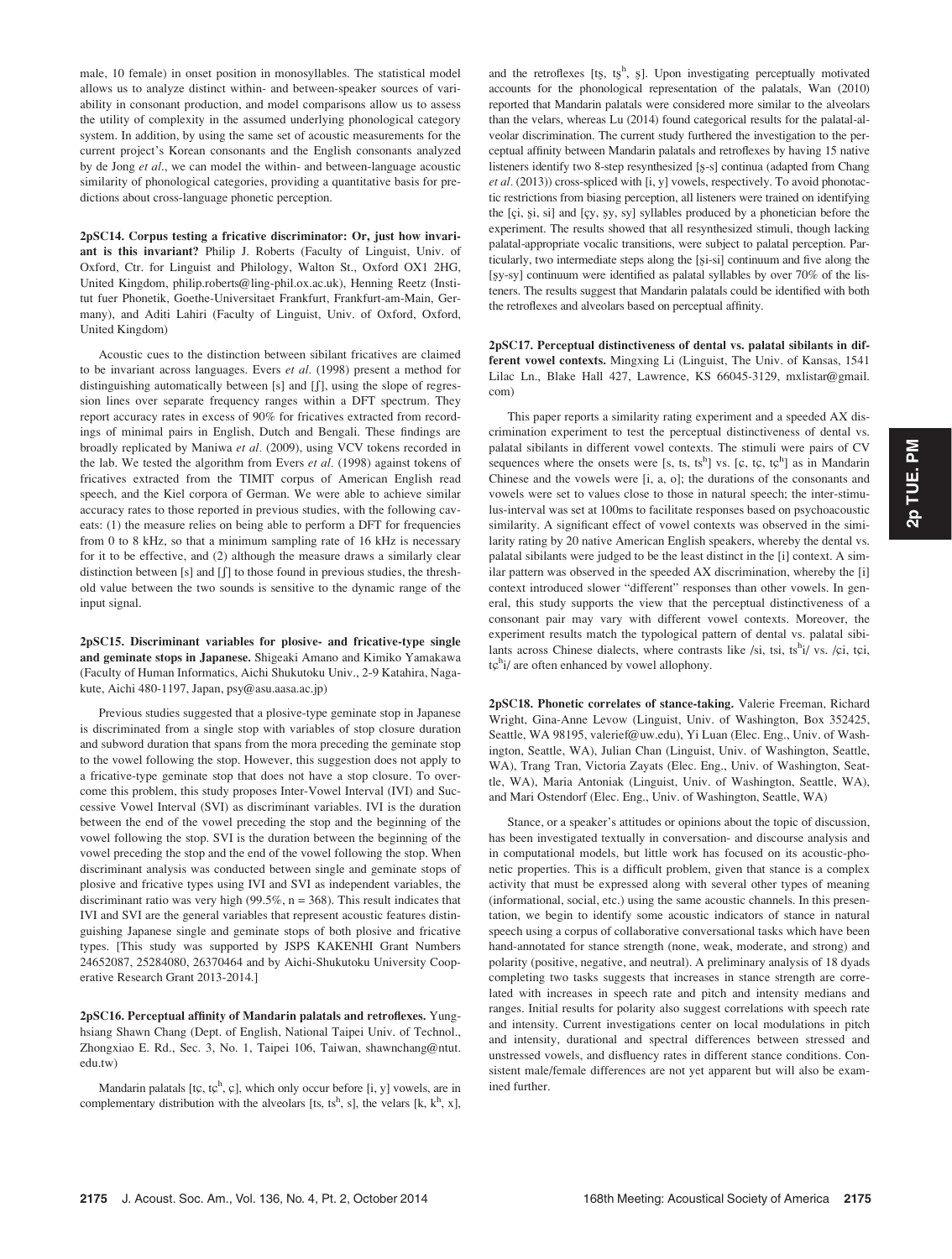male, 10 female) in onset position in monosyllables. The statistical model allows us to analyze distinct within- and between-speaker sources of variability in consonant production, and model comparisons allow us to assess the utility of complexity in the assumed underlying phonological category system. In addition, by using the same set of acoustic measurements for the current project's Korean consonants and the English consonants analyzed by de Jong *et al*., we can model the within- and between-language acoustic similarity of phonological categories, providing a quantitative basis for predictions about cross-language phonetic perception.

**2pSC14. Corpus testing a fricative discriminator: Or, just how invariant is this invariant?** Philip J. Roberts (Faculty of Linguist, Univ. of Oxford, Ctr. for Linguist and Philology, Walton St., Oxford OX1 2HG, United Kingdom, philip.roberts@ling-phil.ox.ac.uk), Henning Reetz (Institut fuer Phonetik, Goethe-Universitaet Frankfurt, Frankfurt-am-Main, Germany), and Aditi Lahiri (Faculty of Linguist, Univ. of Oxford, Oxford, United Kingdom)

Acoustic cues to the distinction between sibilant fricatives are claimed to be invariant across languages. Evers *et al.* (1998) present a method for distinguishing automatically between [s] and [ʃ], using the slope of regression lines over separate frequency ranges within a DFT spectrum. They report accuracy rates in excess of 90% for fricatives extracted from recordings of minimal pairs in English, Dutch and Bengali. These findings are broadly replicated by Maniwa *et al.* (2009), using VCV tokens recorded in the lab. We tested the algorithm from Evers *et al*. (1998) against tokens of fricatives extracted from the TIMIT corpus of American English read speech, and the Kiel corpora of German. We were able to achieve similar accuracy rates to those reported in previous studies, with the following caveats: (1) the measure relies on being able to perform a DFT for frequencies from 0 to 8 kHz, so that a minimum sampling rate of 16 kHz is necessary for it to be effective, and (2) although the measure draws a similarly clear distinction between [s] and [ʃ] to those found in previous studies, the threshold value between the two sounds is sensitive to the dynamic range of the input signal.

**2pSC15. Discriminant variables for plosive- and fricative-type single and geminate stops in Japanese.** Shigeaki Amano and Kimiko Yamakawa (Faculty of Human Informatics, Aichi Shukutoku Univ., 2-9 Katahira, Nagakute, Aichi 480-1197, Japan, psy@asu.aasa.ac.jp)

Previous studies suggested that a plosive-type geminate stop in Japanese is discriminated from a single stop with variables of stop closure duration and subword duration that spans from the mora preceding the geminate stop to the vowel following the stop. However, this suggestion does not apply to a fricative-type geminate stop that does not have a stop closure. To overcome this problem, this study proposes Inter-Vowel Interval (IVI) and Successive Vowel Interval (SVI) as discriminant variables. IVI is the duration between the end of the vowel preceding the stop and the beginning of the vowel following the stop. SVI is the duration between the beginning of the vowel preceding the stop and the end of the vowel following the stop. When discriminant analysis was conducted between single and geminate stops of plosive and fricative types using IVI and SVI as independent variables, the discriminant ratio was very high (99.5%, n = 368). This result indicates that IVI and SVI are the general variables that represent acoustic features distinguishing Japanese single and geminate stops of both plosive and fricative types. [This study was supported by JSPS KAKENHI Grant Numbers 24652087, 25284080, 26370464 and by Aichi-Shukutoku University Cooperative Research Grant 2013-2014.]

**2pSC16. Perceptual affinity of Mandarin palatals and retroflexes.** Yunghsiang Shawn Chang (Dept. of English, National Taipei Univ. of Technol., Zhongxiao E. Rd., Sec. 3, No. 1, Taipei 106, Taiwan, shawnchang@ntut.edu.tw)

Mandarin palatals [tɕ, tɕʰ, ɕ], which only occur before [i, y] vowels, are in complementary distribution with the alveolars [ts, tsʰ, s], the velars [k, kʰ, x], and the retroflexes [tʂ, tʂʰ, ʂ]. Upon investigating perceptually motivated accounts for the phonological representation of the palatals, Wan (2010) reported that Mandarin palatals were considered more similar to the alveolars than the velars, whereas Lu (2014) found categorical results for the palatal-alveolar discrimination. The current study furthered the investigation to the perceptual affinity between Mandarin palatals and retroflexes by having 15 native listeners identify two 8-step resynthesized [ʂ-s] continua (adapted from Chang *et al*. (2013)) cross-spliced with [i, y] vowels, respectively. To avoid phonotactic restrictions from biasing perception, all listeners were trained on identifying the [ɕi, ʂi, si] and [ɕy, ʂy, sy] syllables produced by a phonetician before the experiment. The results showed that all resynthesized stimuli, though lacking palatal-appropriate vocalic transitions, were subject to palatal perception. Particularly, two intermediate steps along the [ʂi-si] continuum and five along the [ʂy-sy] continuum were identified as palatal syllables by over 70% of the listeners. The results suggest that Mandarin palatals could be identified with both the retroflexes and alveolars based on perceptual affinity.

**2pSC17. Perceptual distinctiveness of dental vs. palatal sibilants in different vowel contexts.** Mingxing Li (Linguist, The Univ. of Kansas, 1541 Lilac Ln., Blake Hall 427, Lawrence, KS 66045-3129, mxlistar@gmail.com)

This paper reports a similarity rating experiment and a speeded AX discrimination experiment to test the perceptual distinctiveness of dental vs. palatal sibilants in different vowel contexts. The stimuli were pairs of CV sequences where the onsets were [s, ts, tsʰ] vs. [ɕ, tɕ, tɕʰ] as in Mandarin Chinese and the vowels were [i, a, o]; the durations of the consonants and vowels were set to values close to those in natural speech; the inter-stimulus-interval was set at 100ms to facilitate responses based on psychoacoustic similarity. A significant effect of vowel contexts was observed in the similarity rating by 20 native American English speakers, whereby the dental vs. palatal sibilants were judged to be the least distinct in the [i] context. A similar pattern was observed in the speeded AX discrimination, whereby the [i] context introduced slower "different" responses than other vowels. In general, this study supports the view that the perceptual distinctiveness of a consonant pair may vary with different vowel contexts. Moreover, the experiment results match the typological pattern of dental vs. palatal sibilants across Chinese dialects, where contrasts like /si, tsi, tsʰi/ vs. /ɕi, tɕi, tɕʰi/ are often enhanced by vowel allophony.

**2pSC18. Phonetic correlates of stance-taking.** Valerie Freeman, Richard Wright, Gina-Anne Levow (Linguist, Univ. of Washington, Box 352425, Seattle, WA 98195, valerief@uw.edu), Yi Luan (Elec. Eng., Univ. of Washington, Seattle, WA), Julian Chan (Linguist, Univ. of Washington, Seattle, WA), Trang Tran, Victoria Zayats (Elec. Eng., Univ. of Washington, Seattle, WA), Maria Antoniak (Linguist, Univ. of Washington, Seattle, WA), and Mari Ostendorf (Elec. Eng., Univ. of Washington, Seattle, WA)

Stance, or a speaker's attitudes or opinions about the topic of discussion, has been investigated textually in conversation- and discourse analysis and in computational models, but little work has focused on its acoustic-phonetic properties. This is a difficult problem, given that stance is a complex activity that must be expressed along with several other types of meaning (informational, social, etc.) using the same acoustic channels. In this presentation, we begin to identify some acoustic indicators of stance in natural speech using a corpus of collaborative conversational tasks which have been hand-annotated for stance strength (none, weak, moderate, and strong) and polarity (positive, negative, and neutral). A preliminary analysis of 18 dyads completing two tasks suggests that increases in stance strength are correlated with increases in speech rate and pitch and intensity medians and ranges. Initial results for polarity also suggest correlations with speech rate and intensity. Current investigations center on local modulations in pitch and intensity, durational and spectral differences between stressed and unstressed vowels, and disfluency rates in different stance conditions. Consistent male/female differences are not yet apparent but will also be examined further.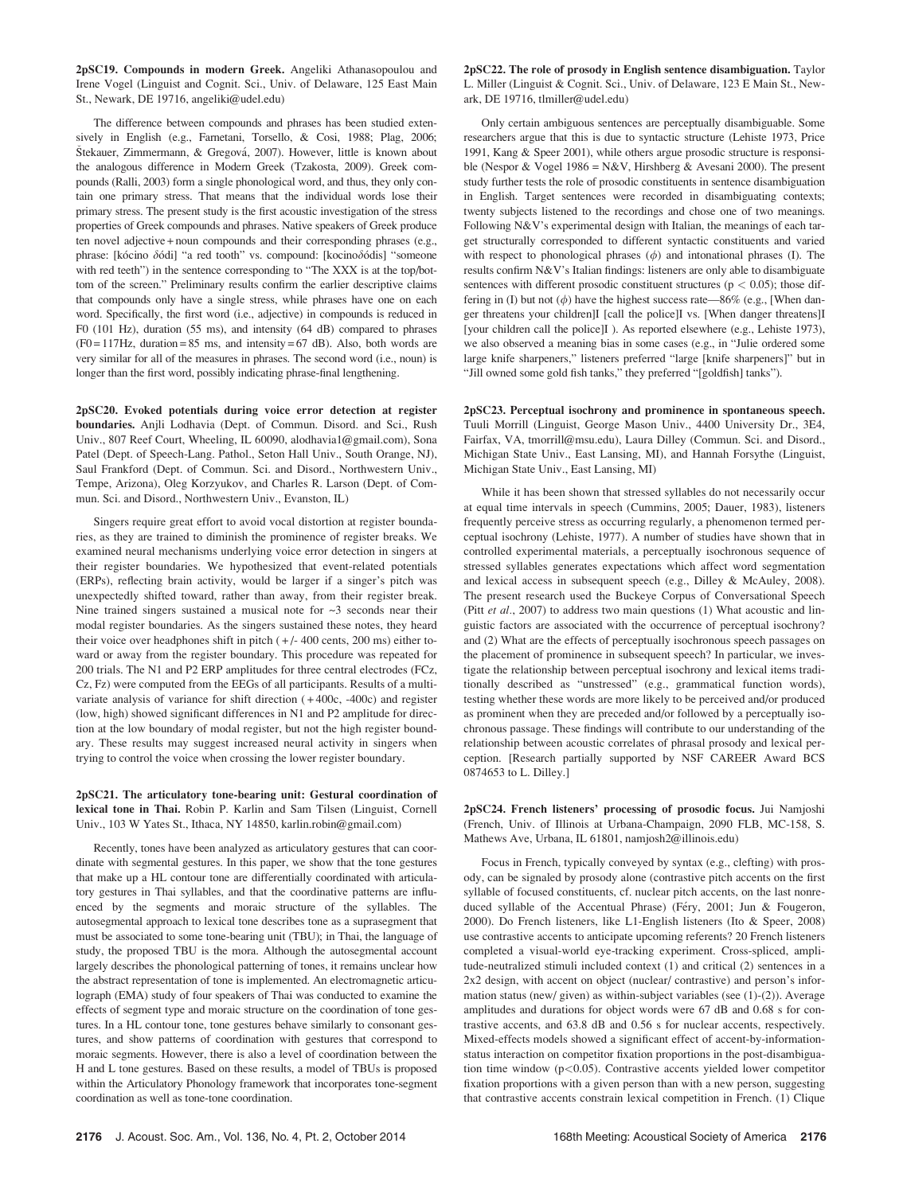**2pSC19. Compounds in modern Greek.** Angeliki Athanasopoulou and Irene Vogel (Linguist and Cognit. Sci., Univ. of Delaware, 125 East Main St., Newark, DE 19716, angeliki@udel.edu)

The difference between compounds and phrases has been studied extensively in English (e.g., Farnetani, Torsello, & Cosi, 1988; Plag, 2006; Štekauer, Zimmermann, & Gregová, 2007). However, little is known about the analogous difference in Modern Greek (Tzakosta, 2009). Greek compounds (Ralli, 2003) form a single phonological word, and thus, they only contain one primary stress. That means that the individual words lose their primary stress. The present study is the first acoustic investigation of the stress properties of Greek compounds and phrases. Native speakers of Greek produce ten novel adjective + noun compounds and their corresponding phrases (e.g., phrase: [kócino δóđi] "a red tooth" vs. compound: [kocinoδóđis] "someone with red teeth") in the sentence corresponding to "The XXX is at the top/bottom of the screen." Preliminary results confirm the earlier descriptive claims that compounds only have a single stress, while phrases have one on each word. Specifically, the first word (i.e., adjective) in compounds is reduced in F0 (101 Hz), duration (55 ms), and intensity (64 dB) compared to phrases (F0 = 117Hz, duration = 85 ms, and intensity = 67 dB). Also, both words are very similar for all of the measures in phrases. The second word (i.e., noun) is longer than the first word, possibly indicating phrase-final lengthening.

**2pSC20. Evoked potentials during voice error detection at register boundaries.** Anjli Lodhavia (Dept. of Commun. Disord. and Sci., Rush Univ., 807 Reef Court, Wheeling, IL 60090, alodhavia1@gmail.com), Sona Patel (Dept. of Speech-Lang. Pathol., Seton Hall Univ., South Orange, NJ), Saul Frankford (Dept. of Commun. Sci. and Disord., Northwestern Univ., Tempe, Arizona), Oleg Korzyukov, and Charles R. Larson (Dept. of Commun. Sci. and Disord., Northwestern Univ., Evanston, IL)

Singers require great effort to avoid vocal distortion at register boundaries, as they are trained to diminish the prominence of register breaks. We examined neural mechanisms underlying voice error detection in singers at their register boundaries. We hypothesized that event-related potentials (ERPs), reflecting brain activity, would be larger if a singer's pitch was unexpectedly shifted toward, rather than away, from their register break. Nine trained singers sustained a musical note for ~3 seconds near their modal register boundaries. As the singers sustained these notes, they heard their voice over headphones shift in pitch ( +/- 400 cents, 200 ms) either toward or away from the register boundary. This procedure was repeated for 200 trials. The N1 and P2 ERP amplitudes for three central electrodes (FCz, Cz, Fz) were computed from the EEGs of all participants. Results of a multivariate analysis of variance for shift direction ( + 400c, -400c) and register (low, high) showed significant differences in N1 and P2 amplitude for direction at the low boundary of modal register, but not the high register boundary. These results may suggest increased neural activity in singers when trying to control the voice when crossing the lower register boundary.

**2pSC21. The articulatory tone-bearing unit: Gestural coordination of lexical tone in Thai.** Robin P. Karlin and Sam Tilsen (Linguist, Cornell Univ., 103 W Yates St., Ithaca, NY 14850, karlin.robin@gmail.com)

Recently, tones have been analyzed as articulatory gestures that can coordinate with segmental gestures. In this paper, we show that the tone gestures that make up a HL contour tone are differentially coordinated with articulatory gestures in Thai syllables, and that the coordinative patterns are influenced by the segments and moraic structure of the syllables. The autosegmental approach to lexical tone describes tone as a suprasegment that must be associated to some tone-bearing unit (TBU); in Thai, the language of study, the proposed TBU is the mora. Although the autosegmental account largely describes the phonological patterning of tones, it remains unclear how the abstract representation of tone is implemented. An electromagnetic articulograph (EMA) study of four speakers of Thai was conducted to examine the effects of segment type and moraic structure on the coordination of tone gestures. In a HL contour tone, tone gestures behave similarly to consonant gestures, and show patterns of coordination with gestures that correspond to moraic segments. However, there is also a level of coordination between the H and L tone gestures. Based on these results, a model of TBUs is proposed within the Articulatory Phonology framework that incorporates tone-segment coordination as well as tone-tone coordination.

**2pSC22. The role of prosody in English sentence disambiguation.** Taylor L. Miller (Linguist & Cognit. Sci., Univ. of Delaware, 123 E Main St., Newark, DE 19716, tlmiller@udel.edu)

Only certain ambiguous sentences are perceptually disambiguable. Some researchers argue that this is due to syntactic structure (Lehiste 1973, Price 1991, Kang & Speer 2001), while others argue prosodic structure is responsible (Nespor & Vogel 1986 = N&V, Hirshberg & Avesani 2000). The present study further tests the role of prosodic constituents in sentence disambiguation in English. Target sentences were recorded in disambiguating contexts; twenty subjects listened to the recordings and chose one of two meanings. Following N&V's experimental design with Italian, the meanings of each target structurally corresponded to different syntactic constituents and varied with respect to phonological phrases ($\phi$) and intonational phrases (I). The results confirm N&V's Italian findings: listeners are only able to disambiguate sentences with different prosodic constituent structures ($p < 0.05$); those differing in (I) but not ($\phi$) have the highest success rate—86% (e.g., [When danger threatens your children]I [call the police]I vs. [When danger threatens]I [your children call the police]I ). As reported elsewhere (e.g., Lehiste 1973), we also observed a meaning bias in some cases (e.g., in "Julie ordered some large knife sharpeners," listeners preferred "large [knife sharpeners]" but in "Jill owned some gold fish tanks," they preferred "[goldfish] tanks").

**2pSC23. Perceptual isochrony and prominence in spontaneous speech.** Tuuli Morrill (Linguist, George Mason Univ., 4400 University Dr., 3E4, Fairfax, VA, tmorrill@msu.edu), Laura Dilley (Commun. Sci. and Disord., Michigan State Univ., East Lansing, MI), and Hannah Forsythe (Linguist, Michigan State Univ., East Lansing, MI)

While it has been shown that stressed syllables do not necessarily occur at equal time intervals in speech (Cummins, 2005; Dauer, 1983), listeners frequently perceive stress as occurring regularly, a phenomenon termed perceptual isochrony (Lehiste, 1977). A number of studies have shown that in controlled experimental materials, a perceptually isochronous sequence of stressed syllables generates expectations which affect word segmentation and lexical access in subsequent speech (e.g., Dilley & McAuley, 2008). The present research used the Buckeye Corpus of Conversational Speech (Pitt *et al.*, 2007) to address two main questions (1) What acoustic and linguistic factors are associated with the occurrence of perceptual isochrony? and (2) What are the effects of perceptually isochronous speech passages on the placement of prominence in subsequent speech? In particular, we investigate the relationship between perceptual isochrony and lexical items traditionally described as "unstressed" (e.g., grammatical function words), testing whether these words are more likely to be perceived and/or produced as prominent when they are preceded and/or followed by a perceptually isochronous passage. These findings will contribute to our understanding of the relationship between acoustic correlates of phrasal prosody and lexical perception. [Research partially supported by NSF CAREER Award BCS 0874653 to L. Dilley.]

**2pSC24. French listeners' processing of prosodic focus.** Jui Namjoshi (French, Univ. of Illinois at Urbana-Champaign, 2090 FLB, MC-158, S. Mathews Ave, Urbana, IL 61801, namjosh2@illinois.edu)

Focus in French, typically conveyed by syntax (e.g., clefting) with prosody, can be signaled by prosody alone (contrastive pitch accents on the first syllable of focused constituents, cf. nuclear pitch accents, on the last nonreduced syllable of the Accentual Phrase) (Féry, 2001; Jun & Fougeron, 2000). Do French listeners, like L1-English listeners (Ito & Speer, 2008) use contrastive accents to anticipate upcoming referents? 20 French listeners completed a visual-world eye-tracking experiment. Cross-spliced, amplitude-neutralized stimuli included context (1) and critical (2) sentences in a 2x2 design, with accent on object (nuclear/ contrastive) and person's information status (new/ given) as within-subject variables (see (1)-(2)). Average amplitudes and durations for object words were 67 dB and 0.68 s for contrastive accents, and 63.8 dB and 0.56 s for nuclear accents, respectively. Mixed-effects models showed a significant effect of accent-by-information-status interaction on competitor fixation proportions in the post-disambiguation time window ($p<0.05$). Contrastive accents yielded lower competitor fixation proportions with a given person than with a new person, suggesting that contrastive accents constrain lexical competition in French. (1) Clique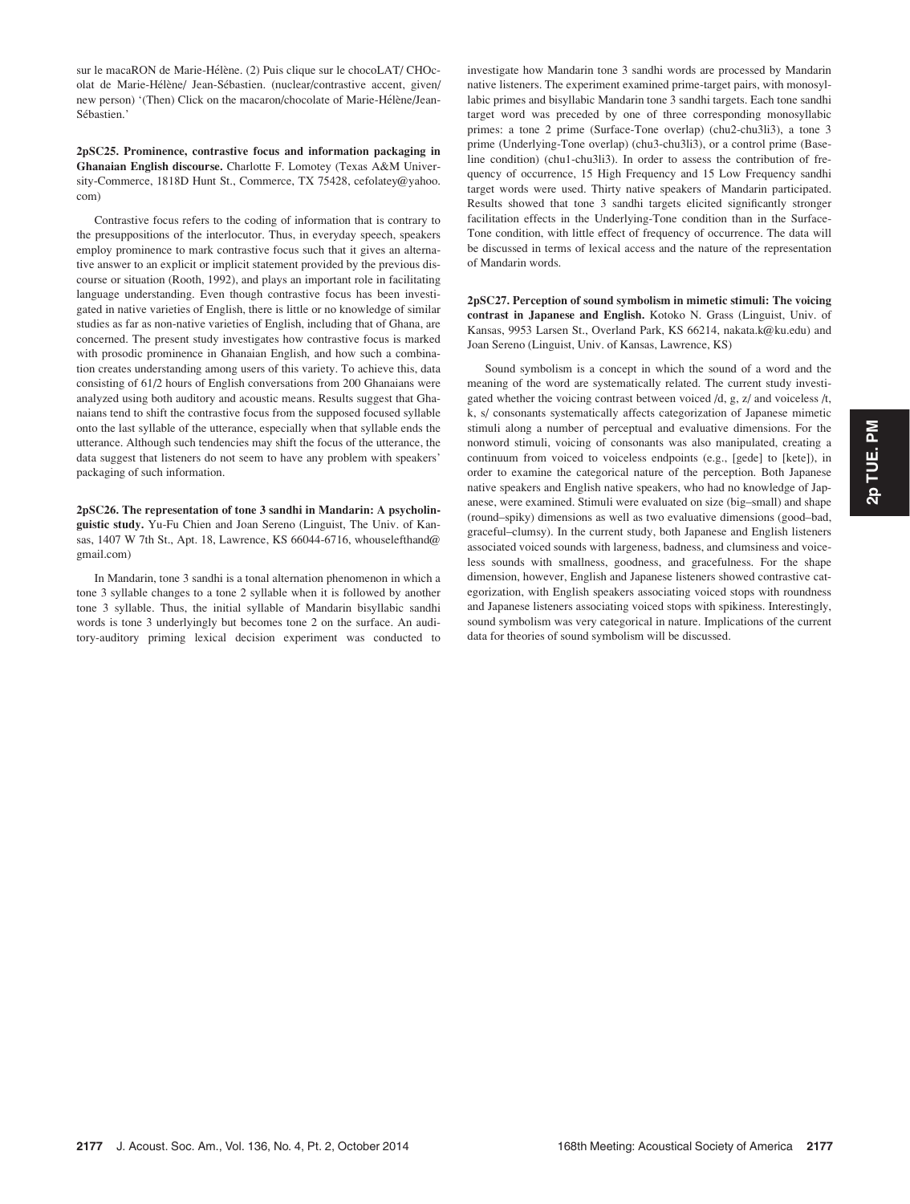sur le macaRON de Marie-Hélène. (2) Puis clique sur le chocoLAT/ CHOcolat de Marie-Hélène/ Jean-Sébastien. (nuclear/contrastive accent, given/new person) '(Then) Click on the macaron/chocolate of Marie-Hélène/Jean-Sébastien.'

**2pSC25. Prominence, contrastive focus and information packaging in Ghanaian English discourse.** Charlotte F. Lomotey (Texas A&M University-Commerce, 1818D Hunt St., Commerce, TX 75428, cefolatey@yahoo.com)

Contrastive focus refers to the coding of information that is contrary to the presuppositions of the interlocutor. Thus, in everyday speech, speakers employ prominence to mark contrastive focus such that it gives an alternative answer to an explicit or implicit statement provided by the previous discourse or situation (Rooth, 1992), and plays an important role in facilitating language understanding. Even though contrastive focus has been investigated in native varieties of English, there is little or no knowledge of similar studies as far as non-native varieties of English, including that of Ghana, are concerned. The present study investigates how contrastive focus is marked with prosodic prominence in Ghanaian English, and how such a combination creates understanding among users of this variety. To achieve this, data consisting of 61/2 hours of English conversations from 200 Ghanaians were analyzed using both auditory and acoustic means. Results suggest that Ghanaians tend to shift the contrastive focus from the supposed focused syllable onto the last syllable of the utterance, especially when that syllable ends the utterance. Although such tendencies may shift the focus of the utterance, the data suggest that listeners do not seem to have any problem with speakers' packaging of such information.

**2pSC26. The representation of tone 3 sandhi in Mandarin: A psycholinguistic study.** Yu-Fu Chien and Joan Sereno (Linguist, The Univ. of Kansas, 1407 W 7th St., Apt. 18, Lawrence, KS 66044-6716, whouselefthand@gmail.com)

In Mandarin, tone 3 sandhi is a tonal alternation phenomenon in which a tone 3 syllable changes to a tone 2 syllable when it is followed by another tone 3 syllable. Thus, the initial syllable of Mandarin bisyllabic sandhi words is tone 3 underlyingly but becomes tone 2 on the surface. An auditory-auditory priming lexical decision experiment was conducted to investigate how Mandarin tone 3 sandhi words are processed by Mandarin native listeners. The experiment examined prime-target pairs, with monosyllabic primes and bisyllabic Mandarin tone 3 sandhi targets. Each tone sandhi target word was preceded by one of three corresponding monosyllabic primes: a tone 2 prime (Surface-Tone overlap) (chu2-chu3li3), a tone 3 prime (Underlying-Tone overlap) (chu3-chu3li3), or a control prime (Baseline condition) (chu1-chu3li3). In order to assess the contribution of frequency of occurrence, 15 High Frequency and 15 Low Frequency sandhi target words were used. Thirty native speakers of Mandarin participated. Results showed that tone 3 sandhi targets elicited significantly stronger facilitation effects in the Underlying-Tone condition than in the Surface-Tone condition, with little effect of frequency of occurrence. The data will be discussed in terms of lexical access and the nature of the representation of Mandarin words.

**2pSC27. Perception of sound symbolism in mimetic stimuli: The voicing contrast in Japanese and English.** Kotoko N. Grass (Linguist, Univ. of Kansas, 9953 Larsen St., Overland Park, KS 66214, nakata.k@ku.edu) and Joan Sereno (Linguist, Univ. of Kansas, Lawrence, KS)

Sound symbolism is a concept in which the sound of a word and the meaning of the word are systematically related. The current study investigated whether the voicing contrast between voiced /d, g, z/ and voiceless /t, k, s/ consonants systematically affects categorization of Japanese mimetic stimuli along a number of perceptual and evaluative dimensions. For the nonword stimuli, voicing of consonants was also manipulated, creating a continuum from voiced to voiceless endpoints (e.g., [gede] to [kete]), in order to examine the categorical nature of the perception. Both Japanese native speakers and English native speakers, who had no knowledge of Japanese, were examined. Stimuli were evaluated on size (big–small) and shape (round–spiky) dimensions as well as two evaluative dimensions (good–bad, graceful–clumsy). In the current study, both Japanese and English listeners associated voiced sounds with largeness, badness, and clumsiness and voiceless sounds with smallness, goodness, and gracefulness. For the shape dimension, however, English and Japanese listeners showed contrastive categorization, with English speakers associating voiced stops with roundness and Japanese listeners associating voiced stops with spikiness. Interestingly, sound symbolism was very categorical in nature. Implications of the current data for theories of sound symbolism will be discussed.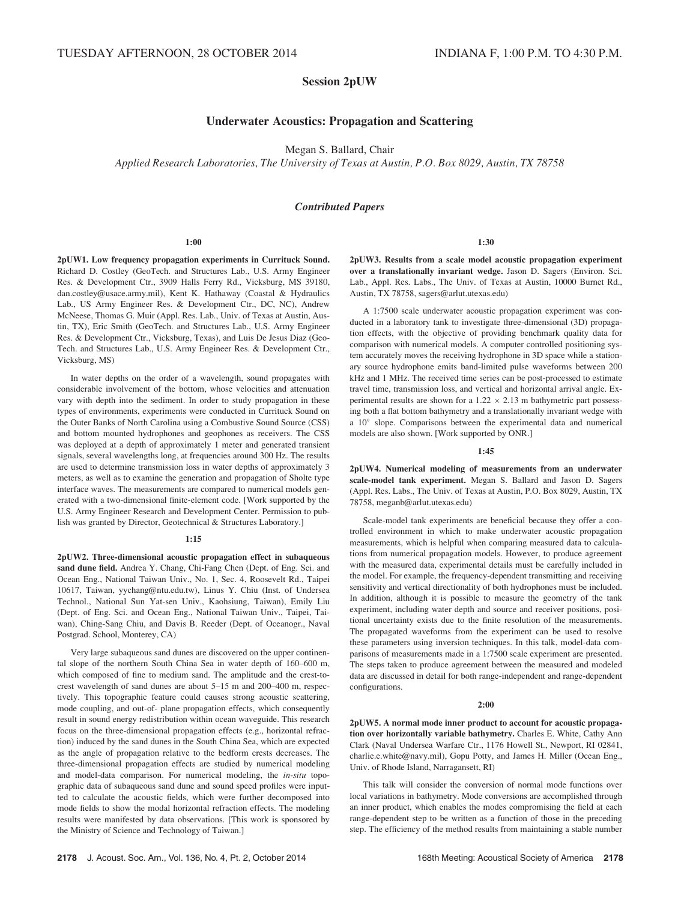## Session 2pUW

### Underwater Acoustics: Propagation and Scattering

Megan S. Ballard, Chair

*Applied Research Laboratories, The University of Texas at Austin, P.O. Box 8029, Austin, TX 78758*

#### *Contributed Papers*

**1:00**

**2pUW1. Low frequency propagation experiments in Currituck Sound.** Richard D. Costley (GeoTech. and Structures Lab., U.S. Army Engineer Res. & Development Ctr., 3909 Halls Ferry Rd., Vicksburg, MS 39180, dan.costley@usace.army.mil), Kent K. Hathaway (Coastal & Hydraulics Lab., US Army Engineer Res. & Development Ctr., DC, NC), Andrew McNeese, Thomas G. Muir (Appl. Res. Lab., Univ. of Texas at Austin, Austin, TX), Eric Smith (GeoTech. and Structures Lab., U.S. Army Engineer Res. & Development Ctr., Vicksburg, Texas), and Luis De Jesus Diaz (GeoTech. and Structures Lab., U.S. Army Engineer Res. & Development Ctr., Vicksburg, MS)

In water depths on the order of a wavelength, sound propagates with considerable involvement of the bottom, whose velocities and attenuation vary with depth into the sediment. In order to study propagation in these types of environments, experiments were conducted in Currituck Sound on the Outer Banks of North Carolina using a Combustive Sound Source (CSS) and bottom mounted hydrophones and geophones as receivers. The CSS was deployed at a depth of approximately 1 meter and generated transient signals, several wavelengths long, at frequencies around 300 Hz. The results are used to determine transmission loss in water depths of approximately 3 meters, as well as to examine the generation and propagation of Sholte type interface waves. The measurements are compared to numerical models generated with a two-dimensional finite-element code. [Work supported by the U.S. Army Engineer Research and Development Center. Permission to publish was granted by Director, Geotechnical & Structures Laboratory.]

**1:15**

**2pUW2. Three-dimensional acoustic propagation effect in subaqueous sand dune field.** Andrea Y. Chang, Chi-Fang Chen (Dept. of Eng. Sci. and Ocean Eng., National Taiwan Univ., No. 1, Sec. 4, Roosevelt Rd., Taipei 10617, Taiwan, yychang@ntu.edu.tw), Linus Y. Chiu (Inst. of Undersea Technol., National Sun Yat-sen Univ., Kaohsiung, Taiwan), Emily Liu (Dept. of Eng. Sci. and Ocean Eng., National Taiwan Univ., Taipei, Taiwan), Ching-Sang Chiu, and Davis B. Reeder (Dept. of Oceanogr., Naval Postgrad. School, Monterey, CA)

Very large subaqueous sand dunes are discovered on the upper continental slope of the northern South China Sea in water depth of 160–600 m, which composed of fine to medium sand. The amplitude and the crest-to-crest wavelength of sand dunes are about 5–15 m and 200–400 m, respectively. This topographic feature could causes strong acoustic scattering, mode coupling, and out-of- plane propagation effects, which consequently result in sound energy redistribution within ocean waveguide. This research focus on the three-dimensional propagation effects (e.g., horizontal refraction) induced by the sand dunes in the South China Sea, which are expected as the angle of propagation relative to the bedform crests decreases. The three-dimensional propagation effects are studied by numerical modeling and model-data comparison. For numerical modeling, the *in-situ* topographic data of subaqueous sand dune and sound speed profiles were inputted to calculate the acoustic fields, which were further decomposed into mode fields to show the modal horizontal refraction effects. The modeling results were manifested by data observations. [This work is sponsored by the Ministry of Science and Technology of Taiwan.]

**1:30**

**2pUW3. Results from a scale model acoustic propagation experiment over a translationally invariant wedge.** Jason D. Sagers (Environ. Sci. Lab., Appl. Res. Labs., The Univ. of Texas at Austin, 10000 Burnet Rd., Austin, TX 78758, sagers@arlut.utexas.edu)

A 1:7500 scale underwater acoustic propagation experiment was conducted in a laboratory tank to investigate three-dimensional (3D) propagation effects, with the objective of providing benchmark quality data for comparison with numerical models. A computer controlled positioning system accurately moves the receiving hydrophone in 3D space while a stationary source hydrophone emits band-limited pulse waveforms between 200 kHz and 1 MHz. The received time series can be post-processed to estimate travel time, transmission loss, and vertical and horizontal arrival angle. Experimental results are shown for a $1.22 \times 2.13$ m bathymetric part possessing both a flat bottom bathymetry and a translationally invariant wedge with a $10^{\circ}$ slope. Comparisons between the experimental data and numerical models are also shown. [Work supported by ONR.]

**1:45**

**2pUW4. Numerical modeling of measurements from an underwater scale-model tank experiment.** Megan S. Ballard and Jason D. Sagers (Appl. Res. Labs., The Univ. of Texas at Austin, P.O. Box 8029, Austin, TX 78758, meganb@arlut.utexas.edu)

Scale-model tank experiments are beneficial because they offer a controlled environment in which to make underwater acoustic propagation measurements, which is helpful when comparing measured data to calculations from numerical propagation models. However, to produce agreement with the measured data, experimental details must be carefully included in the model. For example, the frequency-dependent transmitting and receiving sensitivity and vertical directionality of both hydrophones must be included. In addition, although it is possible to measure the geometry of the tank experiment, including water depth and source and receiver positions, positional uncertainty exists due to the finite resolution of the measurements. The propagated waveforms from the experiment can be used to resolve these parameters using inversion techniques. In this talk, model-data comparisons of measurements made in a 1:7500 scale experiment are presented. The steps taken to produce agreement between the measured and modeled data are discussed in detail for both range-independent and range-dependent configurations.

**2:00**

**2pUW5. A normal mode inner product to account for acoustic propagation over horizontally variable bathymetry.** Charles E. White, Cathy Ann Clark (Naval Undersea Warfare Ctr., 1176 Howell St., Newport, RI 02841, charlie.e.white@navy.mil), Gopu Potty, and James H. Miller (Ocean Eng., Univ. of Rhode Island, Narragansett, RI)

This talk will consider the conversion of normal mode functions over local variations in bathymetry. Mode conversions are accomplished through an inner product, which enables the modes compromising the field at each range-dependent step to be written as a function of those in the preceding step. The efficiency of the method results from maintaining a stable number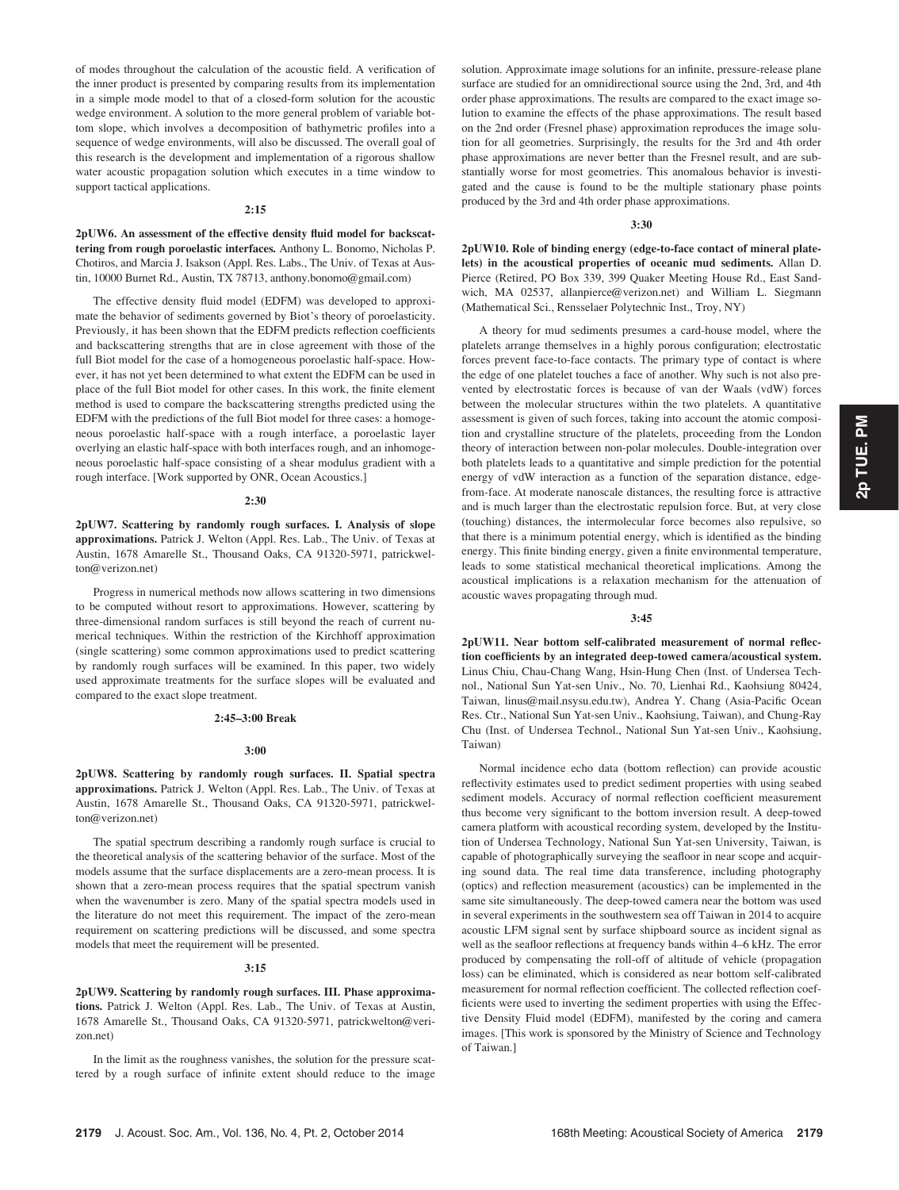of modes throughout the calculation of the acoustic field. A verification of the inner product is presented by comparing results from its implementation in a simple mode model to that of a closed-form solution for the acoustic wedge environment. A solution to the more general problem of variable bottom slope, which involves a decomposition of bathymetric profiles into a sequence of wedge environments, will also be discussed. The overall goal of this research is the development and implementation of a rigorous shallow water acoustic propagation solution which executes in a time window to support tactical applications.

**2:15**

**2pUW6. An assessment of the effective density fluid model for backscattering from rough poroelastic interfaces.** Anthony L. Bonomo, Nicholas P. Chotiros, and Marcia J. Isakson (Appl. Res. Labs., The Univ. of Texas at Austin, 10000 Burnet Rd., Austin, TX 78713, anthony.bonomo@gmail.com)

The effective density fluid model (EDFM) was developed to approximate the behavior of sediments governed by Biot's theory of poroelasticity. Previously, it has been shown that the EDFM predicts reflection coefficients and backscattering strengths that are in close agreement with those of the full Biot model for the case of a homogeneous poroelastic half-space. However, it has not yet been determined to what extent the EDFM can be used in place of the full Biot model for other cases. In this work, the finite element method is used to compare the backscattering strengths predicted using the EDFM with the predictions of the full Biot model for three cases: a homogeneous poroelastic half-space with a rough interface, a poroelastic layer overlying an elastic half-space with both interfaces rough, and an inhomogeneous poroelastic half-space consisting of a shear modulus gradient with a rough interface. [Work supported by ONR, Ocean Acoustics.]

**2:30**

**2pUW7. Scattering by randomly rough surfaces. I. Analysis of slope approximations.** Patrick J. Welton (Appl. Res. Lab., The Univ. of Texas at Austin, 1678 Amarelle St., Thousand Oaks, CA 91320-5971, patrickwelton@verizon.net)

Progress in numerical methods now allows scattering in two dimensions to be computed without resort to approximations. However, scattering by three-dimensional random surfaces is still beyond the reach of current numerical techniques. Within the restriction of the Kirchhoff approximation (single scattering) some common approximations used to predict scattering by randomly rough surfaces will be examined. In this paper, two widely used approximate treatments for the surface slopes will be evaluated and compared to the exact slope treatment.

**2:45–3:00 Break**

**3:00**

**2pUW8. Scattering by randomly rough surfaces. II. Spatial spectra approximations.** Patrick J. Welton (Appl. Res. Lab., The Univ. of Texas at Austin, 1678 Amarelle St., Thousand Oaks, CA 91320-5971, patrickwelton@verizon.net)

The spatial spectrum describing a randomly rough surface is crucial to the theoretical analysis of the scattering behavior of the surface. Most of the models assume that the surface displacements are a zero-mean process. It is shown that a zero-mean process requires that the spatial spectrum vanish when the wavenumber is zero. Many of the spatial spectra models used in the literature do not meet this requirement. The impact of the zero-mean requirement on scattering predictions will be discussed, and some spectra models that meet the requirement will be presented.

**3:15**

**2pUW9. Scattering by randomly rough surfaces. III. Phase approximations.** Patrick J. Welton (Appl. Res. Lab., The Univ. of Texas at Austin, 1678 Amarelle St., Thousand Oaks, CA 91320-5971, patrickwelton@verizon.net)

In the limit as the roughness vanishes, the solution for the pressure scattered by a rough surface of infinite extent should reduce to the image solution. Approximate image solutions for an infinite, pressure-release plane surface are studied for an omnidirectional source using the 2nd, 3rd, and 4th order phase approximations. The results are compared to the exact image solution to examine the effects of the phase approximations. The result based on the 2nd order (Fresnel phase) approximation reproduces the image solution for all geometries. Surprisingly, the results for the 3rd and 4th order phase approximations are never better than the Fresnel result, and are substantially worse for most geometries. This anomalous behavior is investigated and the cause is found to be the multiple stationary phase points produced by the 3rd and 4th order phase approximations.

**3:30**

**2pUW10. Role of binding energy (edge-to-face contact of mineral platelets) in the acoustical properties of oceanic mud sediments.** Allan D. Pierce (Retired, PO Box 339, 399 Quaker Meeting House Rd., East Sandwich, MA 02537, allanpierce@verizon.net) and William L. Siegmann (Mathematical Sci., Rensselaer Polytechnic Inst., Troy, NY)

A theory for mud sediments presumes a card-house model, where the platelets arrange themselves in a highly porous configuration; electrostatic forces prevent face-to-face contacts. The primary type of contact is where the edge of one platelet touches a face of another. Why such is not also prevented by electrostatic forces is because of van der Waals (vdW) forces between the molecular structures within the two platelets. A quantitative assessment is given of such forces, taking into account the atomic composition and crystalline structure of the platelets, proceeding from the London theory of interaction between non-polar molecules. Double-integration over both platelets leads to a quantitative and simple prediction for the potential energy of vdW interaction as a function of the separation distance, edge-from-face. At moderate nanoscale distances, the resulting force is attractive and is much larger than the electrostatic repulsion force. But, at very close (touching) distances, the intermolecular force becomes also repulsive, so that there is a minimum potential energy, which is identified as the binding energy. This finite binding energy, given a finite environmental temperature, leads to some statistical mechanical theoretical implications. Among the acoustical implications is a relaxation mechanism for the attenuation of acoustic waves propagating through mud.

**3:45**

**2pUW11. Near bottom self-calibrated measurement of normal reflection coefficients by an integrated deep-towed camera/acoustical system.** Linus Chiu, Chau-Chang Wang, Hsin-Hung Chen (Inst. of Undersea Technol., National Sun Yat-sen Univ., No. 70, Lienhai Rd., Kaohsiung 80424, Taiwan, linus@mail.nsysu.edu.tw), Andrea Y. Chang (Asia-Pacific Ocean Res. Ctr., National Sun Yat-sen Univ., Kaohsiung, Taiwan), and Chung-Ray Chu (Inst. of Undersea Technol., National Sun Yat-sen Univ., Kaohsiung, Taiwan)

Normal incidence echo data (bottom reflection) can provide acoustic reflectivity estimates used to predict sediment properties with using seabed sediment models. Accuracy of normal reflection coefficient measurement thus become very significant to the bottom inversion result. A deep-towed camera platform with acoustical recording system, developed by the Institution of Undersea Technology, National Sun Yat-sen University, Taiwan, is capable of photographically surveying the seafloor in near scope and acquiring sound data. The real time data transference, including photography (optics) and reflection measurement (acoustics) can be implemented in the same site simultaneously. The deep-towed camera near the bottom was used in several experiments in the southwestern sea off Taiwan in 2014 to acquire acoustic LFM signal sent by surface shipboard source as incident signal as well as the seafloor reflections at frequency bands within 4–6 kHz. The error produced by compensating the roll-off of altitude of vehicle (propagation loss) can be eliminated, which is considered as near bottom self-calibrated measurement for normal reflection coefficient. The collected reflection coefficients were used to inverting the sediment properties with using the Effective Density Fluid model (EDFM), manifested by the coring and camera images. [This work is sponsored by the Ministry of Science and Technology of Taiwan.]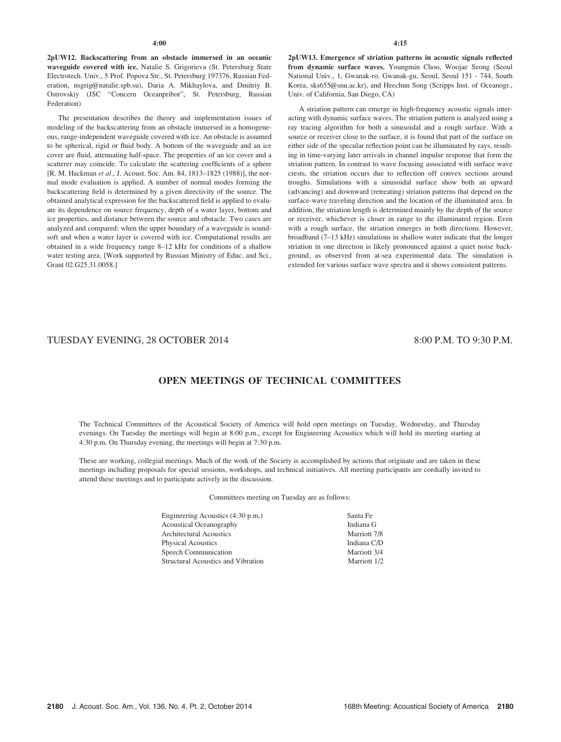**4:00**

**2pUW12. Backscattering from an obstacle immersed in an oceanic waveguide covered with ice.** Natalie S. Grigorieva (St. Petersburg State Electrotech. Univ., 5 Prof. Popova Str., St. Petersburg 197376, Russian Federation, nsgrig@natalie.spb.su), Daria A. Mikhaylova, and Dmitriy B. Ostrovskiy (JSC "Concern Oceanpribor", St. Petersburg, Russian Federation)

The presentation describes the theory and implementation issues of modeling of the backscattering from an obstacle immersed in a homogeneous, range-independent waveguide covered with ice. An obstacle is assumed to be spherical, rigid or fluid body. A bottom of the waveguide and an ice cover are fluid, attenuating half-space. The properties of an ice cover and a scatterer may coincide. To calculate the scattering coefficients of a sphere [R. M. Hackman *et al*., J. Acoust. Soc. Am. 84, 1813–1825 (1988)], the normal mode evaluation is applied. A number of normal modes forming the backscattering field is determined by a given directivity of the source. The obtained analytical expression for the backscattered field is applied to evaluate its dependence on source frequency, depth of a water layer, bottom and ice properties, and distance between the source and obstacle. Two cases are analyzed and compared: when the upper boundary of a waveguide is sound-soft and when a water layer is covered with ice. Computational results are obtained in a wide frequency range 8–12 kHz for conditions of a shallow water testing area. [Work supported by Russian Ministry of Educ. and Sci., Grant 02.G25.31.0058.]

**4:15**

**2pUW13. Emergence of striation patterns in acoustic signals reflected from dynamic surface waves.** Youngmin Choo, Woojae Seong (Seoul National Univ., 1, Gwanak-ro, Gwanak-gu, Seoul, Seoul 151 - 744, South Korea, sks655@snu.ac.kr), and Heechun Song (Scripps Inst. of Oceanogr., Univ. of California, San Diego, CA)

A striation pattern can emerge in high-frequency acoustic signals interacting with dynamic surface waves. The striation pattern is analyzed using a ray tracing algorithm for both a sinusoidal and a rough surface. With a source or receiver close to the surface, it is found that part of the surface on either side of the specular reflection point can be illuminated by rays, resulting in time-varying later arrivals in channel impulse response that form the striation pattern. In contrast to wave focusing associated with surface wave crests, the striation occurs due to reflection off convex sections around troughs. Simulations with a sinusoidal surface show both an upward (advancing) and downward (retreating) striation patterns that depend on the surface-wave traveling direction and the location of the illuminated area. In addition, the striation length is determined mainly by the depth of the source or receiver, whichever is closer in range to the illuminated region. Even with a rough surface, the striation emerges in both directions. However, broadband (7–13 kHz) simulations in shallow water indicate that the longer striation in one direction is likely pronounced against a quiet noise background, as observed from at-sea experimental data. The simulation is extended for various surface wave spectra and it shows consistent patterns.

TUESDAY EVENING, 28 OCTOBER 2014 — 8:00 P.M. TO 9:30 P.M.

## OPEN MEETINGS OF TECHNICAL COMMITTEES

The Technical Committees of the Acoustical Society of America will hold open meetings on Tuesday, Wednesday, and Thursday evenings. On Tuesday the meetings will begin at 8:00 p.m., except for Engineering Acoustics which will hold its meeting starting at 4:30 p.m. On Thursday evening, the meetings will begin at 7:30 p.m.

These are working, collegial meetings. Much of the work of the Society is accomplished by actions that originate and are taken in these meetings including proposals for special sessions, workshops, and technical initiatives. All meeting participants are cordially invited to attend these meetings and to participate actively in the discussion.

Committees meeting on Tuesday are as follows:

| | |
|---|---|
| Engineering Acoustics (4:30 p.m.) | Santa Fe |
| Acoustical Oceanography | Indiana G |
| Architectural Acoustics | Marriott 7/8 |
| Physical Acoustics | Indiana C/D |
| Speech Communication | Marriott 3/4 |
| Structural Acoustics and Vibration | Marriott 1/2 |